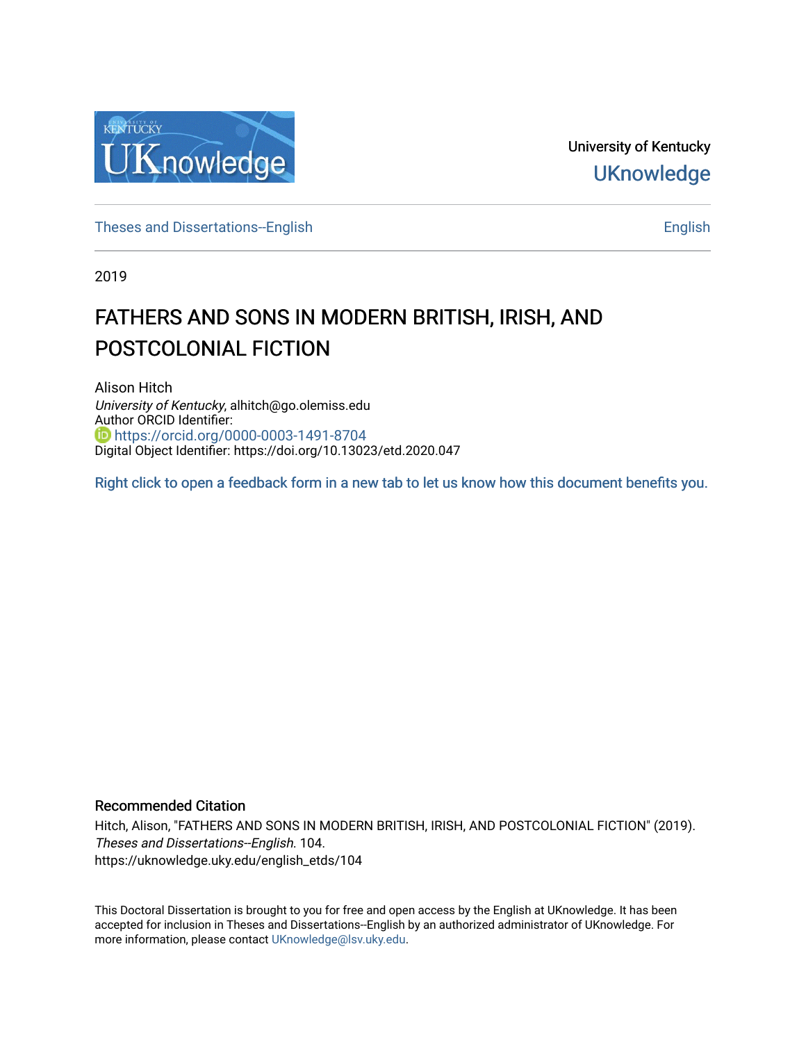University of Kentucky

UKnowledge

Theses and Dissertations--English

English

2019

# FATHERS AND SONS IN MODERN BRITISH, IRISH, AND POSTCOLONIAL FICTION

Alison Hitch
*University of Kentucky*, alhitch@go.olemiss.edu
Author ORCID Identifier:
https://orcid.org/0000-0003-1491-8704
Digital Object Identifier: https://doi.org/10.13023/etd.2020.047

Right click to open a feedback form in a new tab to let us know how this document benefits you.

## Recommended Citation

Hitch, Alison, "FATHERS AND SONS IN MODERN BRITISH, IRISH, AND POSTCOLONIAL FICTION" (2019). *Theses and Dissertations--English*. 104.
https://uknowledge.uky.edu/english_etds/104

This Doctoral Dissertation is brought to you for free and open access by the English at UKnowledge. It has been accepted for inclusion in Theses and Dissertations--English by an authorized administrator of UKnowledge. For more information, please contact UKnowledge@lsv.uky.edu.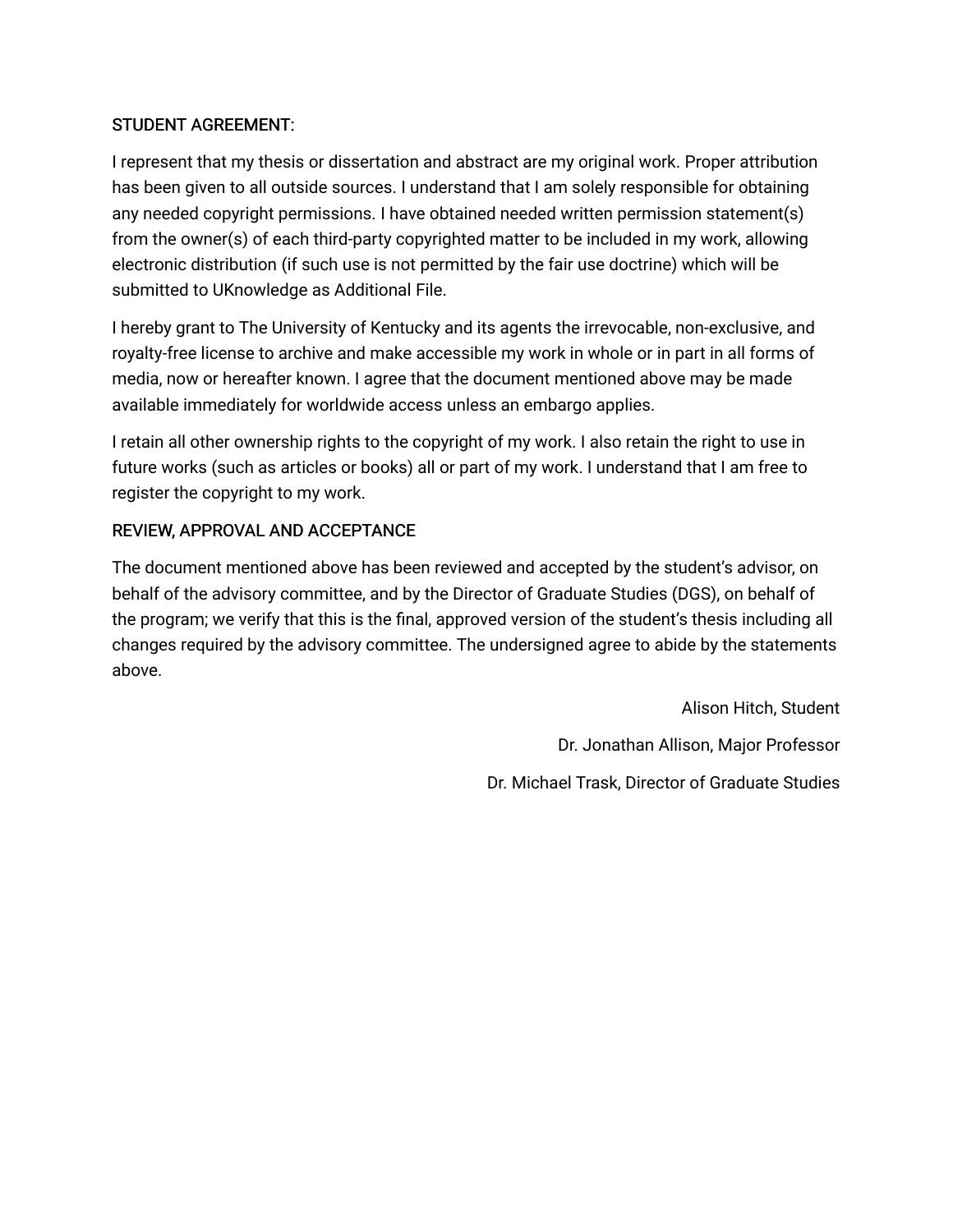STUDENT AGREEMENT:

I represent that my thesis or dissertation and abstract are my original work. Proper attribution has been given to all outside sources. I understand that I am solely responsible for obtaining any needed copyright permissions. I have obtained needed written permission statement(s) from the owner(s) of each third-party copyrighted matter to be included in my work, allowing electronic distribution (if such use is not permitted by the fair use doctrine) which will be submitted to UKnowledge as Additional File.

I hereby grant to The University of Kentucky and its agents the irrevocable, non-exclusive, and royalty-free license to archive and make accessible my work in whole or in part in all forms of media, now or hereafter known. I agree that the document mentioned above may be made available immediately for worldwide access unless an embargo applies.

I retain all other ownership rights to the copyright of my work. I also retain the right to use in future works (such as articles or books) all or part of my work. I understand that I am free to register the copyright to my work.

REVIEW, APPROVAL AND ACCEPTANCE

The document mentioned above has been reviewed and accepted by the student's advisor, on behalf of the advisory committee, and by the Director of Graduate Studies (DGS), on behalf of the program; we verify that this is the final, approved version of the student's thesis including all changes required by the advisory committee. The undersigned agree to abide by the statements above.

Alison Hitch, Student

Dr. Jonathan Allison, Major Professor

Dr. Michael Trask, Director of Graduate Studies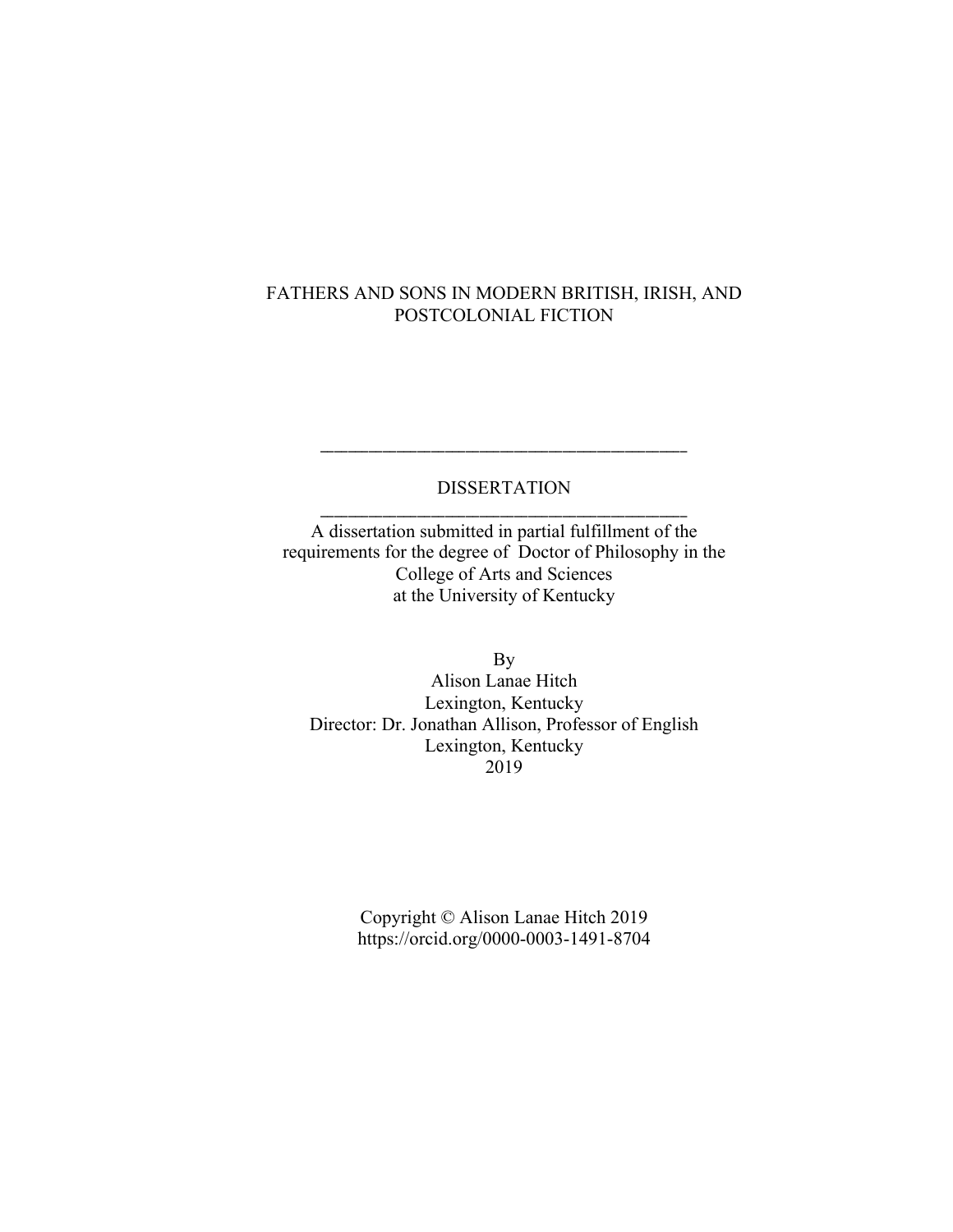# FATHERS AND SONS IN MODERN BRITISH, IRISH, AND POSTCOLONIAL FICTION

---

DISSERTATION

---

A dissertation submitted in partial fulfillment of the requirements for the degree of Doctor of Philosophy in the College of Arts and Sciences at the University of Kentucky

By
Alison Lanae Hitch
Lexington, Kentucky
Director: Dr. Jonathan Allison, Professor of English
Lexington, Kentucky
2019

Copyright © Alison Lanae Hitch 2019
https://orcid.org/0000-0003-1491-8704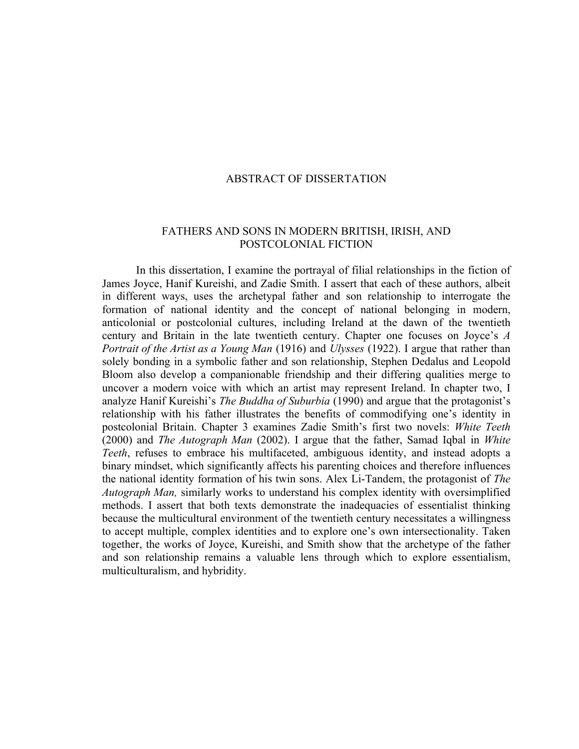# ABSTRACT OF DISSERTATION

## FATHERS AND SONS IN MODERN BRITISH, IRISH, AND POSTCOLONIAL FICTION

In this dissertation, I examine the portrayal of filial relationships in the fiction of James Joyce, Hanif Kureishi, and Zadie Smith. I assert that each of these authors, albeit in different ways, uses the archetypal father and son relationship to interrogate the formation of national identity and the concept of national belonging in modern, anticolonial or postcolonial cultures, including Ireland at the dawn of the twentieth century and Britain in the late twentieth century. Chapter one focuses on Joyce's *A Portrait of the Artist as a Young Man* (1916) and *Ulysses* (1922). I argue that rather than solely bonding in a symbolic father and son relationship, Stephen Dedalus and Leopold Bloom also develop a companionable friendship and their differing qualities merge to uncover a modern voice with which an artist may represent Ireland. In chapter two, I analyze Hanif Kureishi's *The Buddha of Suburbia* (1990) and argue that the protagonist's relationship with his father illustrates the benefits of commodifying one's identity in postcolonial Britain. Chapter 3 examines Zadie Smith's first two novels: *White Teeth* (2000) and *The Autograph Man* (2002). I argue that the father, Samad Iqbal in *White Teeth*, refuses to embrace his multifaceted, ambiguous identity, and instead adopts a binary mindset, which significantly affects his parenting choices and therefore influences the national identity formation of his twin sons. Alex Li-Tandem, the protagonist of *The Autograph Man,* similarly works to understand his complex identity with oversimplified methods. I assert that both texts demonstrate the inadequacies of essentialist thinking because the multicultural environment of the twentieth century necessitates a willingness to accept multiple, complex identities and to explore one's own intersectionality. Taken together, the works of Joyce, Kureishi, and Smith show that the archetype of the father and son relationship remains a valuable lens through which to explore essentialism, multiculturalism, and hybridity.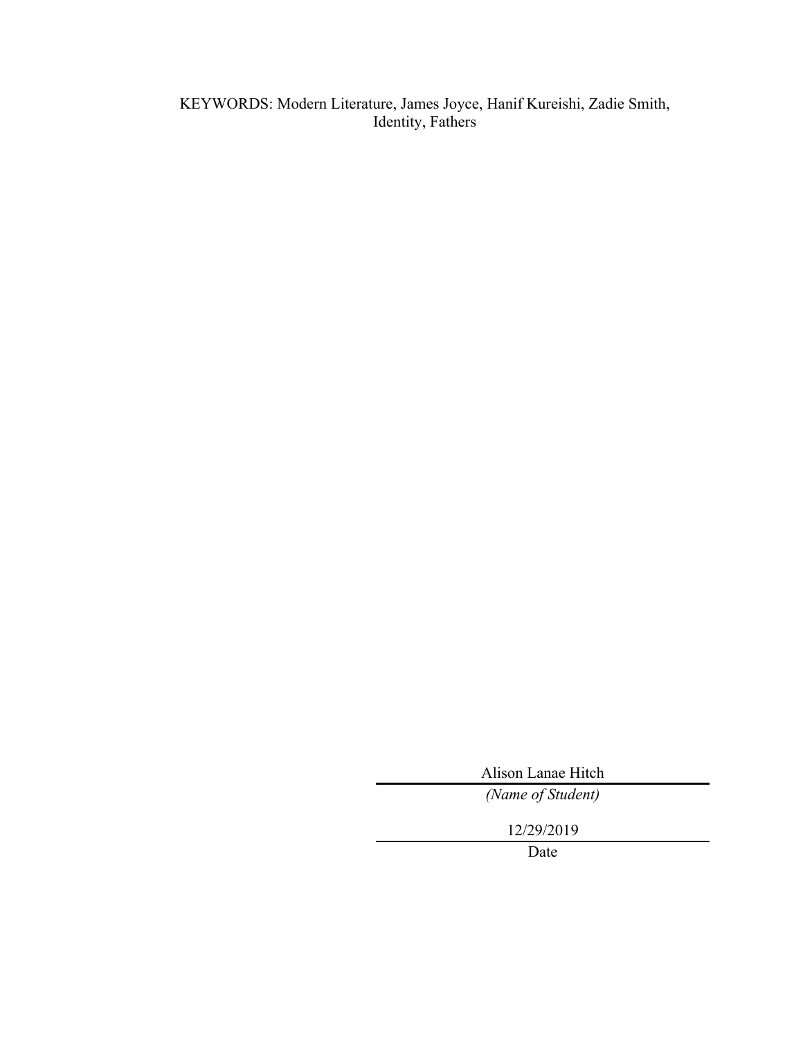KEYWORDS: Modern Literature, James Joyce, Hanif Kureishi, Zadie Smith, Identity, Fathers

Alison Lanae Hitch

*(Name of Student)*

12/29/2019

Date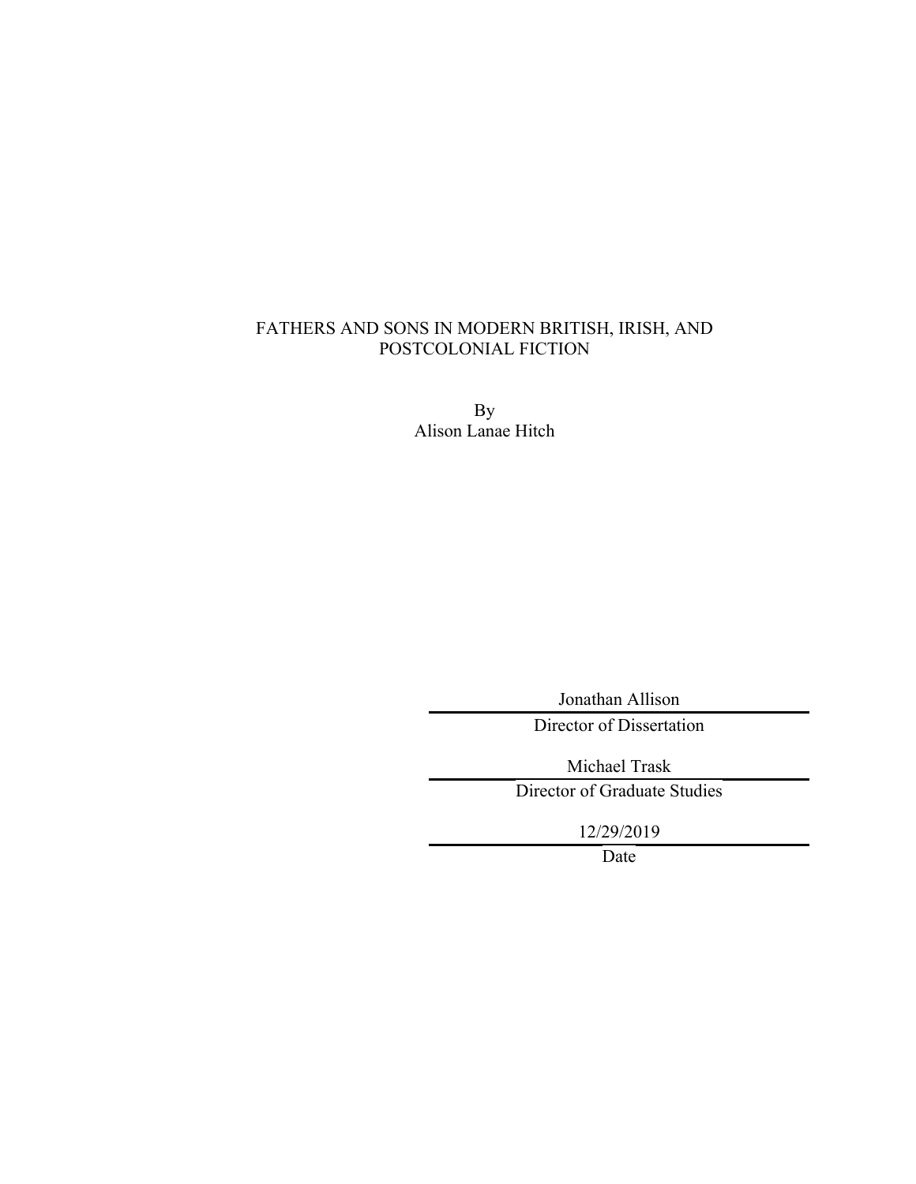FATHERS AND SONS IN MODERN BRITISH, IRISH, AND POSTCOLONIAL FICTION

By
Alison Lanae Hitch

Jonathan Allison

Director of Dissertation

Michael Trask

Director of Graduate Studies

12/29/2019

Date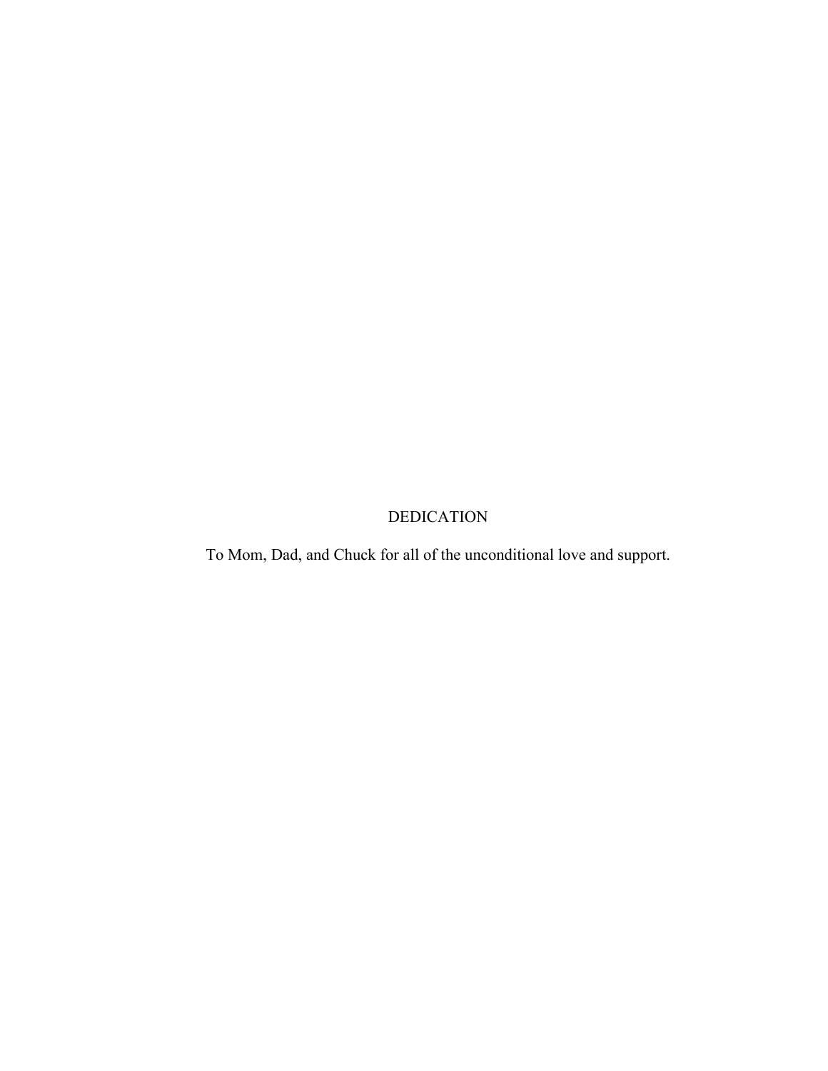# DEDICATION

To Mom, Dad, and Chuck for all of the unconditional love and support.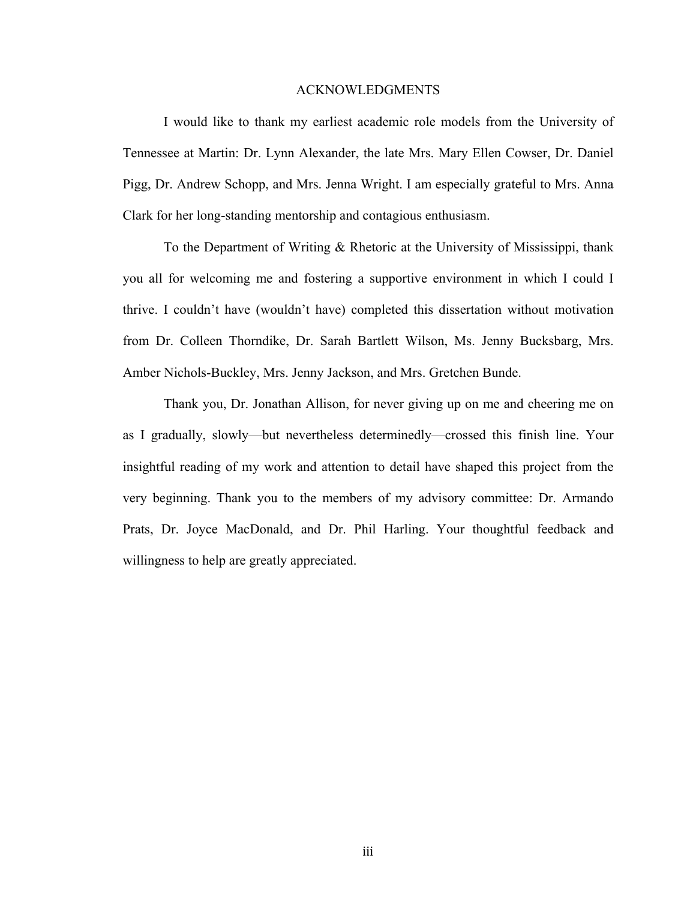# ACKNOWLEDGMENTS

I would like to thank my earliest academic role models from the University of Tennessee at Martin: Dr. Lynn Alexander, the late Mrs. Mary Ellen Cowser, Dr. Daniel Pigg, Dr. Andrew Schopp, and Mrs. Jenna Wright. I am especially grateful to Mrs. Anna Clark for her long-standing mentorship and contagious enthusiasm.

To the Department of Writing & Rhetoric at the University of Mississippi, thank you all for welcoming me and fostering a supportive environment in which I could I thrive. I couldn't have (wouldn't have) completed this dissertation without motivation from Dr. Colleen Thorndike, Dr. Sarah Bartlett Wilson, Ms. Jenny Bucksbarg, Mrs. Amber Nichols-Buckley, Mrs. Jenny Jackson, and Mrs. Gretchen Bunde.

Thank you, Dr. Jonathan Allison, for never giving up on me and cheering me on as I gradually, slowly—but nevertheless determinedly—crossed this finish line. Your insightful reading of my work and attention to detail have shaped this project from the very beginning. Thank you to the members of my advisory committee: Dr. Armando Prats, Dr. Joyce MacDonald, and Dr. Phil Harling. Your thoughtful feedback and willingness to help are greatly appreciated.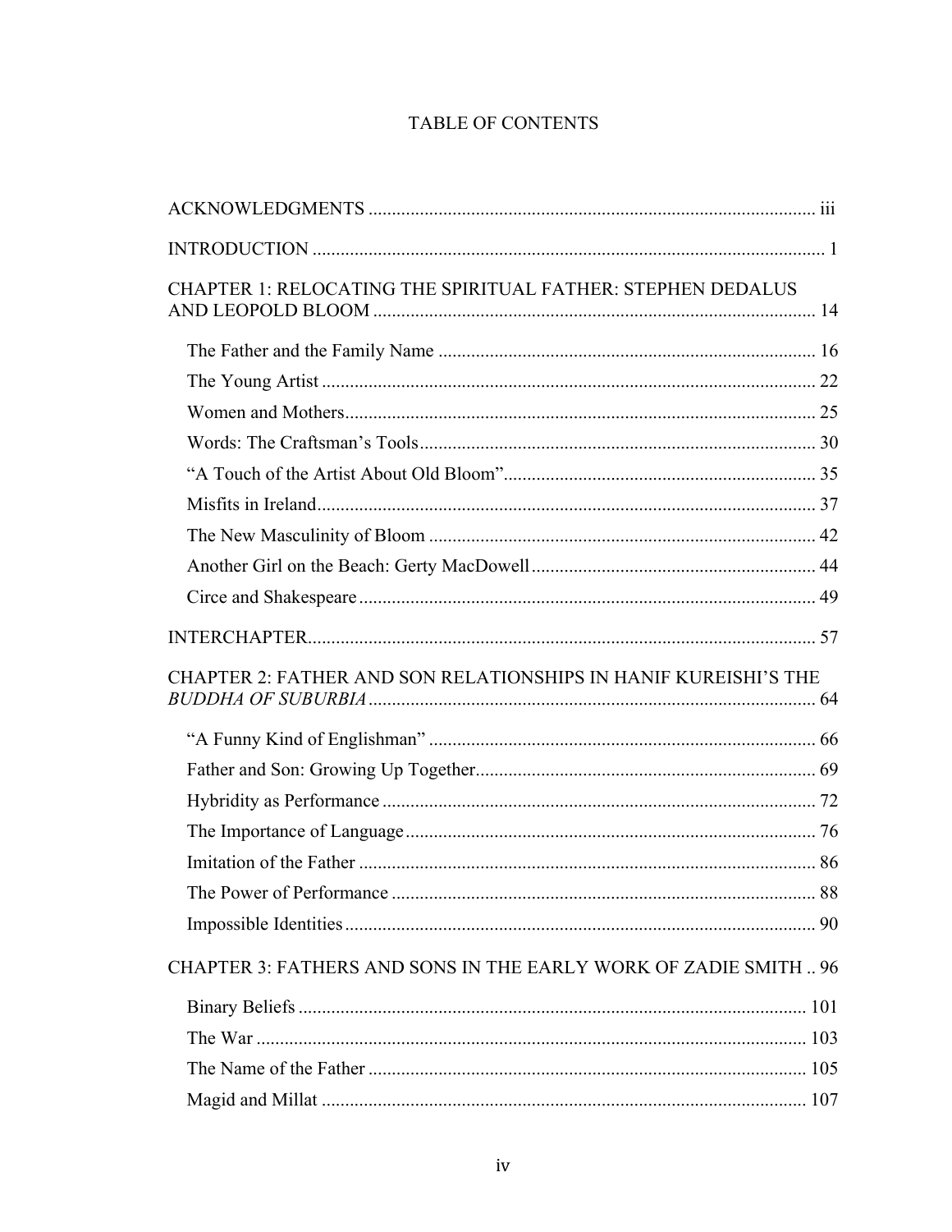# TABLE OF CONTENTS

ACKNOWLEDGMENTS ................................................................................................ iii

INTRODUCTION ............................................................................................................ 1

CHAPTER 1: RELOCATING THE SPIRITUAL FATHER: STEPHEN DEDALUS AND LEOPOLD BLOOM .............................................................................................. 14

- The Father and the Family Name ................................................................................ 16
- The Young Artist ......................................................................................................... 22
- Women and Mothers.................................................................................................... 25
- Words: The Craftsman's Tools.................................................................................... 30
- "A Touch of the Artist About Old Bloom".................................................................. 35
- Misfits in Ireland.......................................................................................................... 37
- The New Masculinity of Bloom .................................................................................. 42
- Another Girl on the Beach: Gerty MacDowell............................................................ 44
- Circe and Shakespeare ................................................................................................. 49

INTERCHAPTER............................................................................................................ 57

CHAPTER 2: FATHER AND SON RELATIONSHIPS IN HANIF KUREISHI'S THE *BUDDHA OF SUBURBIA* ............................................................................................... 64

- "A Funny Kind of Englishman" .................................................................................. 66
- Father and Son: Growing Up Together........................................................................ 69
- Hybridity as Performance ............................................................................................ 72
- The Importance of Language....................................................................................... 76
- Imitation of the Father ................................................................................................. 86
- The Power of Performance .......................................................................................... 88
- Impossible Identities .................................................................................................... 90

CHAPTER 3: FATHERS AND SONS IN THE EARLY WORK OF ZADIE SMITH .. 96

- Binary Beliefs ............................................................................................................ 101
- The War ..................................................................................................................... 103
- The Name of the Father ............................................................................................. 105
- Magid and Millat ....................................................................................................... 107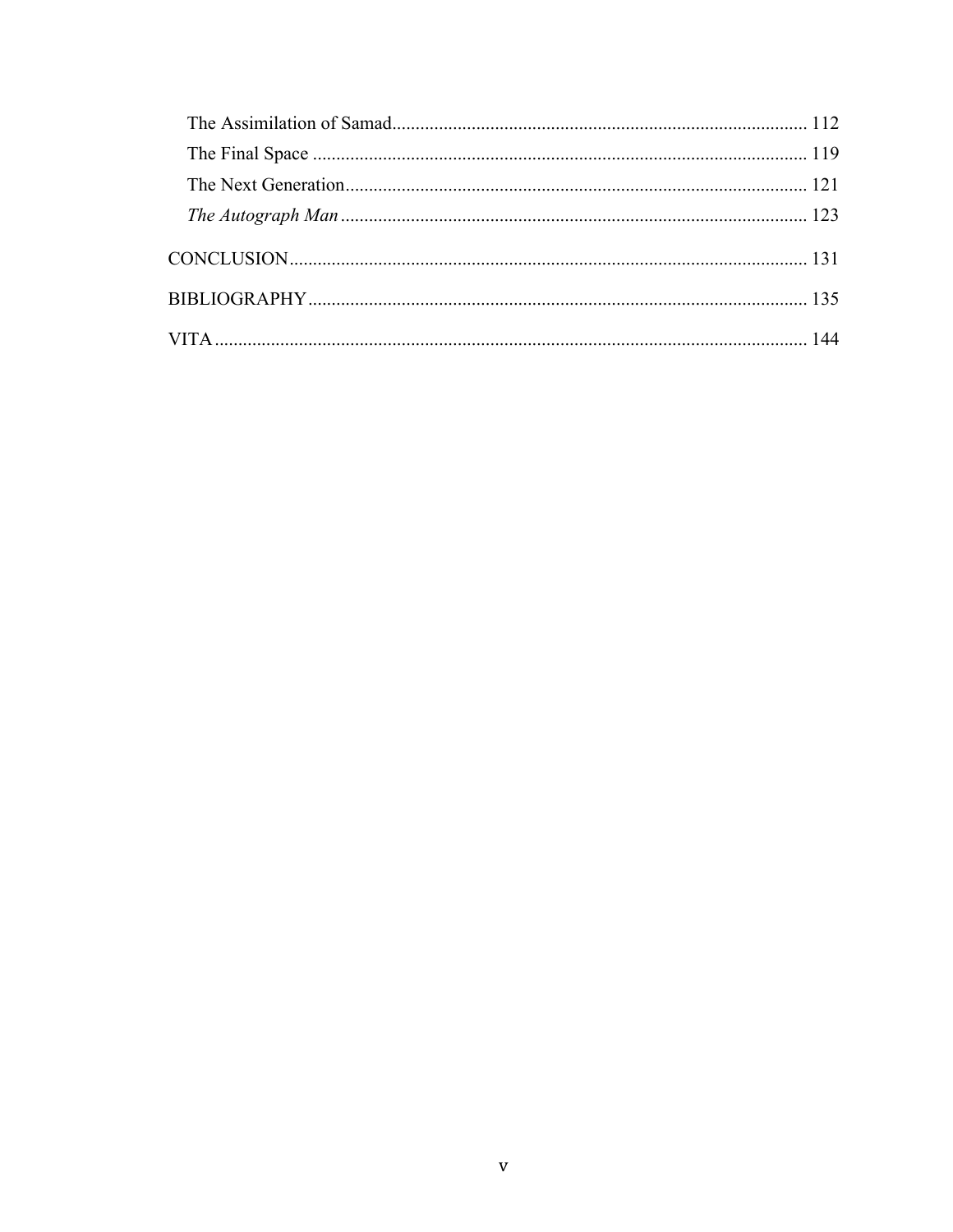The Assimilation of Samad ........................................................................................ 112
The Final Space .......................................................................................................... 119
The Next Generation ................................................................................................... 121
*The Autograph Man* .................................................................................................. 123

CONCLUSION .............................................................................................................. 131

BIBLIOGRAPHY .......................................................................................................... 135

VITA .............................................................................................................................. 144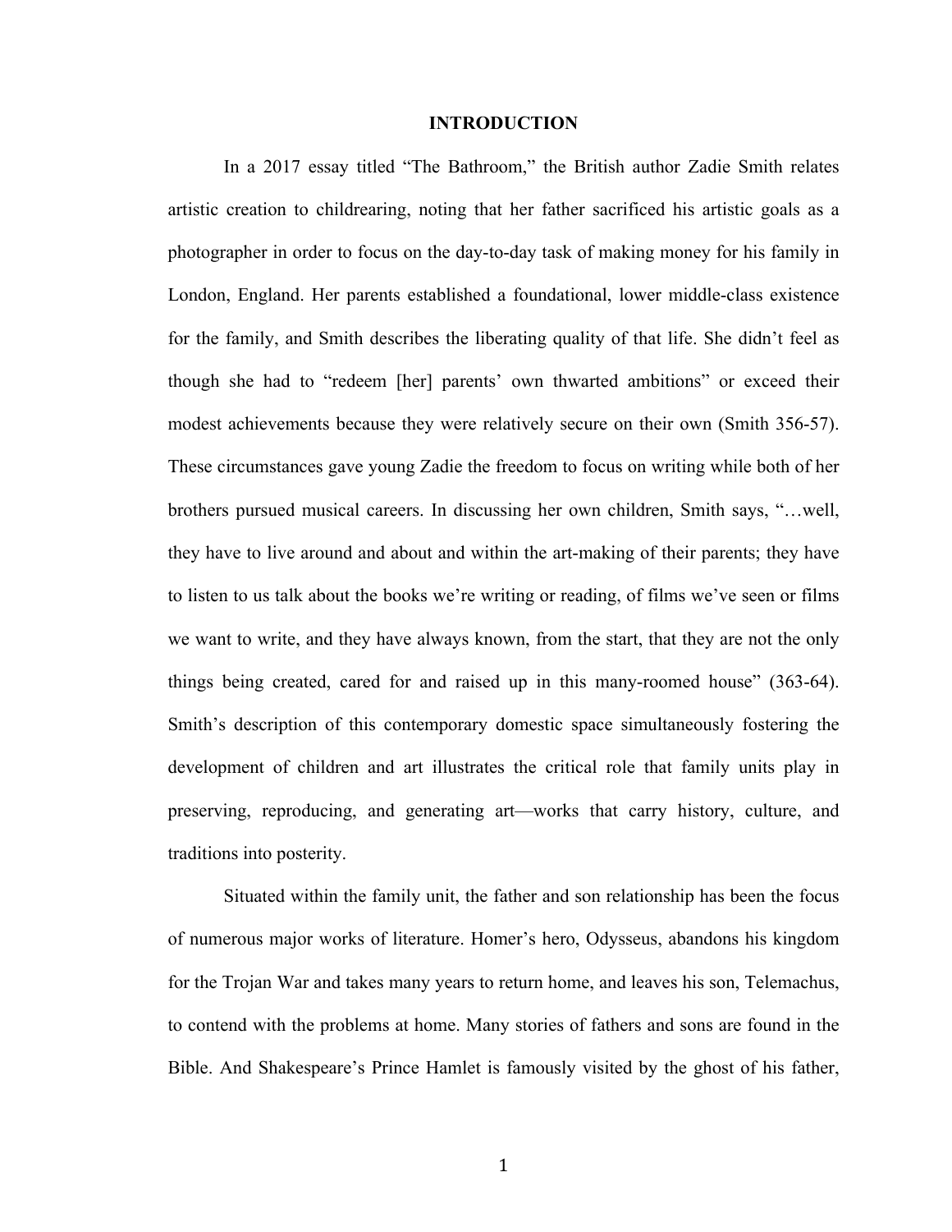# INTRODUCTION

In a 2017 essay titled "The Bathroom," the British author Zadie Smith relates artistic creation to childrearing, noting that her father sacrificed his artistic goals as a photographer in order to focus on the day-to-day task of making money for his family in London, England. Her parents established a foundational, lower middle-class existence for the family, and Smith describes the liberating quality of that life. She didn't feel as though she had to "redeem [her] parents' own thwarted ambitions" or exceed their modest achievements because they were relatively secure on their own (Smith 356-57). These circumstances gave young Zadie the freedom to focus on writing while both of her brothers pursued musical careers. In discussing her own children, Smith says, "…well, they have to live around and about and within the art-making of their parents; they have to listen to us talk about the books we're writing or reading, of films we've seen or films we want to write, and they have always known, from the start, that they are not the only things being created, cared for and raised up in this many-roomed house" (363-64). Smith's description of this contemporary domestic space simultaneously fostering the development of children and art illustrates the critical role that family units play in preserving, reproducing, and generating art—works that carry history, culture, and traditions into posterity.

Situated within the family unit, the father and son relationship has been the focus of numerous major works of literature. Homer's hero, Odysseus, abandons his kingdom for the Trojan War and takes many years to return home, and leaves his son, Telemachus, to contend with the problems at home. Many stories of fathers and sons are found in the Bible. And Shakespeare's Prince Hamlet is famously visited by the ghost of his father,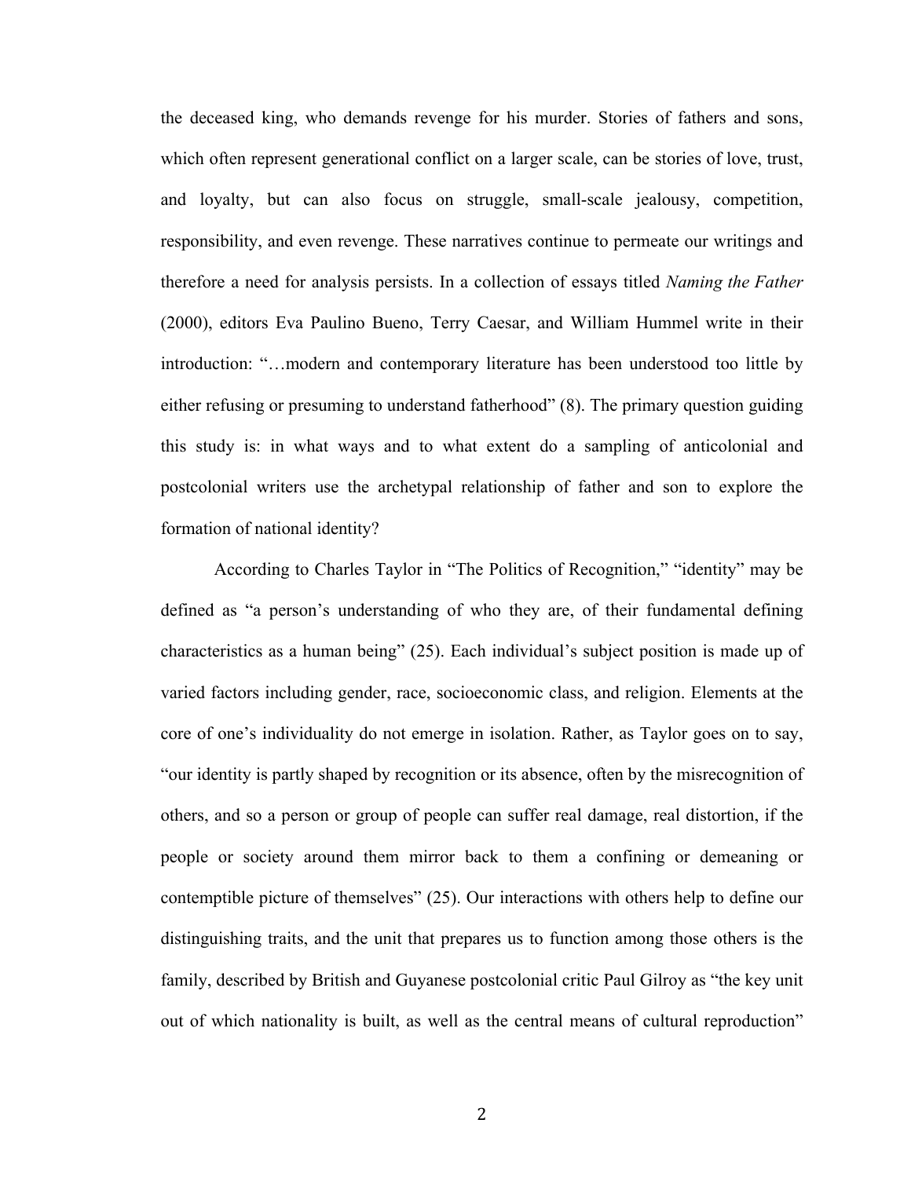the deceased king, who demands revenge for his murder. Stories of fathers and sons, which often represent generational conflict on a larger scale, can be stories of love, trust, and loyalty, but can also focus on struggle, small-scale jealousy, competition, responsibility, and even revenge. These narratives continue to permeate our writings and therefore a need for analysis persists. In a collection of essays titled *Naming the Father* (2000), editors Eva Paulino Bueno, Terry Caesar, and William Hummel write in their introduction: "…modern and contemporary literature has been understood too little by either refusing or presuming to understand fatherhood" (8). The primary question guiding this study is: in what ways and to what extent do a sampling of anticolonial and postcolonial writers use the archetypal relationship of father and son to explore the formation of national identity?

According to Charles Taylor in "The Politics of Recognition," "identity" may be defined as "a person's understanding of who they are, of their fundamental defining characteristics as a human being" (25). Each individual's subject position is made up of varied factors including gender, race, socioeconomic class, and religion. Elements at the core of one's individuality do not emerge in isolation. Rather, as Taylor goes on to say, "our identity is partly shaped by recognition or its absence, often by the misrecognition of others, and so a person or group of people can suffer real damage, real distortion, if the people or society around them mirror back to them a confining or demeaning or contemptible picture of themselves" (25). Our interactions with others help to define our distinguishing traits, and the unit that prepares us to function among those others is the family, described by British and Guyanese postcolonial critic Paul Gilroy as "the key unit out of which nationality is built, as well as the central means of cultural reproduction"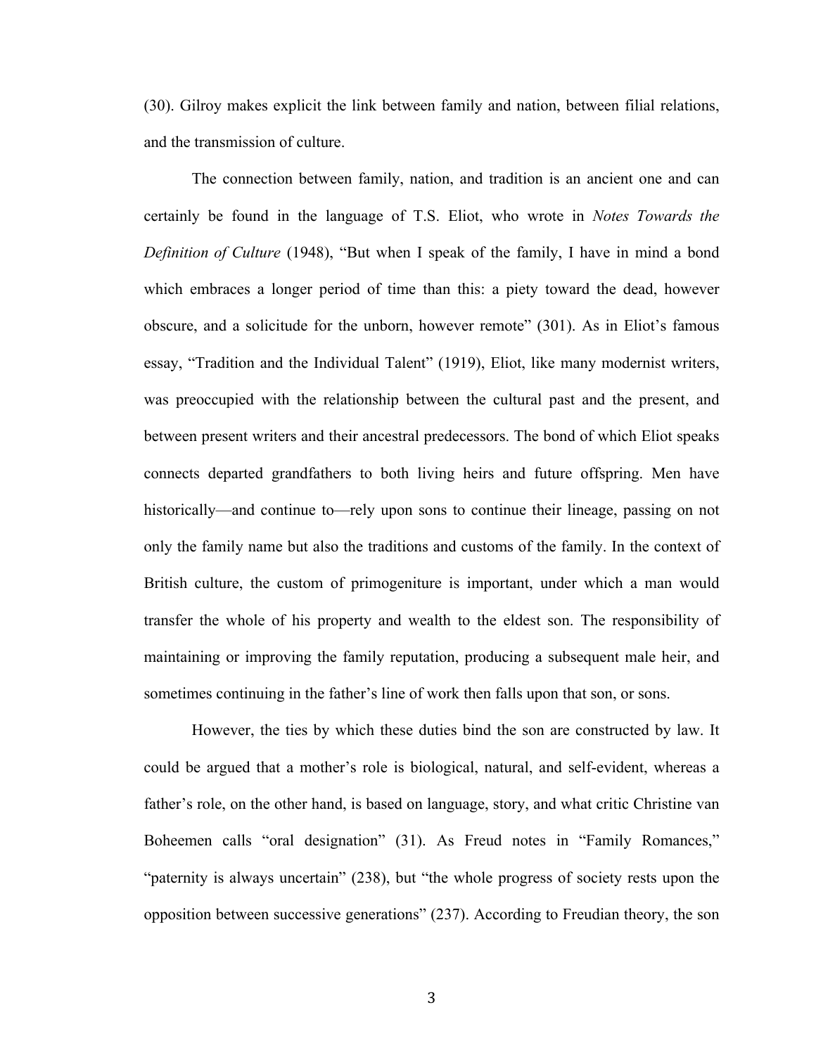(30). Gilroy makes explicit the link between family and nation, between filial relations, and the transmission of culture.

The connection between family, nation, and tradition is an ancient one and can certainly be found in the language of T.S. Eliot, who wrote in *Notes Towards the Definition of Culture* (1948), "But when I speak of the family, I have in mind a bond which embraces a longer period of time than this: a piety toward the dead, however obscure, and a solicitude for the unborn, however remote" (301). As in Eliot's famous essay, "Tradition and the Individual Talent" (1919), Eliot, like many modernist writers, was preoccupied with the relationship between the cultural past and the present, and between present writers and their ancestral predecessors. The bond of which Eliot speaks connects departed grandfathers to both living heirs and future offspring. Men have historically—and continue to—rely upon sons to continue their lineage, passing on not only the family name but also the traditions and customs of the family. In the context of British culture, the custom of primogeniture is important, under which a man would transfer the whole of his property and wealth to the eldest son. The responsibility of maintaining or improving the family reputation, producing a subsequent male heir, and sometimes continuing in the father's line of work then falls upon that son, or sons.

However, the ties by which these duties bind the son are constructed by law. It could be argued that a mother's role is biological, natural, and self-evident, whereas a father's role, on the other hand, is based on language, story, and what critic Christine van Boheemen calls "oral designation" (31). As Freud notes in "Family Romances," "paternity is always uncertain" (238), but "the whole progress of society rests upon the opposition between successive generations" (237). According to Freudian theory, the son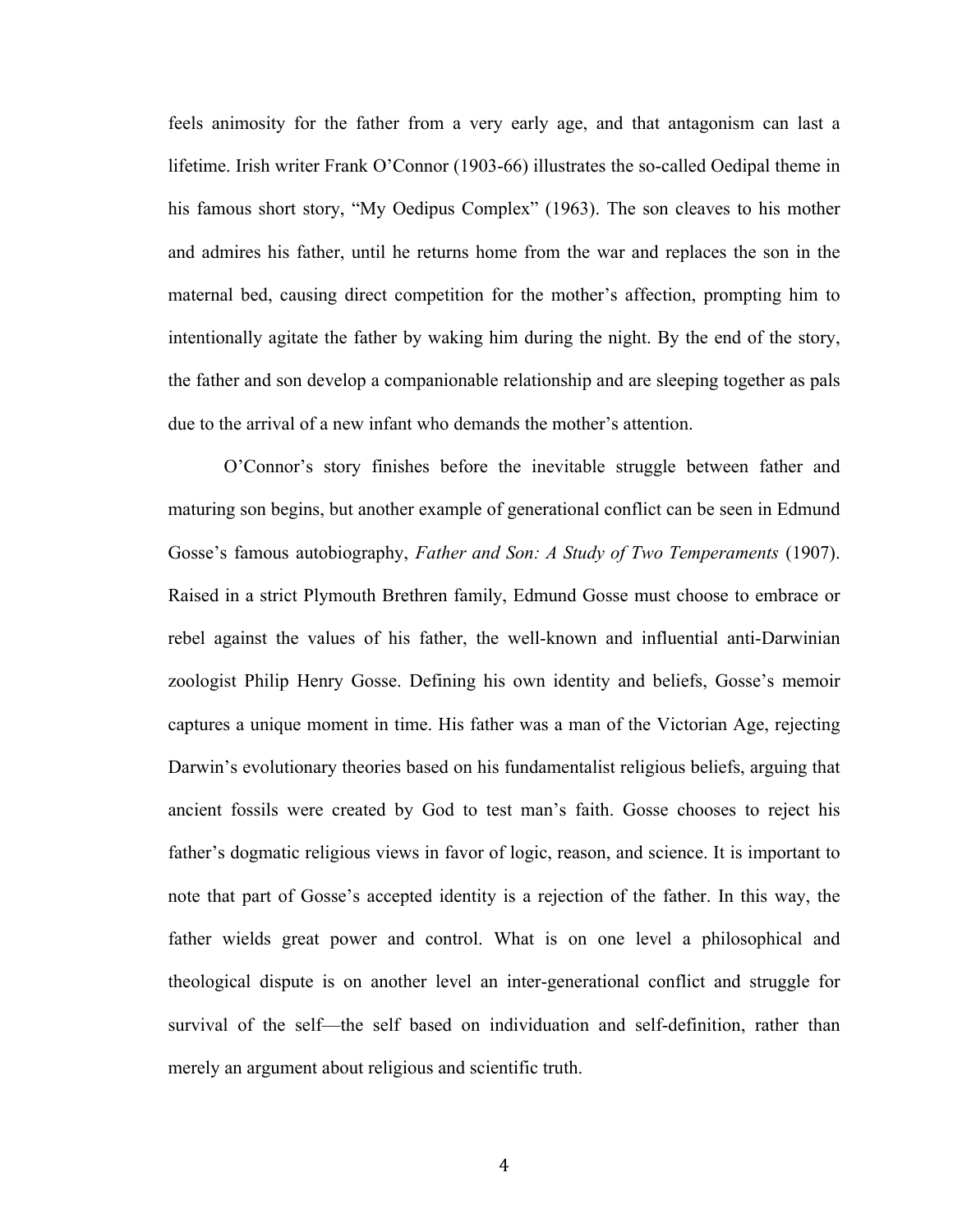feels animosity for the father from a very early age, and that antagonism can last a lifetime. Irish writer Frank O'Connor (1903-66) illustrates the so-called Oedipal theme in his famous short story, "My Oedipus Complex" (1963). The son cleaves to his mother and admires his father, until he returns home from the war and replaces the son in the maternal bed, causing direct competition for the mother's affection, prompting him to intentionally agitate the father by waking him during the night. By the end of the story, the father and son develop a companionable relationship and are sleeping together as pals due to the arrival of a new infant who demands the mother's attention.

O'Connor's story finishes before the inevitable struggle between father and maturing son begins, but another example of generational conflict can be seen in Edmund Gosse's famous autobiography, *Father and Son: A Study of Two Temperaments* (1907). Raised in a strict Plymouth Brethren family, Edmund Gosse must choose to embrace or rebel against the values of his father, the well-known and influential anti-Darwinian zoologist Philip Henry Gosse. Defining his own identity and beliefs, Gosse's memoir captures a unique moment in time. His father was a man of the Victorian Age, rejecting Darwin's evolutionary theories based on his fundamentalist religious beliefs, arguing that ancient fossils were created by God to test man's faith. Gosse chooses to reject his father's dogmatic religious views in favor of logic, reason, and science. It is important to note that part of Gosse's accepted identity is a rejection of the father. In this way, the father wields great power and control. What is on one level a philosophical and theological dispute is on another level an inter-generational conflict and struggle for survival of the self—the self based on individuation and self-definition, rather than merely an argument about religious and scientific truth.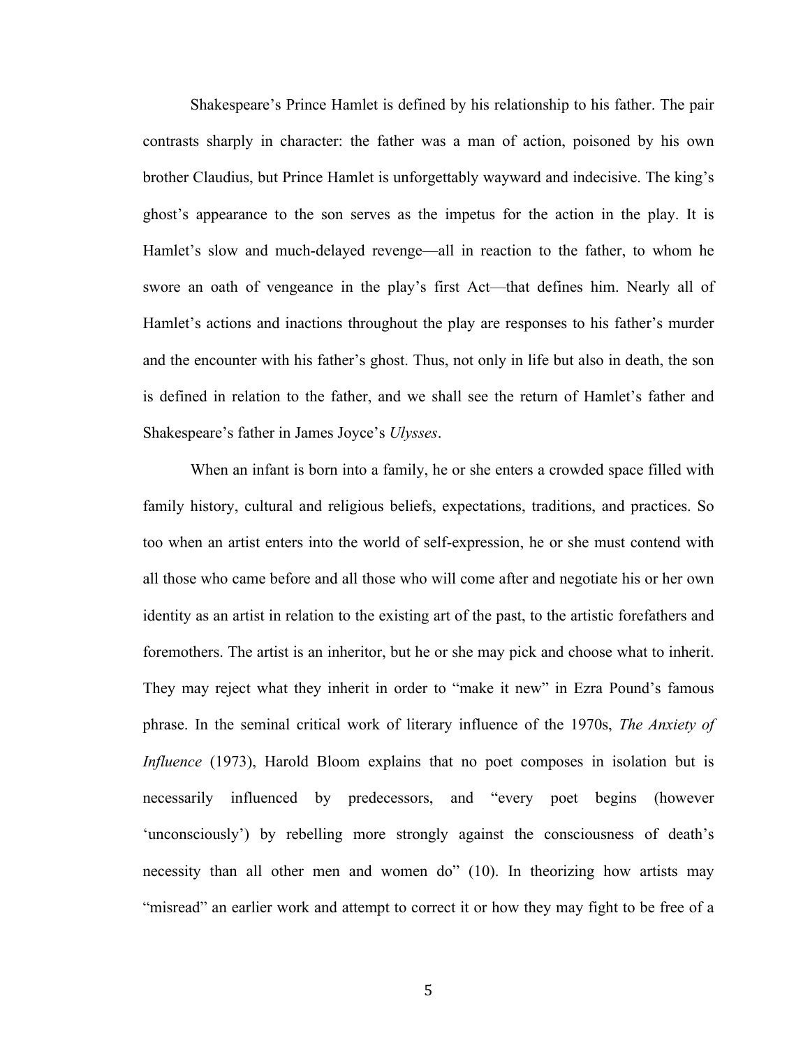Shakespeare's Prince Hamlet is defined by his relationship to his father. The pair contrasts sharply in character: the father was a man of action, poisoned by his own brother Claudius, but Prince Hamlet is unforgettably wayward and indecisive. The king's ghost's appearance to the son serves as the impetus for the action in the play. It is Hamlet's slow and much-delayed revenge—all in reaction to the father, to whom he swore an oath of vengeance in the play's first Act—that defines him. Nearly all of Hamlet's actions and inactions throughout the play are responses to his father's murder and the encounter with his father's ghost. Thus, not only in life but also in death, the son is defined in relation to the father, and we shall see the return of Hamlet's father and Shakespeare's father in James Joyce's *Ulysses*.

When an infant is born into a family, he or she enters a crowded space filled with family history, cultural and religious beliefs, expectations, traditions, and practices. So too when an artist enters into the world of self-expression, he or she must contend with all those who came before and all those who will come after and negotiate his or her own identity as an artist in relation to the existing art of the past, to the artistic forefathers and foremothers. The artist is an inheritor, but he or she may pick and choose what to inherit. They may reject what they inherit in order to "make it new" in Ezra Pound's famous phrase. In the seminal critical work of literary influence of the 1970s, *The Anxiety of Influence* (1973), Harold Bloom explains that no poet composes in isolation but is necessarily influenced by predecessors, and "every poet begins (however 'unconsciously') by rebelling more strongly against the consciousness of death's necessity than all other men and women do" (10). In theorizing how artists may "misread" an earlier work and attempt to correct it or how they may fight to be free of a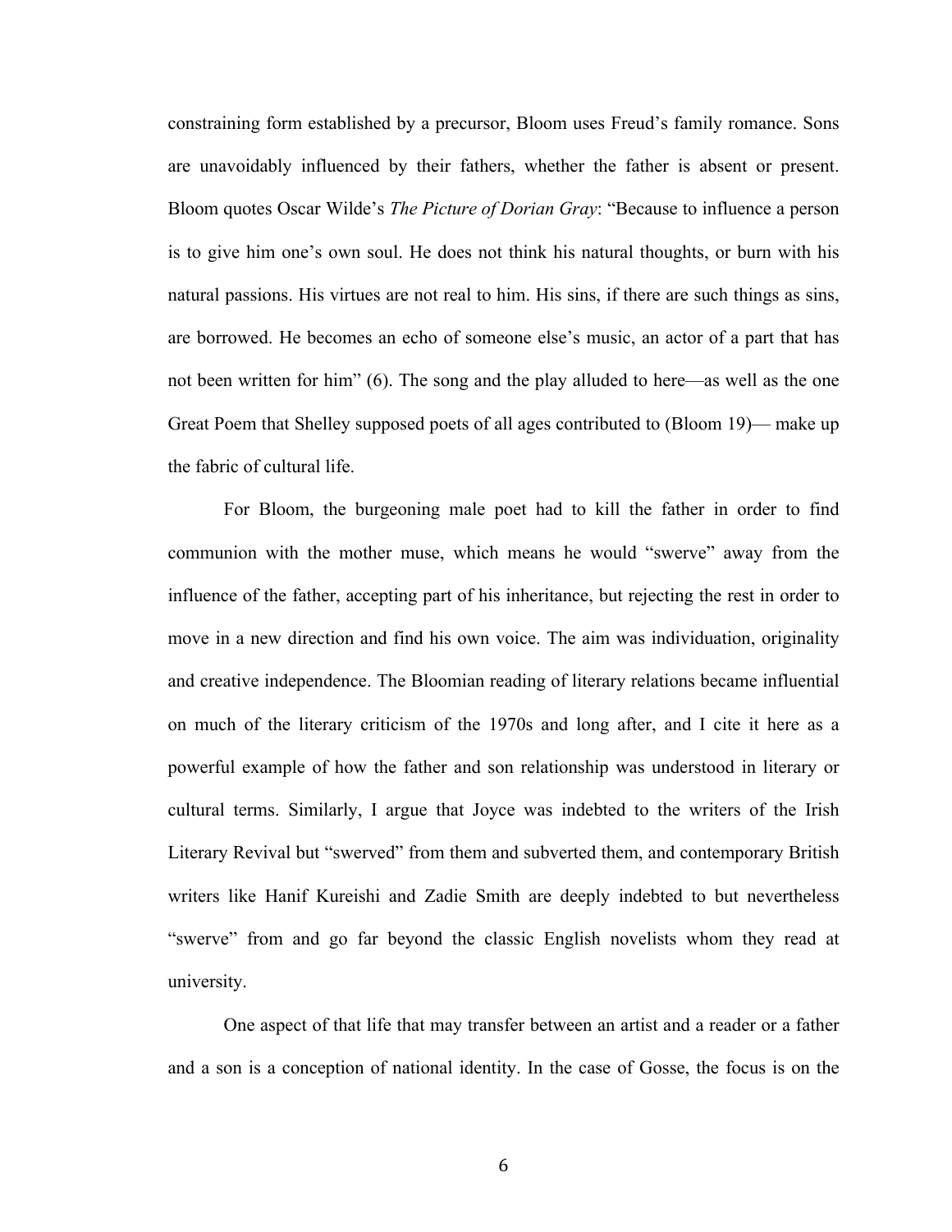constraining form established by a precursor, Bloom uses Freud's family romance. Sons are unavoidably influenced by their fathers, whether the father is absent or present. Bloom quotes Oscar Wilde's *The Picture of Dorian Gray*: "Because to influence a person is to give him one's own soul. He does not think his natural thoughts, or burn with his natural passions. His virtues are not real to him. His sins, if there are such things as sins, are borrowed. He becomes an echo of someone else's music, an actor of a part that has not been written for him" (6). The song and the play alluded to here—as well as the one Great Poem that Shelley supposed poets of all ages contributed to (Bloom 19)— make up the fabric of cultural life.

For Bloom, the burgeoning male poet had to kill the father in order to find communion with the mother muse, which means he would "swerve" away from the influence of the father, accepting part of his inheritance, but rejecting the rest in order to move in a new direction and find his own voice. The aim was individuation, originality and creative independence. The Bloomian reading of literary relations became influential on much of the literary criticism of the 1970s and long after, and I cite it here as a powerful example of how the father and son relationship was understood in literary or cultural terms. Similarly, I argue that Joyce was indebted to the writers of the Irish Literary Revival but "swerved" from them and subverted them, and contemporary British writers like Hanif Kureishi and Zadie Smith are deeply indebted to but nevertheless "swerve" from and go far beyond the classic English novelists whom they read at university.

One aspect of that life that may transfer between an artist and a reader or a father and a son is a conception of national identity. In the case of Gosse, the focus is on the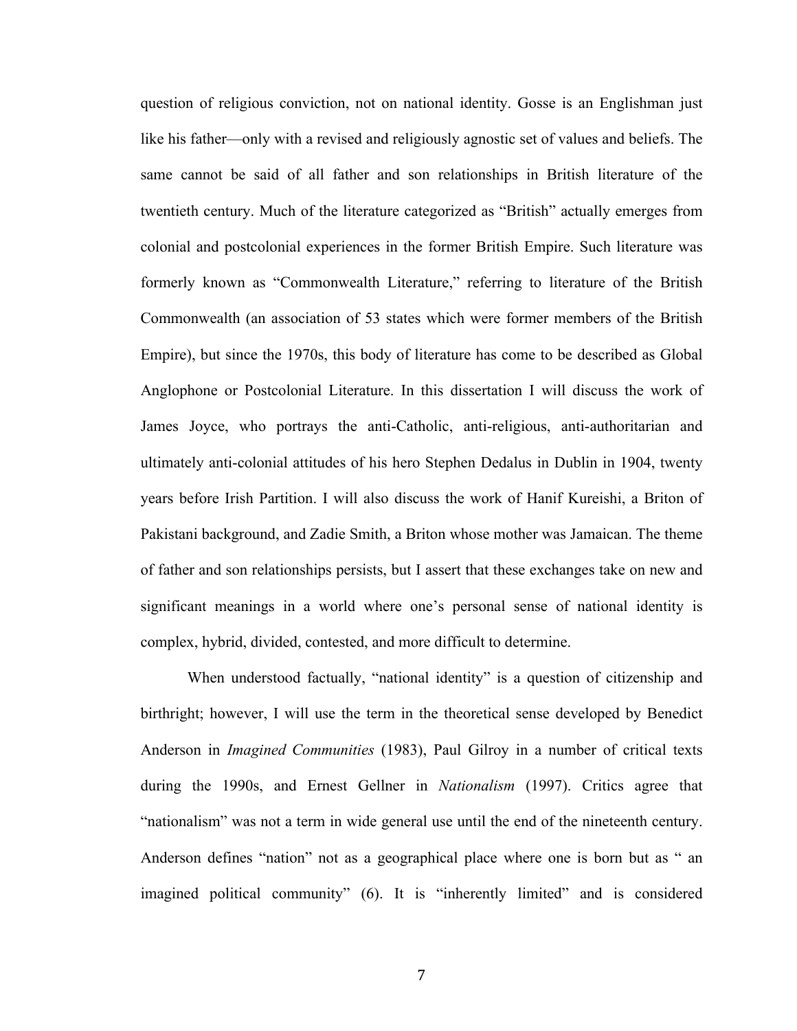question of religious conviction, not on national identity. Gosse is an Englishman just like his father—only with a revised and religiously agnostic set of values and beliefs. The same cannot be said of all father and son relationships in British literature of the twentieth century. Much of the literature categorized as "British" actually emerges from colonial and postcolonial experiences in the former British Empire. Such literature was formerly known as "Commonwealth Literature," referring to literature of the British Commonwealth (an association of 53 states which were former members of the British Empire), but since the 1970s, this body of literature has come to be described as Global Anglophone or Postcolonial Literature. In this dissertation I will discuss the work of James Joyce, who portrays the anti-Catholic, anti-religious, anti-authoritarian and ultimately anti-colonial attitudes of his hero Stephen Dedalus in Dublin in 1904, twenty years before Irish Partition. I will also discuss the work of Hanif Kureishi, a Briton of Pakistani background, and Zadie Smith, a Briton whose mother was Jamaican. The theme of father and son relationships persists, but I assert that these exchanges take on new and significant meanings in a world where one's personal sense of national identity is complex, hybrid, divided, contested, and more difficult to determine.

When understood factually, "national identity" is a question of citizenship and birthright; however, I will use the term in the theoretical sense developed by Benedict Anderson in *Imagined Communities* (1983), Paul Gilroy in a number of critical texts during the 1990s, and Ernest Gellner in *Nationalism* (1997). Critics agree that "nationalism" was not a term in wide general use until the end of the nineteenth century. Anderson defines "nation" not as a geographical place where one is born but as " an imagined political community" (6). It is "inherently limited" and is considered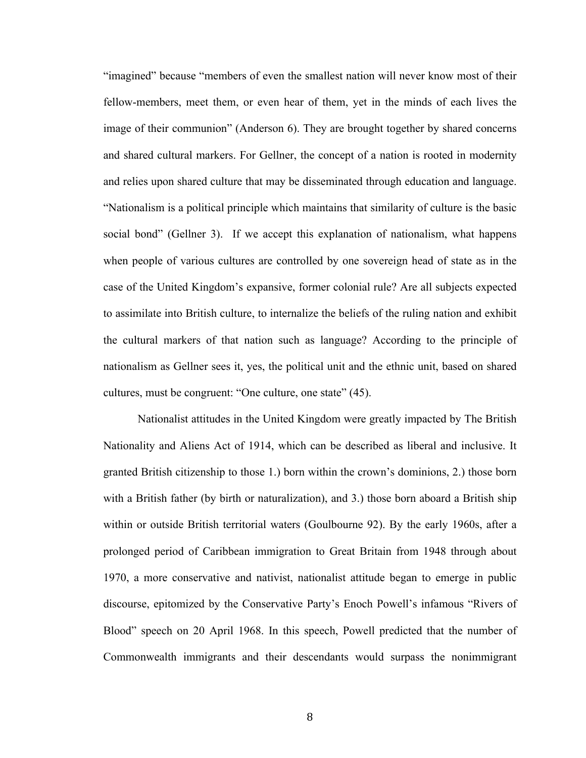"imagined" because "members of even the smallest nation will never know most of their fellow-members, meet them, or even hear of them, yet in the minds of each lives the image of their communion" (Anderson 6). They are brought together by shared concerns and shared cultural markers. For Gellner, the concept of a nation is rooted in modernity and relies upon shared culture that may be disseminated through education and language. "Nationalism is a political principle which maintains that similarity of culture is the basic social bond" (Gellner 3). If we accept this explanation of nationalism, what happens when people of various cultures are controlled by one sovereign head of state as in the case of the United Kingdom's expansive, former colonial rule? Are all subjects expected to assimilate into British culture, to internalize the beliefs of the ruling nation and exhibit the cultural markers of that nation such as language? According to the principle of nationalism as Gellner sees it, yes, the political unit and the ethnic unit, based on shared cultures, must be congruent: "One culture, one state" (45).

Nationalist attitudes in the United Kingdom were greatly impacted by The British Nationality and Aliens Act of 1914, which can be described as liberal and inclusive. It granted British citizenship to those 1.) born within the crown's dominions, 2.) those born with a British father (by birth or naturalization), and 3.) those born aboard a British ship within or outside British territorial waters (Goulbourne 92). By the early 1960s, after a prolonged period of Caribbean immigration to Great Britain from 1948 through about 1970, a more conservative and nativist, nationalist attitude began to emerge in public discourse, epitomized by the Conservative Party's Enoch Powell's infamous "Rivers of Blood" speech on 20 April 1968. In this speech, Powell predicted that the number of Commonwealth immigrants and their descendants would surpass the nonimmigrant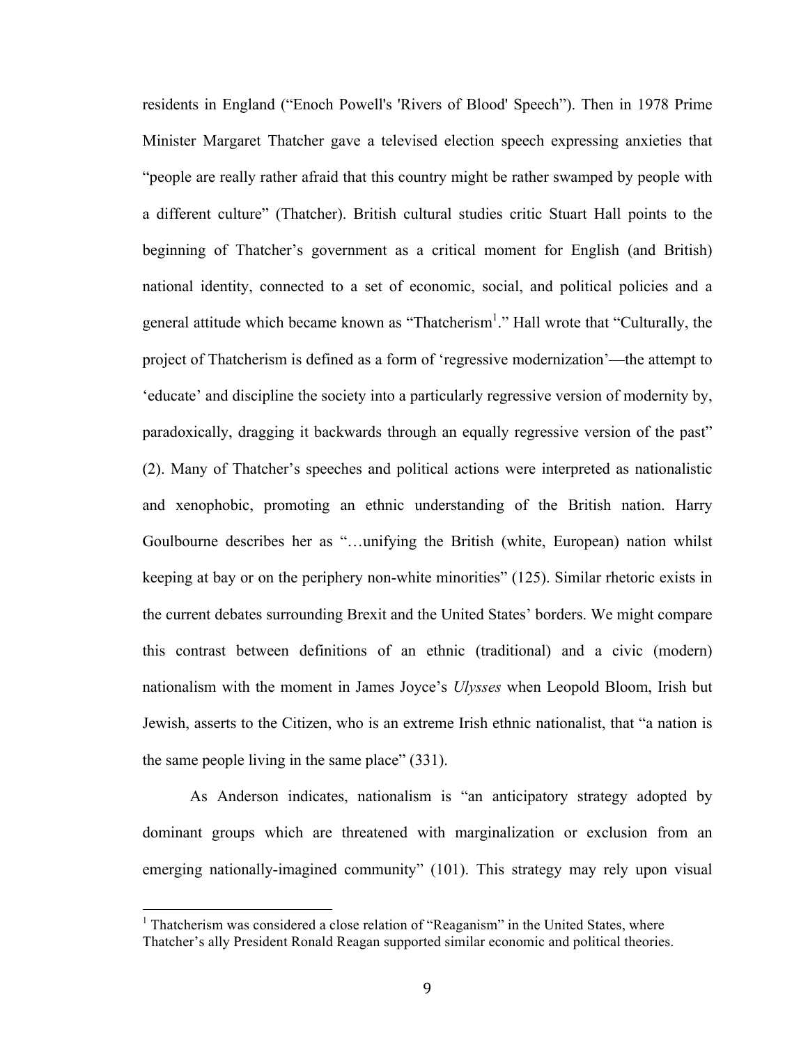residents in England ("Enoch Powell's 'Rivers of Blood' Speech"). Then in 1978 Prime Minister Margaret Thatcher gave a televised election speech expressing anxieties that "people are really rather afraid that this country might be rather swamped by people with a different culture" (Thatcher). British cultural studies critic Stuart Hall points to the beginning of Thatcher's government as a critical moment for English (and British) national identity, connected to a set of economic, social, and political policies and a general attitude which became known as "Thatcherism[1]." Hall wrote that "Culturally, the project of Thatcherism is defined as a form of 'regressive modernization'—the attempt to 'educate' and discipline the society into a particularly regressive version of modernity by, paradoxically, dragging it backwards through an equally regressive version of the past" (2). Many of Thatcher's speeches and political actions were interpreted as nationalistic and xenophobic, promoting an ethnic understanding of the British nation. Harry Goulbourne describes her as "…unifying the British (white, European) nation whilst keeping at bay or on the periphery non-white minorities" (125). Similar rhetoric exists in the current debates surrounding Brexit and the United States' borders. We might compare this contrast between definitions of an ethnic (traditional) and a civic (modern) nationalism with the moment in James Joyce's *Ulysses* when Leopold Bloom, Irish but Jewish, asserts to the Citizen, who is an extreme Irish ethnic nationalist, that "a nation is the same people living in the same place" (331).

As Anderson indicates, nationalism is "an anticipatory strategy adopted by dominant groups which are threatened with marginalization or exclusion from an emerging nationally-imagined community" (101). This strategy may rely upon visual

---

[1] Thatcherism was considered a close relation of "Reaganism" in the United States, where Thatcher's ally President Ronald Reagan supported similar economic and political theories.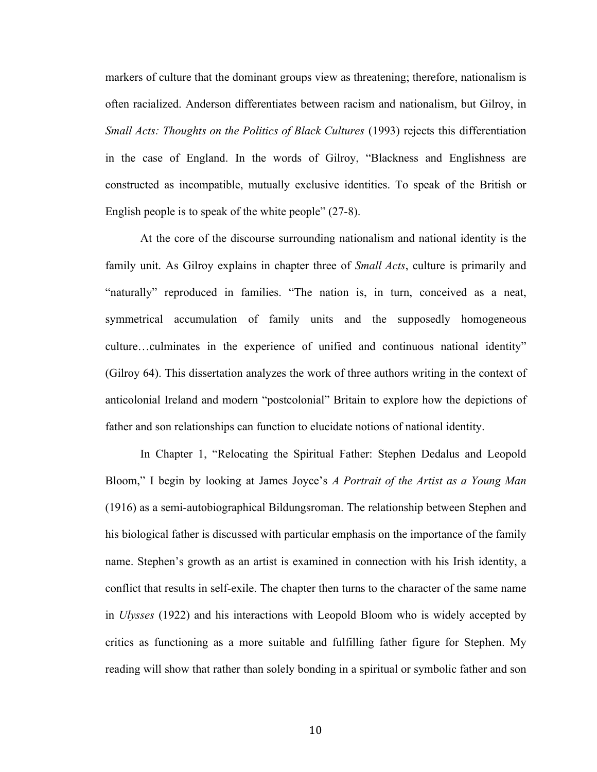markers of culture that the dominant groups view as threatening; therefore, nationalism is often racialized. Anderson differentiates between racism and nationalism, but Gilroy, in *Small Acts: Thoughts on the Politics of Black Cultures* (1993) rejects this differentiation in the case of England. In the words of Gilroy, "Blackness and Englishness are constructed as incompatible, mutually exclusive identities. To speak of the British or English people is to speak of the white people" (27-8).

At the core of the discourse surrounding nationalism and national identity is the family unit. As Gilroy explains in chapter three of *Small Acts*, culture is primarily and "naturally" reproduced in families. "The nation is, in turn, conceived as a neat, symmetrical accumulation of family units and the supposedly homogeneous culture…culminates in the experience of unified and continuous national identity" (Gilroy 64). This dissertation analyzes the work of three authors writing in the context of anticolonial Ireland and modern "postcolonial" Britain to explore how the depictions of father and son relationships can function to elucidate notions of national identity.

In Chapter 1, "Relocating the Spiritual Father: Stephen Dedalus and Leopold Bloom," I begin by looking at James Joyce's *A Portrait of the Artist as a Young Man* (1916) as a semi-autobiographical Bildungsroman. The relationship between Stephen and his biological father is discussed with particular emphasis on the importance of the family name. Stephen's growth as an artist is examined in connection with his Irish identity, a conflict that results in self-exile. The chapter then turns to the character of the same name in *Ulysses* (1922) and his interactions with Leopold Bloom who is widely accepted by critics as functioning as a more suitable and fulfilling father figure for Stephen. My reading will show that rather than solely bonding in a spiritual or symbolic father and son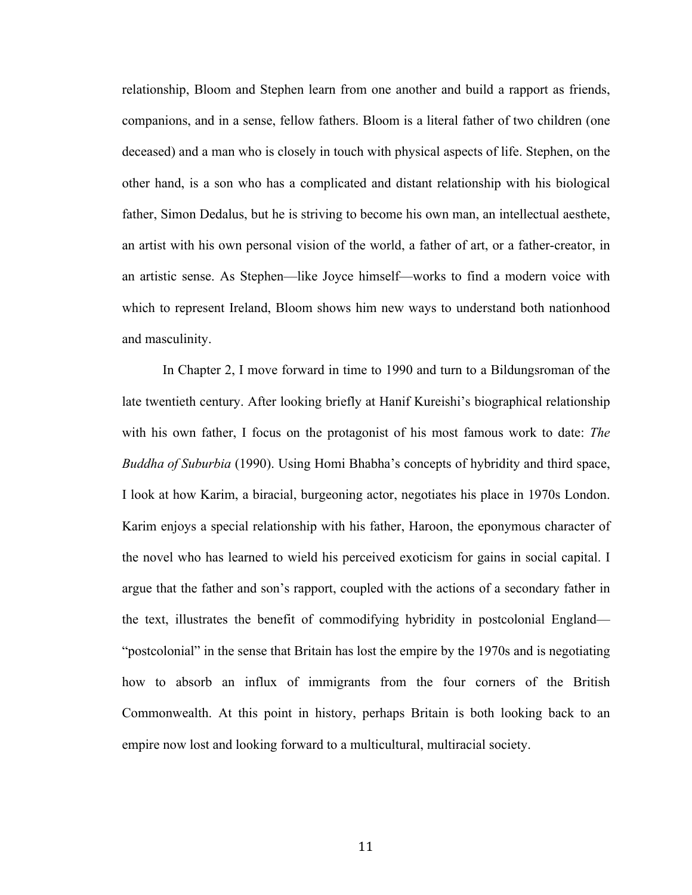relationship, Bloom and Stephen learn from one another and build a rapport as friends, companions, and in a sense, fellow fathers. Bloom is a literal father of two children (one deceased) and a man who is closely in touch with physical aspects of life. Stephen, on the other hand, is a son who has a complicated and distant relationship with his biological father, Simon Dedalus, but he is striving to become his own man, an intellectual aesthete, an artist with his own personal vision of the world, a father of art, or a father-creator, in an artistic sense. As Stephen—like Joyce himself—works to find a modern voice with which to represent Ireland, Bloom shows him new ways to understand both nationhood and masculinity.

In Chapter 2, I move forward in time to 1990 and turn to a Bildungsroman of the late twentieth century. After looking briefly at Hanif Kureishi's biographical relationship with his own father, I focus on the protagonist of his most famous work to date: *The Buddha of Suburbia* (1990). Using Homi Bhabha's concepts of hybridity and third space, I look at how Karim, a biracial, burgeoning actor, negotiates his place in 1970s London. Karim enjoys a special relationship with his father, Haroon, the eponymous character of the novel who has learned to wield his perceived exoticism for gains in social capital. I argue that the father and son's rapport, coupled with the actions of a secondary father in the text, illustrates the benefit of commodifying hybridity in postcolonial England—"postcolonial" in the sense that Britain has lost the empire by the 1970s and is negotiating how to absorb an influx of immigrants from the four corners of the British Commonwealth. At this point in history, perhaps Britain is both looking back to an empire now lost and looking forward to a multicultural, multiracial society.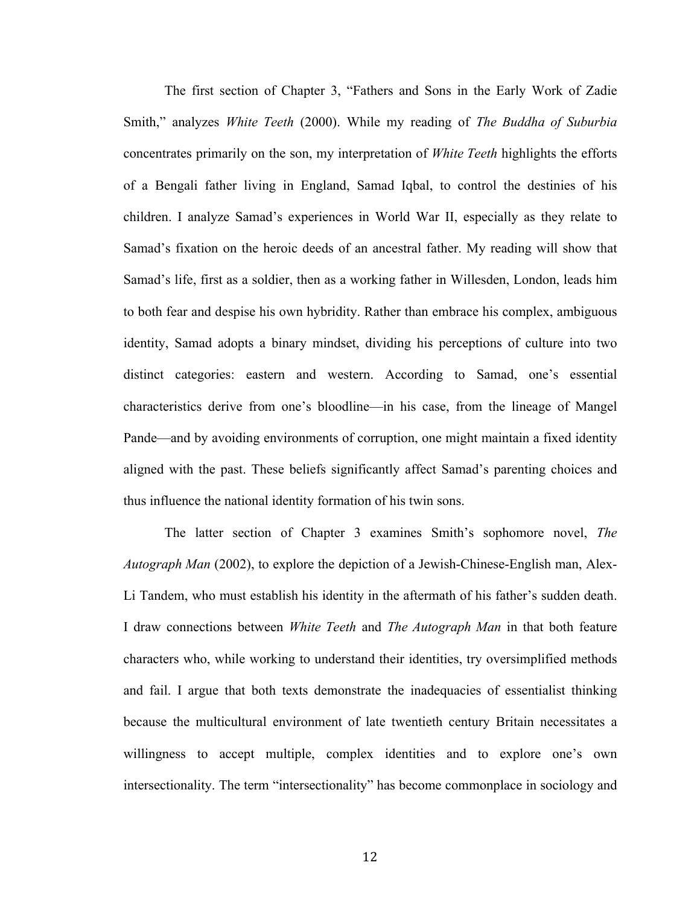The first section of Chapter 3, "Fathers and Sons in the Early Work of Zadie Smith," analyzes *White Teeth* (2000). While my reading of *The Buddha of Suburbia* concentrates primarily on the son, my interpretation of *White Teeth* highlights the efforts of a Bengali father living in England, Samad Iqbal, to control the destinies of his children. I analyze Samad's experiences in World War II, especially as they relate to Samad's fixation on the heroic deeds of an ancestral father. My reading will show that Samad's life, first as a soldier, then as a working father in Willesden, London, leads him to both fear and despise his own hybridity. Rather than embrace his complex, ambiguous identity, Samad adopts a binary mindset, dividing his perceptions of culture into two distinct categories: eastern and western. According to Samad, one's essential characteristics derive from one's bloodline—in his case, from the lineage of Mangel Pande—and by avoiding environments of corruption, one might maintain a fixed identity aligned with the past. These beliefs significantly affect Samad's parenting choices and thus influence the national identity formation of his twin sons.

The latter section of Chapter 3 examines Smith's sophomore novel, *The Autograph Man* (2002), to explore the depiction of a Jewish-Chinese-English man, Alex-Li Tandem, who must establish his identity in the aftermath of his father's sudden death. I draw connections between *White Teeth* and *The Autograph Man* in that both feature characters who, while working to understand their identities, try oversimplified methods and fail. I argue that both texts demonstrate the inadequacies of essentialist thinking because the multicultural environment of late twentieth century Britain necessitates a willingness to accept multiple, complex identities and to explore one's own intersectionality. The term "intersectionality" has become commonplace in sociology and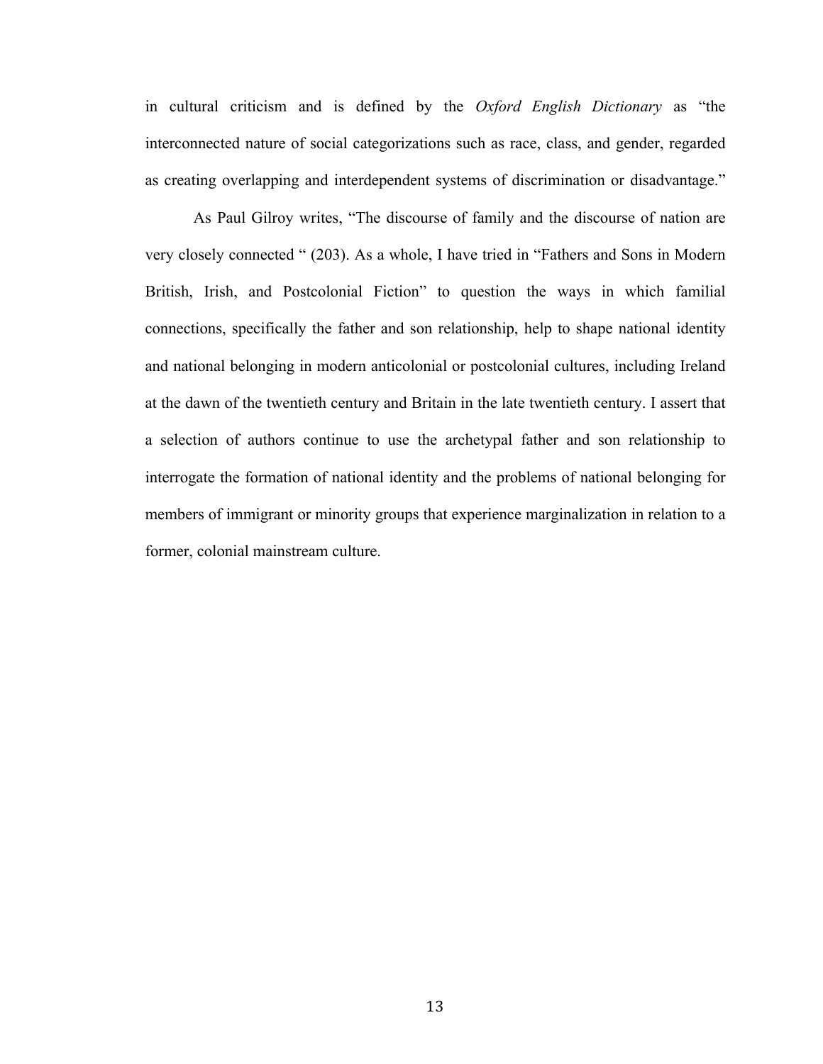in cultural criticism and is defined by the *Oxford English Dictionary* as "the interconnected nature of social categorizations such as race, class, and gender, regarded as creating overlapping and interdependent systems of discrimination or disadvantage."

As Paul Gilroy writes, "The discourse of family and the discourse of nation are very closely connected " (203). As a whole, I have tried in "Fathers and Sons in Modern British, Irish, and Postcolonial Fiction" to question the ways in which familial connections, specifically the father and son relationship, help to shape national identity and national belonging in modern anticolonial or postcolonial cultures, including Ireland at the dawn of the twentieth century and Britain in the late twentieth century. I assert that a selection of authors continue to use the archetypal father and son relationship to interrogate the formation of national identity and the problems of national belonging for members of immigrant or minority groups that experience marginalization in relation to a former, colonial mainstream culture.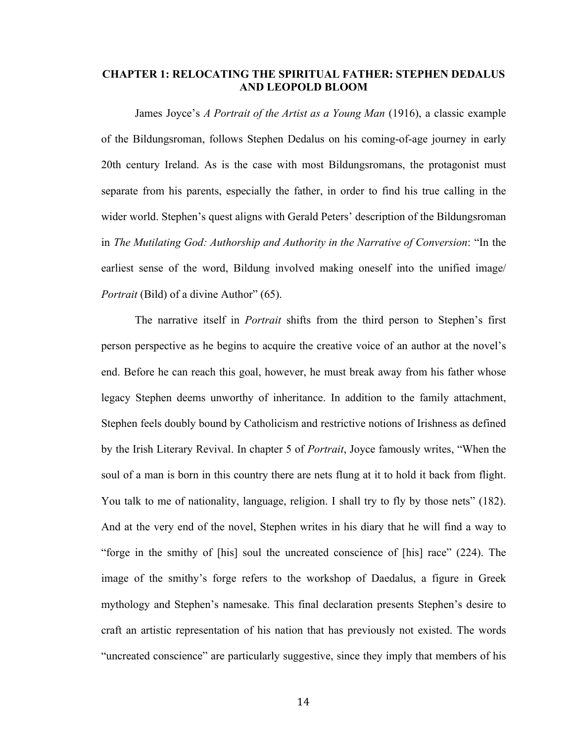## CHAPTER 1: RELOCATING THE SPIRITUAL FATHER: STEPHEN DEDALUS AND LEOPOLD BLOOM

James Joyce's *A Portrait of the Artist as a Young Man* (1916), a classic example of the Bildungsroman, follows Stephen Dedalus on his coming-of-age journey in early 20th century Ireland. As is the case with most Bildungsromans, the protagonist must separate from his parents, especially the father, in order to find his true calling in the wider world. Stephen's quest aligns with Gerald Peters' description of the Bildungsroman in *The Mutilating God: Authorship and Authority in the Narrative of Conversion*: "In the earliest sense of the word, Bildung involved making oneself into the unified image/ *Portrait* (Bild) of a divine Author" (65).

The narrative itself in *Portrait* shifts from the third person to Stephen's first person perspective as he begins to acquire the creative voice of an author at the novel's end. Before he can reach this goal, however, he must break away from his father whose legacy Stephen deems unworthy of inheritance. In addition to the family attachment, Stephen feels doubly bound by Catholicism and restrictive notions of Irishness as defined by the Irish Literary Revival. In chapter 5 of *Portrait*, Joyce famously writes, "When the soul of a man is born in this country there are nets flung at it to hold it back from flight. You talk to me of nationality, language, religion. I shall try to fly by those nets" (182). And at the very end of the novel, Stephen writes in his diary that he will find a way to "forge in the smithy of [his] soul the uncreated conscience of [his] race" (224). The image of the smithy's forge refers to the workshop of Daedalus, a figure in Greek mythology and Stephen's namesake. This final declaration presents Stephen's desire to craft an artistic representation of his nation that has previously not existed. The words "uncreated conscience" are particularly suggestive, since they imply that members of his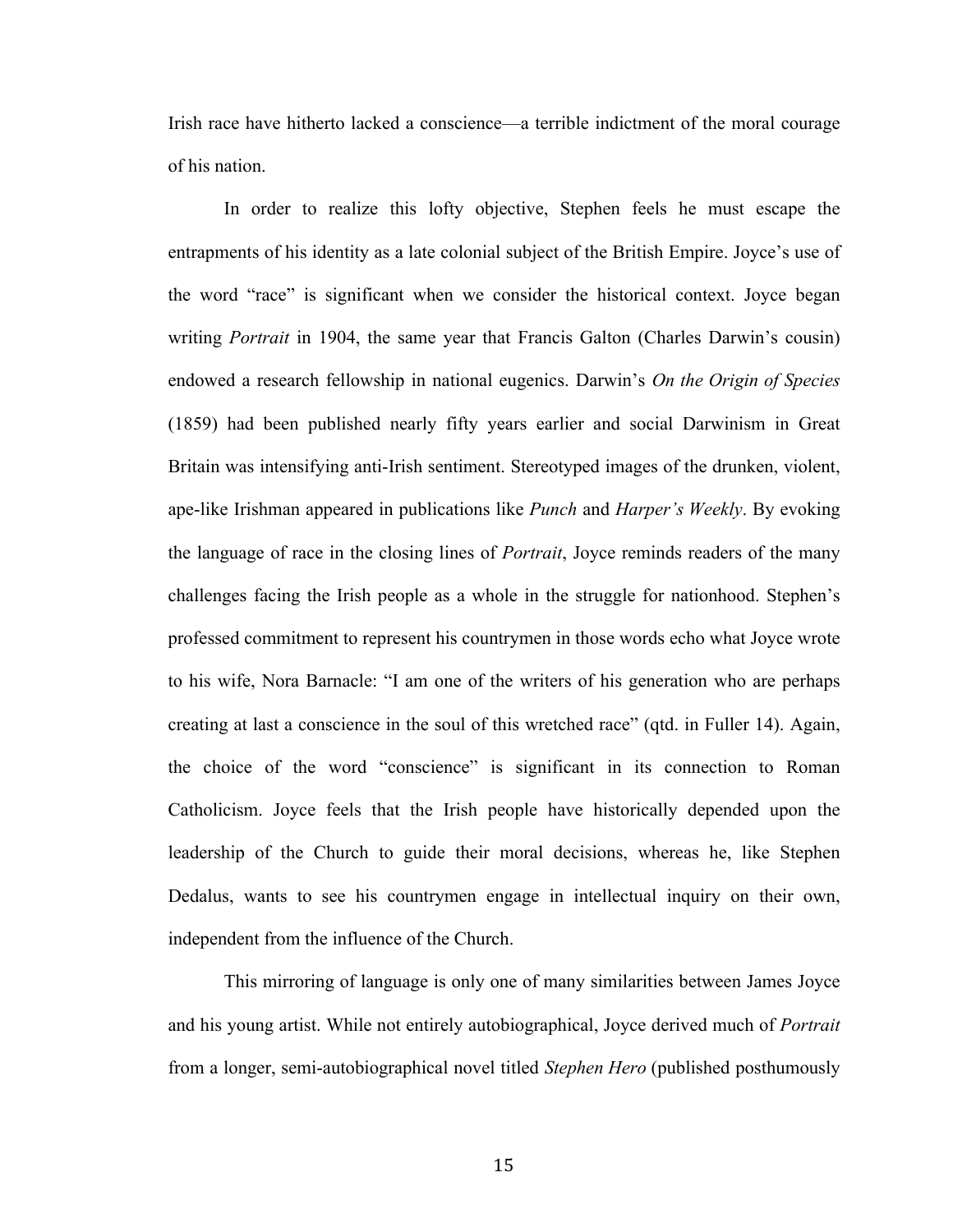Irish race have hitherto lacked a conscience—a terrible indictment of the moral courage of his nation.

In order to realize this lofty objective, Stephen feels he must escape the entrapments of his identity as a late colonial subject of the British Empire. Joyce's use of the word "race" is significant when we consider the historical context. Joyce began writing *Portrait* in 1904, the same year that Francis Galton (Charles Darwin's cousin) endowed a research fellowship in national eugenics. Darwin's *On the Origin of Species* (1859) had been published nearly fifty years earlier and social Darwinism in Great Britain was intensifying anti-Irish sentiment. Stereotyped images of the drunken, violent, ape-like Irishman appeared in publications like *Punch* and *Harper's Weekly*. By evoking the language of race in the closing lines of *Portrait*, Joyce reminds readers of the many challenges facing the Irish people as a whole in the struggle for nationhood. Stephen's professed commitment to represent his countrymen in those words echo what Joyce wrote to his wife, Nora Barnacle: "I am one of the writers of his generation who are perhaps creating at last a conscience in the soul of this wretched race" (qtd. in Fuller 14). Again, the choice of the word "conscience" is significant in its connection to Roman Catholicism. Joyce feels that the Irish people have historically depended upon the leadership of the Church to guide their moral decisions, whereas he, like Stephen Dedalus, wants to see his countrymen engage in intellectual inquiry on their own, independent from the influence of the Church.

This mirroring of language is only one of many similarities between James Joyce and his young artist. While not entirely autobiographical, Joyce derived much of *Portrait* from a longer, semi-autobiographical novel titled *Stephen Hero* (published posthumously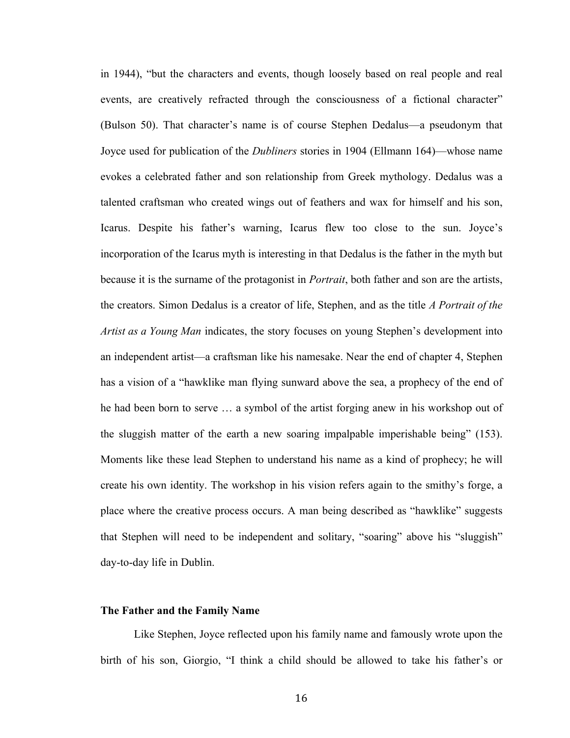in 1944), "but the characters and events, though loosely based on real people and real events, are creatively refracted through the consciousness of a fictional character" (Bulson 50). That character's name is of course Stephen Dedalus—a pseudonym that Joyce used for publication of the *Dubliners* stories in 1904 (Ellmann 164)—whose name evokes a celebrated father and son relationship from Greek mythology. Dedalus was a talented craftsman who created wings out of feathers and wax for himself and his son, Icarus. Despite his father's warning, Icarus flew too close to the sun. Joyce's incorporation of the Icarus myth is interesting in that Dedalus is the father in the myth but because it is the surname of the protagonist in *Portrait*, both father and son are the artists, the creators. Simon Dedalus is a creator of life, Stephen, and as the title *A Portrait of the Artist as a Young Man* indicates, the story focuses on young Stephen's development into an independent artist—a craftsman like his namesake. Near the end of chapter 4, Stephen has a vision of a "hawklike man flying sunward above the sea, a prophecy of the end of he had been born to serve … a symbol of the artist forging anew in his workshop out of the sluggish matter of the earth a new soaring impalpable imperishable being" (153). Moments like these lead Stephen to understand his name as a kind of prophecy; he will create his own identity. The workshop in his vision refers again to the smithy's forge, a place where the creative process occurs. A man being described as "hawklike" suggests that Stephen will need to be independent and solitary, "soaring" above his "sluggish" day-to-day life in Dublin.

**The Father and the Family Name**

Like Stephen, Joyce reflected upon his family name and famously wrote upon the birth of his son, Giorgio, "I think a child should be allowed to take his father's or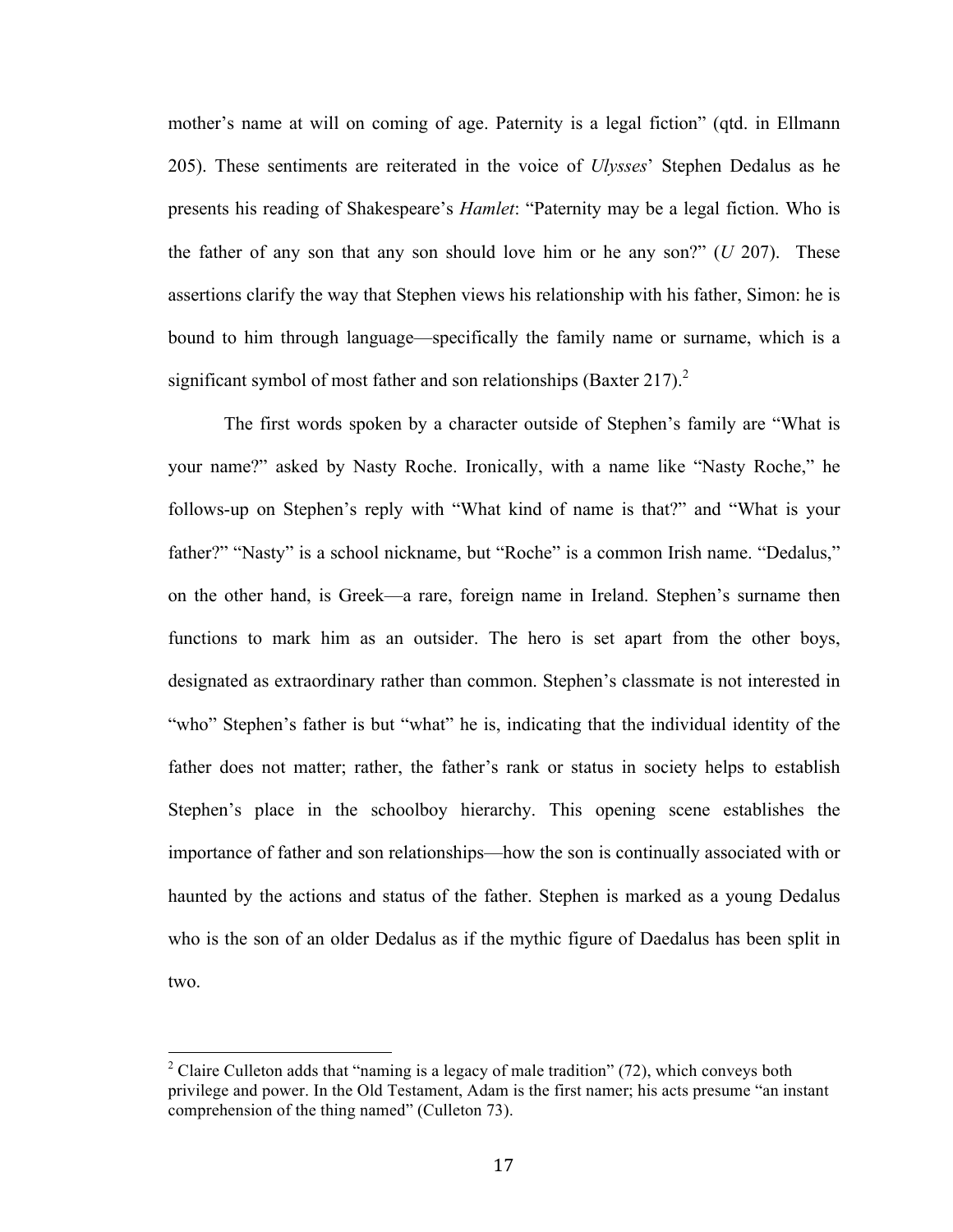mother's name at will on coming of age. Paternity is a legal fiction" (qtd. in Ellmann 205). These sentiments are reiterated in the voice of *Ulysses*' Stephen Dedalus as he presents his reading of Shakespeare's *Hamlet*: "Paternity may be a legal fiction. Who is the father of any son that any son should love him or he any son?" (*U* 207). These assertions clarify the way that Stephen views his relationship with his father, Simon: he is bound to him through language—specifically the family name or surname, which is a significant symbol of most father and son relationships (Baxter 217).[2]

The first words spoken by a character outside of Stephen's family are "What is your name?" asked by Nasty Roche. Ironically, with a name like "Nasty Roche," he follows-up on Stephen's reply with "What kind of name is that?" and "What is your father?" "Nasty" is a school nickname, but "Roche" is a common Irish name. "Dedalus," on the other hand, is Greek—a rare, foreign name in Ireland. Stephen's surname then functions to mark him as an outsider. The hero is set apart from the other boys, designated as extraordinary rather than common. Stephen's classmate is not interested in "who" Stephen's father is but "what" he is, indicating that the individual identity of the father does not matter; rather, the father's rank or status in society helps to establish Stephen's place in the schoolboy hierarchy. This opening scene establishes the importance of father and son relationships—how the son is continually associated with or haunted by the actions and status of the father. Stephen is marked as a young Dedalus who is the son of an older Dedalus as if the mythic figure of Daedalus has been split in two.

---

[2] Claire Culleton adds that "naming is a legacy of male tradition" (72), which conveys both privilege and power. In the Old Testament, Adam is the first namer; his acts presume "an instant comprehension of the thing named" (Culleton 73).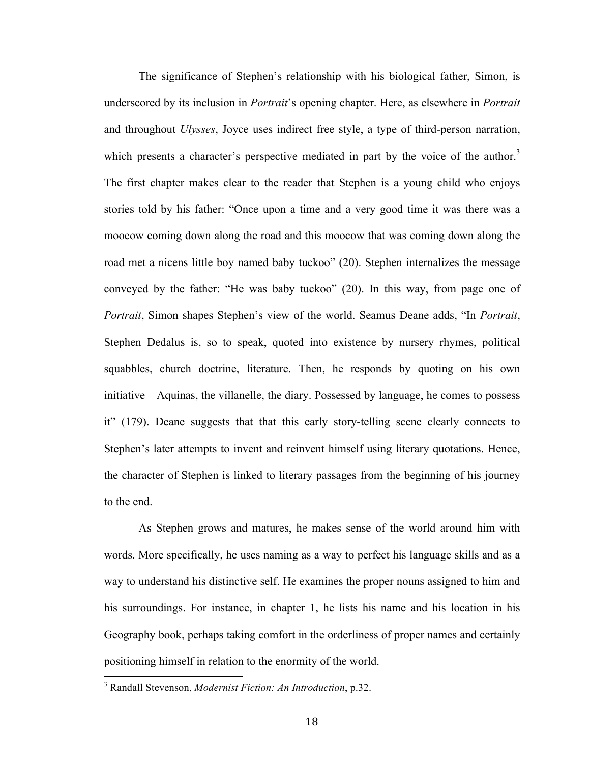The significance of Stephen's relationship with his biological father, Simon, is underscored by its inclusion in *Portrait*'s opening chapter. Here, as elsewhere in *Portrait* and throughout *Ulysses*, Joyce uses indirect free style, a type of third-person narration, which presents a character's perspective mediated in part by the voice of the author.[3] The first chapter makes clear to the reader that Stephen is a young child who enjoys stories told by his father: "Once upon a time and a very good time it was there was a moocow coming down along the road and this moocow that was coming down along the road met a nicens little boy named baby tuckoo" (20). Stephen internalizes the message conveyed by the father: "He was baby tuckoo" (20). In this way, from page one of *Portrait*, Simon shapes Stephen's view of the world. Seamus Deane adds, "In *Portrait*, Stephen Dedalus is, so to speak, quoted into existence by nursery rhymes, political squabbles, church doctrine, literature. Then, he responds by quoting on his own initiative—Aquinas, the villanelle, the diary. Possessed by language, he comes to possess it" (179). Deane suggests that that this early story-telling scene clearly connects to Stephen's later attempts to invent and reinvent himself using literary quotations. Hence, the character of Stephen is linked to literary passages from the beginning of his journey to the end.

As Stephen grows and matures, he makes sense of the world around him with words. More specifically, he uses naming as a way to perfect his language skills and as a way to understand his distinctive self. He examines the proper nouns assigned to him and his surroundings. For instance, in chapter 1, he lists his name and his location in his Geography book, perhaps taking comfort in the orderliness of proper names and certainly positioning himself in relation to the enormity of the world.

---

[3] Randall Stevenson, *Modernist Fiction: An Introduction*, p.32.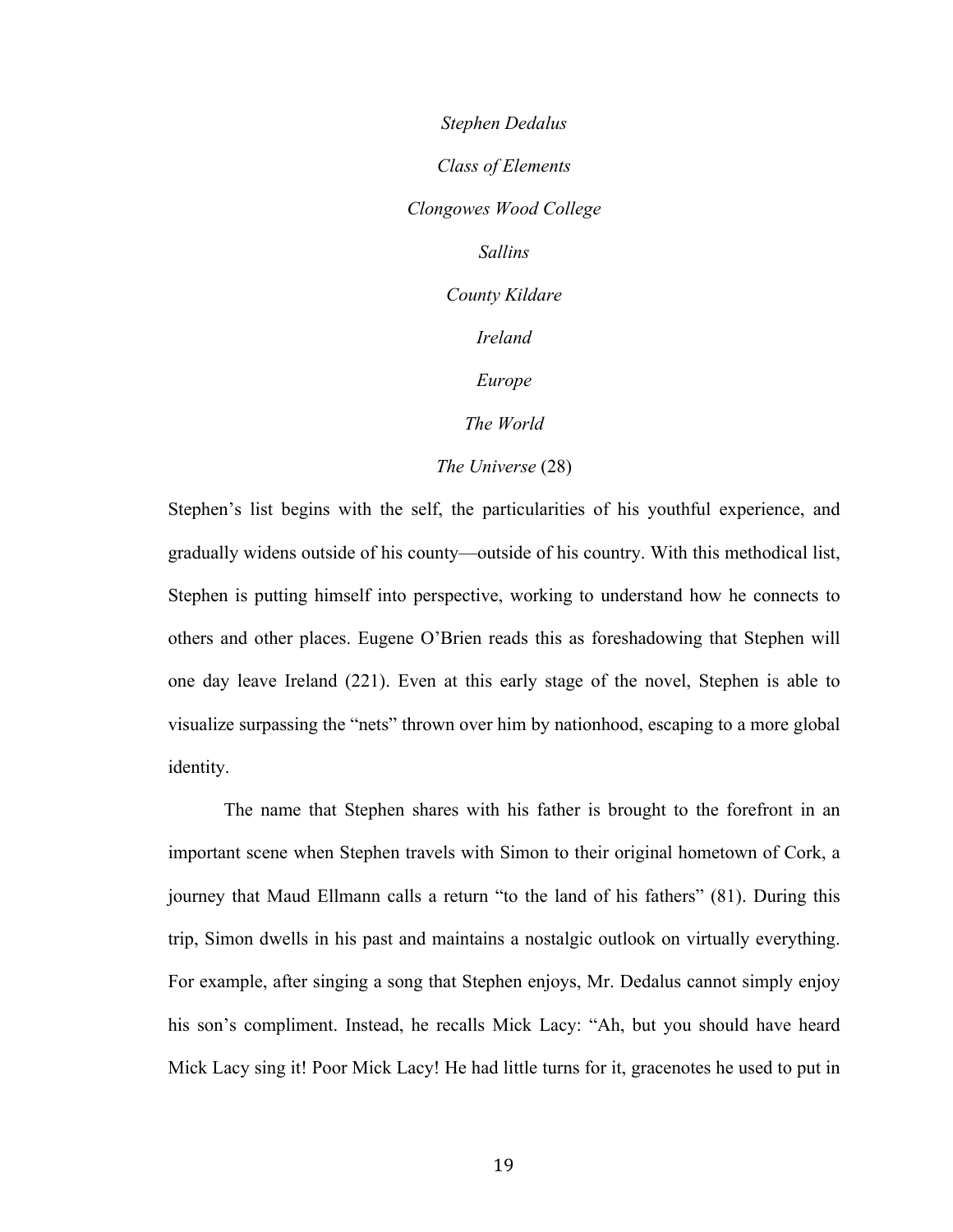*Stephen Dedalus*

*Class of Elements*

*Clongowes Wood College*

*Sallins*

*County Kildare*

*Ireland*

*Europe*

*The World*

*The Universe* (28)

Stephen's list begins with the self, the particularities of his youthful experience, and gradually widens outside of his county—outside of his country. With this methodical list, Stephen is putting himself into perspective, working to understand how he connects to others and other places. Eugene O'Brien reads this as foreshadowing that Stephen will one day leave Ireland (221). Even at this early stage of the novel, Stephen is able to visualize surpassing the "nets" thrown over him by nationhood, escaping to a more global identity.

The name that Stephen shares with his father is brought to the forefront in an important scene when Stephen travels with Simon to their original hometown of Cork, a journey that Maud Ellmann calls a return "to the land of his fathers" (81). During this trip, Simon dwells in his past and maintains a nostalgic outlook on virtually everything. For example, after singing a song that Stephen enjoys, Mr. Dedalus cannot simply enjoy his son's compliment. Instead, he recalls Mick Lacy: "Ah, but you should have heard Mick Lacy sing it! Poor Mick Lacy! He had little turns for it, gracenotes he used to put in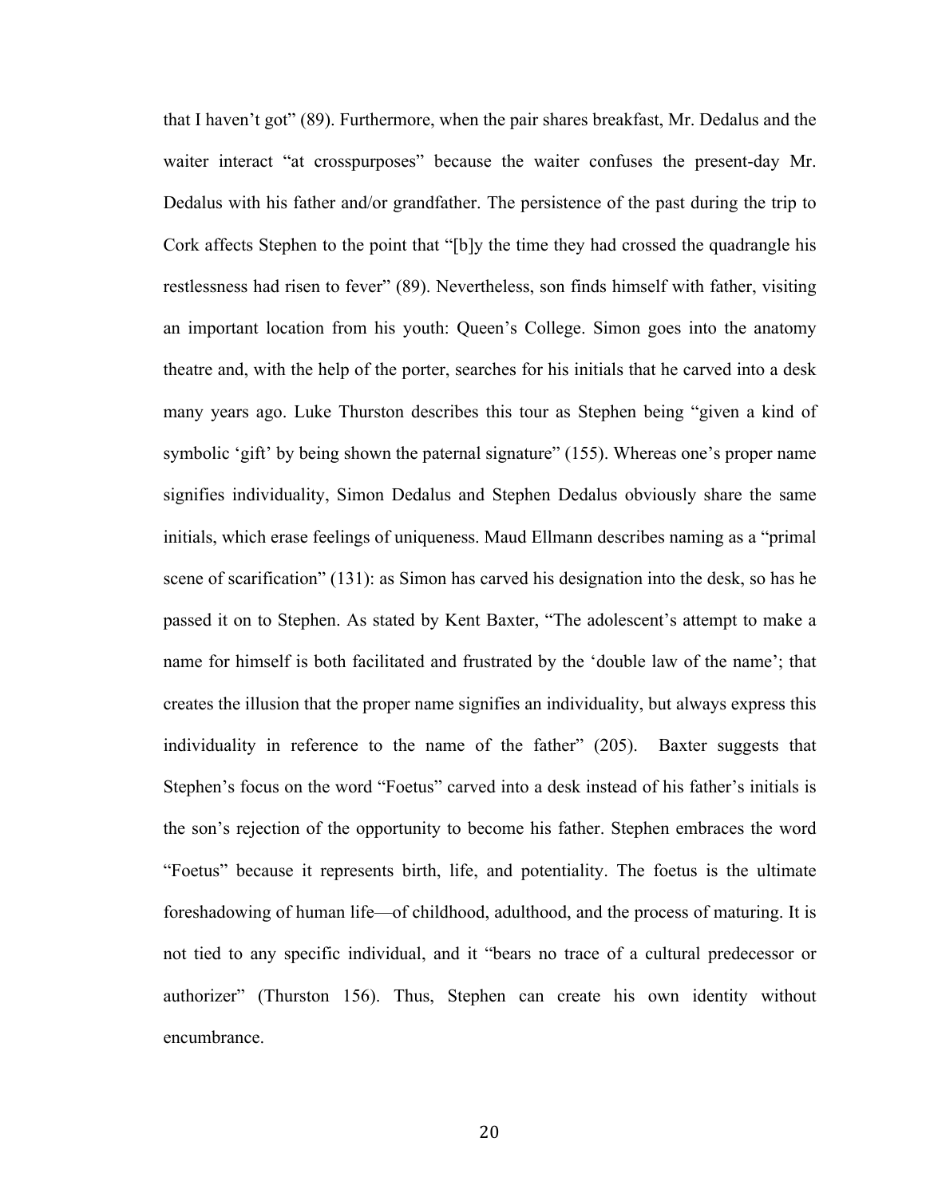that I haven't got" (89). Furthermore, when the pair shares breakfast, Mr. Dedalus and the waiter interact "at crosspurposes" because the waiter confuses the present-day Mr. Dedalus with his father and/or grandfather. The persistence of the past during the trip to Cork affects Stephen to the point that "[b]y the time they had crossed the quadrangle his restlessness had risen to fever" (89). Nevertheless, son finds himself with father, visiting an important location from his youth: Queen's College. Simon goes into the anatomy theatre and, with the help of the porter, searches for his initials that he carved into a desk many years ago. Luke Thurston describes this tour as Stephen being "given a kind of symbolic 'gift' by being shown the paternal signature" (155). Whereas one's proper name signifies individuality, Simon Dedalus and Stephen Dedalus obviously share the same initials, which erase feelings of uniqueness. Maud Ellmann describes naming as a "primal scene of scarification" (131): as Simon has carved his designation into the desk, so has he passed it on to Stephen. As stated by Kent Baxter, "The adolescent's attempt to make a name for himself is both facilitated and frustrated by the 'double law of the name'; that creates the illusion that the proper name signifies an individuality, but always express this individuality in reference to the name of the father" (205). Baxter suggests that Stephen's focus on the word "Foetus" carved into a desk instead of his father's initials is the son's rejection of the opportunity to become his father. Stephen embraces the word "Foetus" because it represents birth, life, and potentiality. The foetus is the ultimate foreshadowing of human life—of childhood, adulthood, and the process of maturing. It is not tied to any specific individual, and it "bears no trace of a cultural predecessor or authorizer" (Thurston 156). Thus, Stephen can create his own identity without encumbrance.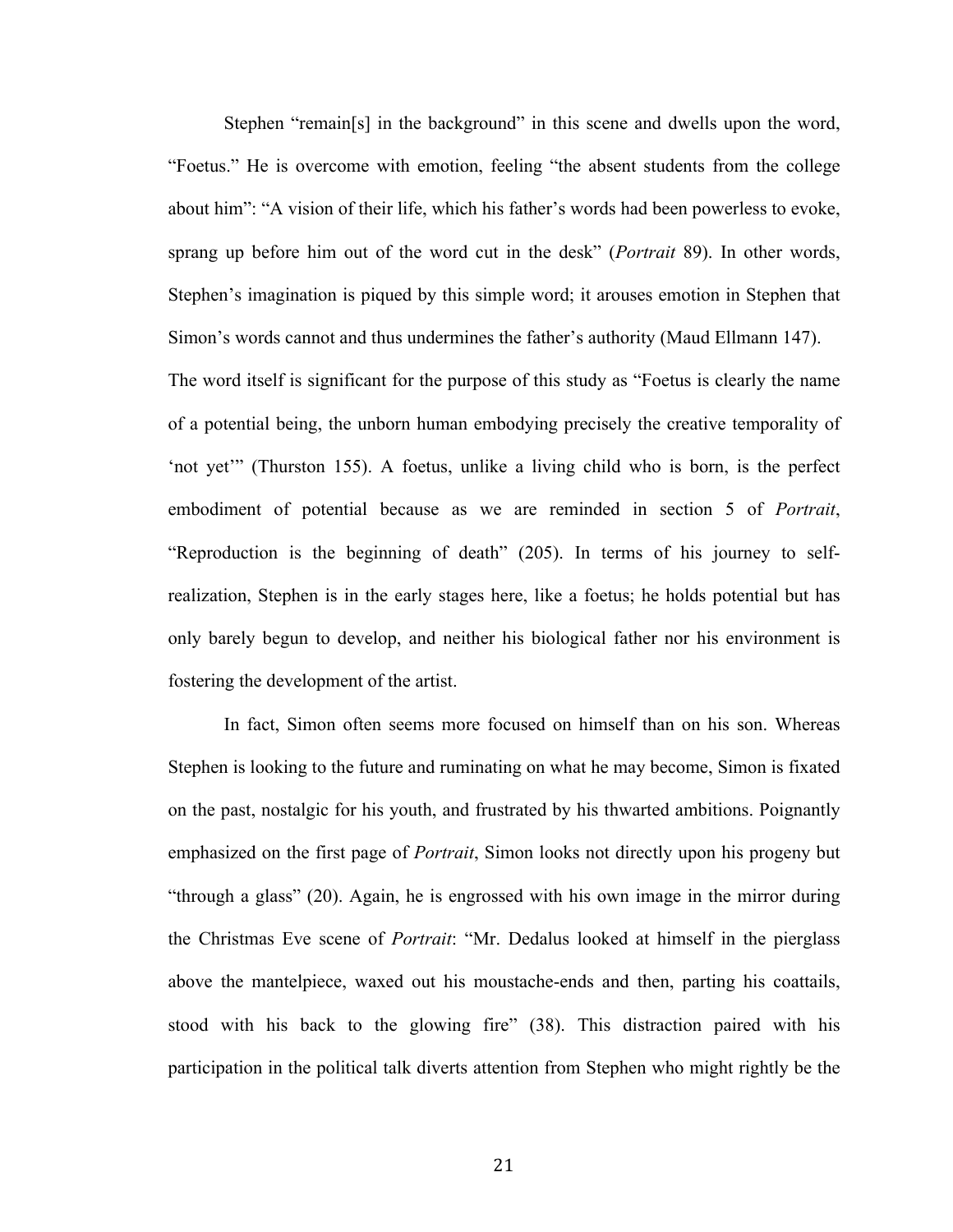Stephen "remain[s] in the background" in this scene and dwells upon the word, "Foetus." He is overcome with emotion, feeling "the absent students from the college about him": "A vision of their life, which his father's words had been powerless to evoke, sprang up before him out of the word cut in the desk" (*Portrait* 89). In other words, Stephen's imagination is piqued by this simple word; it arouses emotion in Stephen that Simon's words cannot and thus undermines the father's authority (Maud Ellmann 147). The word itself is significant for the purpose of this study as "Foetus is clearly the name of a potential being, the unborn human embodying precisely the creative temporality of 'not yet'" (Thurston 155). A foetus, unlike a living child who is born, is the perfect embodiment of potential because as we are reminded in section 5 of *Portrait*, "Reproduction is the beginning of death" (205). In terms of his journey to self-realization, Stephen is in the early stages here, like a foetus; he holds potential but has only barely begun to develop, and neither his biological father nor his environment is fostering the development of the artist.

In fact, Simon often seems more focused on himself than on his son. Whereas Stephen is looking to the future and ruminating on what he may become, Simon is fixated on the past, nostalgic for his youth, and frustrated by his thwarted ambitions. Poignantly emphasized on the first page of *Portrait*, Simon looks not directly upon his progeny but "through a glass" (20). Again, he is engrossed with his own image in the mirror during the Christmas Eve scene of *Portrait*: "Mr. Dedalus looked at himself in the pierglass above the mantelpiece, waxed out his moustache-ends and then, parting his coattails, stood with his back to the glowing fire" (38). This distraction paired with his participation in the political talk diverts attention from Stephen who might rightly be the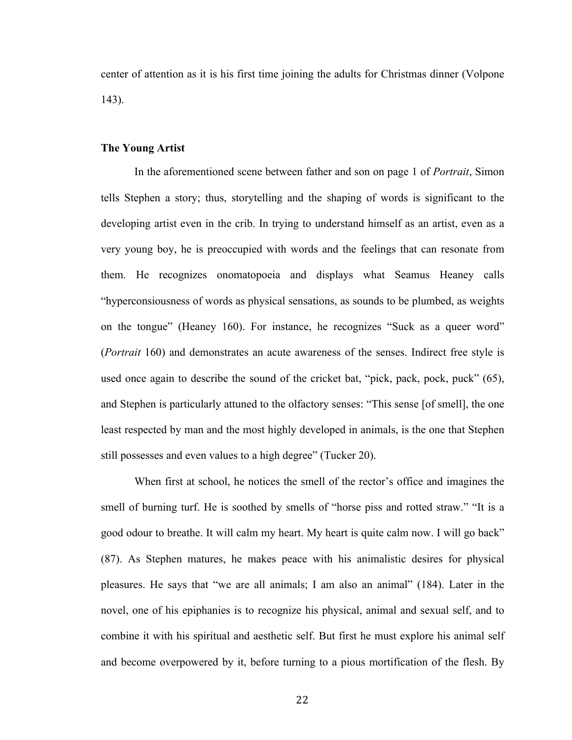center of attention as it is his first time joining the adults for Christmas dinner (Volpone 143).

### The Young Artist

In the aforementioned scene between father and son on page 1 of *Portrait*, Simon tells Stephen a story; thus, storytelling and the shaping of words is significant to the developing artist even in the crib. In trying to understand himself as an artist, even as a very young boy, he is preoccupied with words and the feelings that can resonate from them. He recognizes onomatopoeia and displays what Seamus Heaney calls "hyperconsiousness of words as physical sensations, as sounds to be plumbed, as weights on the tongue" (Heaney 160). For instance, he recognizes "Suck as a queer word" (*Portrait* 160) and demonstrates an acute awareness of the senses. Indirect free style is used once again to describe the sound of the cricket bat, "pick, pack, pock, puck" (65), and Stephen is particularly attuned to the olfactory senses: "This sense [of smell], the one least respected by man and the most highly developed in animals, is the one that Stephen still possesses and even values to a high degree" (Tucker 20).

When first at school, he notices the smell of the rector's office and imagines the smell of burning turf. He is soothed by smells of "horse piss and rotted straw." "It is a good odour to breathe. It will calm my heart. My heart is quite calm now. I will go back" (87). As Stephen matures, he makes peace with his animalistic desires for physical pleasures. He says that "we are all animals; I am also an animal" (184). Later in the novel, one of his epiphanies is to recognize his physical, animal and sexual self, and to combine it with his spiritual and aesthetic self. But first he must explore his animal self and become overpowered by it, before turning to a pious mortification of the flesh. By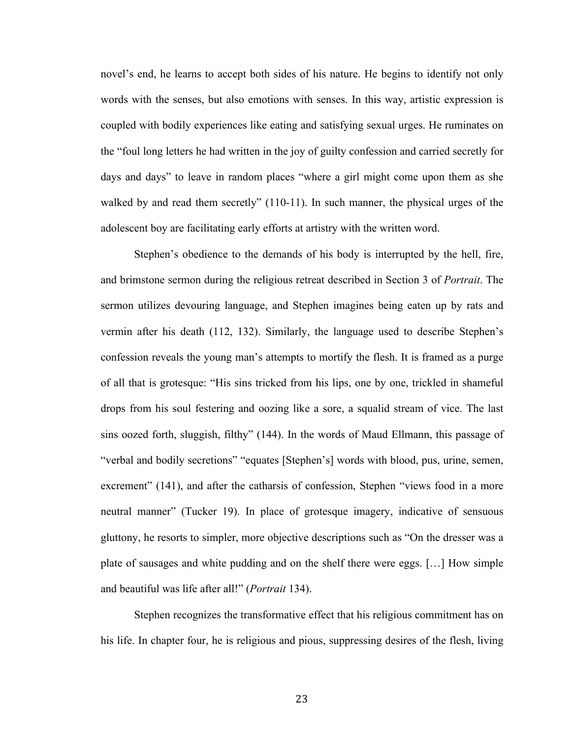novel's end, he learns to accept both sides of his nature. He begins to identify not only words with the senses, but also emotions with senses. In this way, artistic expression is coupled with bodily experiences like eating and satisfying sexual urges. He ruminates on the "foul long letters he had written in the joy of guilty confession and carried secretly for days and days" to leave in random places "where a girl might come upon them as she walked by and read them secretly" (110-11). In such manner, the physical urges of the adolescent boy are facilitating early efforts at artistry with the written word.

Stephen's obedience to the demands of his body is interrupted by the hell, fire, and brimstone sermon during the religious retreat described in Section 3 of *Portrait*. The sermon utilizes devouring language, and Stephen imagines being eaten up by rats and vermin after his death (112, 132). Similarly, the language used to describe Stephen's confession reveals the young man's attempts to mortify the flesh. It is framed as a purge of all that is grotesque: "His sins tricked from his lips, one by one, trickled in shameful drops from his soul festering and oozing like a sore, a squalid stream of vice. The last sins oozed forth, sluggish, filthy" (144). In the words of Maud Ellmann, this passage of "verbal and bodily secretions" "equates [Stephen's] words with blood, pus, urine, semen, excrement" (141), and after the catharsis of confession, Stephen "views food in a more neutral manner" (Tucker 19). In place of grotesque imagery, indicative of sensuous gluttony, he resorts to simpler, more objective descriptions such as "On the dresser was a plate of sausages and white pudding and on the shelf there were eggs. […] How simple and beautiful was life after all!" (*Portrait* 134).

Stephen recognizes the transformative effect that his religious commitment has on his life. In chapter four, he is religious and pious, suppressing desires of the flesh, living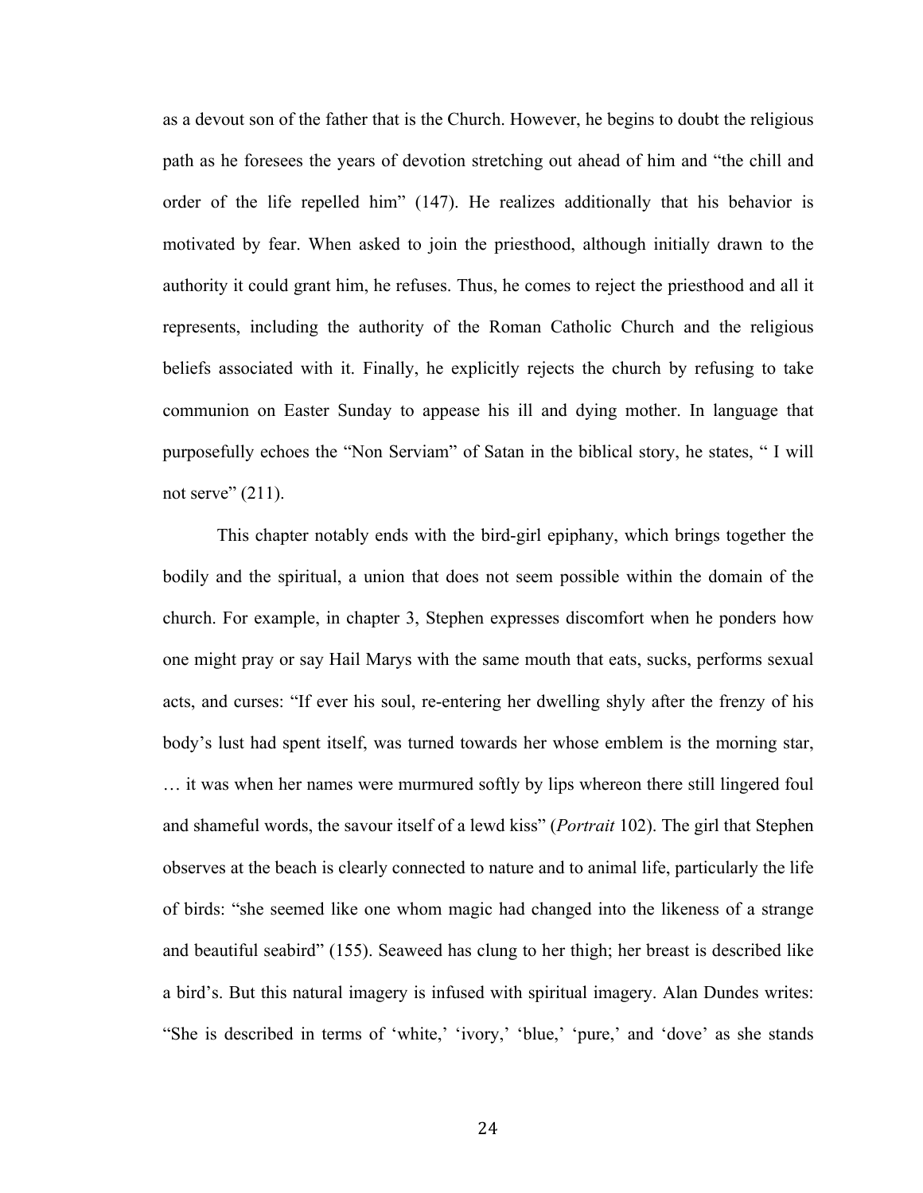as a devout son of the father that is the Church. However, he begins to doubt the religious path as he foresees the years of devotion stretching out ahead of him and "the chill and order of the life repelled him" (147). He realizes additionally that his behavior is motivated by fear. When asked to join the priesthood, although initially drawn to the authority it could grant him, he refuses. Thus, he comes to reject the priesthood and all it represents, including the authority of the Roman Catholic Church and the religious beliefs associated with it. Finally, he explicitly rejects the church by refusing to take communion on Easter Sunday to appease his ill and dying mother. In language that purposefully echoes the "Non Serviam" of Satan in the biblical story, he states, " I will not serve" (211).

This chapter notably ends with the bird-girl epiphany, which brings together the bodily and the spiritual, a union that does not seem possible within the domain of the church. For example, in chapter 3, Stephen expresses discomfort when he ponders how one might pray or say Hail Marys with the same mouth that eats, sucks, performs sexual acts, and curses: "If ever his soul, re-entering her dwelling shyly after the frenzy of his body's lust had spent itself, was turned towards her whose emblem is the morning star, … it was when her names were murmured softly by lips whereon there still lingered foul and shameful words, the savour itself of a lewd kiss" (*Portrait* 102). The girl that Stephen observes at the beach is clearly connected to nature and to animal life, particularly the life of birds: "she seemed like one whom magic had changed into the likeness of a strange and beautiful seabird" (155). Seaweed has clung to her thigh; her breast is described like a bird's. But this natural imagery is infused with spiritual imagery. Alan Dundes writes: "She is described in terms of 'white,' 'ivory,' 'blue,' 'pure,' and 'dove' as she stands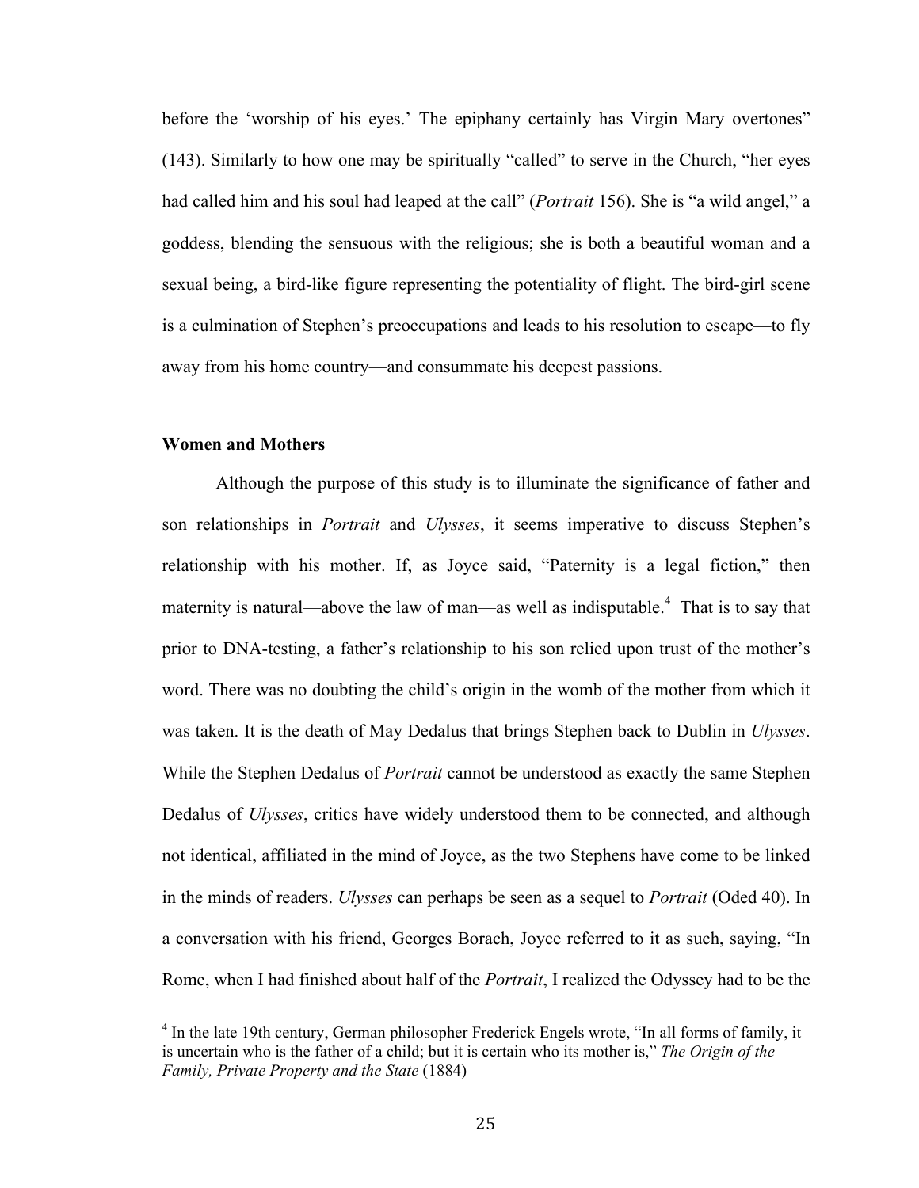before the 'worship of his eyes.' The epiphany certainly has Virgin Mary overtones" (143). Similarly to how one may be spiritually "called" to serve in the Church, "her eyes had called him and his soul had leaped at the call" (*Portrait* 156). She is "a wild angel," a goddess, blending the sensuous with the religious; she is both a beautiful woman and a sexual being, a bird-like figure representing the potentiality of flight. The bird-girl scene is a culmination of Stephen's preoccupations and leads to his resolution to escape—to fly away from his home country—and consummate his deepest passions.

### Women and Mothers

Although the purpose of this study is to illuminate the significance of father and son relationships in *Portrait* and *Ulysses*, it seems imperative to discuss Stephen's relationship with his mother. If, as Joyce said, "Paternity is a legal fiction," then maternity is natural—above the law of man—as well as indisputable.[4] That is to say that prior to DNA-testing, a father's relationship to his son relied upon trust of the mother's word. There was no doubting the child's origin in the womb of the mother from which it was taken. It is the death of May Dedalus that brings Stephen back to Dublin in *Ulysses*. While the Stephen Dedalus of *Portrait* cannot be understood as exactly the same Stephen Dedalus of *Ulysses*, critics have widely understood them to be connected, and although not identical, affiliated in the mind of Joyce, as the two Stephens have come to be linked in the minds of readers. *Ulysses* can perhaps be seen as a sequel to *Portrait* (Oded 40). In a conversation with his friend, Georges Borach, Joyce referred to it as such, saying, "In Rome, when I had finished about half of the *Portrait*, I realized the Odyssey had to be the

[4] In the late 19th century, German philosopher Frederick Engels wrote, "In all forms of family, it is uncertain who is the father of a child; but it is certain who its mother is," *The Origin of the Family, Private Property and the State* (1884)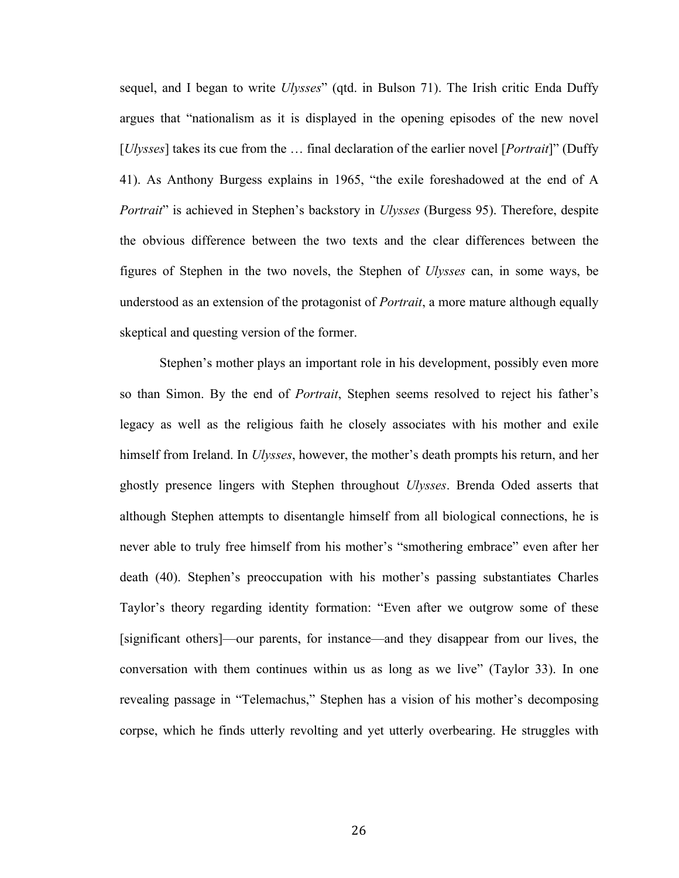sequel, and I began to write *Ulysses*" (qtd. in Bulson 71). The Irish critic Enda Duffy argues that "nationalism as it is displayed in the opening episodes of the new novel [*Ulysses*] takes its cue from the … final declaration of the earlier novel [*Portrait*]" (Duffy 41). As Anthony Burgess explains in 1965, "the exile foreshadowed at the end of A *Portrait*" is achieved in Stephen's backstory in *Ulysses* (Burgess 95). Therefore, despite the obvious difference between the two texts and the clear differences between the figures of Stephen in the two novels, the Stephen of *Ulysses* can, in some ways, be understood as an extension of the protagonist of *Portrait*, a more mature although equally skeptical and questing version of the former.

Stephen's mother plays an important role in his development, possibly even more so than Simon. By the end of *Portrait*, Stephen seems resolved to reject his father's legacy as well as the religious faith he closely associates with his mother and exile himself from Ireland. In *Ulysses*, however, the mother's death prompts his return, and her ghostly presence lingers with Stephen throughout *Ulysses*. Brenda Oded asserts that although Stephen attempts to disentangle himself from all biological connections, he is never able to truly free himself from his mother's "smothering embrace" even after her death (40). Stephen's preoccupation with his mother's passing substantiates Charles Taylor's theory regarding identity formation: "Even after we outgrow some of these [significant others]—our parents, for instance—and they disappear from our lives, the conversation with them continues within us as long as we live" (Taylor 33). In one revealing passage in "Telemachus," Stephen has a vision of his mother's decomposing corpse, which he finds utterly revolting and yet utterly overbearing. He struggles with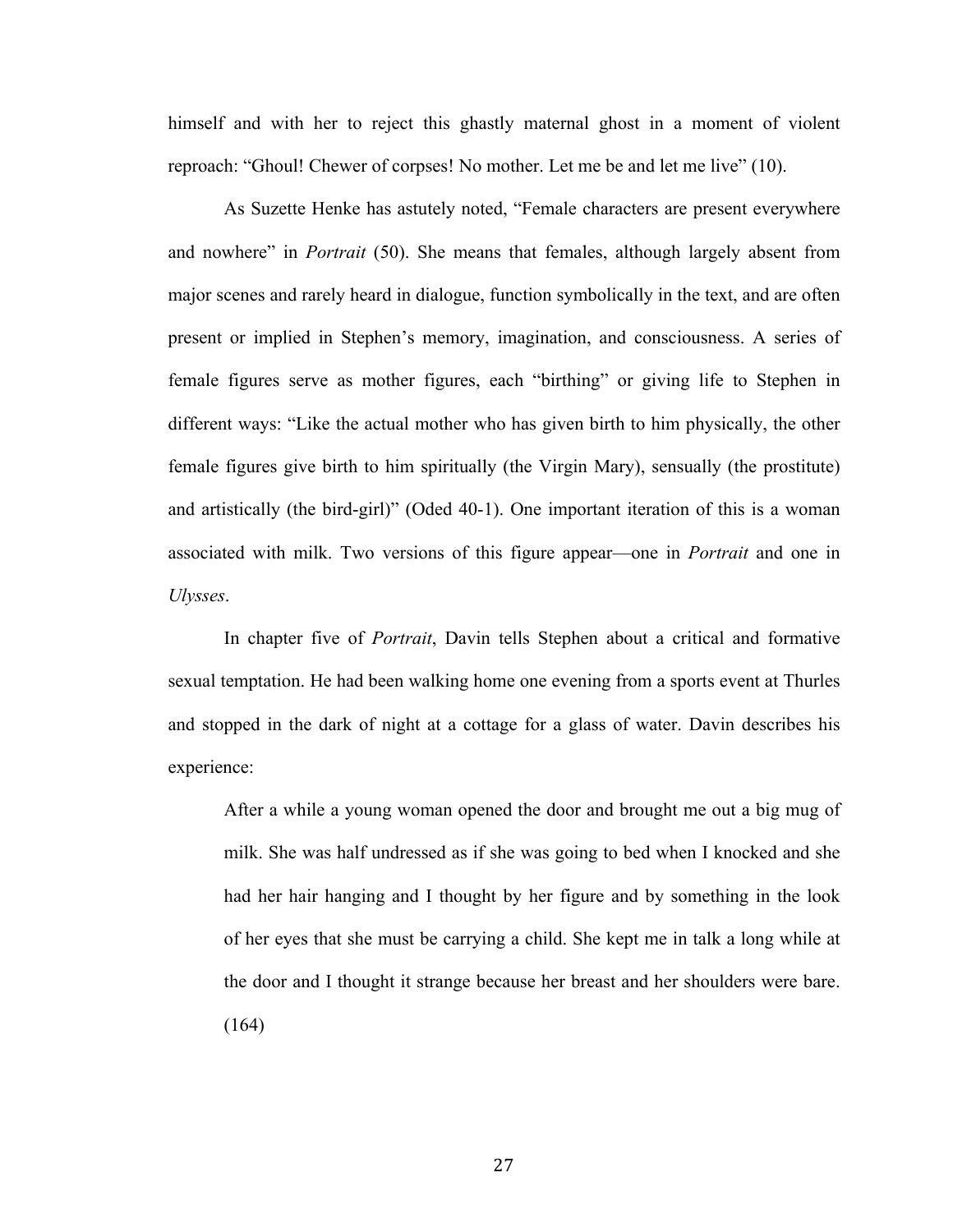himself and with her to reject this ghastly maternal ghost in a moment of violent reproach: “Ghoul! Chewer of corpses! No mother. Let me be and let me live” (10).

As Suzette Henke has astutely noted, “Female characters are present everywhere and nowhere” in *Portrait* (50). She means that females, although largely absent from major scenes and rarely heard in dialogue, function symbolically in the text, and are often present or implied in Stephen’s memory, imagination, and consciousness. A series of female figures serve as mother figures, each “birthing” or giving life to Stephen in different ways: “Like the actual mother who has given birth to him physically, the other female figures give birth to him spiritually (the Virgin Mary), sensually (the prostitute) and artistically (the bird-girl)” (Oded 40-1). One important iteration of this is a woman associated with milk. Two versions of this figure appear—one in *Portrait* and one in *Ulysses*.

In chapter five of *Portrait*, Davin tells Stephen about a critical and formative sexual temptation. He had been walking home one evening from a sports event at Thurles and stopped in the dark of night at a cottage for a glass of water. Davin describes his experience:

> After a while a young woman opened the door and brought me out a big mug of milk. She was half undressed as if she was going to bed when I knocked and she had her hair hanging and I thought by her figure and by something in the look of her eyes that she must be carrying a child. She kept me in talk a long while at the door and I thought it strange because her breast and her shoulders were bare. (164)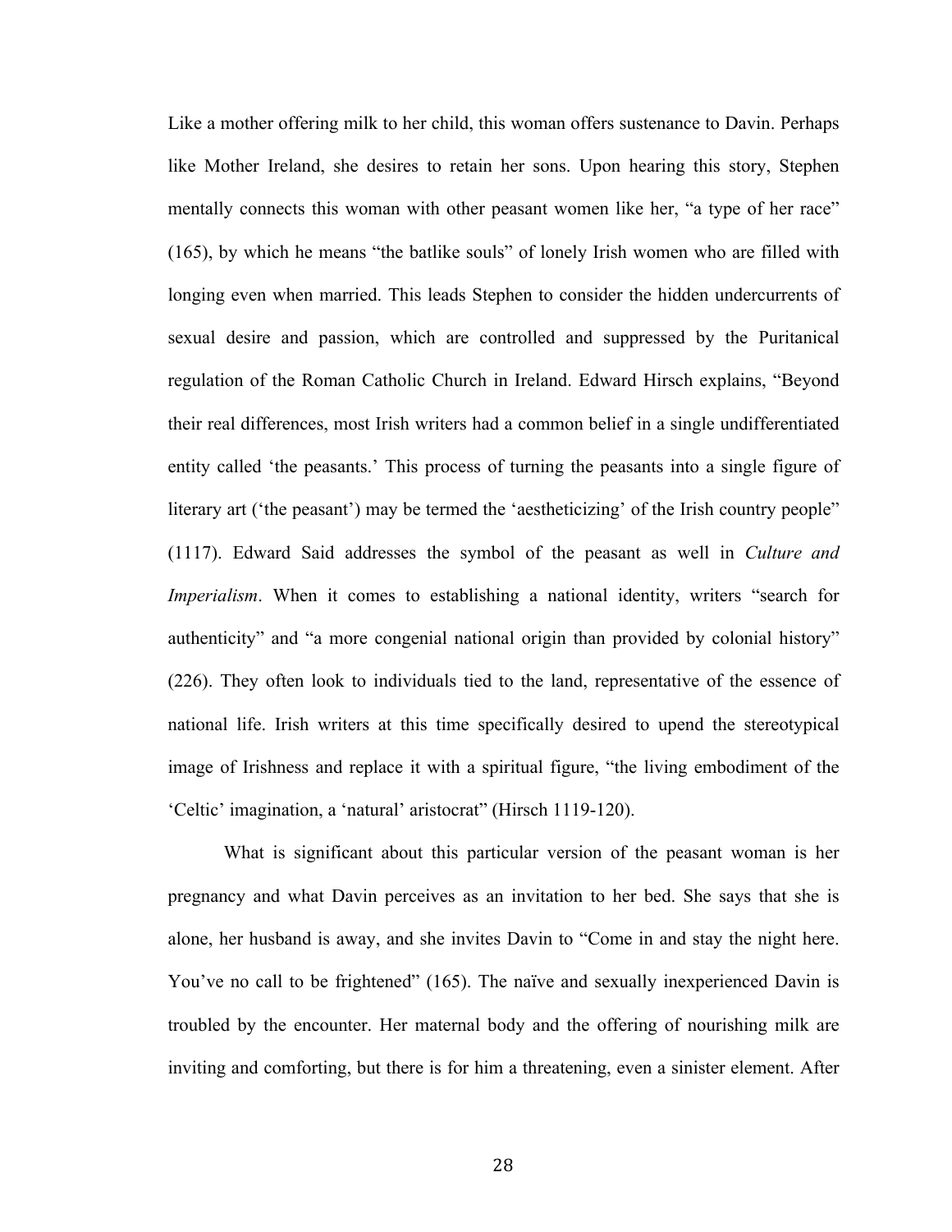Like a mother offering milk to her child, this woman offers sustenance to Davin. Perhaps like Mother Ireland, she desires to retain her sons. Upon hearing this story, Stephen mentally connects this woman with other peasant women like her, "a type of her race" (165), by which he means "the batlike souls" of lonely Irish women who are filled with longing even when married. This leads Stephen to consider the hidden undercurrents of sexual desire and passion, which are controlled and suppressed by the Puritanical regulation of the Roman Catholic Church in Ireland. Edward Hirsch explains, "Beyond their real differences, most Irish writers had a common belief in a single undifferentiated entity called 'the peasants.' This process of turning the peasants into a single figure of literary art ('the peasant') may be termed the 'aestheticizing' of the Irish country people" (1117). Edward Said addresses the symbol of the peasant as well in *Culture and Imperialism*. When it comes to establishing a national identity, writers "search for authenticity" and "a more congenial national origin than provided by colonial history" (226). They often look to individuals tied to the land, representative of the essence of national life. Irish writers at this time specifically desired to upend the stereotypical image of Irishness and replace it with a spiritual figure, "the living embodiment of the 'Celtic' imagination, a 'natural' aristocrat" (Hirsch 1119-120).

What is significant about this particular version of the peasant woman is her pregnancy and what Davin perceives as an invitation to her bed. She says that she is alone, her husband is away, and she invites Davin to "Come in and stay the night here. You've no call to be frightened" (165). The naïve and sexually inexperienced Davin is troubled by the encounter. Her maternal body and the offering of nourishing milk are inviting and comforting, but there is for him a threatening, even a sinister element. After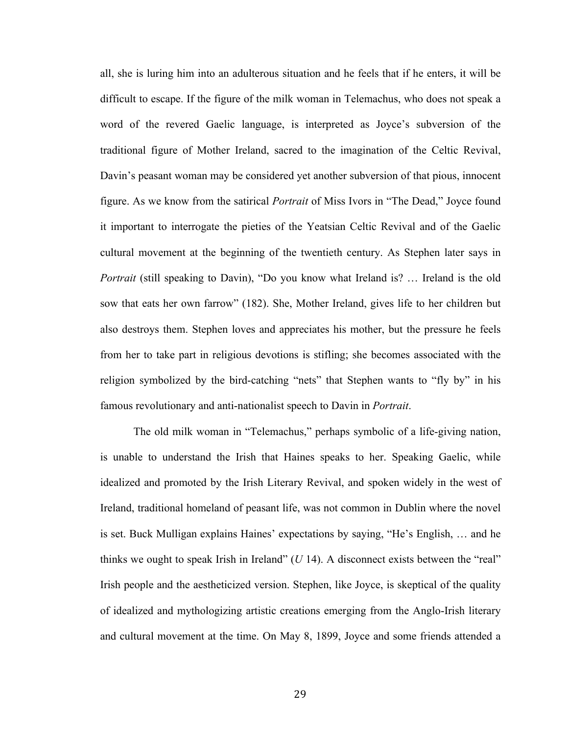all, she is luring him into an adulterous situation and he feels that if he enters, it will be difficult to escape. If the figure of the milk woman in Telemachus, who does not speak a word of the revered Gaelic language, is interpreted as Joyce's subversion of the traditional figure of Mother Ireland, sacred to the imagination of the Celtic Revival, Davin's peasant woman may be considered yet another subversion of that pious, innocent figure. As we know from the satirical *Portrait* of Miss Ivors in "The Dead," Joyce found it important to interrogate the pieties of the Yeatsian Celtic Revival and of the Gaelic cultural movement at the beginning of the twentieth century. As Stephen later says in *Portrait* (still speaking to Davin), "Do you know what Ireland is? … Ireland is the old sow that eats her own farrow" (182). She, Mother Ireland, gives life to her children but also destroys them. Stephen loves and appreciates his mother, but the pressure he feels from her to take part in religious devotions is stifling; she becomes associated with the religion symbolized by the bird-catching "nets" that Stephen wants to "fly by" in his famous revolutionary and anti-nationalist speech to Davin in *Portrait*.

The old milk woman in "Telemachus," perhaps symbolic of a life-giving nation, is unable to understand the Irish that Haines speaks to her. Speaking Gaelic, while idealized and promoted by the Irish Literary Revival, and spoken widely in the west of Ireland, traditional homeland of peasant life, was not common in Dublin where the novel is set. Buck Mulligan explains Haines' expectations by saying, "He's English, … and he thinks we ought to speak Irish in Ireland" (*U* 14). A disconnect exists between the "real" Irish people and the aestheticized version. Stephen, like Joyce, is skeptical of the quality of idealized and mythologizing artistic creations emerging from the Anglo-Irish literary and cultural movement at the time. On May 8, 1899, Joyce and some friends attended a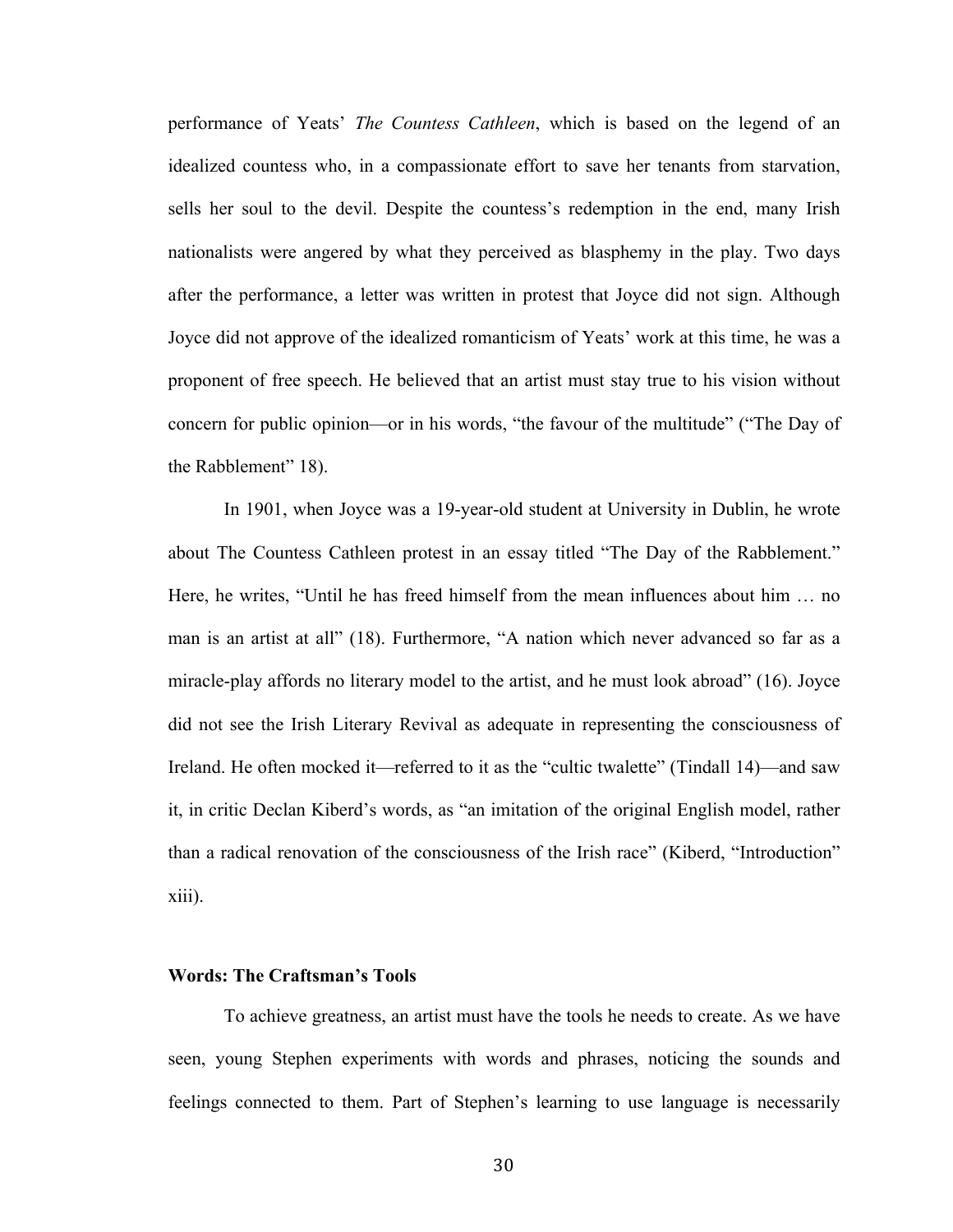performance of Yeats' *The Countess Cathleen*, which is based on the legend of an idealized countess who, in a compassionate effort to save her tenants from starvation, sells her soul to the devil. Despite the countess's redemption in the end, many Irish nationalists were angered by what they perceived as blasphemy in the play. Two days after the performance, a letter was written in protest that Joyce did not sign. Although Joyce did not approve of the idealized romanticism of Yeats' work at this time, he was a proponent of free speech. He believed that an artist must stay true to his vision without concern for public opinion—or in his words, "the favour of the multitude" ("The Day of the Rabblement" 18).

In 1901, when Joyce was a 19-year-old student at University in Dublin, he wrote about The Countess Cathleen protest in an essay titled "The Day of the Rabblement." Here, he writes, "Until he has freed himself from the mean influences about him … no man is an artist at all" (18). Furthermore, "A nation which never advanced so far as a miracle-play affords no literary model to the artist, and he must look abroad" (16). Joyce did not see the Irish Literary Revival as adequate in representing the consciousness of Ireland. He often mocked it—referred to it as the "cultic twalette" (Tindall 14)—and saw it, in critic Declan Kiberd's words, as "an imitation of the original English model, rather than a radical renovation of the consciousness of the Irish race" (Kiberd, "Introduction" xiii).

### Words: The Craftsman's Tools

To achieve greatness, an artist must have the tools he needs to create. As we have seen, young Stephen experiments with words and phrases, noticing the sounds and feelings connected to them. Part of Stephen's learning to use language is necessarily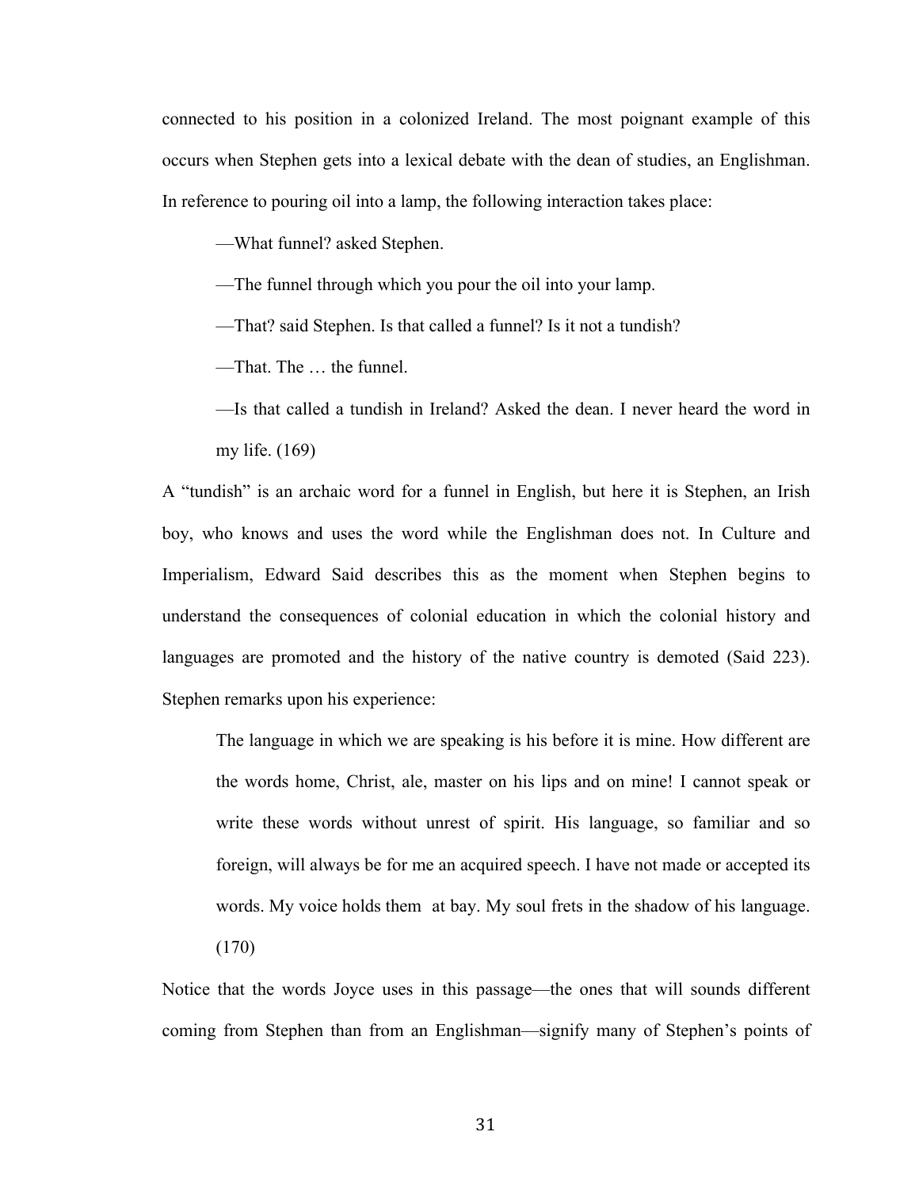connected to his position in a colonized Ireland. The most poignant example of this occurs when Stephen gets into a lexical debate with the dean of studies, an Englishman. In reference to pouring oil into a lamp, the following interaction takes place:

> —What funnel? asked Stephen.
>
> —The funnel through which you pour the oil into your lamp.
>
> —That? said Stephen. Is that called a funnel? Is it not a tundish?
>
> —That. The … the funnel.
>
> —Is that called a tundish in Ireland? Asked the dean. I never heard the word in my life. (169)

A "tundish" is an archaic word for a funnel in English, but here it is Stephen, an Irish boy, who knows and uses the word while the Englishman does not. In Culture and Imperialism, Edward Said describes this as the moment when Stephen begins to understand the consequences of colonial education in which the colonial history and languages are promoted and the history of the native country is demoted (Said 223). Stephen remarks upon his experience:

> The language in which we are speaking is his before it is mine. How different are the words home, Christ, ale, master on his lips and on mine! I cannot speak or write these words without unrest of spirit. His language, so familiar and so foreign, will always be for me an acquired speech. I have not made or accepted its words. My voice holds them at bay. My soul frets in the shadow of his language. (170)

Notice that the words Joyce uses in this passage—the ones that will sounds different coming from Stephen than from an Englishman—signify many of Stephen's points of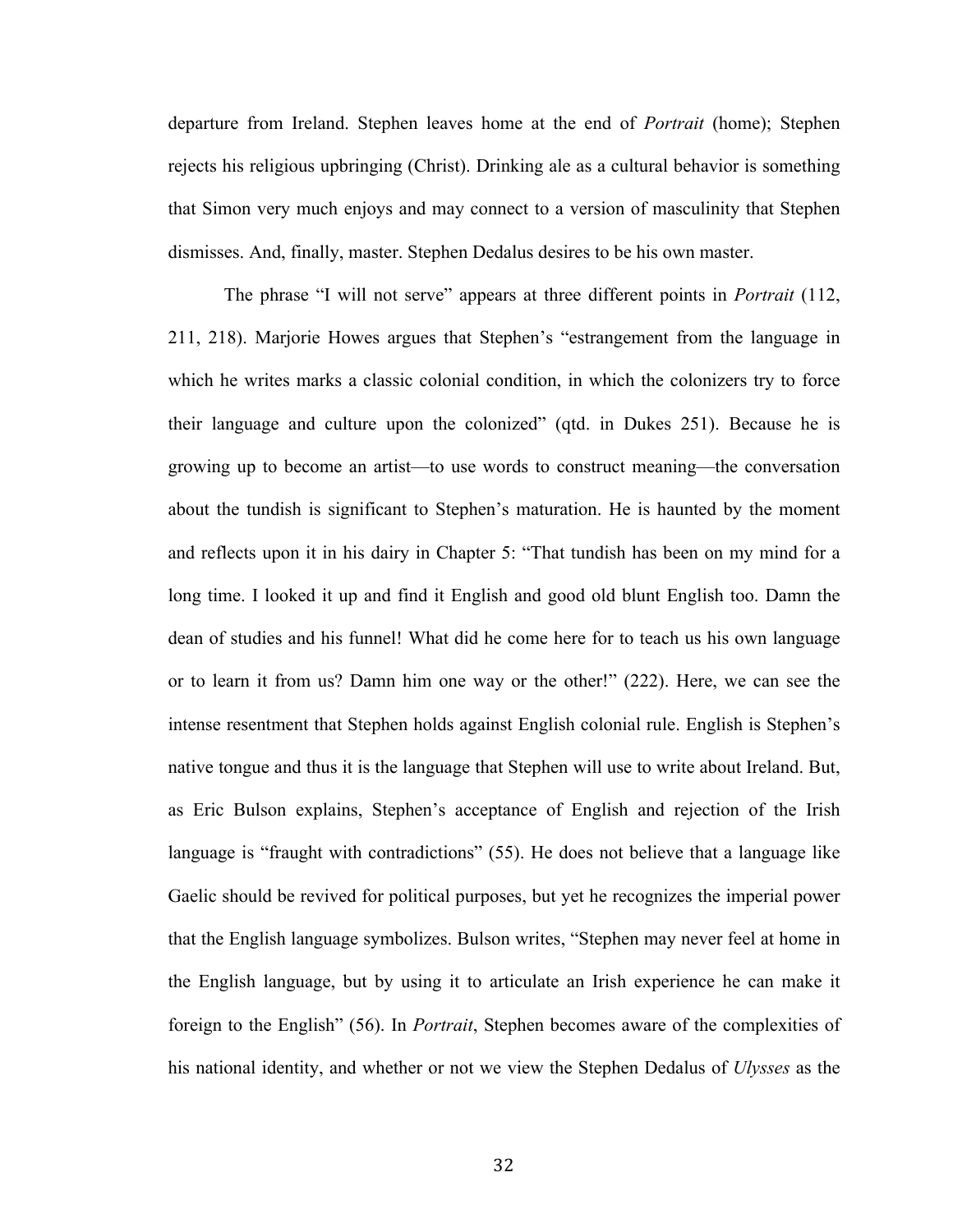departure from Ireland. Stephen leaves home at the end of *Portrait* (home); Stephen rejects his religious upbringing (Christ). Drinking ale as a cultural behavior is something that Simon very much enjoys and may connect to a version of masculinity that Stephen dismisses. And, finally, master. Stephen Dedalus desires to be his own master.

The phrase "I will not serve" appears at three different points in *Portrait* (112, 211, 218). Marjorie Howes argues that Stephen's "estrangement from the language in which he writes marks a classic colonial condition, in which the colonizers try to force their language and culture upon the colonized" (qtd. in Dukes 251). Because he is growing up to become an artist—to use words to construct meaning—the conversation about the tundish is significant to Stephen's maturation. He is haunted by the moment and reflects upon it in his dairy in Chapter 5: "That tundish has been on my mind for a long time. I looked it up and find it English and good old blunt English too. Damn the dean of studies and his funnel! What did he come here for to teach us his own language or to learn it from us? Damn him one way or the other!" (222). Here, we can see the intense resentment that Stephen holds against English colonial rule. English is Stephen's native tongue and thus it is the language that Stephen will use to write about Ireland. But, as Eric Bulson explains, Stephen's acceptance of English and rejection of the Irish language is "fraught with contradictions" (55). He does not believe that a language like Gaelic should be revived for political purposes, but yet he recognizes the imperial power that the English language symbolizes. Bulson writes, "Stephen may never feel at home in the English language, but by using it to articulate an Irish experience he can make it foreign to the English" (56). In *Portrait*, Stephen becomes aware of the complexities of his national identity, and whether or not we view the Stephen Dedalus of *Ulysses* as the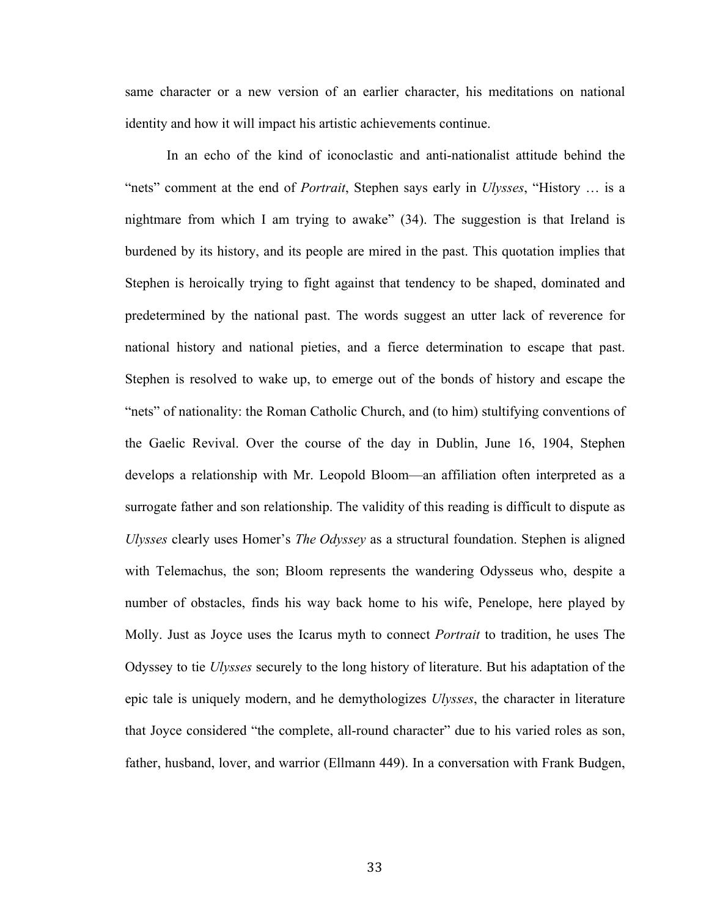same character or a new version of an earlier character, his meditations on national identity and how it will impact his artistic achievements continue.

In an echo of the kind of iconoclastic and anti-nationalist attitude behind the "nets" comment at the end of *Portrait*, Stephen says early in *Ulysses*, "History … is a nightmare from which I am trying to awake" (34). The suggestion is that Ireland is burdened by its history, and its people are mired in the past. This quotation implies that Stephen is heroically trying to fight against that tendency to be shaped, dominated and predetermined by the national past. The words suggest an utter lack of reverence for national history and national pieties, and a fierce determination to escape that past. Stephen is resolved to wake up, to emerge out of the bonds of history and escape the "nets" of nationality: the Roman Catholic Church, and (to him) stultifying conventions of the Gaelic Revival. Over the course of the day in Dublin, June 16, 1904, Stephen develops a relationship with Mr. Leopold Bloom—an affiliation often interpreted as a surrogate father and son relationship. The validity of this reading is difficult to dispute as *Ulysses* clearly uses Homer's *The Odyssey* as a structural foundation. Stephen is aligned with Telemachus, the son; Bloom represents the wandering Odysseus who, despite a number of obstacles, finds his way back home to his wife, Penelope, here played by Molly. Just as Joyce uses the Icarus myth to connect *Portrait* to tradition, he uses The Odyssey to tie *Ulysses* securely to the long history of literature. But his adaptation of the epic tale is uniquely modern, and he demythologizes *Ulysses*, the character in literature that Joyce considered "the complete, all-round character" due to his varied roles as son, father, husband, lover, and warrior (Ellmann 449). In a conversation with Frank Budgen,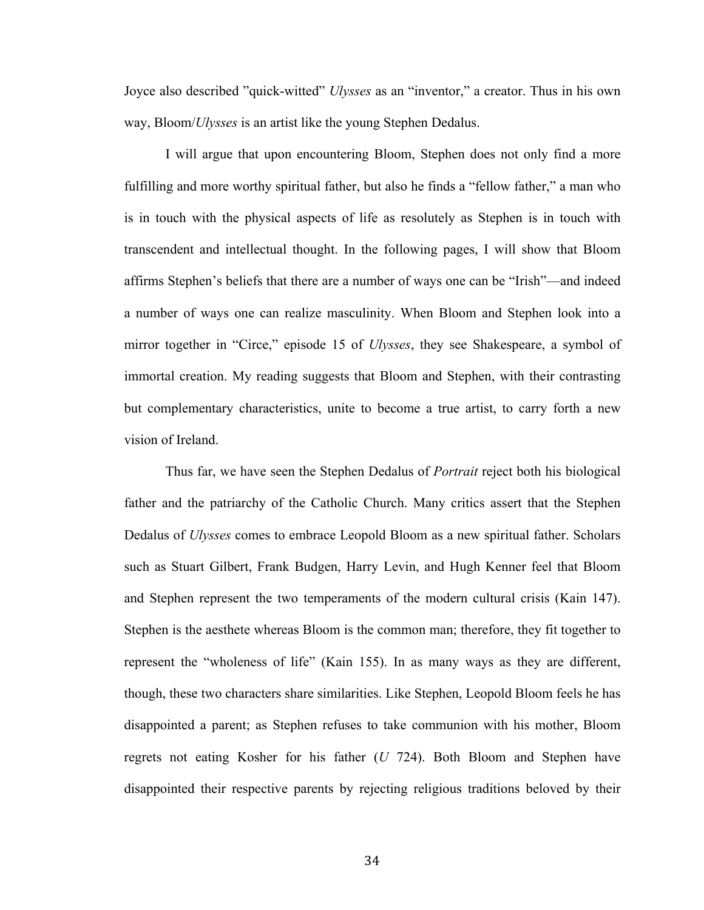Joyce also described ”quick-witted” *Ulysses* as an “inventor,” a creator. Thus in his own way, Bloom/*Ulysses* is an artist like the young Stephen Dedalus.

I will argue that upon encountering Bloom, Stephen does not only find a more fulfilling and more worthy spiritual father, but also he finds a “fellow father,” a man who is in touch with the physical aspects of life as resolutely as Stephen is in touch with transcendent and intellectual thought. In the following pages, I will show that Bloom affirms Stephen’s beliefs that there are a number of ways one can be “Irish”—and indeed a number of ways one can realize masculinity. When Bloom and Stephen look into a mirror together in “Circe,” episode 15 of *Ulysses*, they see Shakespeare, a symbol of immortal creation. My reading suggests that Bloom and Stephen, with their contrasting but complementary characteristics, unite to become a true artist, to carry forth a new vision of Ireland.

Thus far, we have seen the Stephen Dedalus of *Portrait* reject both his biological father and the patriarchy of the Catholic Church. Many critics assert that the Stephen Dedalus of *Ulysses* comes to embrace Leopold Bloom as a new spiritual father. Scholars such as Stuart Gilbert, Frank Budgen, Harry Levin, and Hugh Kenner feel that Bloom and Stephen represent the two temperaments of the modern cultural crisis (Kain 147). Stephen is the aesthete whereas Bloom is the common man; therefore, they fit together to represent the “wholeness of life” (Kain 155). In as many ways as they are different, though, these two characters share similarities. Like Stephen, Leopold Bloom feels he has disappointed a parent; as Stephen refuses to take communion with his mother, Bloom regrets not eating Kosher for his father (*U* 724). Both Bloom and Stephen have disappointed their respective parents by rejecting religious traditions beloved by their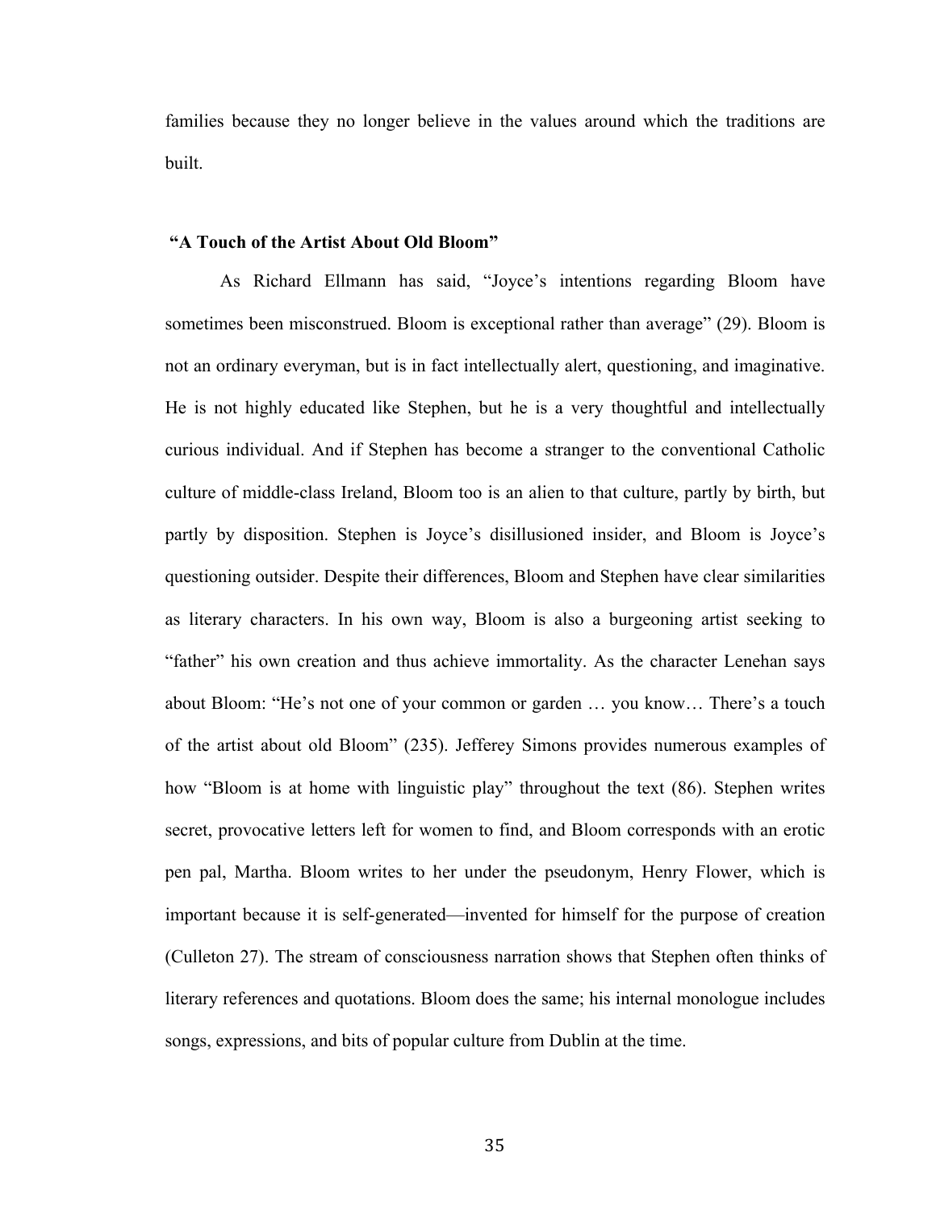families because they no longer believe in the values around which the traditions are built.

### **"A Touch of the Artist About Old Bloom"**

As Richard Ellmann has said, "Joyce's intentions regarding Bloom have sometimes been misconstrued. Bloom is exceptional rather than average" (29). Bloom is not an ordinary everyman, but is in fact intellectually alert, questioning, and imaginative. He is not highly educated like Stephen, but he is a very thoughtful and intellectually curious individual. And if Stephen has become a stranger to the conventional Catholic culture of middle-class Ireland, Bloom too is an alien to that culture, partly by birth, but partly by disposition. Stephen is Joyce's disillusioned insider, and Bloom is Joyce's questioning outsider. Despite their differences, Bloom and Stephen have clear similarities as literary characters. In his own way, Bloom is also a burgeoning artist seeking to "father" his own creation and thus achieve immortality. As the character Lenehan says about Bloom: "He's not one of your common or garden … you know… There's a touch of the artist about old Bloom" (235). Jefferey Simons provides numerous examples of how "Bloom is at home with linguistic play" throughout the text (86). Stephen writes secret, provocative letters left for women to find, and Bloom corresponds with an erotic pen pal, Martha. Bloom writes to her under the pseudonym, Henry Flower, which is important because it is self-generated—invented for himself for the purpose of creation (Culleton 27). The stream of consciousness narration shows that Stephen often thinks of literary references and quotations. Bloom does the same; his internal monologue includes songs, expressions, and bits of popular culture from Dublin at the time.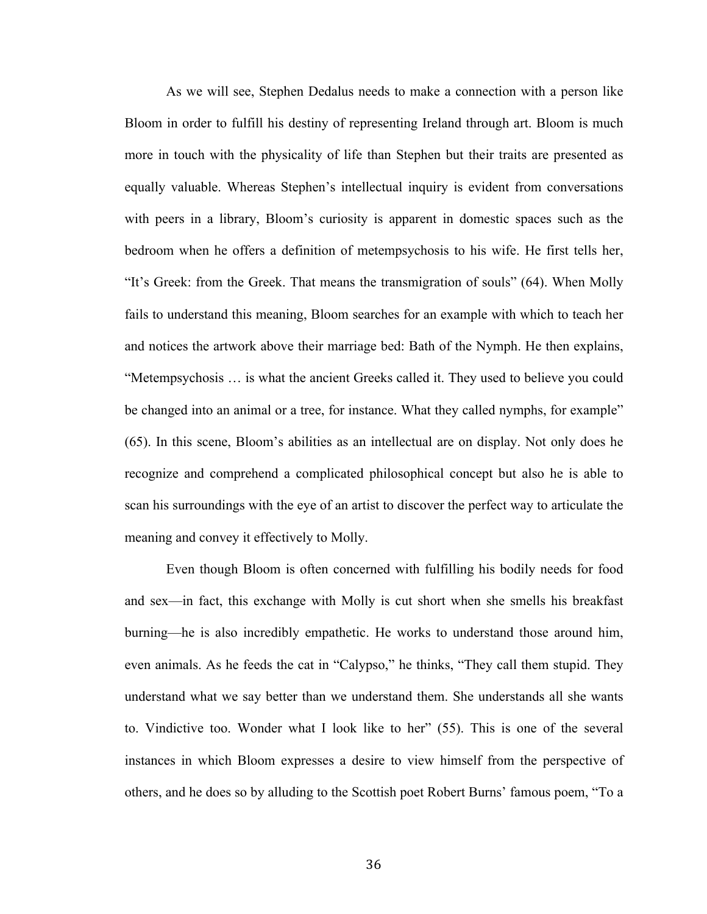As we will see, Stephen Dedalus needs to make a connection with a person like Bloom in order to fulfill his destiny of representing Ireland through art. Bloom is much more in touch with the physicality of life than Stephen but their traits are presented as equally valuable. Whereas Stephen's intellectual inquiry is evident from conversations with peers in a library, Bloom's curiosity is apparent in domestic spaces such as the bedroom when he offers a definition of metempsychosis to his wife. He first tells her, "It's Greek: from the Greek. That means the transmigration of souls" (64). When Molly fails to understand this meaning, Bloom searches for an example with which to teach her and notices the artwork above their marriage bed: Bath of the Nymph. He then explains, "Metempsychosis … is what the ancient Greeks called it. They used to believe you could be changed into an animal or a tree, for instance. What they called nymphs, for example" (65). In this scene, Bloom's abilities as an intellectual are on display. Not only does he recognize and comprehend a complicated philosophical concept but also he is able to scan his surroundings with the eye of an artist to discover the perfect way to articulate the meaning and convey it effectively to Molly.

Even though Bloom is often concerned with fulfilling his bodily needs for food and sex—in fact, this exchange with Molly is cut short when she smells his breakfast burning—he is also incredibly empathetic. He works to understand those around him, even animals. As he feeds the cat in "Calypso," he thinks, "They call them stupid. They understand what we say better than we understand them. She understands all she wants to. Vindictive too. Wonder what I look like to her" (55). This is one of the several instances in which Bloom expresses a desire to view himself from the perspective of others, and he does so by alluding to the Scottish poet Robert Burns' famous poem, "To a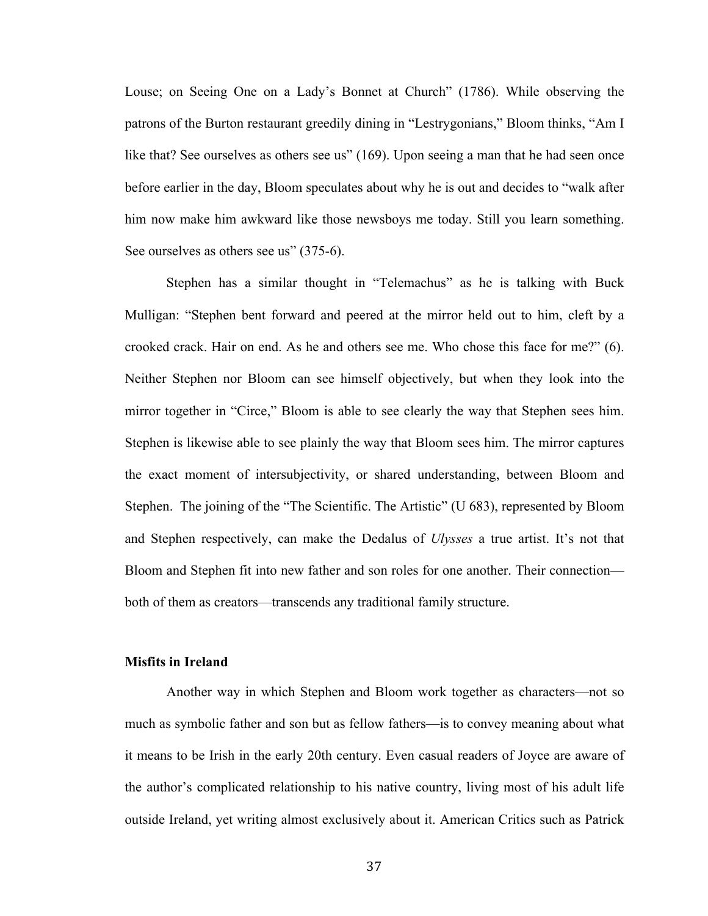Louse; on Seeing One on a Lady's Bonnet at Church" (1786). While observing the patrons of the Burton restaurant greedily dining in "Lestrygonians," Bloom thinks, "Am I like that? See ourselves as others see us" (169). Upon seeing a man that he had seen once before earlier in the day, Bloom speculates about why he is out and decides to "walk after him now make him awkward like those newsboys me today. Still you learn something. See ourselves as others see us" (375-6).

Stephen has a similar thought in "Telemachus" as he is talking with Buck Mulligan: "Stephen bent forward and peered at the mirror held out to him, cleft by a crooked crack. Hair on end. As he and others see me. Who chose this face for me?" (6). Neither Stephen nor Bloom can see himself objectively, but when they look into the mirror together in "Circe," Bloom is able to see clearly the way that Stephen sees him. Stephen is likewise able to see plainly the way that Bloom sees him. The mirror captures the exact moment of intersubjectivity, or shared understanding, between Bloom and Stephen. The joining of the "The Scientific. The Artistic" (U 683), represented by Bloom and Stephen respectively, can make the Dedalus of *Ulysses* a true artist. It's not that Bloom and Stephen fit into new father and son roles for one another. Their connection—both of them as creators—transcends any traditional family structure.

### Misfits in Ireland

Another way in which Stephen and Bloom work together as characters—not so much as symbolic father and son but as fellow fathers—is to convey meaning about what it means to be Irish in the early 20th century. Even casual readers of Joyce are aware of the author's complicated relationship to his native country, living most of his adult life outside Ireland, yet writing almost exclusively about it. American Critics such as Patrick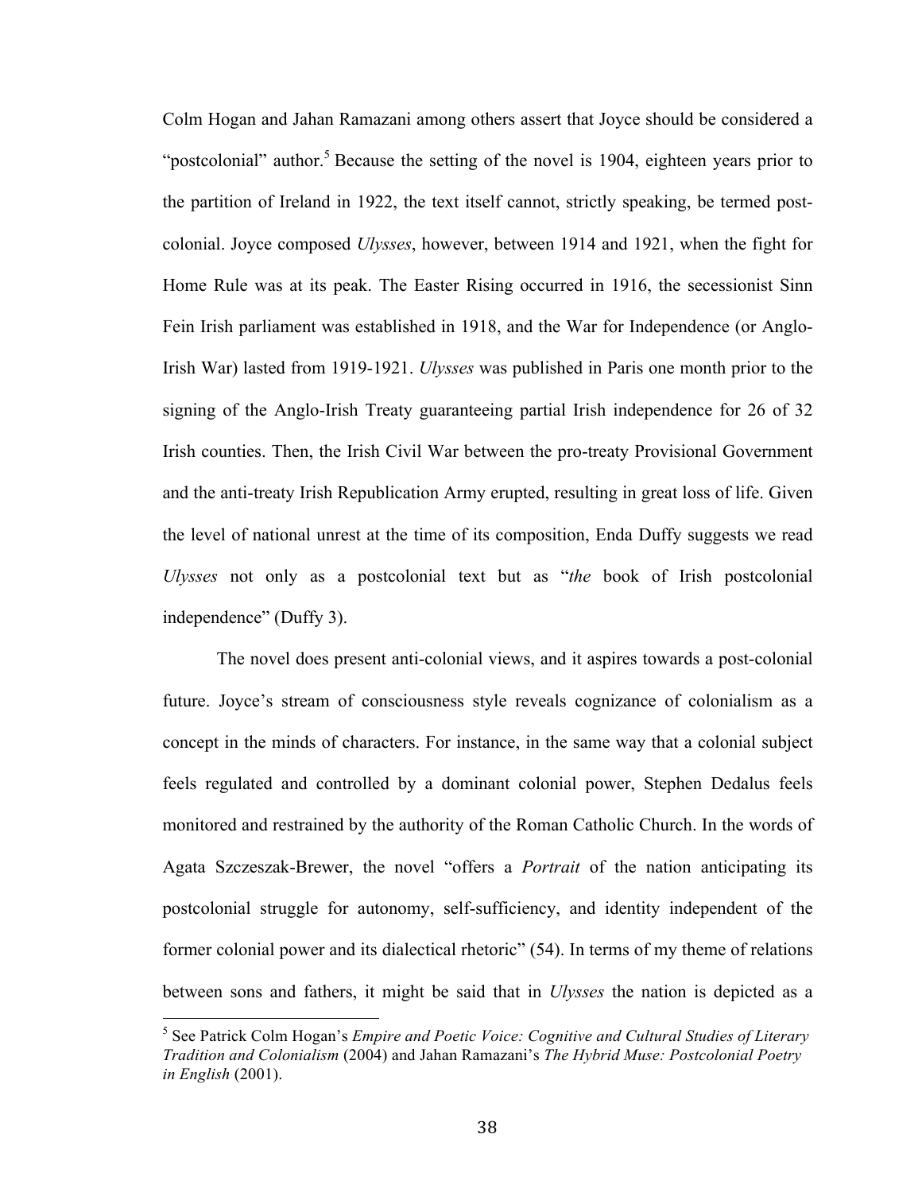Colm Hogan and Jahan Ramazani among others assert that Joyce should be considered a "postcolonial" author.[5] Because the setting of the novel is 1904, eighteen years prior to the partition of Ireland in 1922, the text itself cannot, strictly speaking, be termed post-colonial. Joyce composed *Ulysses*, however, between 1914 and 1921, when the fight for Home Rule was at its peak. The Easter Rising occurred in 1916, the secessionist Sinn Fein Irish parliament was established in 1918, and the War for Independence (or Anglo-Irish War) lasted from 1919-1921. *Ulysses* was published in Paris one month prior to the signing of the Anglo-Irish Treaty guaranteeing partial Irish independence for 26 of 32 Irish counties. Then, the Irish Civil War between the pro-treaty Provisional Government and the anti-treaty Irish Republication Army erupted, resulting in great loss of life. Given the level of national unrest at the time of its composition, Enda Duffy suggests we read *Ulysses* not only as a postcolonial text but as "*the* book of Irish postcolonial independence" (Duffy 3).

The novel does present anti-colonial views, and it aspires towards a post-colonial future. Joyce's stream of consciousness style reveals cognizance of colonialism as a concept in the minds of characters. For instance, in the same way that a colonial subject feels regulated and controlled by a dominant colonial power, Stephen Dedalus feels monitored and restrained by the authority of the Roman Catholic Church. In the words of Agata Szczeszak-Brewer, the novel "offers a *Portrait* of the nation anticipating its postcolonial struggle for autonomy, self-sufficiency, and identity independent of the former colonial power and its dialectical rhetoric" (54). In terms of my theme of relations between sons and fathers, it might be said that in *Ulysses* the nation is depicted as a

---

[5] See Patrick Colm Hogan's *Empire and Poetic Voice: Cognitive and Cultural Studies of Literary Tradition and Colonialism* (2004) and Jahan Ramazani's *The Hybrid Muse: Postcolonial Poetry in English* (2001).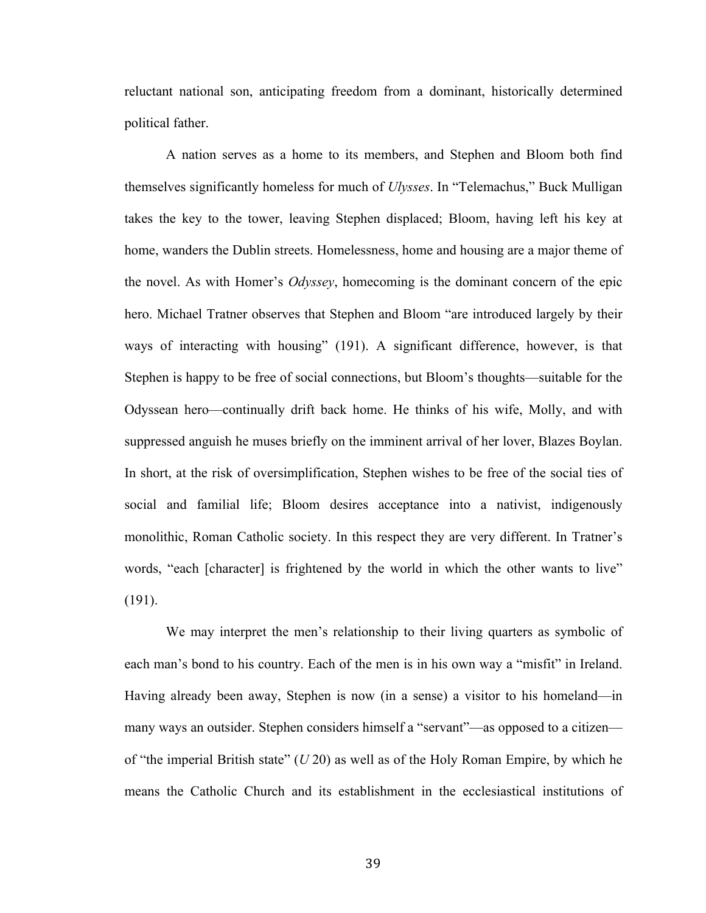reluctant national son, anticipating freedom from a dominant, historically determined political father.

A nation serves as a home to its members, and Stephen and Bloom both find themselves significantly homeless for much of *Ulysses*. In "Telemachus," Buck Mulligan takes the key to the tower, leaving Stephen displaced; Bloom, having left his key at home, wanders the Dublin streets. Homelessness, home and housing are a major theme of the novel. As with Homer's *Odyssey*, homecoming is the dominant concern of the epic hero. Michael Tratner observes that Stephen and Bloom "are introduced largely by their ways of interacting with housing" (191). A significant difference, however, is that Stephen is happy to be free of social connections, but Bloom's thoughts—suitable for the Odyssean hero—continually drift back home. He thinks of his wife, Molly, and with suppressed anguish he muses briefly on the imminent arrival of her lover, Blazes Boylan. In short, at the risk of oversimplification, Stephen wishes to be free of the social ties of social and familial life; Bloom desires acceptance into a nativist, indigenously monolithic, Roman Catholic society. In this respect they are very different. In Tratner's words, "each [character] is frightened by the world in which the other wants to live" (191).

We may interpret the men's relationship to their living quarters as symbolic of each man's bond to his country. Each of the men is in his own way a "misfit" in Ireland. Having already been away, Stephen is now (in a sense) a visitor to his homeland—in many ways an outsider. Stephen considers himself a "servant"—as opposed to a citizen—of "the imperial British state" (*U* 20) as well as of the Holy Roman Empire, by which he means the Catholic Church and its establishment in the ecclesiastical institutions of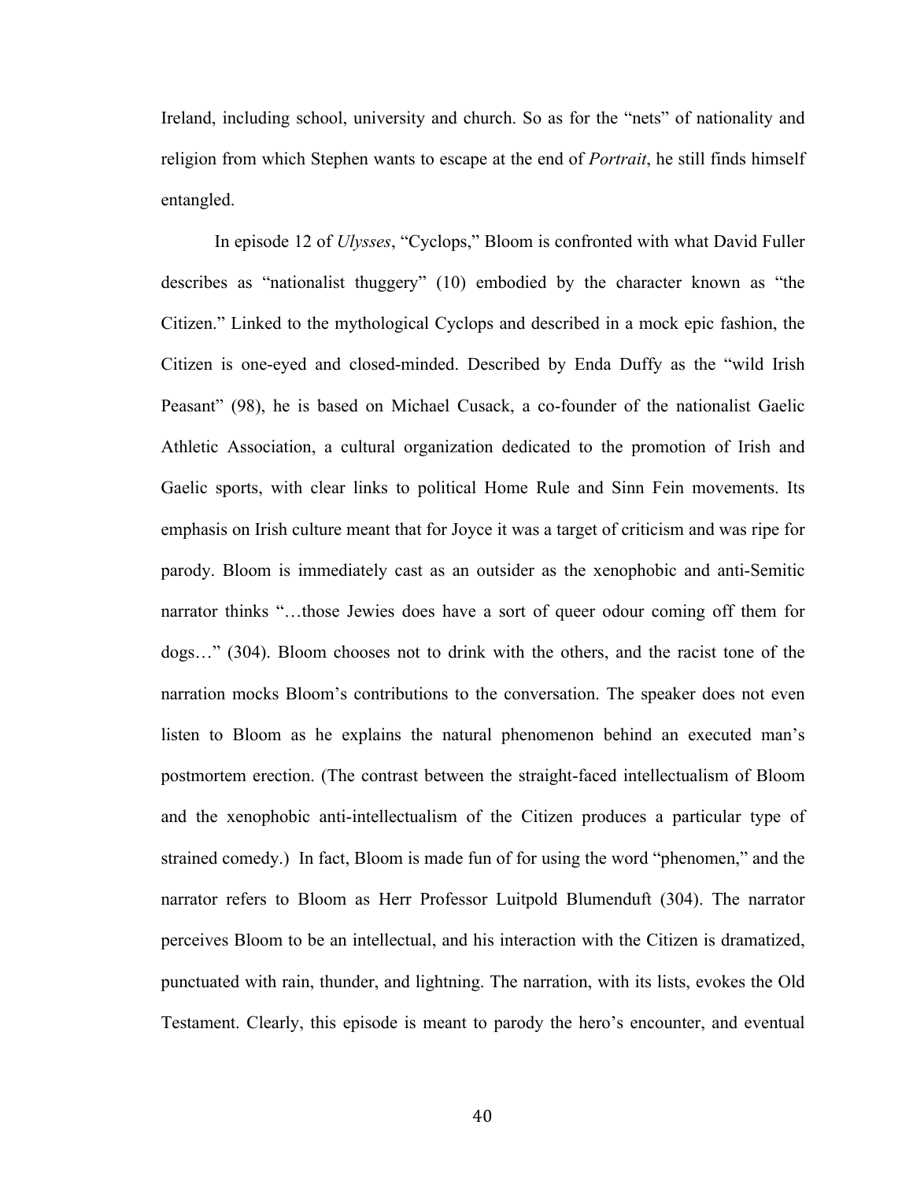Ireland, including school, university and church. So as for the "nets" of nationality and religion from which Stephen wants to escape at the end of *Portrait*, he still finds himself entangled.

In episode 12 of *Ulysses*, "Cyclops," Bloom is confronted with what David Fuller describes as "nationalist thuggery" (10) embodied by the character known as "the Citizen." Linked to the mythological Cyclops and described in a mock epic fashion, the Citizen is one-eyed and closed-minded. Described by Enda Duffy as the "wild Irish Peasant" (98), he is based on Michael Cusack, a co-founder of the nationalist Gaelic Athletic Association, a cultural organization dedicated to the promotion of Irish and Gaelic sports, with clear links to political Home Rule and Sinn Fein movements. Its emphasis on Irish culture meant that for Joyce it was a target of criticism and was ripe for parody. Bloom is immediately cast as an outsider as the xenophobic and anti-Semitic narrator thinks "…those Jewies does have a sort of queer odour coming off them for dogs…" (304). Bloom chooses not to drink with the others, and the racist tone of the narration mocks Bloom's contributions to the conversation. The speaker does not even listen to Bloom as he explains the natural phenomenon behind an executed man's postmortem erection. (The contrast between the straight-faced intellectualism of Bloom and the xenophobic anti-intellectualism of the Citizen produces a particular type of strained comedy.) In fact, Bloom is made fun of for using the word "phenomen," and the narrator refers to Bloom as Herr Professor Luitpold Blumenduft (304). The narrator perceives Bloom to be an intellectual, and his interaction with the Citizen is dramatized, punctuated with rain, thunder, and lightning. The narration, with its lists, evokes the Old Testament. Clearly, this episode is meant to parody the hero's encounter, and eventual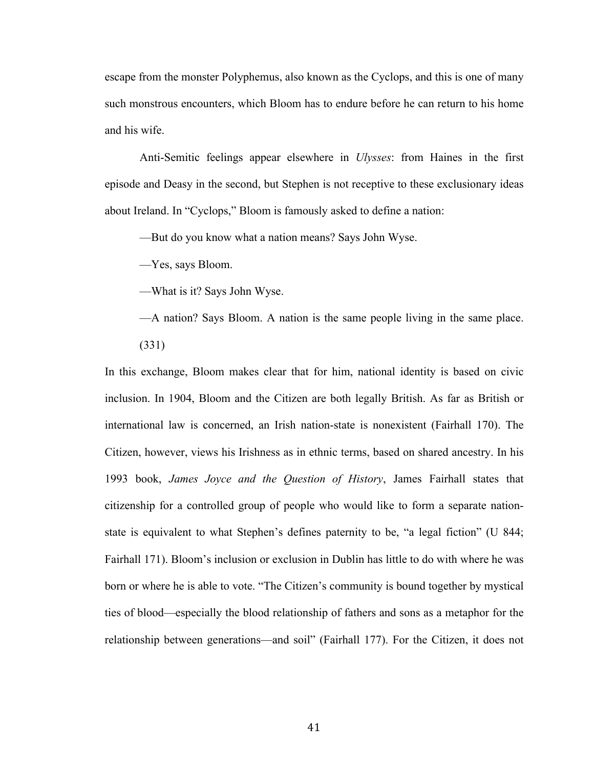escape from the monster Polyphemus, also known as the Cyclops, and this is one of many such monstrous encounters, which Bloom has to endure before he can return to his home and his wife.

Anti-Semitic feelings appear elsewhere in *Ulysses*: from Haines in the first episode and Deasy in the second, but Stephen is not receptive to these exclusionary ideas about Ireland. In "Cyclops," Bloom is famously asked to define a nation:

> —But do you know what a nation means? Says John Wyse.
>
> —Yes, says Bloom.
>
> —What is it? Says John Wyse.
>
> —A nation? Says Bloom. A nation is the same people living in the same place. (331)

In this exchange, Bloom makes clear that for him, national identity is based on civic inclusion. In 1904, Bloom and the Citizen are both legally British. As far as British or international law is concerned, an Irish nation-state is nonexistent (Fairhall 170). The Citizen, however, views his Irishness as in ethnic terms, based on shared ancestry. In his 1993 book, *James Joyce and the Question of History*, James Fairhall states that citizenship for a controlled group of people who would like to form a separate nation-state is equivalent to what Stephen's defines paternity to be, "a legal fiction" (U 844; Fairhall 171). Bloom's inclusion or exclusion in Dublin has little to do with where he was born or where he is able to vote. "The Citizen's community is bound together by mystical ties of blood—especially the blood relationship of fathers and sons as a metaphor for the relationship between generations—and soil" (Fairhall 177). For the Citizen, it does not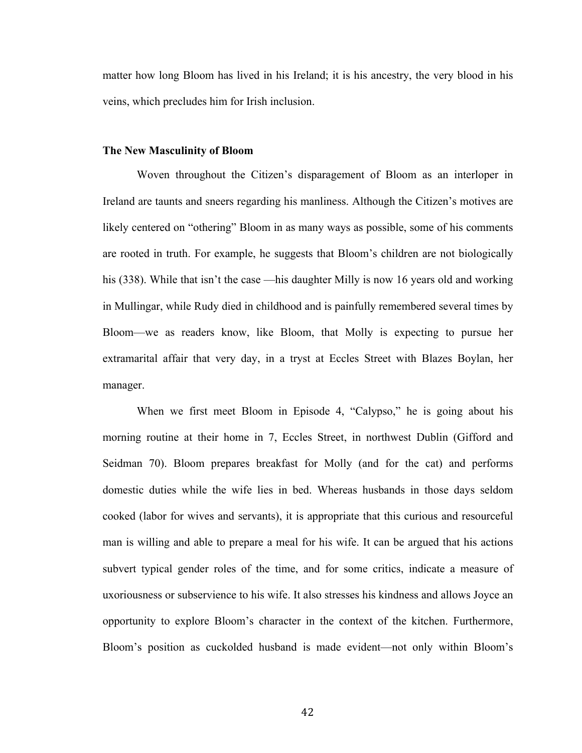matter how long Bloom has lived in his Ireland; it is his ancestry, the very blood in his veins, which precludes him for Irish inclusion.

### The New Masculinity of Bloom

Woven throughout the Citizen's disparagement of Bloom as an interloper in Ireland are taunts and sneers regarding his manliness. Although the Citizen's motives are likely centered on "othering" Bloom in as many ways as possible, some of his comments are rooted in truth. For example, he suggests that Bloom's children are not biologically his (338). While that isn't the case —his daughter Milly is now 16 years old and working in Mullingar, while Rudy died in childhood and is painfully remembered several times by Bloom—we as readers know, like Bloom, that Molly is expecting to pursue her extramarital affair that very day, in a tryst at Eccles Street with Blazes Boylan, her manager.

When we first meet Bloom in Episode 4, "Calypso," he is going about his morning routine at their home in 7, Eccles Street, in northwest Dublin (Gifford and Seidman 70). Bloom prepares breakfast for Molly (and for the cat) and performs domestic duties while the wife lies in bed. Whereas husbands in those days seldom cooked (labor for wives and servants), it is appropriate that this curious and resourceful man is willing and able to prepare a meal for his wife. It can be argued that his actions subvert typical gender roles of the time, and for some critics, indicate a measure of uxoriousness or subservience to his wife. It also stresses his kindness and allows Joyce an opportunity to explore Bloom's character in the context of the kitchen. Furthermore, Bloom's position as cuckolded husband is made evident—not only within Bloom's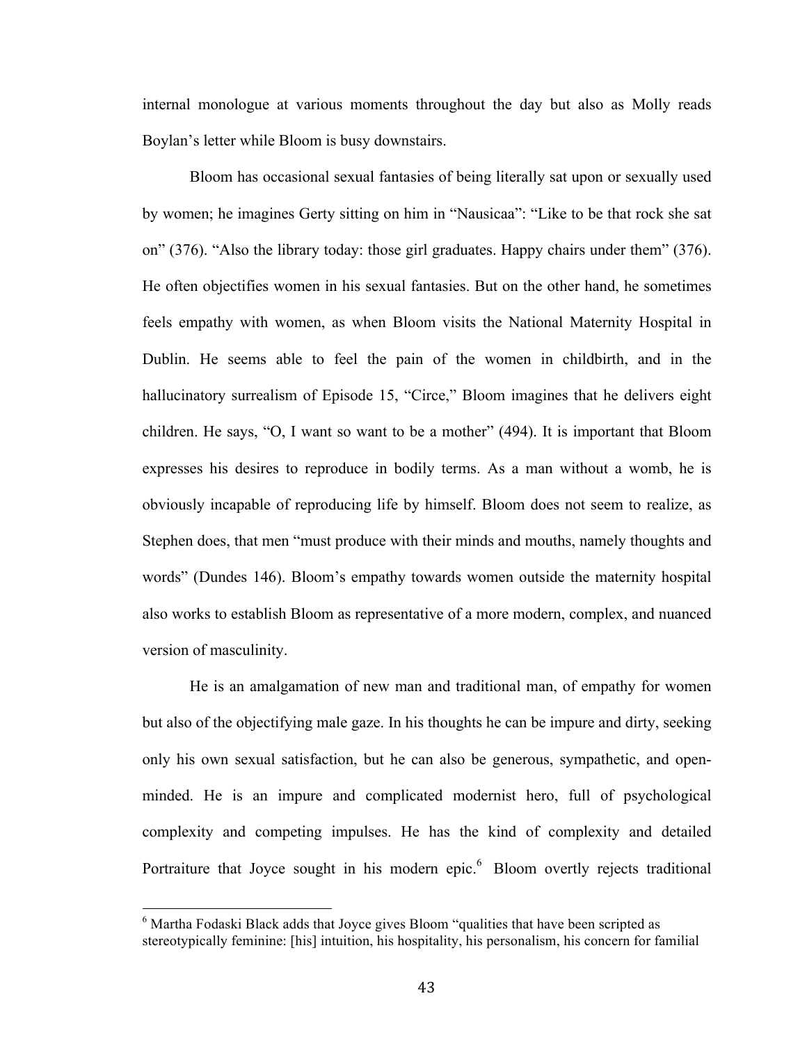internal monologue at various moments throughout the day but also as Molly reads Boylan's letter while Bloom is busy downstairs.

Bloom has occasional sexual fantasies of being literally sat upon or sexually used by women; he imagines Gerty sitting on him in "Nausicaa": "Like to be that rock she sat on" (376). "Also the library today: those girl graduates. Happy chairs under them" (376). He often objectifies women in his sexual fantasies. But on the other hand, he sometimes feels empathy with women, as when Bloom visits the National Maternity Hospital in Dublin. He seems able to feel the pain of the women in childbirth, and in the hallucinatory surrealism of Episode 15, "Circe," Bloom imagines that he delivers eight children. He says, "O, I want so want to be a mother" (494). It is important that Bloom expresses his desires to reproduce in bodily terms. As a man without a womb, he is obviously incapable of reproducing life by himself. Bloom does not seem to realize, as Stephen does, that men "must produce with their minds and mouths, namely thoughts and words" (Dundes 146). Bloom's empathy towards women outside the maternity hospital also works to establish Bloom as representative of a more modern, complex, and nuanced version of masculinity.

He is an amalgamation of new man and traditional man, of empathy for women but also of the objectifying male gaze. In his thoughts he can be impure and dirty, seeking only his own sexual satisfaction, but he can also be generous, sympathetic, and open-minded. He is an impure and complicated modernist hero, full of psychological complexity and competing impulses. He has the kind of complexity and detailed Portraiture that Joyce sought in his modern epic.[6] Bloom overtly rejects traditional

[6] Martha Fodaski Black adds that Joyce gives Bloom "qualities that have been scripted as stereotypically feminine: [his] intuition, his hospitality, his personalism, his concern for familial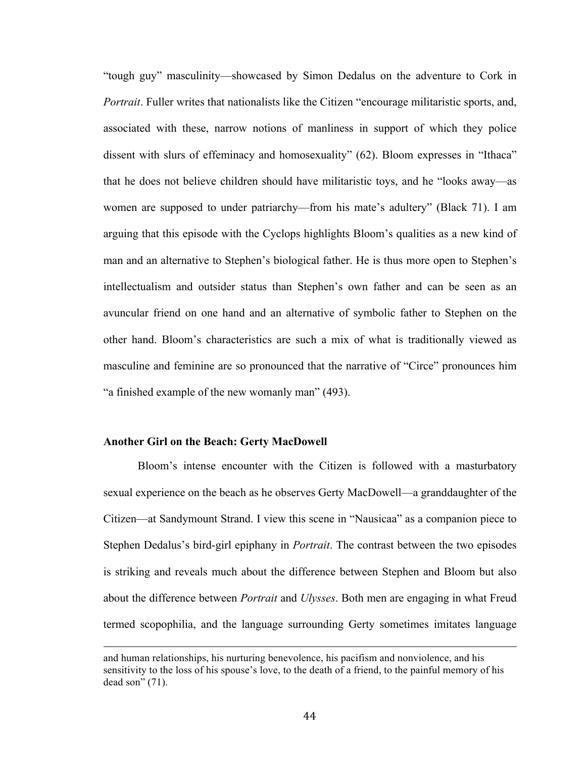"tough guy" masculinity—showcased by Simon Dedalus on the adventure to Cork in *Portrait*. Fuller writes that nationalists like the Citizen "encourage militaristic sports, and, associated with these, narrow notions of manliness in support of which they police dissent with slurs of effeminacy and homosexuality" (62). Bloom expresses in "Ithaca" that he does not believe children should have militaristic toys, and he "looks away—as women are supposed to under patriarchy—from his mate's adultery" (Black 71). I am arguing that this episode with the Cyclops highlights Bloom's qualities as a new kind of man and an alternative to Stephen's biological father. He is thus more open to Stephen's intellectualism and outsider status than Stephen's own father and can be seen as an avuncular friend on one hand and an alternative of symbolic father to Stephen on the other hand. Bloom's characteristics are such a mix of what is traditionally viewed as masculine and feminine are so pronounced that the narrative of "Circe" pronounces him "a finished example of the new womanly man" (493).

**Another Girl on the Beach: Gerty MacDowell**

Bloom's intense encounter with the Citizen is followed with a masturbatory sexual experience on the beach as he observes Gerty MacDowell—a granddaughter of the Citizen—at Sandymount Strand. I view this scene in "Nausicaa" as a companion piece to Stephen Dedalus's bird-girl epiphany in *Portrait*. The contrast between the two episodes is striking and reveals much about the difference between Stephen and Bloom but also about the difference between *Portrait* and *Ulysses*. Both men are engaging in what Freud termed scopophilia, and the language surrounding Gerty sometimes imitates language

---

and human relationships, his nurturing benevolence, his pacifism and nonviolence, and his sensitivity to the loss of his spouse's love, to the death of a friend, to the painful memory of his dead son" (71).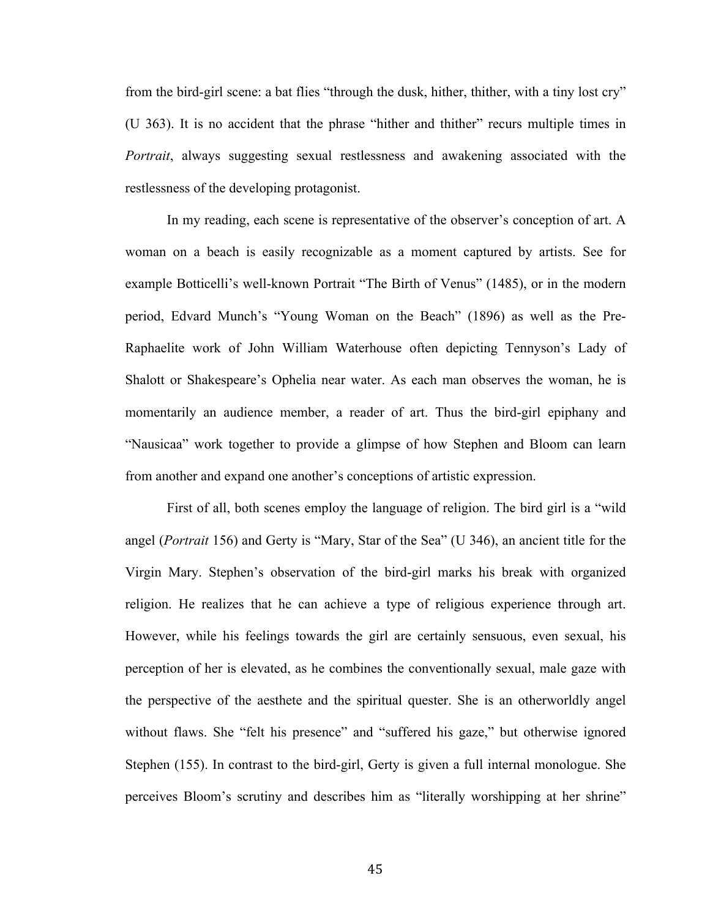from the bird-girl scene: a bat flies "through the dusk, hither, thither, with a tiny lost cry" (U 363). It is no accident that the phrase "hither and thither" recurs multiple times in *Portrait*, always suggesting sexual restlessness and awakening associated with the restlessness of the developing protagonist.

In my reading, each scene is representative of the observer's conception of art. A woman on a beach is easily recognizable as a moment captured by artists. See for example Botticelli's well-known Portrait "The Birth of Venus" (1485), or in the modern period, Edvard Munch's "Young Woman on the Beach" (1896) as well as the Pre-Raphaelite work of John William Waterhouse often depicting Tennyson's Lady of Shalott or Shakespeare's Ophelia near water. As each man observes the woman, he is momentarily an audience member, a reader of art. Thus the bird-girl epiphany and "Nausicaa" work together to provide a glimpse of how Stephen and Bloom can learn from another and expand one another's conceptions of artistic expression.

First of all, both scenes employ the language of religion. The bird girl is a "wild angel (*Portrait* 156) and Gerty is "Mary, Star of the Sea" (U 346), an ancient title for the Virgin Mary. Stephen's observation of the bird-girl marks his break with organized religion. He realizes that he can achieve a type of religious experience through art. However, while his feelings towards the girl are certainly sensuous, even sexual, his perception of her is elevated, as he combines the conventionally sexual, male gaze with the perspective of the aesthete and the spiritual quester. She is an otherworldly angel without flaws. She "felt his presence" and "suffered his gaze," but otherwise ignored Stephen (155). In contrast to the bird-girl, Gerty is given a full internal monologue. She perceives Bloom's scrutiny and describes him as "literally worshipping at her shrine"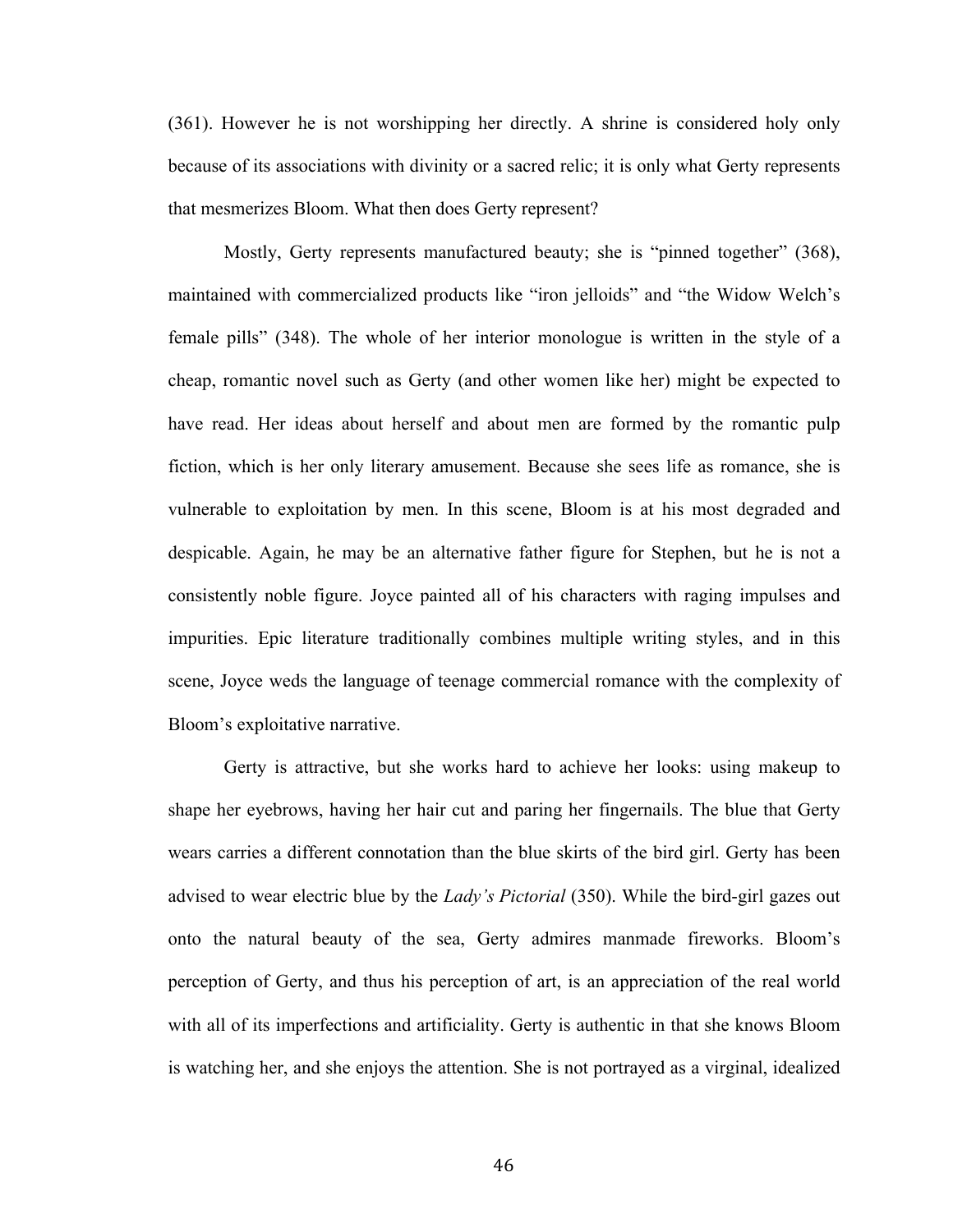(361). However he is not worshipping her directly. A shrine is considered holy only because of its associations with divinity or a sacred relic; it is only what Gerty represents that mesmerizes Bloom. What then does Gerty represent?

Mostly, Gerty represents manufactured beauty; she is "pinned together" (368), maintained with commercialized products like "iron jelloids" and "the Widow Welch's female pills" (348). The whole of her interior monologue is written in the style of a cheap, romantic novel such as Gerty (and other women like her) might be expected to have read. Her ideas about herself and about men are formed by the romantic pulp fiction, which is her only literary amusement. Because she sees life as romance, she is vulnerable to exploitation by men. In this scene, Bloom is at his most degraded and despicable. Again, he may be an alternative father figure for Stephen, but he is not a consistently noble figure. Joyce painted all of his characters with raging impulses and impurities. Epic literature traditionally combines multiple writing styles, and in this scene, Joyce weds the language of teenage commercial romance with the complexity of Bloom's exploitative narrative.

Gerty is attractive, but she works hard to achieve her looks: using makeup to shape her eyebrows, having her hair cut and paring her fingernails. The blue that Gerty wears carries a different connotation than the blue skirts of the bird girl. Gerty has been advised to wear electric blue by the *Lady's Pictorial* (350). While the bird-girl gazes out onto the natural beauty of the sea, Gerty admires manmade fireworks. Bloom's perception of Gerty, and thus his perception of art, is an appreciation of the real world with all of its imperfections and artificiality. Gerty is authentic in that she knows Bloom is watching her, and she enjoys the attention. She is not portrayed as a virginal, idealized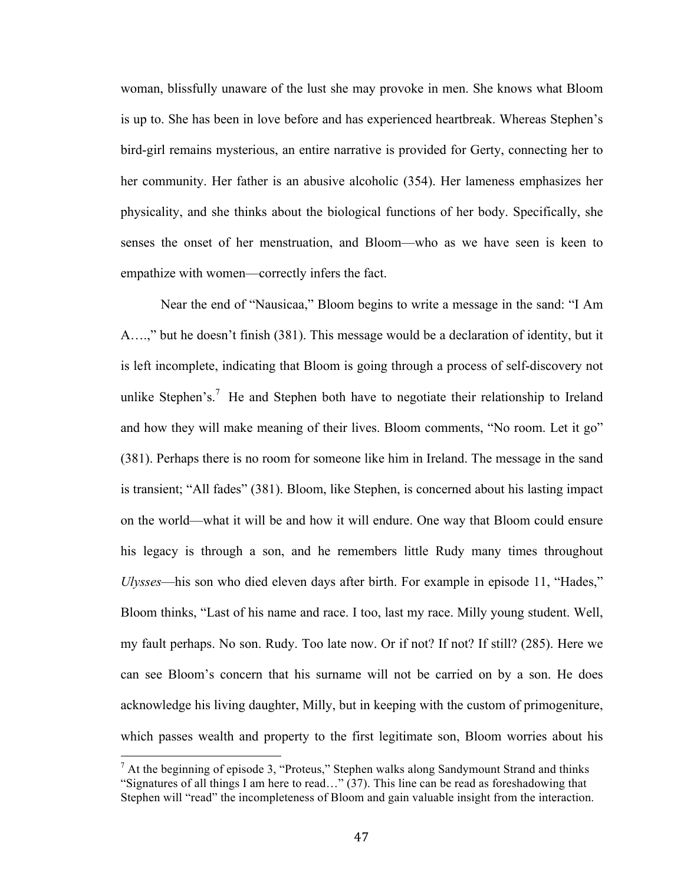woman, blissfully unaware of the lust she may provoke in men. She knows what Bloom is up to. She has been in love before and has experienced heartbreak. Whereas Stephen's bird-girl remains mysterious, an entire narrative is provided for Gerty, connecting her to her community. Her father is an abusive alcoholic (354). Her lameness emphasizes her physicality, and she thinks about the biological functions of her body. Specifically, she senses the onset of her menstruation, and Bloom—who as we have seen is keen to empathize with women—correctly infers the fact.

Near the end of "Nausicaa," Bloom begins to write a message in the sand: "I Am A….," but he doesn't finish (381). This message would be a declaration of identity, but it is left incomplete, indicating that Bloom is going through a process of self-discovery not unlike Stephen's.[7] He and Stephen both have to negotiate their relationship to Ireland and how they will make meaning of their lives. Bloom comments, "No room. Let it go" (381). Perhaps there is no room for someone like him in Ireland. The message in the sand is transient; "All fades" (381). Bloom, like Stephen, is concerned about his lasting impact on the world—what it will be and how it will endure. One way that Bloom could ensure his legacy is through a son, and he remembers little Rudy many times throughout *Ulysses*—his son who died eleven days after birth. For example in episode 11, "Hades," Bloom thinks, "Last of his name and race. I too, last my race. Milly young student. Well, my fault perhaps. No son. Rudy. Too late now. Or if not? If not? If still? (285). Here we can see Bloom's concern that his surname will not be carried on by a son. He does acknowledge his living daughter, Milly, but in keeping with the custom of primogeniture, which passes wealth and property to the first legitimate son, Bloom worries about his

[7] At the beginning of episode 3, "Proteus," Stephen walks along Sandymount Strand and thinks "Signatures of all things I am here to read…" (37). This line can be read as foreshadowing that Stephen will "read" the incompleteness of Bloom and gain valuable insight from the interaction.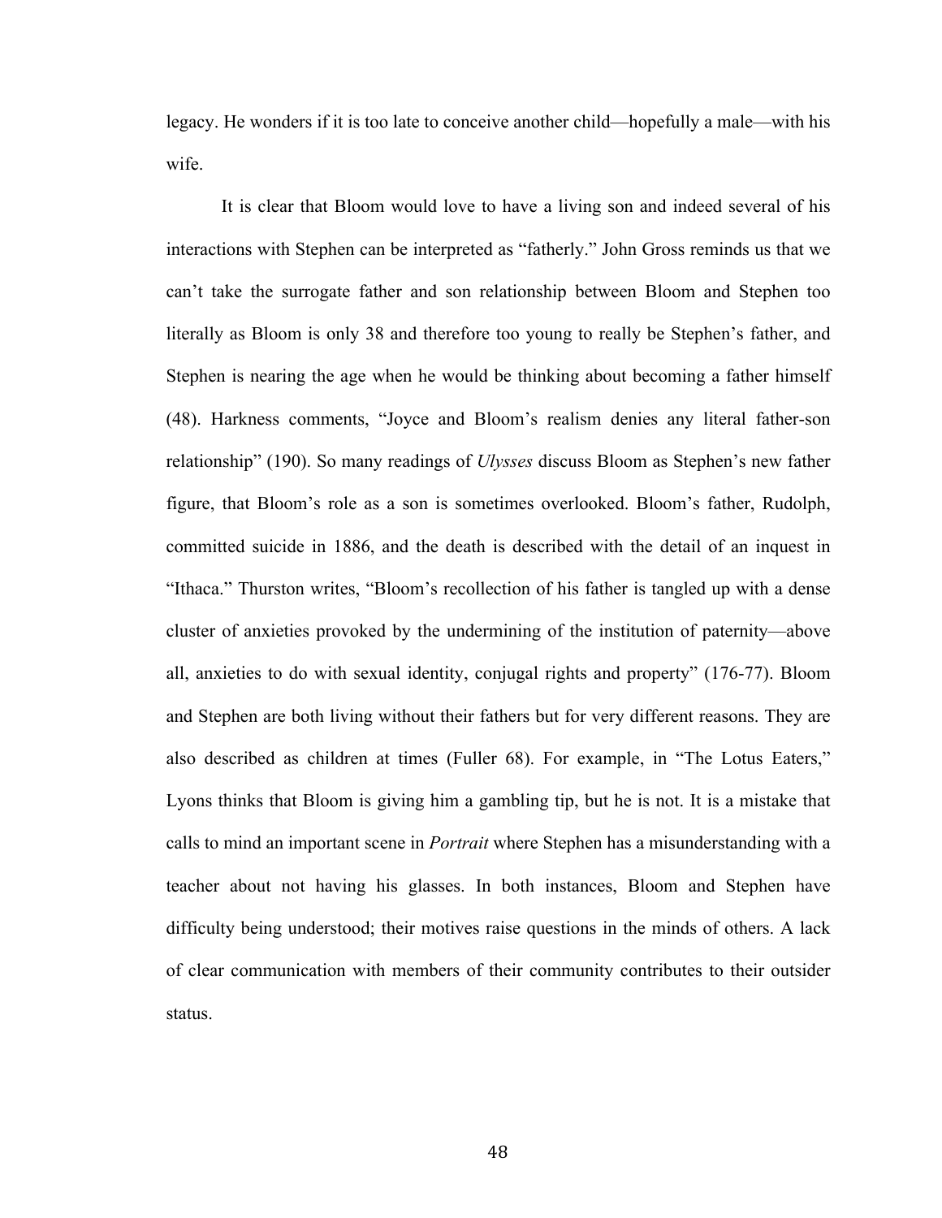legacy. He wonders if it is too late to conceive another child—hopefully a male—with his wife.

It is clear that Bloom would love to have a living son and indeed several of his interactions with Stephen can be interpreted as "fatherly." John Gross reminds us that we can't take the surrogate father and son relationship between Bloom and Stephen too literally as Bloom is only 38 and therefore too young to really be Stephen's father, and Stephen is nearing the age when he would be thinking about becoming a father himself (48). Harkness comments, "Joyce and Bloom's realism denies any literal father-son relationship" (190). So many readings of *Ulysses* discuss Bloom as Stephen's new father figure, that Bloom's role as a son is sometimes overlooked. Bloom's father, Rudolph, committed suicide in 1886, and the death is described with the detail of an inquest in "Ithaca." Thurston writes, "Bloom's recollection of his father is tangled up with a dense cluster of anxieties provoked by the undermining of the institution of paternity—above all, anxieties to do with sexual identity, conjugal rights and property" (176-77). Bloom and Stephen are both living without their fathers but for very different reasons. They are also described as children at times (Fuller 68). For example, in "The Lotus Eaters," Lyons thinks that Bloom is giving him a gambling tip, but he is not. It is a mistake that calls to mind an important scene in *Portrait* where Stephen has a misunderstanding with a teacher about not having his glasses. In both instances, Bloom and Stephen have difficulty being understood; their motives raise questions in the minds of others. A lack of clear communication with members of their community contributes to their outsider status.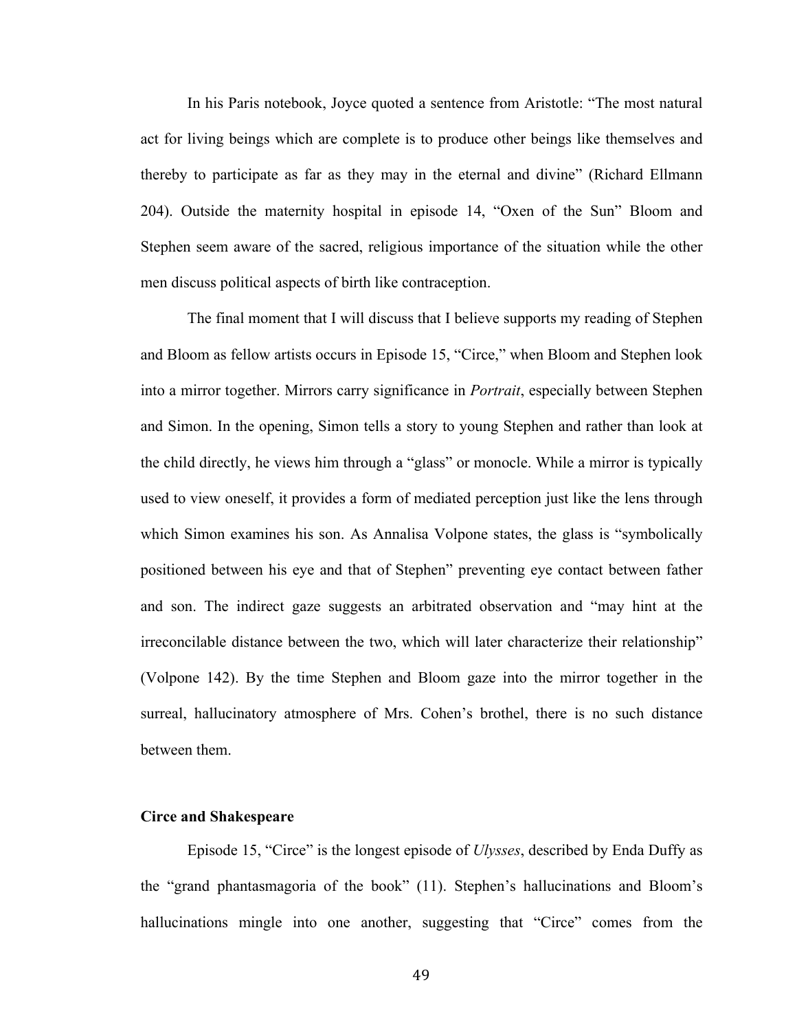In his Paris notebook, Joyce quoted a sentence from Aristotle: "The most natural act for living beings which are complete is to produce other beings like themselves and thereby to participate as far as they may in the eternal and divine" (Richard Ellmann 204). Outside the maternity hospital in episode 14, "Oxen of the Sun" Bloom and Stephen seem aware of the sacred, religious importance of the situation while the other men discuss political aspects of birth like contraception.

The final moment that I will discuss that I believe supports my reading of Stephen and Bloom as fellow artists occurs in Episode 15, "Circe," when Bloom and Stephen look into a mirror together. Mirrors carry significance in *Portrait*, especially between Stephen and Simon. In the opening, Simon tells a story to young Stephen and rather than look at the child directly, he views him through a "glass" or monocle. While a mirror is typically used to view oneself, it provides a form of mediated perception just like the lens through which Simon examines his son. As Annalisa Volpone states, the glass is "symbolically positioned between his eye and that of Stephen" preventing eye contact between father and son. The indirect gaze suggests an arbitrated observation and "may hint at the irreconcilable distance between the two, which will later characterize their relationship" (Volpone 142). By the time Stephen and Bloom gaze into the mirror together in the surreal, hallucinatory atmosphere of Mrs. Cohen's brothel, there is no such distance between them.

### Circe and Shakespeare

Episode 15, "Circe" is the longest episode of *Ulysses*, described by Enda Duffy as the "grand phantasmagoria of the book" (11). Stephen's hallucinations and Bloom's hallucinations mingle into one another, suggesting that "Circe" comes from the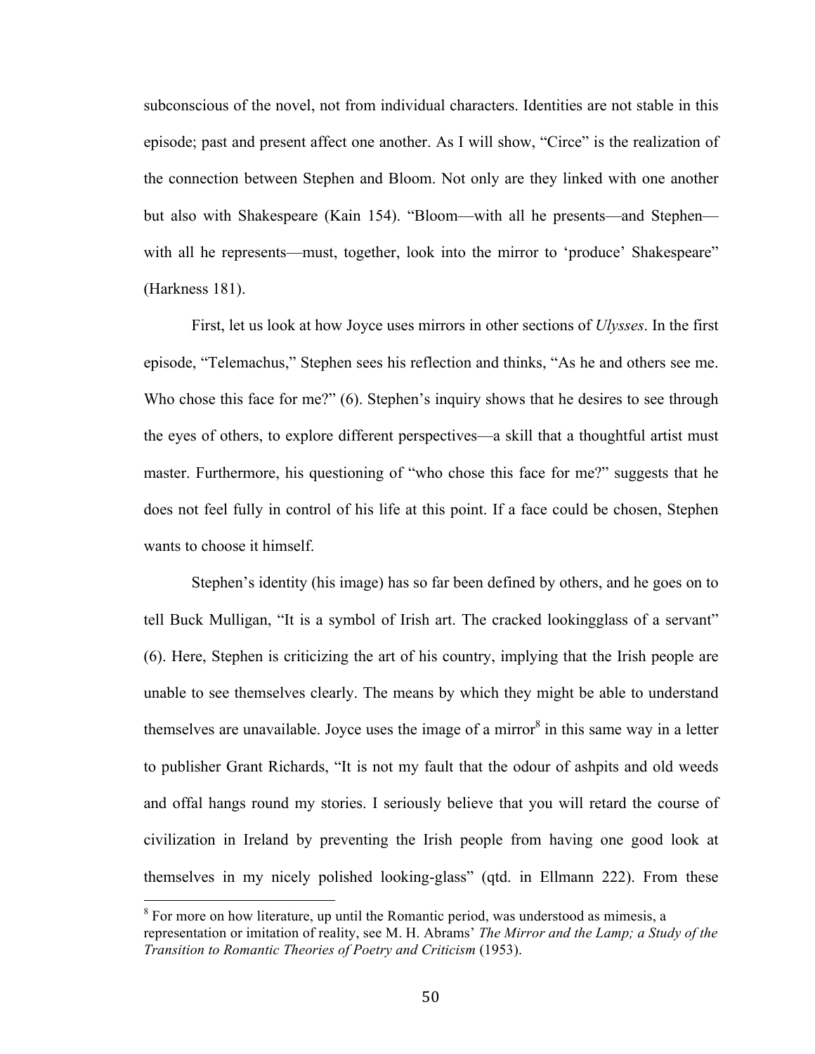subconscious of the novel, not from individual characters. Identities are not stable in this episode; past and present affect one another. As I will show, "Circe" is the realization of the connection between Stephen and Bloom. Not only are they linked with one another but also with Shakespeare (Kain 154). "Bloom—with all he presents—and Stephen—with all he represents—must, together, look into the mirror to 'produce' Shakespeare" (Harkness 181).

First, let us look at how Joyce uses mirrors in other sections of *Ulysses*. In the first episode, "Telemachus," Stephen sees his reflection and thinks, "As he and others see me. Who chose this face for me?" (6). Stephen's inquiry shows that he desires to see through the eyes of others, to explore different perspectives—a skill that a thoughtful artist must master. Furthermore, his questioning of "who chose this face for me?" suggests that he does not feel fully in control of his life at this point. If a face could be chosen, Stephen wants to choose it himself.

Stephen's identity (his image) has so far been defined by others, and he goes on to tell Buck Mulligan, "It is a symbol of Irish art. The cracked lookingglass of a servant" (6). Here, Stephen is criticizing the art of his country, implying that the Irish people are unable to see themselves clearly. The means by which they might be able to understand themselves are unavailable. Joyce uses the image of a mirror[8] in this same way in a letter to publisher Grant Richards, "It is not my fault that the odour of ashpits and old weeds and offal hangs round my stories. I seriously believe that you will retard the course of civilization in Ireland by preventing the Irish people from having one good look at themselves in my nicely polished looking-glass" (qtd. in Ellmann 222). From these

---

[8] For more on how literature, up until the Romantic period, was understood as mimesis, a representation or imitation of reality, see M. H. Abrams' *The Mirror and the Lamp; a Study of the Transition to Romantic Theories of Poetry and Criticism* (1953).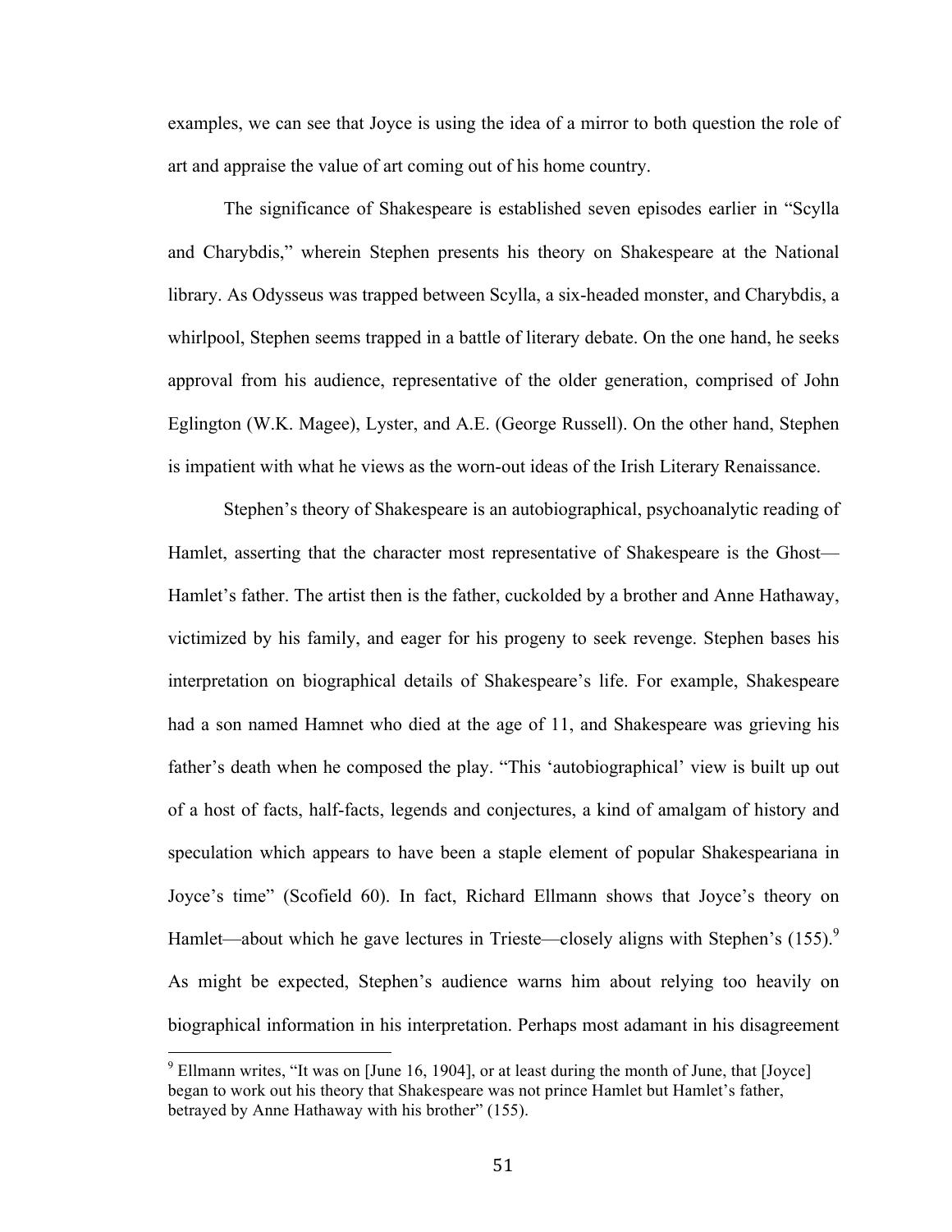examples, we can see that Joyce is using the idea of a mirror to both question the role of art and appraise the value of art coming out of his home country.

The significance of Shakespeare is established seven episodes earlier in "Scylla and Charybdis," wherein Stephen presents his theory on Shakespeare at the National library. As Odysseus was trapped between Scylla, a six-headed monster, and Charybdis, a whirlpool, Stephen seems trapped in a battle of literary debate. On the one hand, he seeks approval from his audience, representative of the older generation, comprised of John Eglington (W.K. Magee), Lyster, and A.E. (George Russell). On the other hand, Stephen is impatient with what he views as the worn-out ideas of the Irish Literary Renaissance.

Stephen's theory of Shakespeare is an autobiographical, psychoanalytic reading of Hamlet, asserting that the character most representative of Shakespeare is the Ghost—Hamlet's father. The artist then is the father, cuckolded by a brother and Anne Hathaway, victimized by his family, and eager for his progeny to seek revenge. Stephen bases his interpretation on biographical details of Shakespeare's life. For example, Shakespeare had a son named Hamnet who died at the age of 11, and Shakespeare was grieving his father's death when he composed the play. "This 'autobiographical' view is built up out of a host of facts, half-facts, legends and conjectures, a kind of amalgam of history and speculation which appears to have been a staple element of popular Shakespeariana in Joyce's time" (Scofield 60). In fact, Richard Ellmann shows that Joyce's theory on Hamlet—about which he gave lectures in Trieste—closely aligns with Stephen's (155).[9] As might be expected, Stephen's audience warns him about relying too heavily on biographical information in his interpretation. Perhaps most adamant in his disagreement

[9] Ellmann writes, "It was on [June 16, 1904], or at least during the month of June, that [Joyce] began to work out his theory that Shakespeare was not prince Hamlet but Hamlet's father, betrayed by Anne Hathaway with his brother" (155).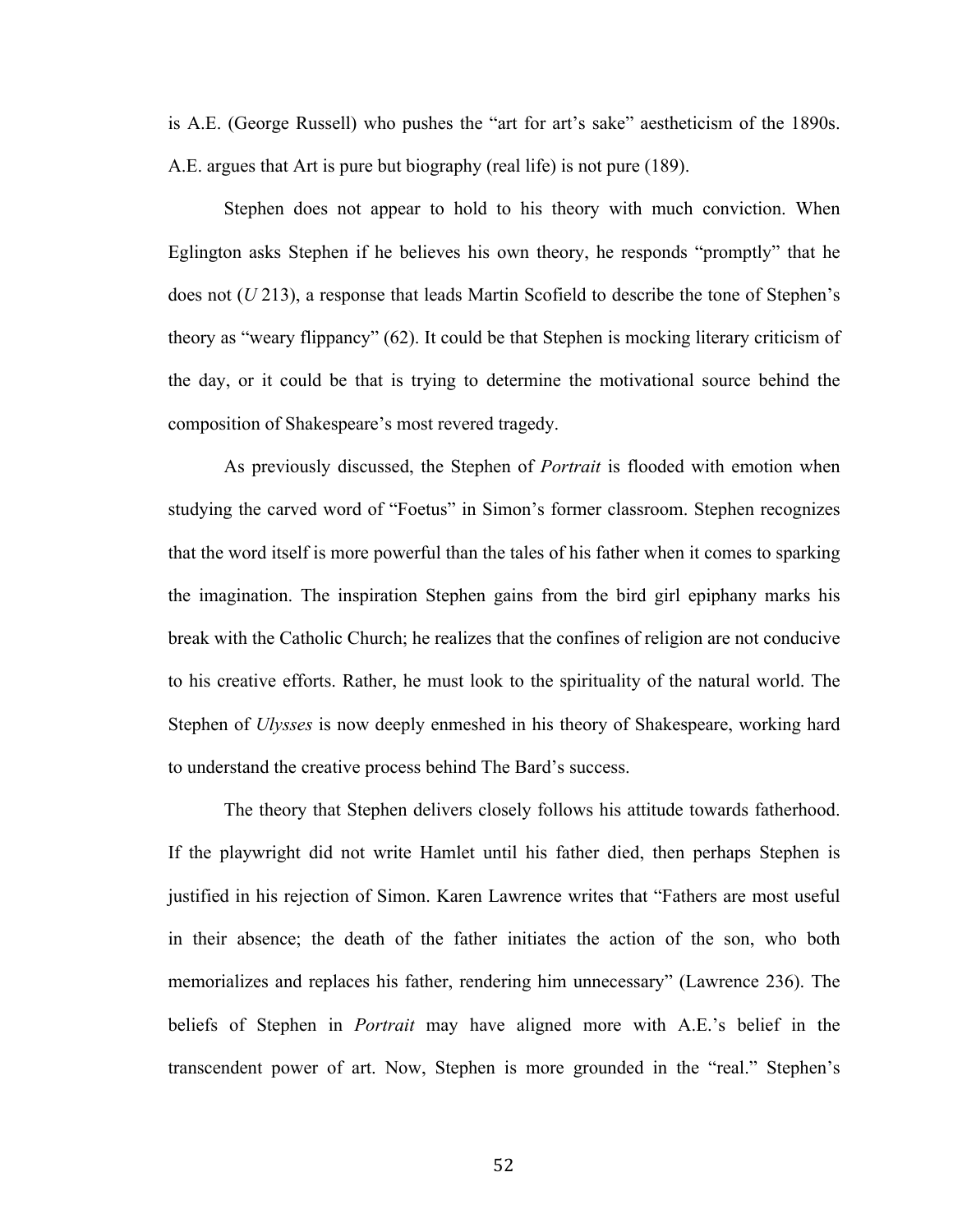is A.E. (George Russell) who pushes the "art for art's sake" aestheticism of the 1890s. A.E. argues that Art is pure but biography (real life) is not pure (189).

Stephen does not appear to hold to his theory with much conviction. When Eglington asks Stephen if he believes his own theory, he responds "promptly" that he does not (*U* 213), a response that leads Martin Scofield to describe the tone of Stephen's theory as "weary flippancy" (62). It could be that Stephen is mocking literary criticism of the day, or it could be that is trying to determine the motivational source behind the composition of Shakespeare's most revered tragedy.

As previously discussed, the Stephen of *Portrait* is flooded with emotion when studying the carved word of "Foetus" in Simon's former classroom. Stephen recognizes that the word itself is more powerful than the tales of his father when it comes to sparking the imagination. The inspiration Stephen gains from the bird girl epiphany marks his break with the Catholic Church; he realizes that the confines of religion are not conducive to his creative efforts. Rather, he must look to the spirituality of the natural world. The Stephen of *Ulysses* is now deeply enmeshed in his theory of Shakespeare, working hard to understand the creative process behind The Bard's success.

The theory that Stephen delivers closely follows his attitude towards fatherhood. If the playwright did not write Hamlet until his father died, then perhaps Stephen is justified in his rejection of Simon. Karen Lawrence writes that "Fathers are most useful in their absence; the death of the father initiates the action of the son, who both memorializes and replaces his father, rendering him unnecessary" (Lawrence 236). The beliefs of Stephen in *Portrait* may have aligned more with A.E.'s belief in the transcendent power of art. Now, Stephen is more grounded in the "real." Stephen's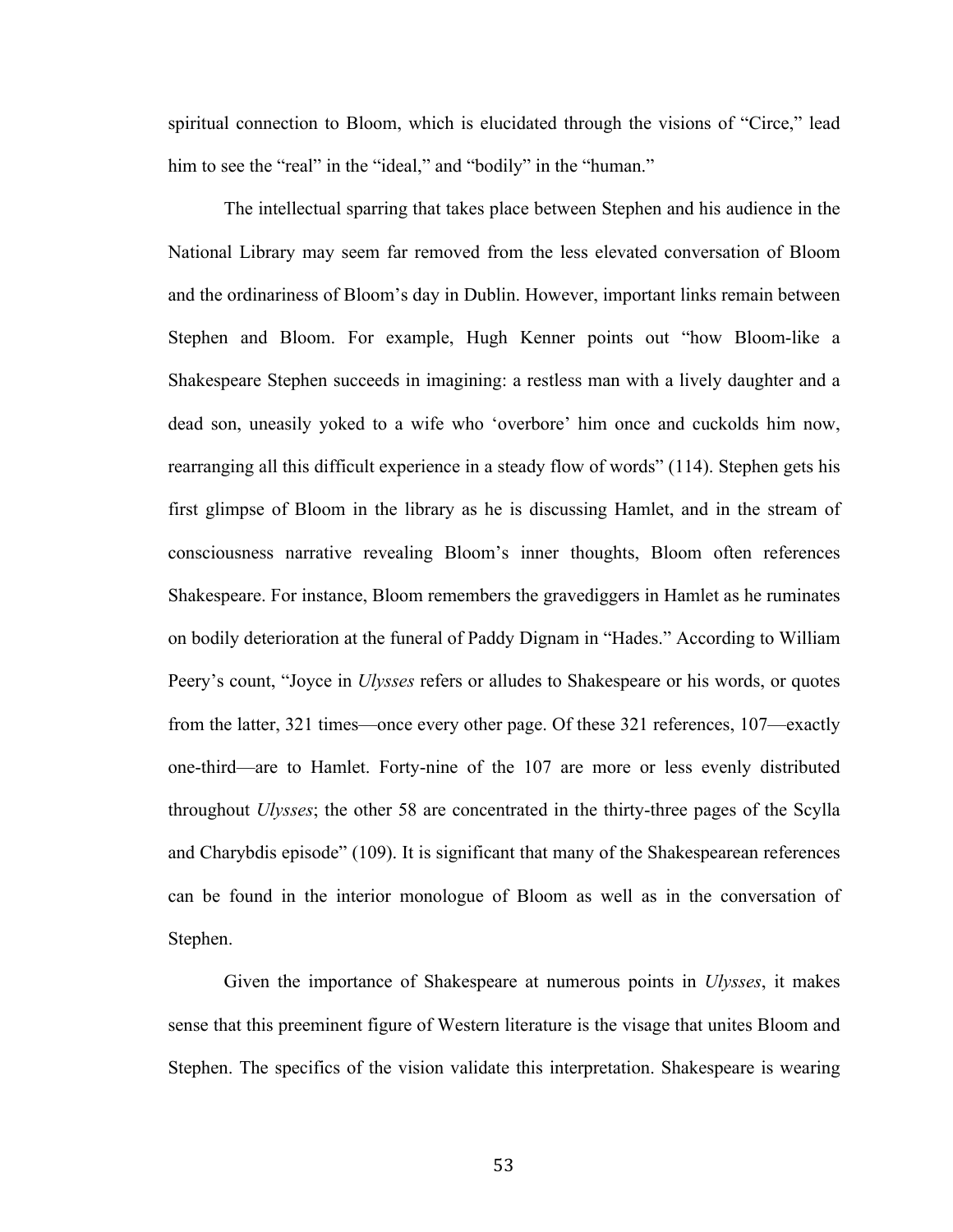spiritual connection to Bloom, which is elucidated through the visions of "Circe," lead him to see the "real" in the "ideal," and "bodily" in the "human."

The intellectual sparring that takes place between Stephen and his audience in the National Library may seem far removed from the less elevated conversation of Bloom and the ordinariness of Bloom's day in Dublin. However, important links remain between Stephen and Bloom. For example, Hugh Kenner points out "how Bloom-like a Shakespeare Stephen succeeds in imagining: a restless man with a lively daughter and a dead son, uneasily yoked to a wife who 'overbore' him once and cuckolds him now, rearranging all this difficult experience in a steady flow of words" (114). Stephen gets his first glimpse of Bloom in the library as he is discussing Hamlet, and in the stream of consciousness narrative revealing Bloom's inner thoughts, Bloom often references Shakespeare. For instance, Bloom remembers the gravediggers in Hamlet as he ruminates on bodily deterioration at the funeral of Paddy Dignam in "Hades." According to William Peery's count, "Joyce in *Ulysses* refers or alludes to Shakespeare or his words, or quotes from the latter, 321 times—once every other page. Of these 321 references, 107—exactly one-third—are to Hamlet. Forty-nine of the 107 are more or less evenly distributed throughout *Ulysses*; the other 58 are concentrated in the thirty-three pages of the Scylla and Charybdis episode" (109). It is significant that many of the Shakespearean references can be found in the interior monologue of Bloom as well as in the conversation of Stephen.

Given the importance of Shakespeare at numerous points in *Ulysses*, it makes sense that this preeminent figure of Western literature is the visage that unites Bloom and Stephen. The specifics of the vision validate this interpretation. Shakespeare is wearing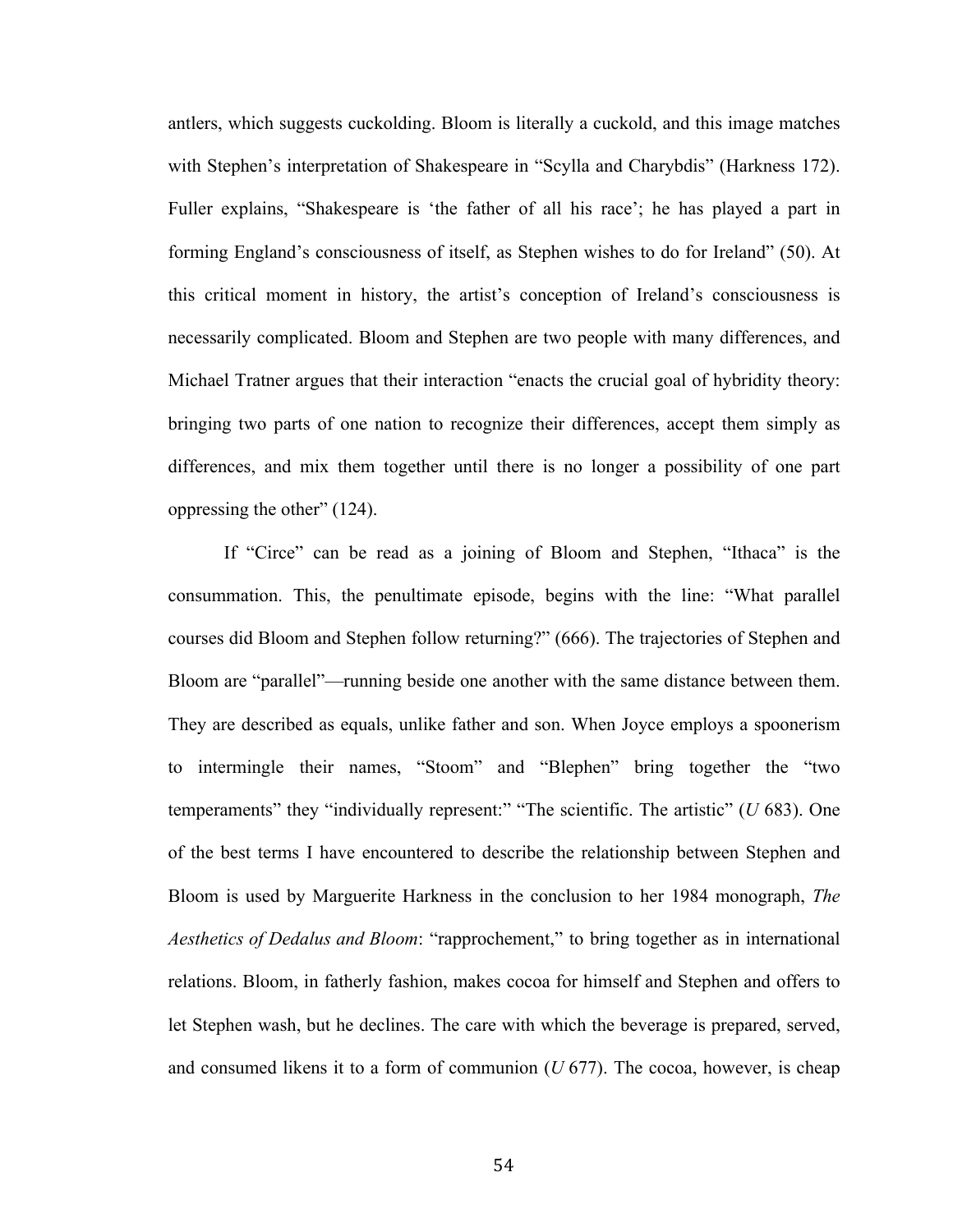antlers, which suggests cuckolding. Bloom is literally a cuckold, and this image matches with Stephen's interpretation of Shakespeare in "Scylla and Charybdis" (Harkness 172). Fuller explains, "Shakespeare is 'the father of all his race'; he has played a part in forming England's consciousness of itself, as Stephen wishes to do for Ireland" (50). At this critical moment in history, the artist's conception of Ireland's consciousness is necessarily complicated. Bloom and Stephen are two people with many differences, and Michael Tratner argues that their interaction "enacts the crucial goal of hybridity theory: bringing two parts of one nation to recognize their differences, accept them simply as differences, and mix them together until there is no longer a possibility of one part oppressing the other" (124).

If "Circe" can be read as a joining of Bloom and Stephen, "Ithaca" is the consummation. This, the penultimate episode, begins with the line: "What parallel courses did Bloom and Stephen follow returning?" (666). The trajectories of Stephen and Bloom are "parallel"—running beside one another with the same distance between them. They are described as equals, unlike father and son. When Joyce employs a spoonerism to intermingle their names, "Stoom" and "Blephen" bring together the "two temperaments" they "individually represent:" "The scientific. The artistic" (*U* 683). One of the best terms I have encountered to describe the relationship between Stephen and Bloom is used by Marguerite Harkness in the conclusion to her 1984 monograph, *The Aesthetics of Dedalus and Bloom*: "rapprochement," to bring together as in international relations. Bloom, in fatherly fashion, makes cocoa for himself and Stephen and offers to let Stephen wash, but he declines. The care with which the beverage is prepared, served, and consumed likens it to a form of communion (*U* 677). The cocoa, however, is cheap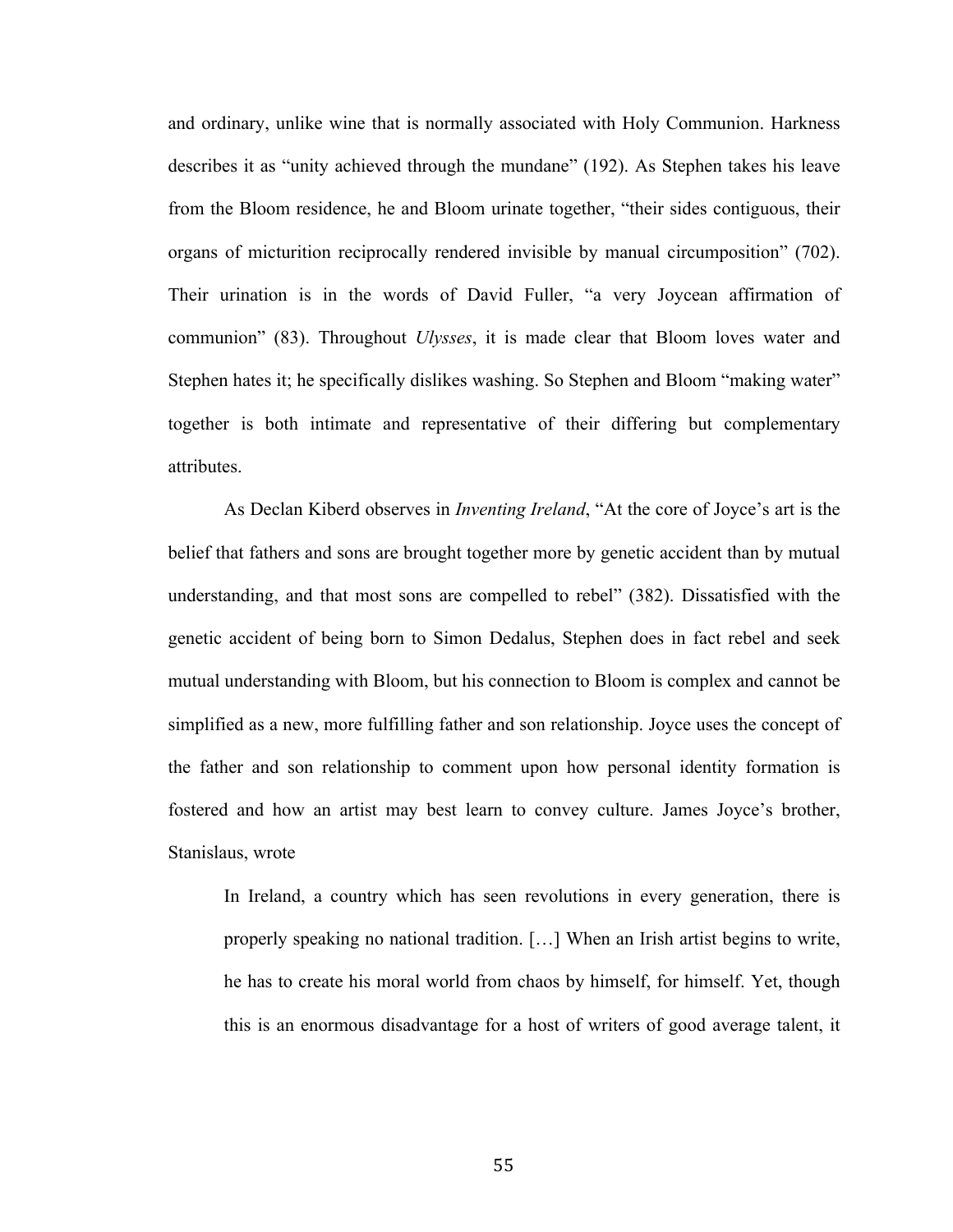and ordinary, unlike wine that is normally associated with Holy Communion. Harkness describes it as "unity achieved through the mundane" (192). As Stephen takes his leave from the Bloom residence, he and Bloom urinate together, "their sides contiguous, their organs of micturition reciprocally rendered invisible by manual circumposition" (702). Their urination is in the words of David Fuller, "a very Joycean affirmation of communion" (83). Throughout *Ulysses*, it is made clear that Bloom loves water and Stephen hates it; he specifically dislikes washing. So Stephen and Bloom "making water" together is both intimate and representative of their differing but complementary attributes.

As Declan Kiberd observes in *Inventing Ireland*, "At the core of Joyce's art is the belief that fathers and sons are brought together more by genetic accident than by mutual understanding, and that most sons are compelled to rebel" (382). Dissatisfied with the genetic accident of being born to Simon Dedalus, Stephen does in fact rebel and seek mutual understanding with Bloom, but his connection to Bloom is complex and cannot be simplified as a new, more fulfilling father and son relationship. Joyce uses the concept of the father and son relationship to comment upon how personal identity formation is fostered and how an artist may best learn to convey culture. James Joyce's brother, Stanislaus, wrote

> In Ireland, a country which has seen revolutions in every generation, there is properly speaking no national tradition. […] When an Irish artist begins to write, he has to create his moral world from chaos by himself, for himself. Yet, though this is an enormous disadvantage for a host of writers of good average talent, it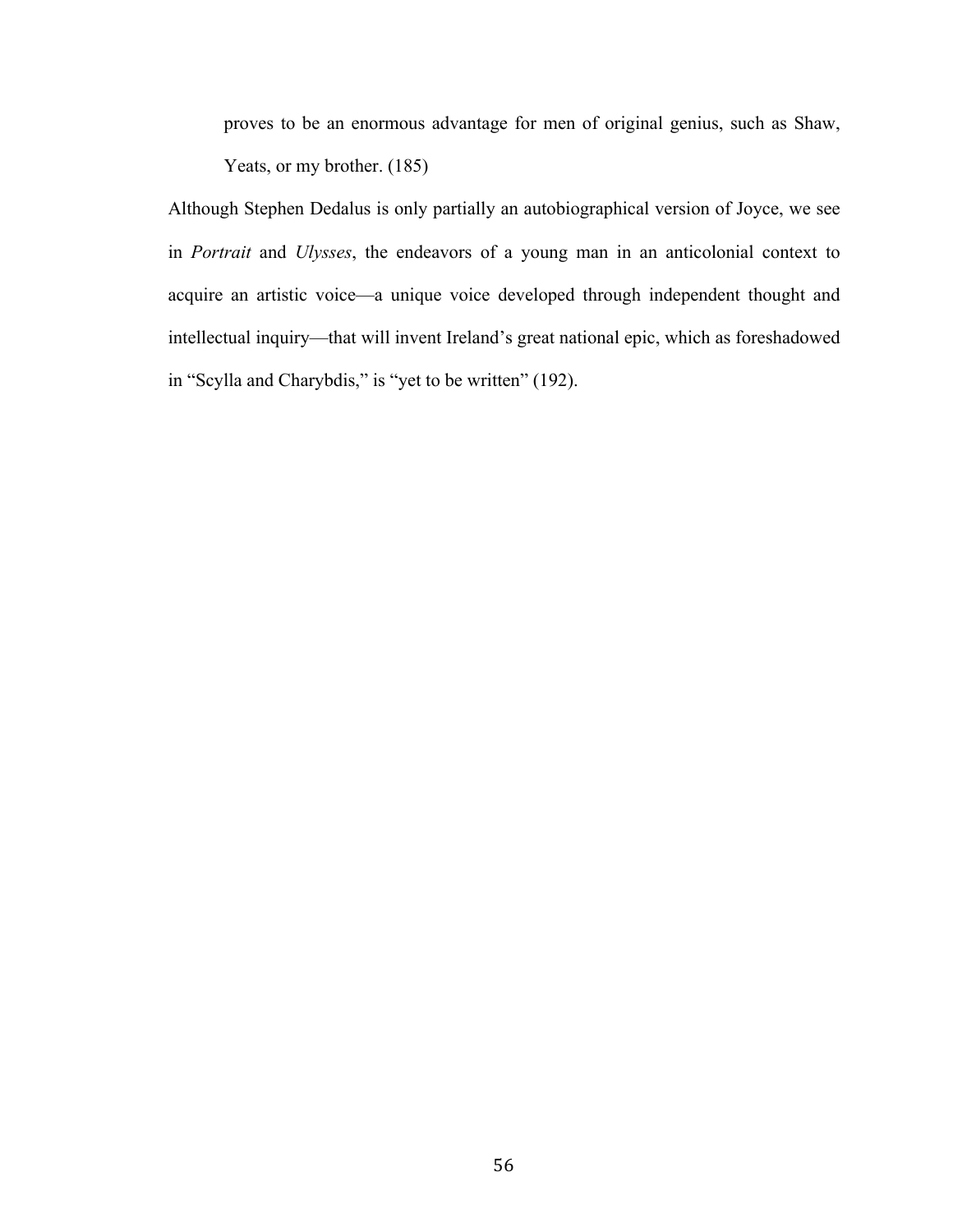> proves to be an enormous advantage for men of original genius, such as Shaw, Yeats, or my brother. (185)

Although Stephen Dedalus is only partially an autobiographical version of Joyce, we see in *Portrait* and *Ulysses*, the endeavors of a young man in an anticolonial context to acquire an artistic voice—a unique voice developed through independent thought and intellectual inquiry—that will invent Ireland's great national epic, which as foreshadowed in "Scylla and Charybdis," is "yet to be written" (192).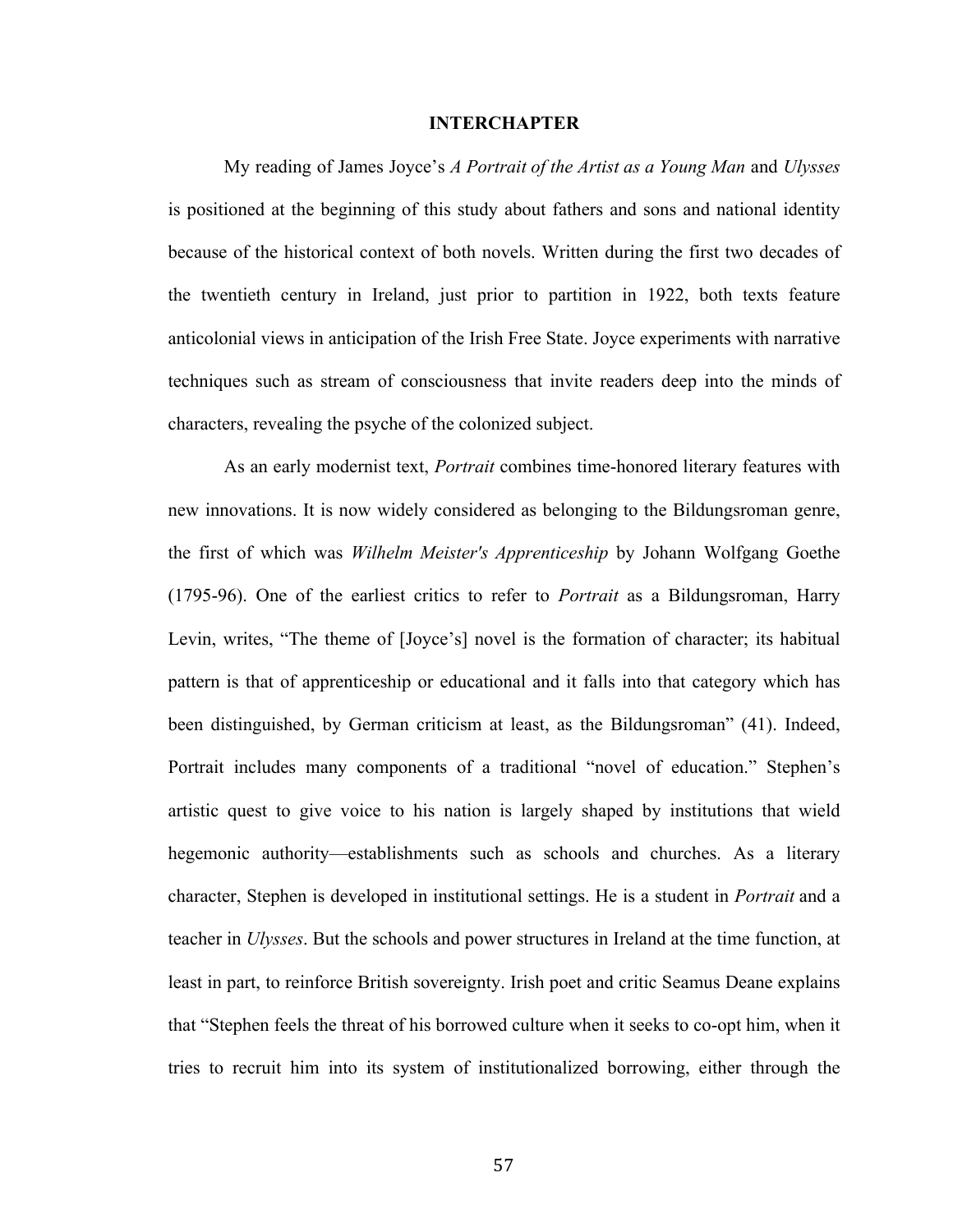# INTERCHAPTER

My reading of James Joyce's *A Portrait of the Artist as a Young Man* and *Ulysses* is positioned at the beginning of this study about fathers and sons and national identity because of the historical context of both novels. Written during the first two decades of the twentieth century in Ireland, just prior to partition in 1922, both texts feature anticolonial views in anticipation of the Irish Free State. Joyce experiments with narrative techniques such as stream of consciousness that invite readers deep into the minds of characters, revealing the psyche of the colonized subject.

As an early modernist text, *Portrait* combines time-honored literary features with new innovations. It is now widely considered as belonging to the Bildungsroman genre, the first of which was *Wilhelm Meister's Apprenticeship* by Johann Wolfgang Goethe (1795-96). One of the earliest critics to refer to *Portrait* as a Bildungsroman, Harry Levin, writes, "The theme of [Joyce's] novel is the formation of character; its habitual pattern is that of apprenticeship or educational and it falls into that category which has been distinguished, by German criticism at least, as the Bildungsroman" (41). Indeed, Portrait includes many components of a traditional "novel of education." Stephen's artistic quest to give voice to his nation is largely shaped by institutions that wield hegemonic authority—establishments such as schools and churches. As a literary character, Stephen is developed in institutional settings. He is a student in *Portrait* and a teacher in *Ulysses*. But the schools and power structures in Ireland at the time function, at least in part, to reinforce British sovereignty. Irish poet and critic Seamus Deane explains that "Stephen feels the threat of his borrowed culture when it seeks to co-opt him, when it tries to recruit him into its system of institutionalized borrowing, either through the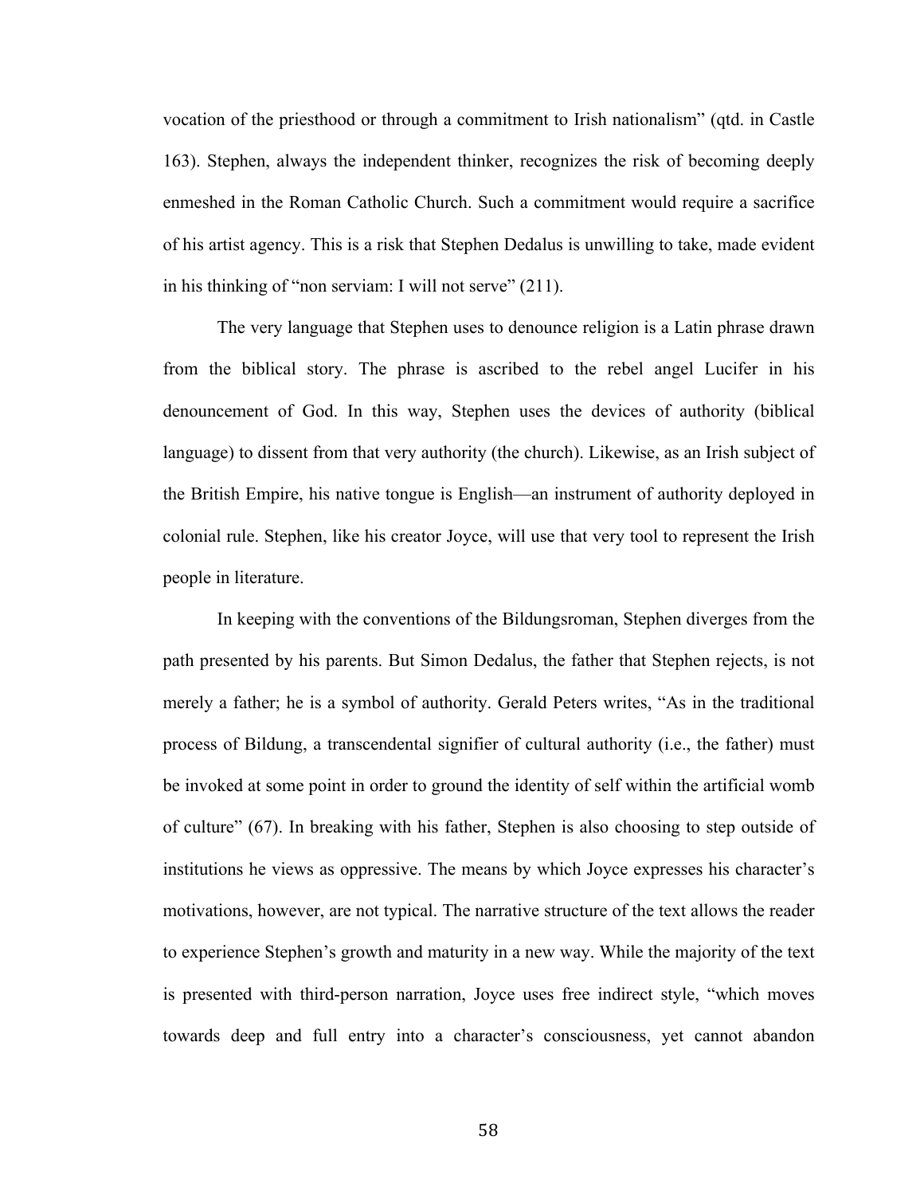vocation of the priesthood or through a commitment to Irish nationalism" (qtd. in Castle 163). Stephen, always the independent thinker, recognizes the risk of becoming deeply enmeshed in the Roman Catholic Church. Such a commitment would require a sacrifice of his artist agency. This is a risk that Stephen Dedalus is unwilling to take, made evident in his thinking of "non serviam: I will not serve" (211).

The very language that Stephen uses to denounce religion is a Latin phrase drawn from the biblical story. The phrase is ascribed to the rebel angel Lucifer in his denouncement of God. In this way, Stephen uses the devices of authority (biblical language) to dissent from that very authority (the church). Likewise, as an Irish subject of the British Empire, his native tongue is English—an instrument of authority deployed in colonial rule. Stephen, like his creator Joyce, will use that very tool to represent the Irish people in literature.

In keeping with the conventions of the Bildungsroman, Stephen diverges from the path presented by his parents. But Simon Dedalus, the father that Stephen rejects, is not merely a father; he is a symbol of authority. Gerald Peters writes, "As in the traditional process of Bildung, a transcendental signifier of cultural authority (i.e., the father) must be invoked at some point in order to ground the identity of self within the artificial womb of culture" (67). In breaking with his father, Stephen is also choosing to step outside of institutions he views as oppressive. The means by which Joyce expresses his character's motivations, however, are not typical. The narrative structure of the text allows the reader to experience Stephen's growth and maturity in a new way. While the majority of the text is presented with third-person narration, Joyce uses free indirect style, "which moves towards deep and full entry into a character's consciousness, yet cannot abandon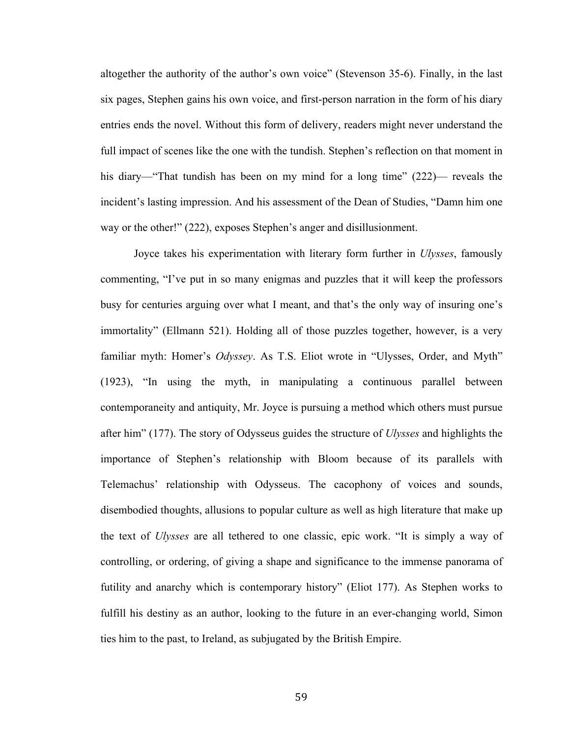altogether the authority of the author's own voice" (Stevenson 35-6). Finally, in the last six pages, Stephen gains his own voice, and first-person narration in the form of his diary entries ends the novel. Without this form of delivery, readers might never understand the full impact of scenes like the one with the tundish. Stephen's reflection on that moment in his diary—"That tundish has been on my mind for a long time" (222)— reveals the incident's lasting impression. And his assessment of the Dean of Studies, "Damn him one way or the other!" (222), exposes Stephen's anger and disillusionment.

Joyce takes his experimentation with literary form further in *Ulysses*, famously commenting, "I've put in so many enigmas and puzzles that it will keep the professors busy for centuries arguing over what I meant, and that's the only way of insuring one's immortality" (Ellmann 521). Holding all of those puzzles together, however, is a very familiar myth: Homer's *Odyssey*. As T.S. Eliot wrote in "Ulysses, Order, and Myth" (1923), "In using the myth, in manipulating a continuous parallel between contemporaneity and antiquity, Mr. Joyce is pursuing a method which others must pursue after him" (177). The story of Odysseus guides the structure of *Ulysses* and highlights the importance of Stephen's relationship with Bloom because of its parallels with Telemachus' relationship with Odysseus. The cacophony of voices and sounds, disembodied thoughts, allusions to popular culture as well as high literature that make up the text of *Ulysses* are all tethered to one classic, epic work. "It is simply a way of controlling, or ordering, of giving a shape and significance to the immense panorama of futility and anarchy which is contemporary history" (Eliot 177). As Stephen works to fulfill his destiny as an author, looking to the future in an ever-changing world, Simon ties him to the past, to Ireland, as subjugated by the British Empire.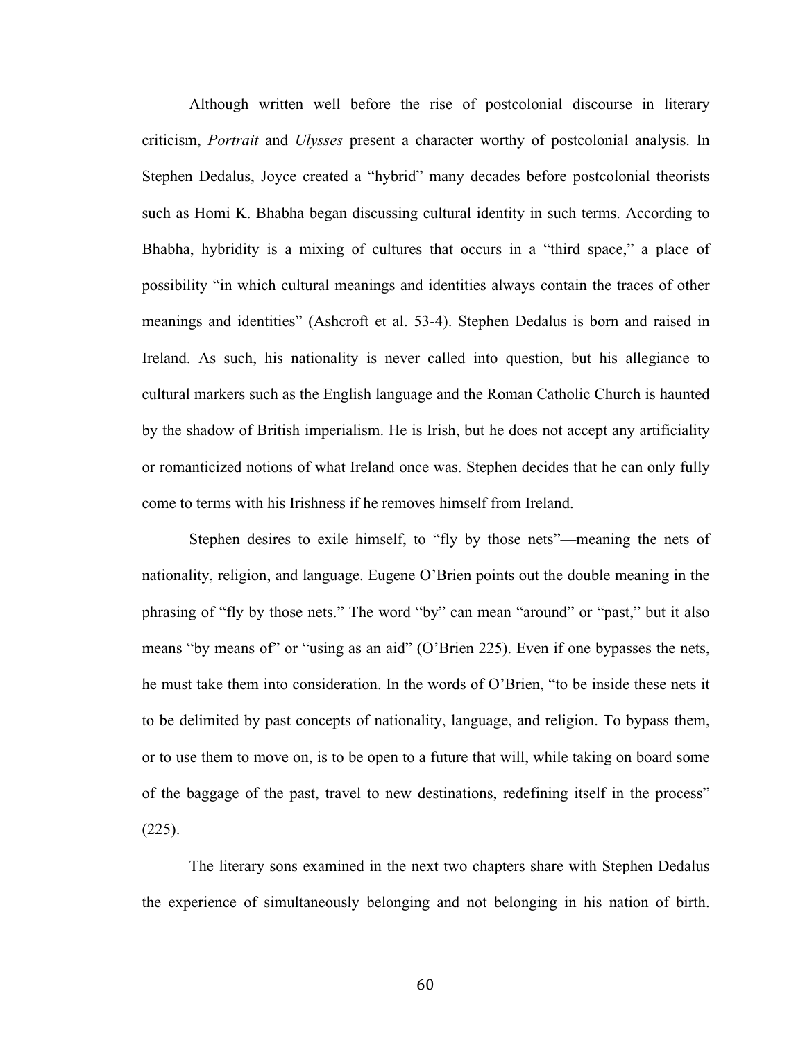Although written well before the rise of postcolonial discourse in literary criticism, *Portrait* and *Ulysses* present a character worthy of postcolonial analysis. In Stephen Dedalus, Joyce created a "hybrid" many decades before postcolonial theorists such as Homi K. Bhabha began discussing cultural identity in such terms. According to Bhabha, hybridity is a mixing of cultures that occurs in a "third space," a place of possibility "in which cultural meanings and identities always contain the traces of other meanings and identities" (Ashcroft et al. 53-4). Stephen Dedalus is born and raised in Ireland. As such, his nationality is never called into question, but his allegiance to cultural markers such as the English language and the Roman Catholic Church is haunted by the shadow of British imperialism. He is Irish, but he does not accept any artificiality or romanticized notions of what Ireland once was. Stephen decides that he can only fully come to terms with his Irishness if he removes himself from Ireland.

Stephen desires to exile himself, to "fly by those nets"—meaning the nets of nationality, religion, and language. Eugene O'Brien points out the double meaning in the phrasing of "fly by those nets." The word "by" can mean "around" or "past," but it also means "by means of" or "using as an aid" (O'Brien 225). Even if one bypasses the nets, he must take them into consideration. In the words of O'Brien, "to be inside these nets it to be delimited by past concepts of nationality, language, and religion. To bypass them, or to use them to move on, is to be open to a future that will, while taking on board some of the baggage of the past, travel to new destinations, redefining itself in the process" (225).

The literary sons examined in the next two chapters share with Stephen Dedalus the experience of simultaneously belonging and not belonging in his nation of birth.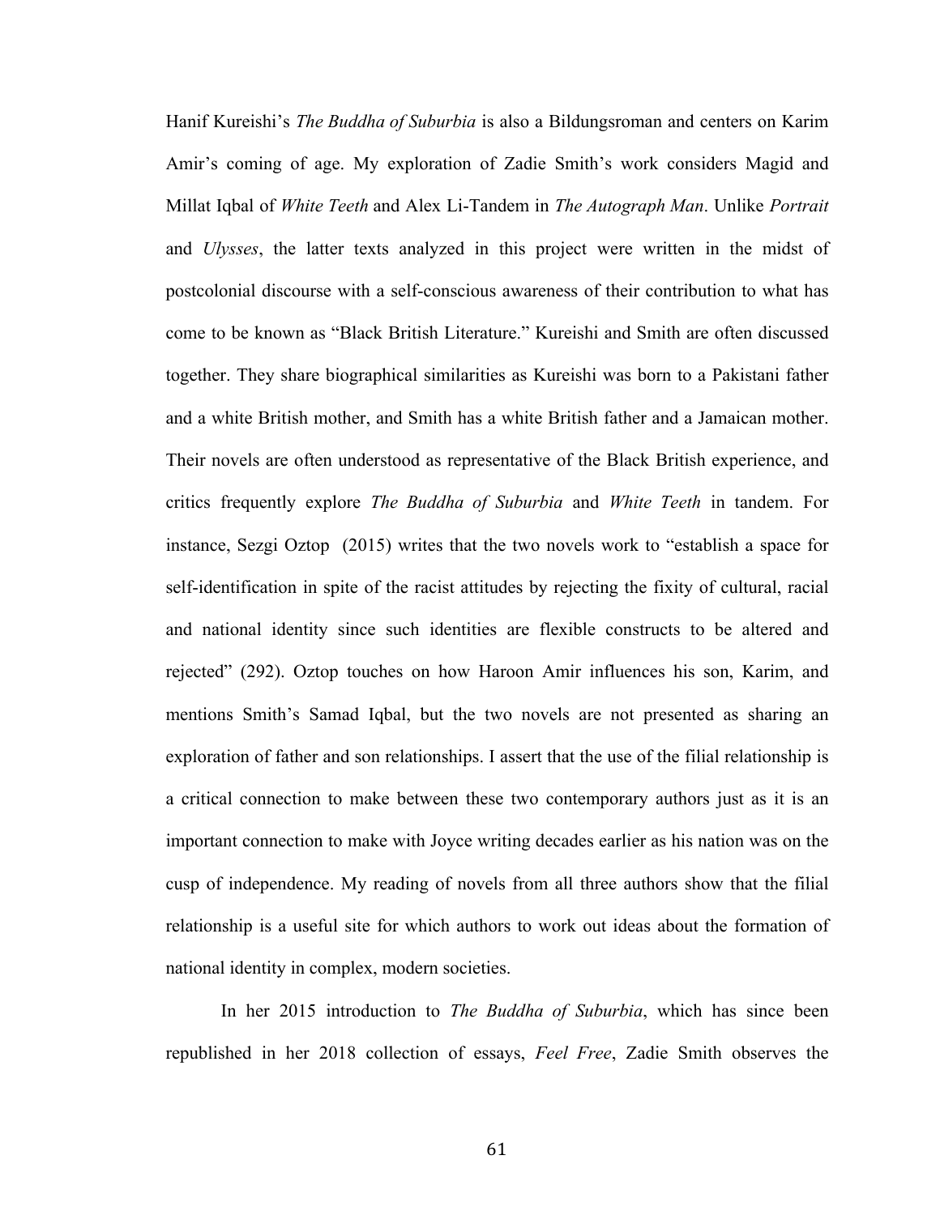Hanif Kureishi's *The Buddha of Suburbia* is also a Bildungsroman and centers on Karim Amir's coming of age. My exploration of Zadie Smith's work considers Magid and Millat Iqbal of *White Teeth* and Alex Li-Tandem in *The Autograph Man*. Unlike *Portrait* and *Ulysses*, the latter texts analyzed in this project were written in the midst of postcolonial discourse with a self-conscious awareness of their contribution to what has come to be known as "Black British Literature." Kureishi and Smith are often discussed together. They share biographical similarities as Kureishi was born to a Pakistani father and a white British mother, and Smith has a white British father and a Jamaican mother. Their novels are often understood as representative of the Black British experience, and critics frequently explore *The Buddha of Suburbia* and *White Teeth* in tandem. For instance, Sezgi Oztop (2015) writes that the two novels work to "establish a space for self-identification in spite of the racist attitudes by rejecting the fixity of cultural, racial and national identity since such identities are flexible constructs to be altered and rejected" (292). Oztop touches on how Haroon Amir influences his son, Karim, and mentions Smith's Samad Iqbal, but the two novels are not presented as sharing an exploration of father and son relationships. I assert that the use of the filial relationship is a critical connection to make between these two contemporary authors just as it is an important connection to make with Joyce writing decades earlier as his nation was on the cusp of independence. My reading of novels from all three authors show that the filial relationship is a useful site for which authors to work out ideas about the formation of national identity in complex, modern societies.

In her 2015 introduction to *The Buddha of Suburbia*, which has since been republished in her 2018 collection of essays, *Feel Free*, Zadie Smith observes the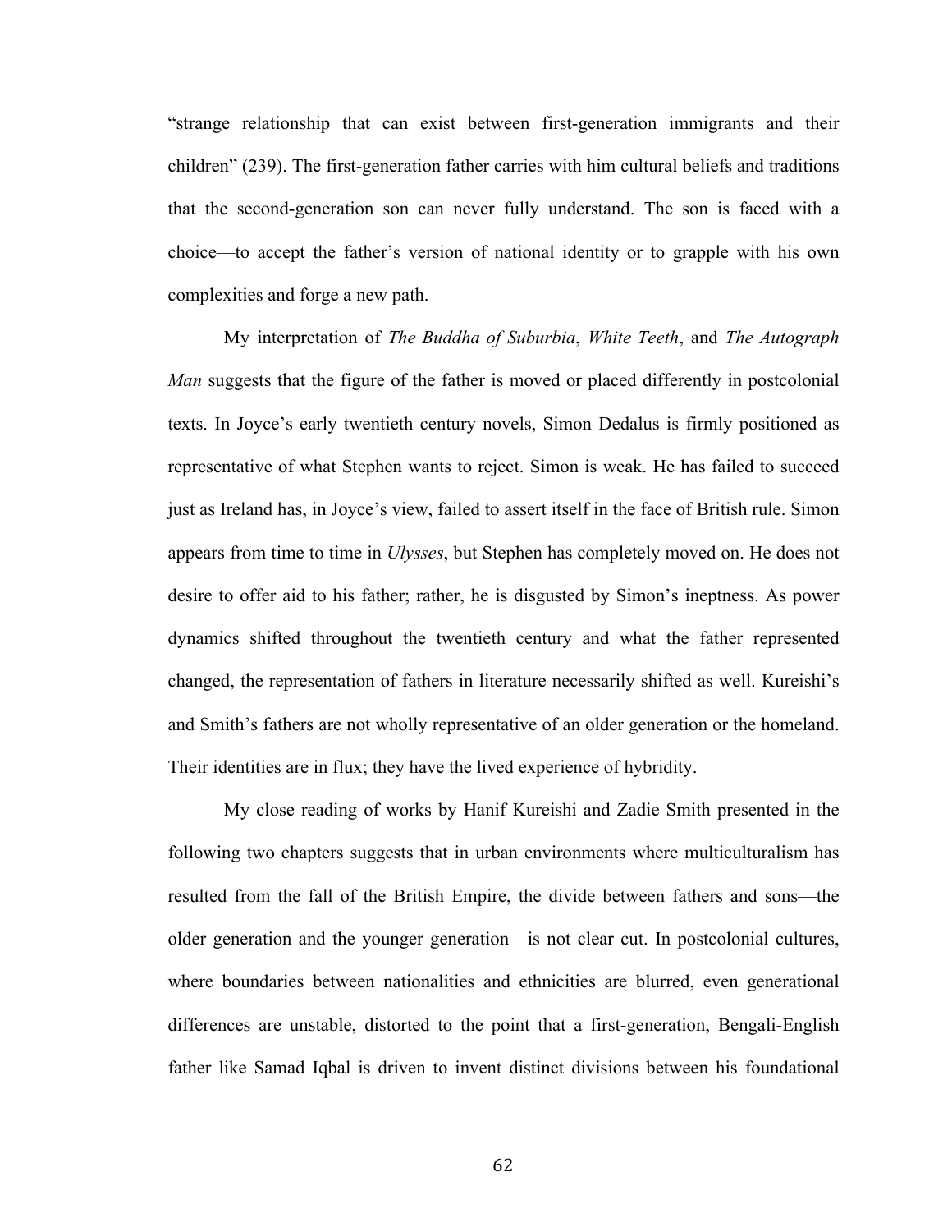"strange relationship that can exist between first-generation immigrants and their children" (239). The first-generation father carries with him cultural beliefs and traditions that the second-generation son can never fully understand. The son is faced with a choice—to accept the father's version of national identity or to grapple with his own complexities and forge a new path.

My interpretation of *The Buddha of Suburbia*, *White Teeth*, and *The Autograph Man* suggests that the figure of the father is moved or placed differently in postcolonial texts. In Joyce's early twentieth century novels, Simon Dedalus is firmly positioned as representative of what Stephen wants to reject. Simon is weak. He has failed to succeed just as Ireland has, in Joyce's view, failed to assert itself in the face of British rule. Simon appears from time to time in *Ulysses*, but Stephen has completely moved on. He does not desire to offer aid to his father; rather, he is disgusted by Simon's ineptness. As power dynamics shifted throughout the twentieth century and what the father represented changed, the representation of fathers in literature necessarily shifted as well. Kureishi's and Smith's fathers are not wholly representative of an older generation or the homeland. Their identities are in flux; they have the lived experience of hybridity.

My close reading of works by Hanif Kureishi and Zadie Smith presented in the following two chapters suggests that in urban environments where multiculturalism has resulted from the fall of the British Empire, the divide between fathers and sons—the older generation and the younger generation—is not clear cut. In postcolonial cultures, where boundaries between nationalities and ethnicities are blurred, even generational differences are unstable, distorted to the point that a first-generation, Bengali-English father like Samad Iqbal is driven to invent distinct divisions between his foundational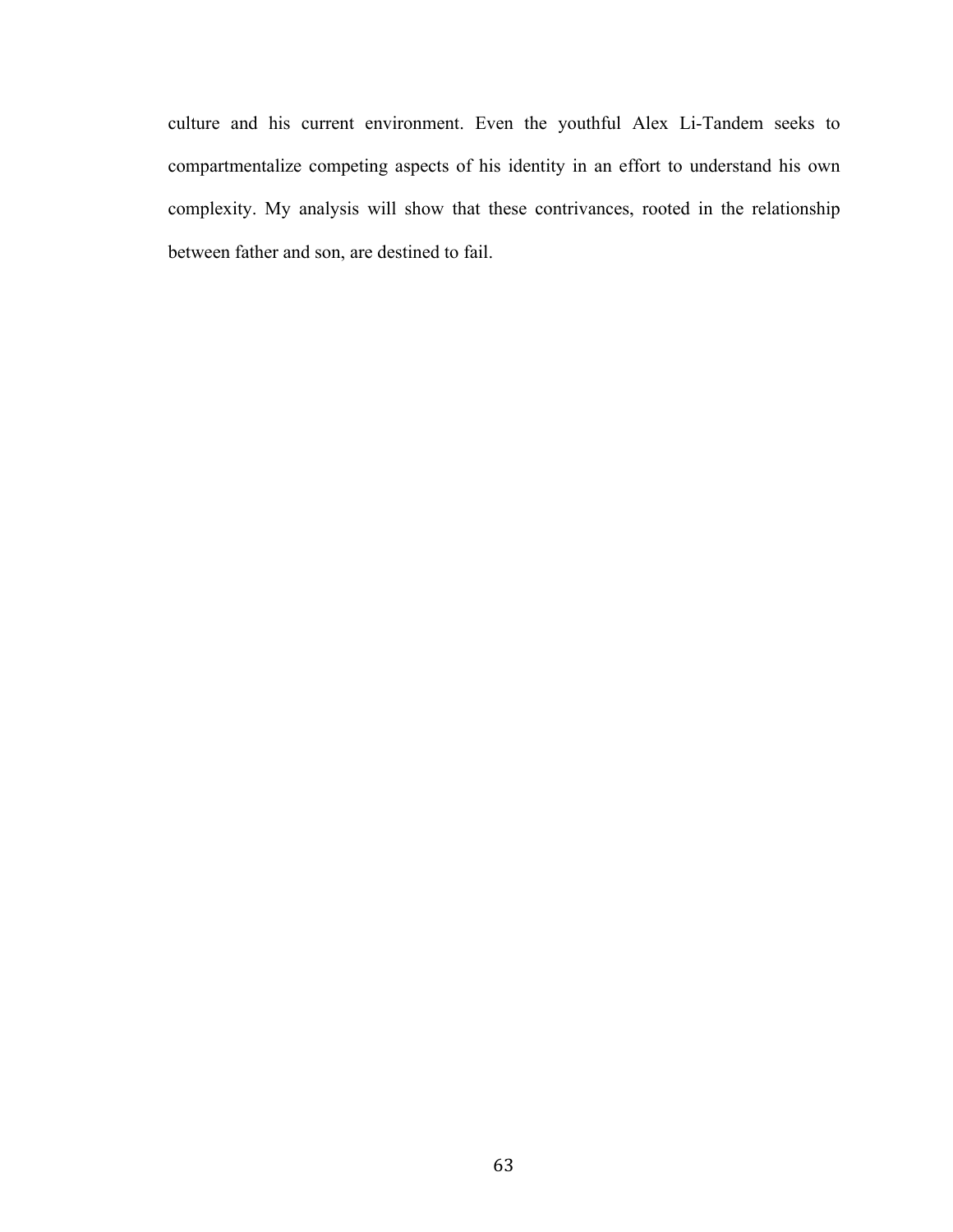culture and his current environment. Even the youthful Alex Li-Tandem seeks to compartmentalize competing aspects of his identity in an effort to understand his own complexity. My analysis will show that these contrivances, rooted in the relationship between father and son, are destined to fail.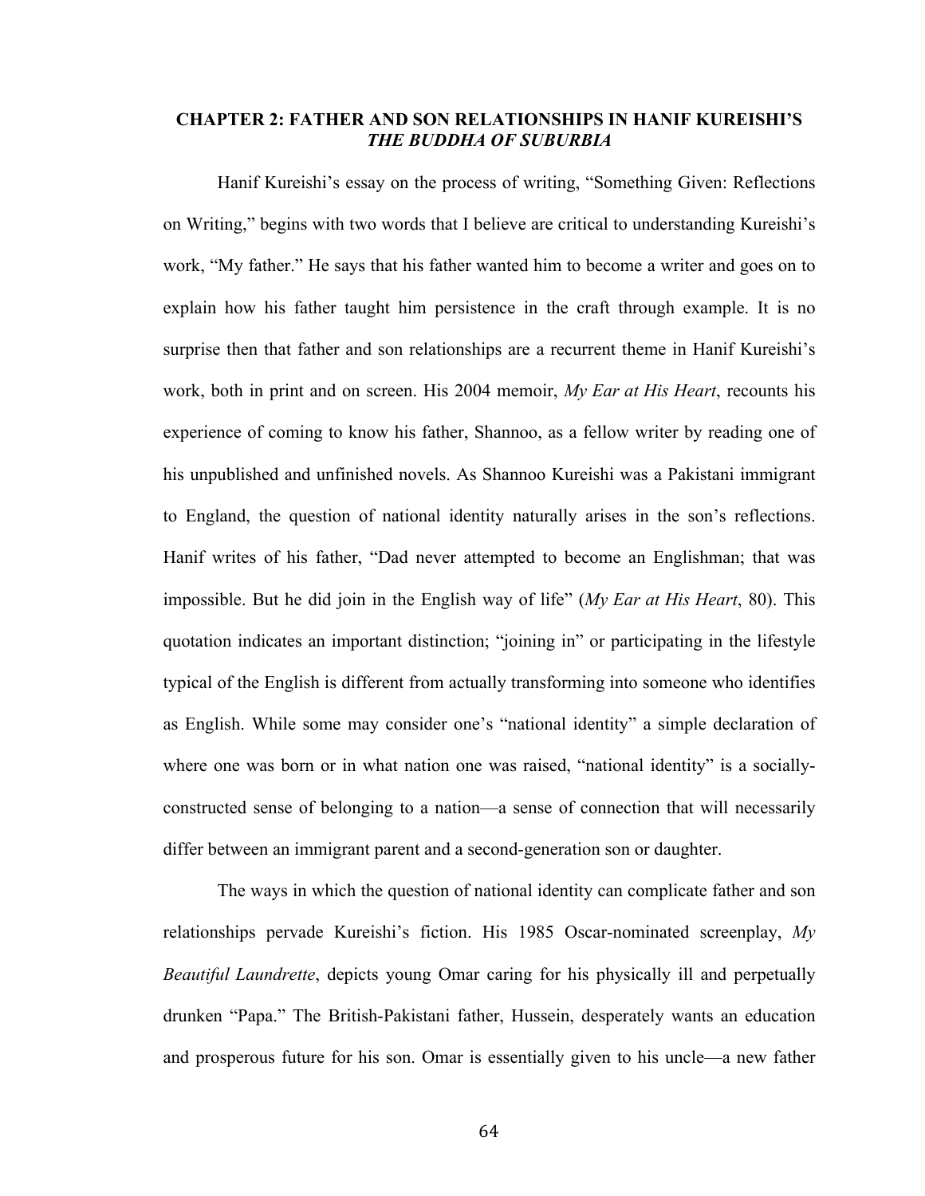## CHAPTER 2: FATHER AND SON RELATIONSHIPS IN HANIF KUREISHI'S *THE BUDDHA OF SUBURBIA*

Hanif Kureishi's essay on the process of writing, "Something Given: Reflections on Writing," begins with two words that I believe are critical to understanding Kureishi's work, "My father." He says that his father wanted him to become a writer and goes on to explain how his father taught him persistence in the craft through example. It is no surprise then that father and son relationships are a recurrent theme in Hanif Kureishi's work, both in print and on screen. His 2004 memoir, *My Ear at His Heart*, recounts his experience of coming to know his father, Shannoo, as a fellow writer by reading one of his unpublished and unfinished novels. As Shannoo Kureishi was a Pakistani immigrant to England, the question of national identity naturally arises in the son's reflections. Hanif writes of his father, "Dad never attempted to become an Englishman; that was impossible. But he did join in the English way of life" (*My Ear at His Heart*, 80). This quotation indicates an important distinction; "joining in" or participating in the lifestyle typical of the English is different from actually transforming into someone who identifies as English. While some may consider one's "national identity" a simple declaration of where one was born or in what nation one was raised, "national identity" is a socially-constructed sense of belonging to a nation—a sense of connection that will necessarily differ between an immigrant parent and a second-generation son or daughter.

The ways in which the question of national identity can complicate father and son relationships pervade Kureishi's fiction. His 1985 Oscar-nominated screenplay, *My Beautiful Laundrette*, depicts young Omar caring for his physically ill and perpetually drunken "Papa." The British-Pakistani father, Hussein, desperately wants an education and prosperous future for his son. Omar is essentially given to his uncle—a new father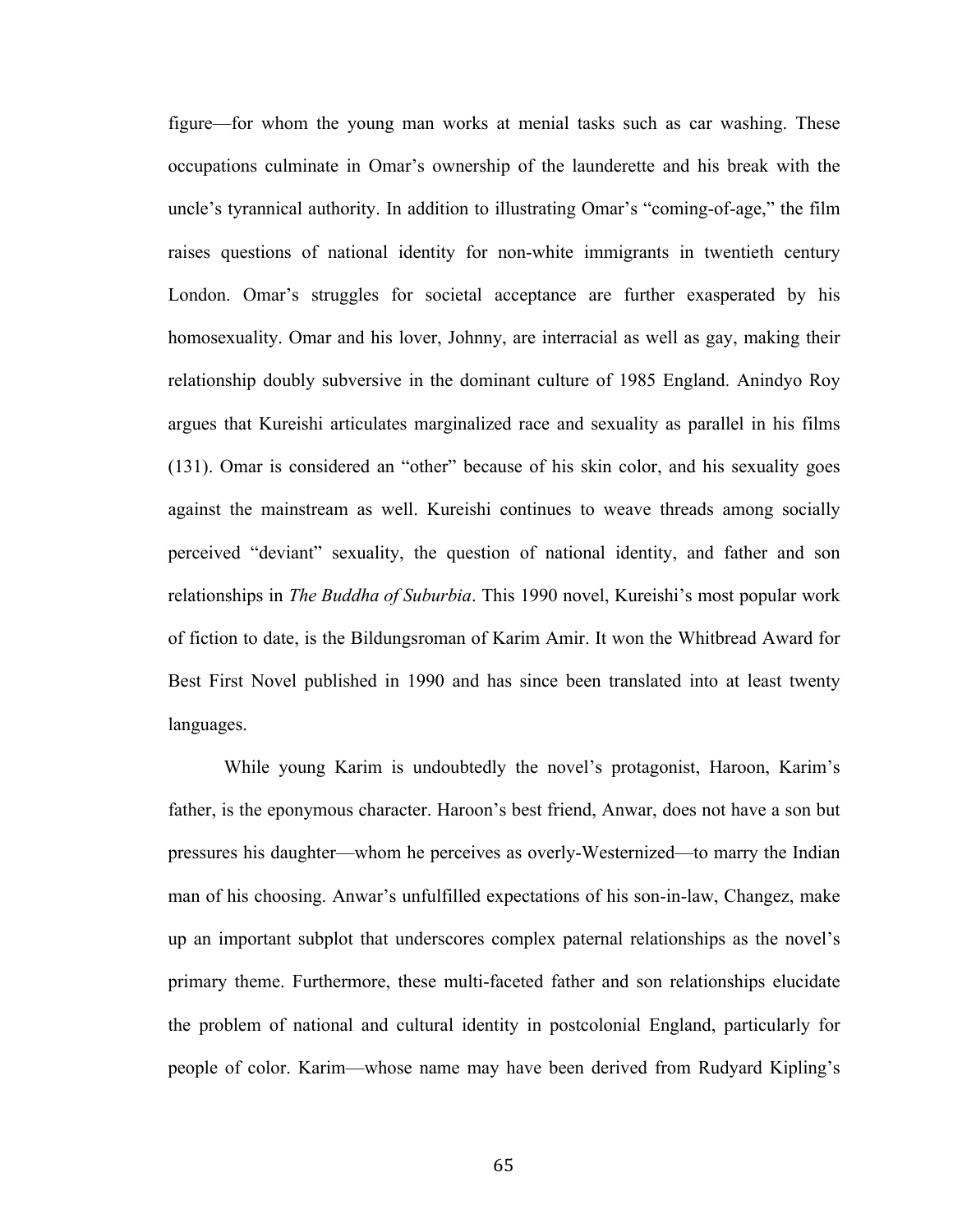figure—for whom the young man works at menial tasks such as car washing. These occupations culminate in Omar's ownership of the launderette and his break with the uncle's tyrannical authority. In addition to illustrating Omar's "coming-of-age," the film raises questions of national identity for non-white immigrants in twentieth century London. Omar's struggles for societal acceptance are further exasperated by his homosexuality. Omar and his lover, Johnny, are interracial as well as gay, making their relationship doubly subversive in the dominant culture of 1985 England. Anindyo Roy argues that Kureishi articulates marginalized race and sexuality as parallel in his films (131). Omar is considered an "other" because of his skin color, and his sexuality goes against the mainstream as well. Kureishi continues to weave threads among socially perceived "deviant" sexuality, the question of national identity, and father and son relationships in *The Buddha of Suburbia*. This 1990 novel, Kureishi's most popular work of fiction to date, is the Bildungsroman of Karim Amir. It won the Whitbread Award for Best First Novel published in 1990 and has since been translated into at least twenty languages.

While young Karim is undoubtedly the novel's protagonist, Haroon, Karim's father, is the eponymous character. Haroon's best friend, Anwar, does not have a son but pressures his daughter—whom he perceives as overly-Westernized—to marry the Indian man of his choosing. Anwar's unfulfilled expectations of his son-in-law, Changez, make up an important subplot that underscores complex paternal relationships as the novel's primary theme. Furthermore, these multi-faceted father and son relationships elucidate the problem of national and cultural identity in postcolonial England, particularly for people of color. Karim—whose name may have been derived from Rudyard Kipling's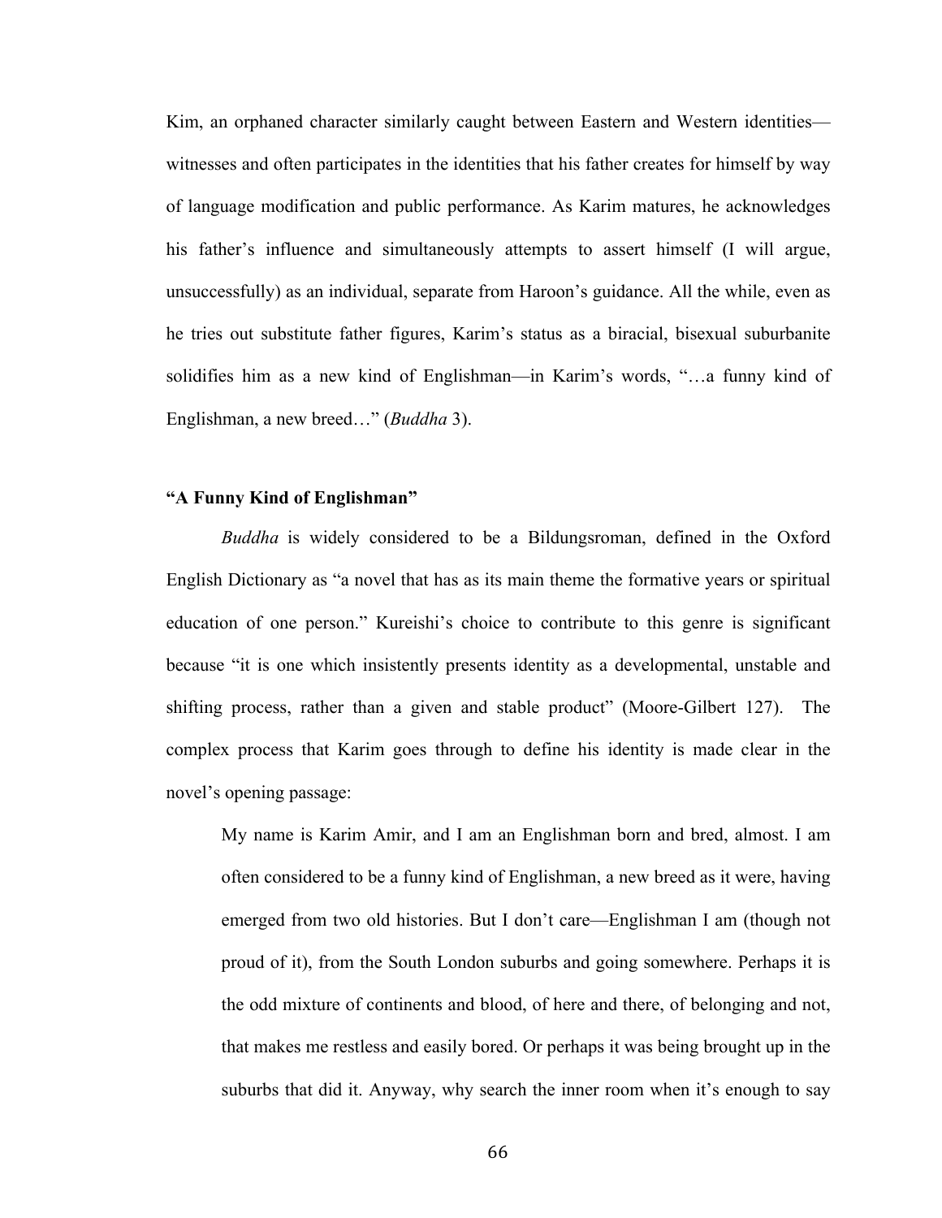Kim, an orphaned character similarly caught between Eastern and Western identities—witnesses and often participates in the identities that his father creates for himself by way of language modification and public performance. As Karim matures, he acknowledges his father's influence and simultaneously attempts to assert himself (I will argue, unsuccessfully) as an individual, separate from Haroon's guidance. All the while, even as he tries out substitute father figures, Karim's status as a biracial, bisexual suburbanite solidifies him as a new kind of Englishman—in Karim's words, "…a funny kind of Englishman, a new breed…" (*Buddha* 3).

### "A Funny Kind of Englishman"

*Buddha* is widely considered to be a Bildungsroman, defined in the Oxford English Dictionary as "a novel that has as its main theme the formative years or spiritual education of one person." Kureishi's choice to contribute to this genre is significant because "it is one which insistently presents identity as a developmental, unstable and shifting process, rather than a given and stable product" (Moore-Gilbert 127). The complex process that Karim goes through to define his identity is made clear in the novel's opening passage:

> My name is Karim Amir, and I am an Englishman born and bred, almost. I am often considered to be a funny kind of Englishman, a new breed as it were, having emerged from two old histories. But I don't care—Englishman I am (though not proud of it), from the South London suburbs and going somewhere. Perhaps it is the odd mixture of continents and blood, of here and there, of belonging and not, that makes me restless and easily bored. Or perhaps it was being brought up in the suburbs that did it. Anyway, why search the inner room when it's enough to say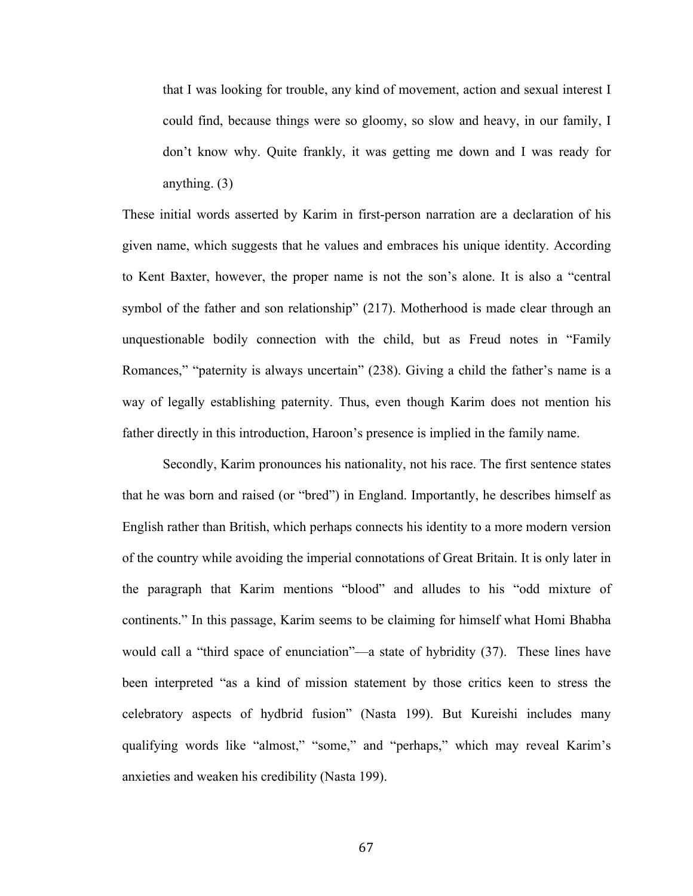> that I was looking for trouble, any kind of movement, action and sexual interest I could find, because things were so gloomy, so slow and heavy, in our family, I don't know why. Quite frankly, it was getting me down and I was ready for anything. (3)

These initial words asserted by Karim in first-person narration are a declaration of his given name, which suggests that he values and embraces his unique identity. According to Kent Baxter, however, the proper name is not the son's alone. It is also a "central symbol of the father and son relationship" (217). Motherhood is made clear through an unquestionable bodily connection with the child, but as Freud notes in "Family Romances," "paternity is always uncertain" (238). Giving a child the father's name is a way of legally establishing paternity. Thus, even though Karim does not mention his father directly in this introduction, Haroon's presence is implied in the family name.

Secondly, Karim pronounces his nationality, not his race. The first sentence states that he was born and raised (or "bred") in England. Importantly, he describes himself as English rather than British, which perhaps connects his identity to a more modern version of the country while avoiding the imperial connotations of Great Britain. It is only later in the paragraph that Karim mentions "blood" and alludes to his "odd mixture of continents." In this passage, Karim seems to be claiming for himself what Homi Bhabha would call a "third space of enunciation"—a state of hybridity (37). These lines have been interpreted "as a kind of mission statement by those critics keen to stress the celebratory aspects of hydbrid fusion" (Nasta 199). But Kureishi includes many qualifying words like "almost," "some," and "perhaps," which may reveal Karim's anxieties and weaken his credibility (Nasta 199).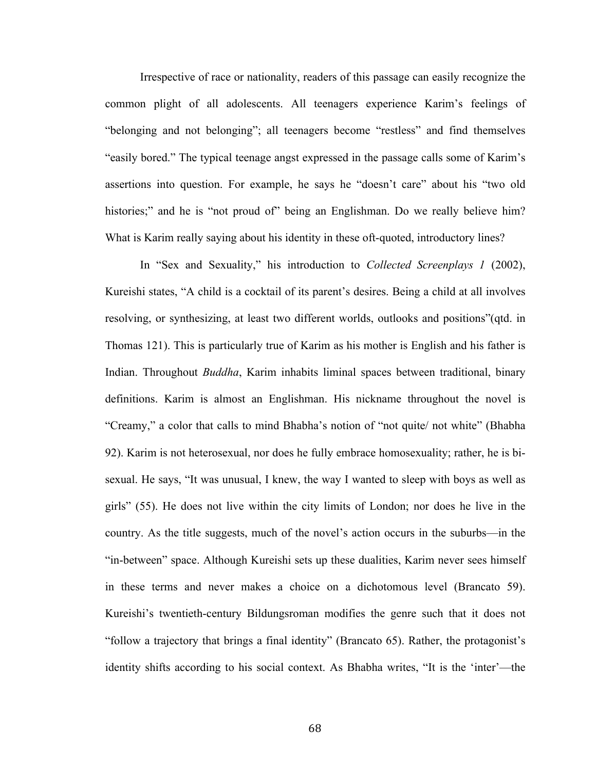Irrespective of race or nationality, readers of this passage can easily recognize the common plight of all adolescents. All teenagers experience Karim's feelings of "belonging and not belonging"; all teenagers become "restless" and find themselves "easily bored." The typical teenage angst expressed in the passage calls some of Karim's assertions into question. For example, he says he "doesn't care" about his "two old histories;" and he is "not proud of" being an Englishman. Do we really believe him? What is Karim really saying about his identity in these oft-quoted, introductory lines?

In "Sex and Sexuality," his introduction to *Collected Screenplays 1* (2002), Kureishi states, "A child is a cocktail of its parent's desires. Being a child at all involves resolving, or synthesizing, at least two different worlds, outlooks and positions"(qtd. in Thomas 121). This is particularly true of Karim as his mother is English and his father is Indian. Throughout *Buddha*, Karim inhabits liminal spaces between traditional, binary definitions. Karim is almost an Englishman. His nickname throughout the novel is "Creamy," a color that calls to mind Bhabha's notion of "not quite/ not white" (Bhabha 92). Karim is not heterosexual, nor does he fully embrace homosexuality; rather, he is bi-sexual. He says, "It was unusual, I knew, the way I wanted to sleep with boys as well as girls" (55). He does not live within the city limits of London; nor does he live in the country. As the title suggests, much of the novel's action occurs in the suburbs—in the "in-between" space. Although Kureishi sets up these dualities, Karim never sees himself in these terms and never makes a choice on a dichotomous level (Brancato 59). Kureishi's twentieth-century Bildungsroman modifies the genre such that it does not "follow a trajectory that brings a final identity" (Brancato 65). Rather, the protagonist's identity shifts according to his social context. As Bhabha writes, "It is the 'inter'—the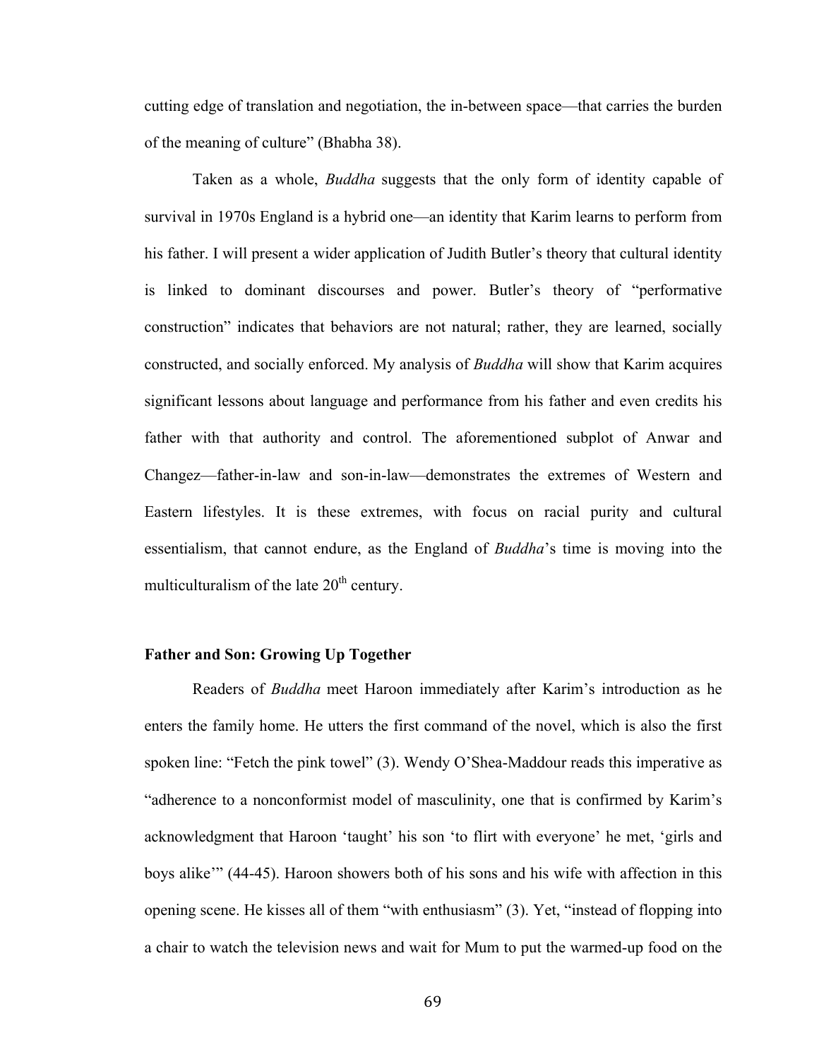cutting edge of translation and negotiation, the in-between space—that carries the burden of the meaning of culture" (Bhabha 38).

Taken as a whole, *Buddha* suggests that the only form of identity capable of survival in 1970s England is a hybrid one—an identity that Karim learns to perform from his father. I will present a wider application of Judith Butler's theory that cultural identity is linked to dominant discourses and power. Butler's theory of "performative construction" indicates that behaviors are not natural; rather, they are learned, socially constructed, and socially enforced. My analysis of *Buddha* will show that Karim acquires significant lessons about language and performance from his father and even credits his father with that authority and control. The aforementioned subplot of Anwar and Changez—father-in-law and son-in-law—demonstrates the extremes of Western and Eastern lifestyles. It is these extremes, with focus on racial purity and cultural essentialism, that cannot endure, as the England of *Buddha*'s time is moving into the multiculturalism of the late 20th century.

### Father and Son: Growing Up Together

Readers of *Buddha* meet Haroon immediately after Karim's introduction as he enters the family home. He utters the first command of the novel, which is also the first spoken line: "Fetch the pink towel" (3). Wendy O'Shea-Maddour reads this imperative as "adherence to a nonconformist model of masculinity, one that is confirmed by Karim's acknowledgment that Haroon 'taught' his son 'to flirt with everyone' he met, 'girls and boys alike'" (44-45). Haroon showers both of his sons and his wife with affection in this opening scene. He kisses all of them "with enthusiasm" (3). Yet, "instead of flopping into a chair to watch the television news and wait for Mum to put the warmed-up food on the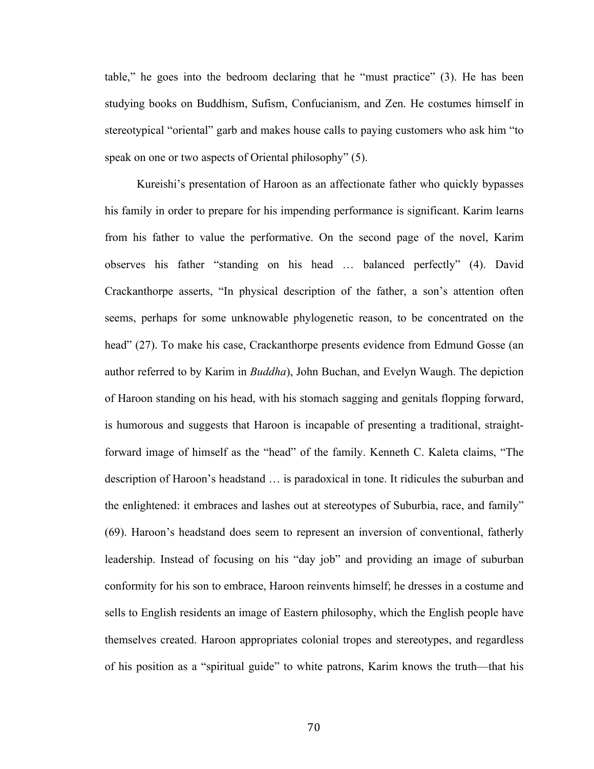table," he goes into the bedroom declaring that he "must practice" (3). He has been studying books on Buddhism, Sufism, Confucianism, and Zen. He costumes himself in stereotypical "oriental" garb and makes house calls to paying customers who ask him "to speak on one or two aspects of Oriental philosophy" (5).

Kureishi's presentation of Haroon as an affectionate father who quickly bypasses his family in order to prepare for his impending performance is significant. Karim learns from his father to value the performative. On the second page of the novel, Karim observes his father "standing on his head … balanced perfectly" (4). David Crackanthorpe asserts, "In physical description of the father, a son's attention often seems, perhaps for some unknowable phylogenetic reason, to be concentrated on the head" (27). To make his case, Crackanthorpe presents evidence from Edmund Gosse (an author referred to by Karim in *Buddha*), John Buchan, and Evelyn Waugh. The depiction of Haroon standing on his head, with his stomach sagging and genitals flopping forward, is humorous and suggests that Haroon is incapable of presenting a traditional, straight-forward image of himself as the "head" of the family. Kenneth C. Kaleta claims, "The description of Haroon's headstand … is paradoxical in tone. It ridicules the suburban and the enlightened: it embraces and lashes out at stereotypes of Suburbia, race, and family" (69). Haroon's headstand does seem to represent an inversion of conventional, fatherly leadership. Instead of focusing on his "day job" and providing an image of suburban conformity for his son to embrace, Haroon reinvents himself; he dresses in a costume and sells to English residents an image of Eastern philosophy, which the English people have themselves created. Haroon appropriates colonial tropes and stereotypes, and regardless of his position as a "spiritual guide" to white patrons, Karim knows the truth—that his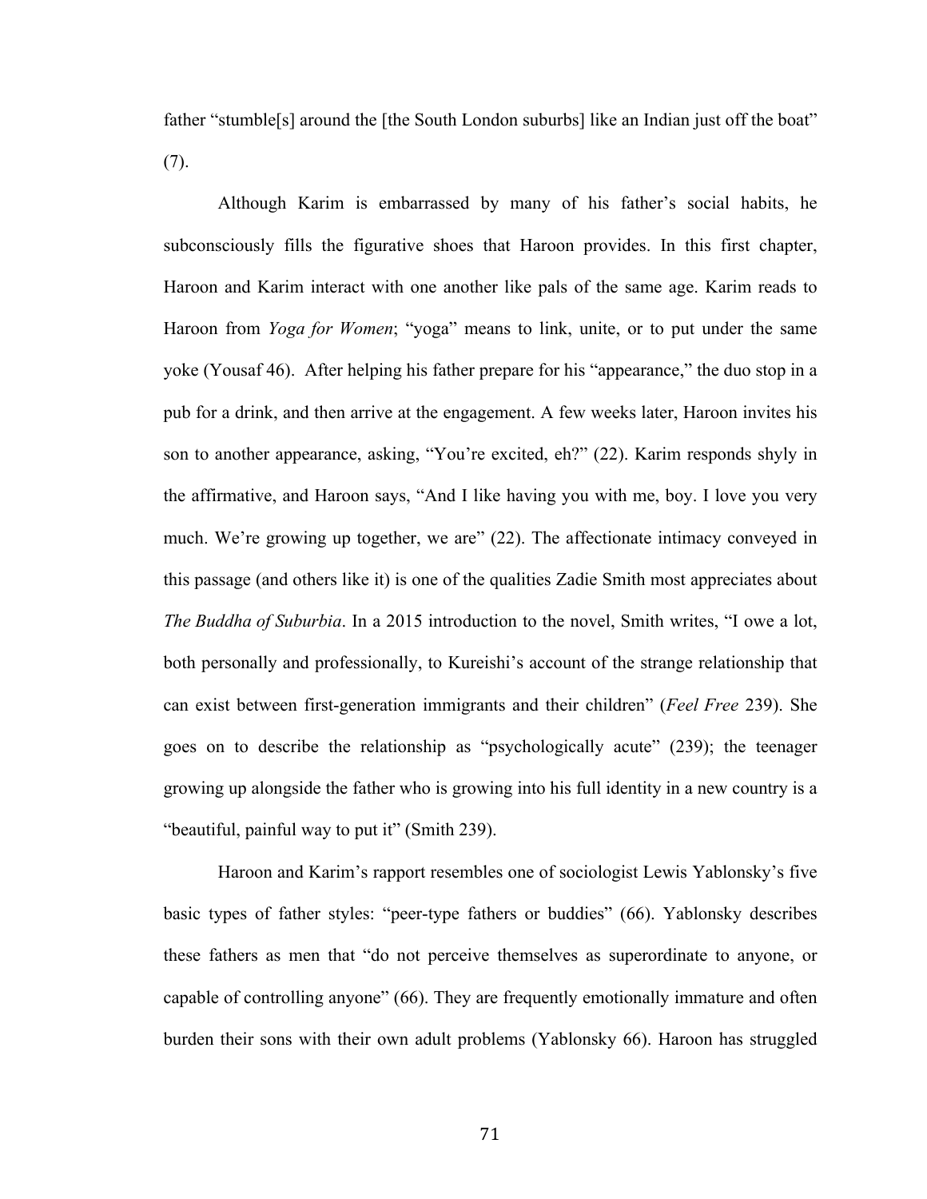father "stumble[s] around the [the South London suburbs] like an Indian just off the boat" (7).

Although Karim is embarrassed by many of his father's social habits, he subconsciously fills the figurative shoes that Haroon provides. In this first chapter, Haroon and Karim interact with one another like pals of the same age. Karim reads to Haroon from *Yoga for Women*; "yoga" means to link, unite, or to put under the same yoke (Yousaf 46). After helping his father prepare for his "appearance," the duo stop in a pub for a drink, and then arrive at the engagement. A few weeks later, Haroon invites his son to another appearance, asking, "You're excited, eh?" (22). Karim responds shyly in the affirmative, and Haroon says, "And I like having you with me, boy. I love you very much. We're growing up together, we are" (22). The affectionate intimacy conveyed in this passage (and others like it) is one of the qualities Zadie Smith most appreciates about *The Buddha of Suburbia*. In a 2015 introduction to the novel, Smith writes, "I owe a lot, both personally and professionally, to Kureishi's account of the strange relationship that can exist between first-generation immigrants and their children" (*Feel Free* 239). She goes on to describe the relationship as "psychologically acute" (239); the teenager growing up alongside the father who is growing into his full identity in a new country is a "beautiful, painful way to put it" (Smith 239).

Haroon and Karim's rapport resembles one of sociologist Lewis Yablonsky's five basic types of father styles: "peer-type fathers or buddies" (66). Yablonsky describes these fathers as men that "do not perceive themselves as superordinate to anyone, or capable of controlling anyone" (66). They are frequently emotionally immature and often burden their sons with their own adult problems (Yablonsky 66). Haroon has struggled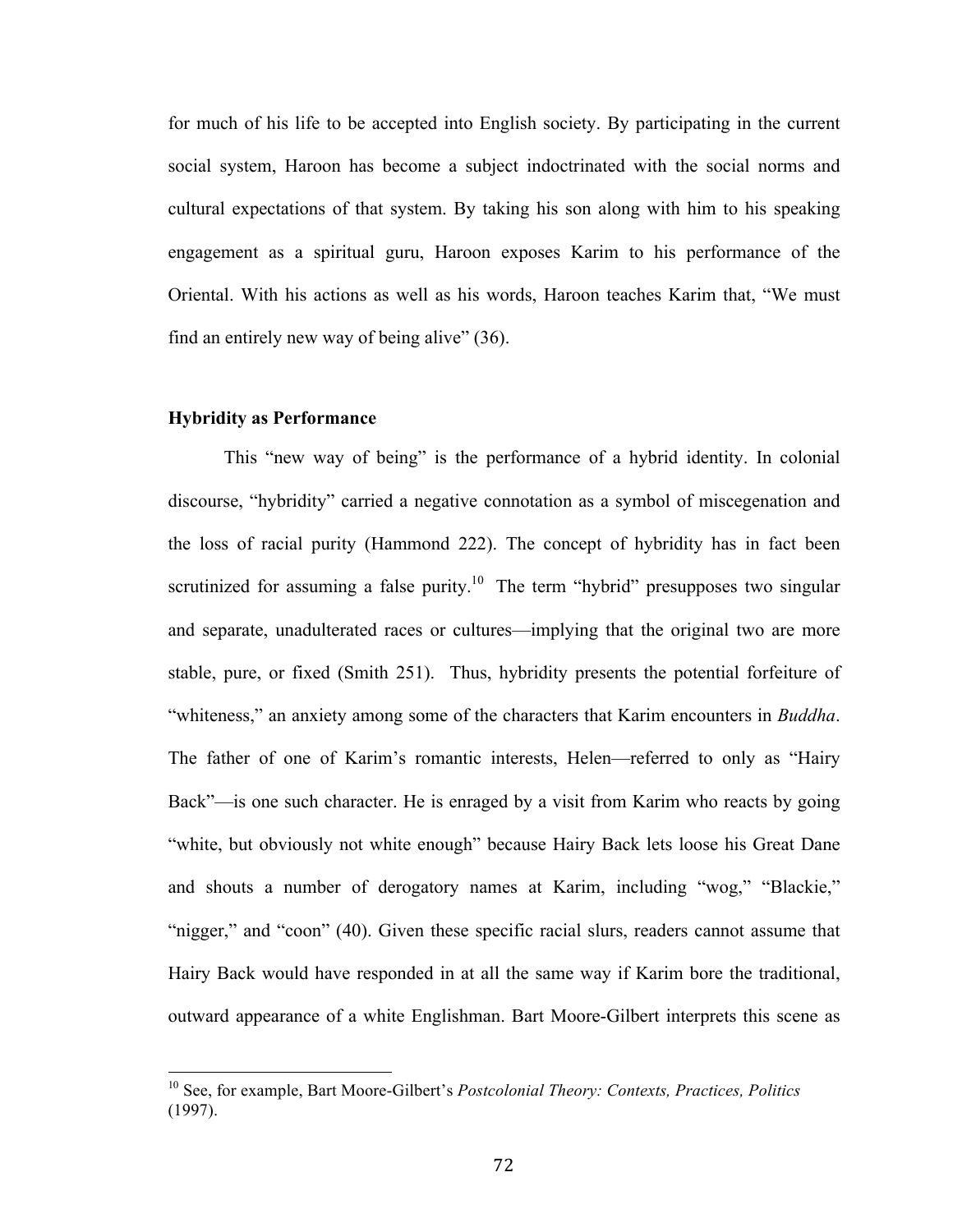for much of his life to be accepted into English society. By participating in the current social system, Haroon has become a subject indoctrinated with the social norms and cultural expectations of that system. By taking his son along with him to his speaking engagement as a spiritual guru, Haroon exposes Karim to his performance of the Oriental. With his actions as well as his words, Haroon teaches Karim that, "We must find an entirely new way of being alive" (36).

### Hybridity as Performance

This "new way of being" is the performance of a hybrid identity. In colonial discourse, "hybridity" carried a negative connotation as a symbol of miscegenation and the loss of racial purity (Hammond 222). The concept of hybridity has in fact been scrutinized for assuming a false purity.[10] The term "hybrid" presupposes two singular and separate, unadulterated races or cultures—implying that the original two are more stable, pure, or fixed (Smith 251). Thus, hybridity presents the potential forfeiture of "whiteness," an anxiety among some of the characters that Karim encounters in *Buddha*. The father of one of Karim's romantic interests, Helen—referred to only as "Hairy Back"—is one such character. He is enraged by a visit from Karim who reacts by going "white, but obviously not white enough" because Hairy Back lets loose his Great Dane and shouts a number of derogatory names at Karim, including "wog," "Blackie," "nigger," and "coon" (40). Given these specific racial slurs, readers cannot assume that Hairy Back would have responded in at all the same way if Karim bore the traditional, outward appearance of a white Englishman. Bart Moore-Gilbert interprets this scene as

---

[10] See, for example, Bart Moore-Gilbert's *Postcolonial Theory: Contexts, Practices, Politics* (1997).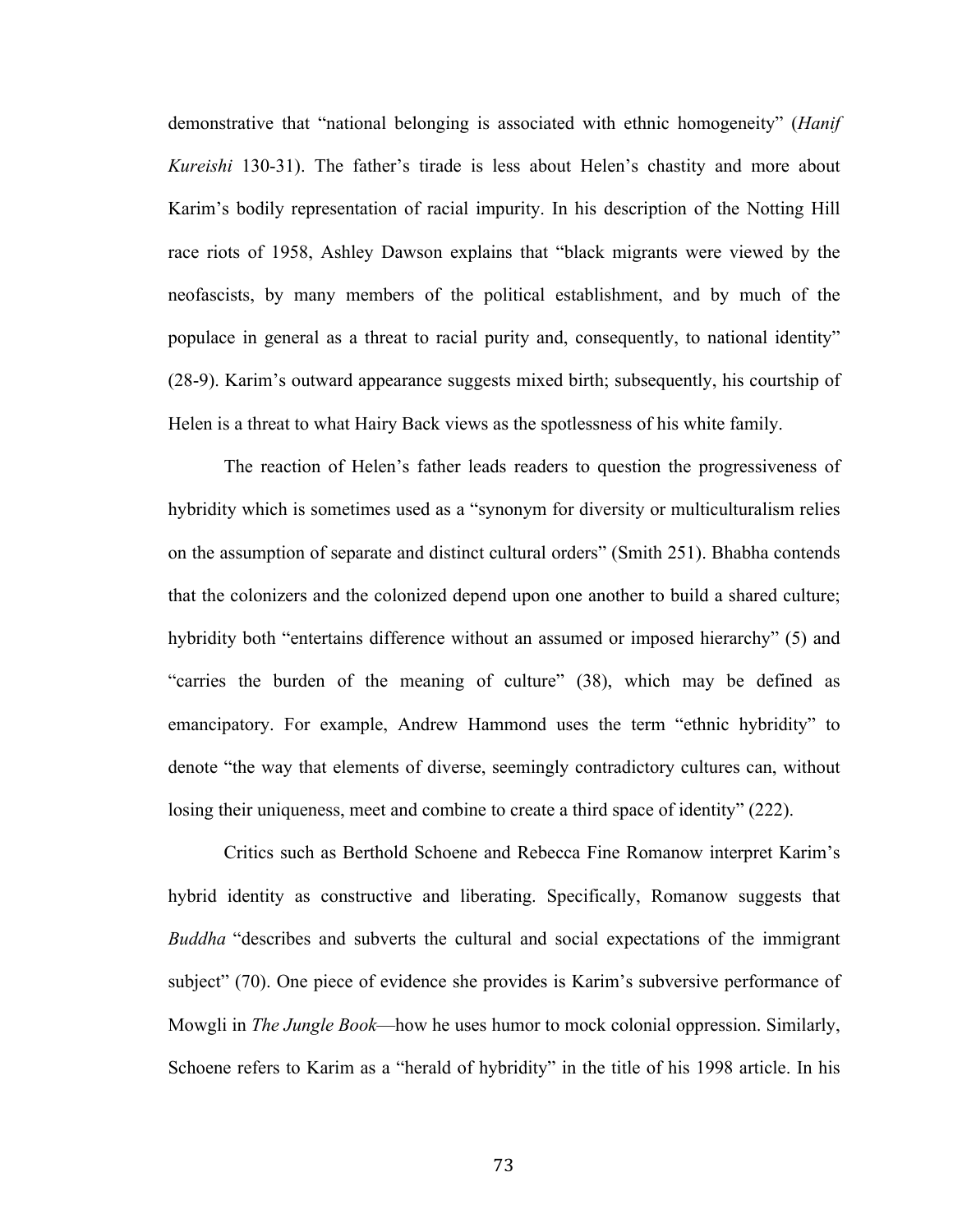demonstrative that "national belonging is associated with ethnic homogeneity" (*Hanif Kureishi* 130-31). The father's tirade is less about Helen's chastity and more about Karim's bodily representation of racial impurity. In his description of the Notting Hill race riots of 1958, Ashley Dawson explains that "black migrants were viewed by the neofascists, by many members of the political establishment, and by much of the populace in general as a threat to racial purity and, consequently, to national identity" (28-9). Karim's outward appearance suggests mixed birth; subsequently, his courtship of Helen is a threat to what Hairy Back views as the spotlessness of his white family.

The reaction of Helen's father leads readers to question the progressiveness of hybridity which is sometimes used as a "synonym for diversity or multiculturalism relies on the assumption of separate and distinct cultural orders" (Smith 251). Bhabha contends that the colonizers and the colonized depend upon one another to build a shared culture; hybridity both "entertains difference without an assumed or imposed hierarchy" (5) and "carries the burden of the meaning of culture" (38), which may be defined as emancipatory. For example, Andrew Hammond uses the term "ethnic hybridity" to denote "the way that elements of diverse, seemingly contradictory cultures can, without losing their uniqueness, meet and combine to create a third space of identity" (222).

Critics such as Berthold Schoene and Rebecca Fine Romanow interpret Karim's hybrid identity as constructive and liberating. Specifically, Romanow suggests that *Buddha* "describes and subverts the cultural and social expectations of the immigrant subject" (70). One piece of evidence she provides is Karim's subversive performance of Mowgli in *The Jungle Book*—how he uses humor to mock colonial oppression. Similarly, Schoene refers to Karim as a "herald of hybridity" in the title of his 1998 article. In his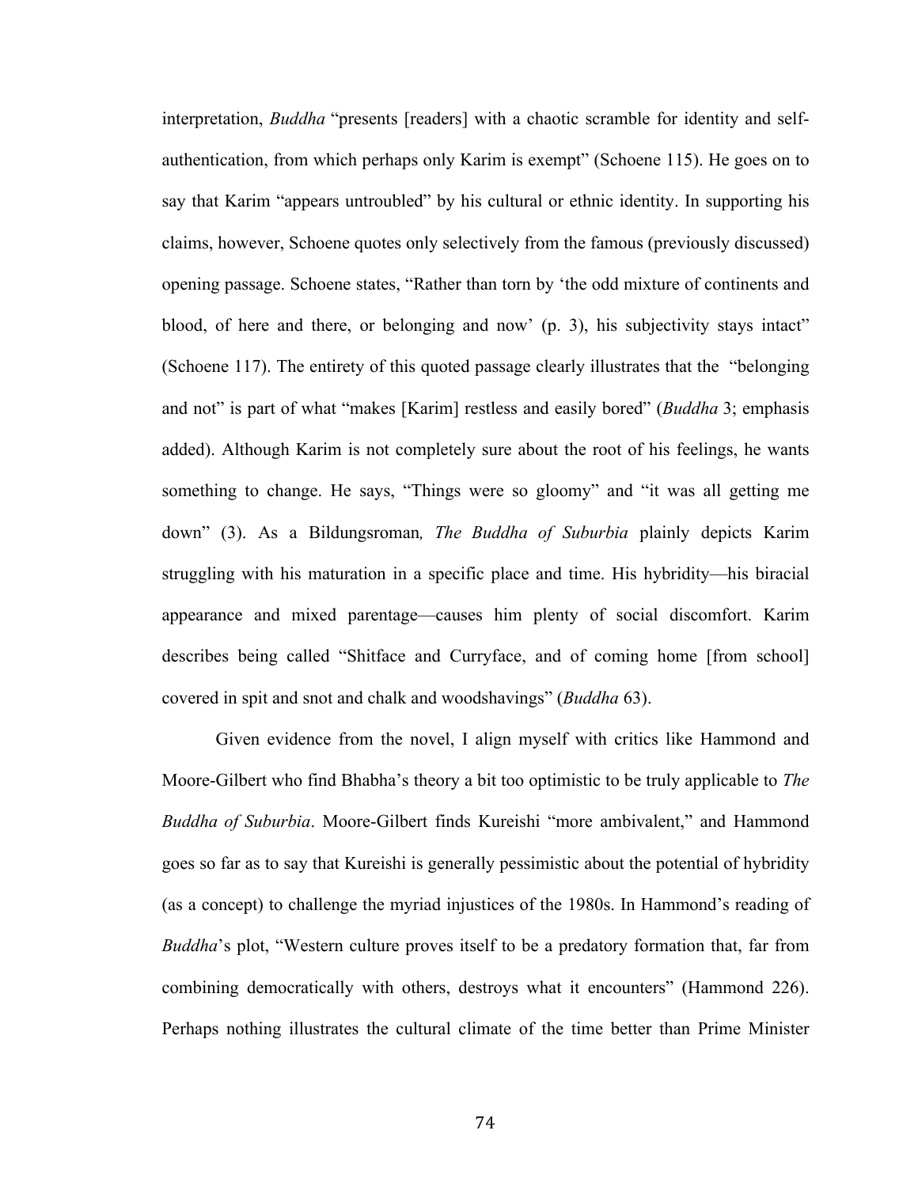interpretation, *Buddha* "presents [readers] with a chaotic scramble for identity and self-authentication, from which perhaps only Karim is exempt" (Schoene 115). He goes on to say that Karim "appears untroubled" by his cultural or ethnic identity. In supporting his claims, however, Schoene quotes only selectively from the famous (previously discussed) opening passage. Schoene states, "Rather than torn by 'the odd mixture of continents and blood, of here and there, or belonging and now' (p. 3), his subjectivity stays intact" (Schoene 117). The entirety of this quoted passage clearly illustrates that the "belonging and not" is part of what "makes [Karim] restless and easily bored" (*Buddha* 3; emphasis added). Although Karim is not completely sure about the root of his feelings, he wants something to change. He says, "Things were so gloomy" and "it was all getting me down" (3). As a Bildungsroman*, The Buddha of Suburbia* plainly depicts Karim struggling with his maturation in a specific place and time. His hybridity—his biracial appearance and mixed parentage—causes him plenty of social discomfort. Karim describes being called "Shitface and Curryface, and of coming home [from school] covered in spit and snot and chalk and woodshavings" (*Buddha* 63).

Given evidence from the novel, I align myself with critics like Hammond and Moore-Gilbert who find Bhabha's theory a bit too optimistic to be truly applicable to *The Buddha of Suburbia*. Moore-Gilbert finds Kureishi "more ambivalent," and Hammond goes so far as to say that Kureishi is generally pessimistic about the potential of hybridity (as a concept) to challenge the myriad injustices of the 1980s. In Hammond's reading of *Buddha*'s plot, "Western culture proves itself to be a predatory formation that, far from combining democratically with others, destroys what it encounters" (Hammond 226). Perhaps nothing illustrates the cultural climate of the time better than Prime Minister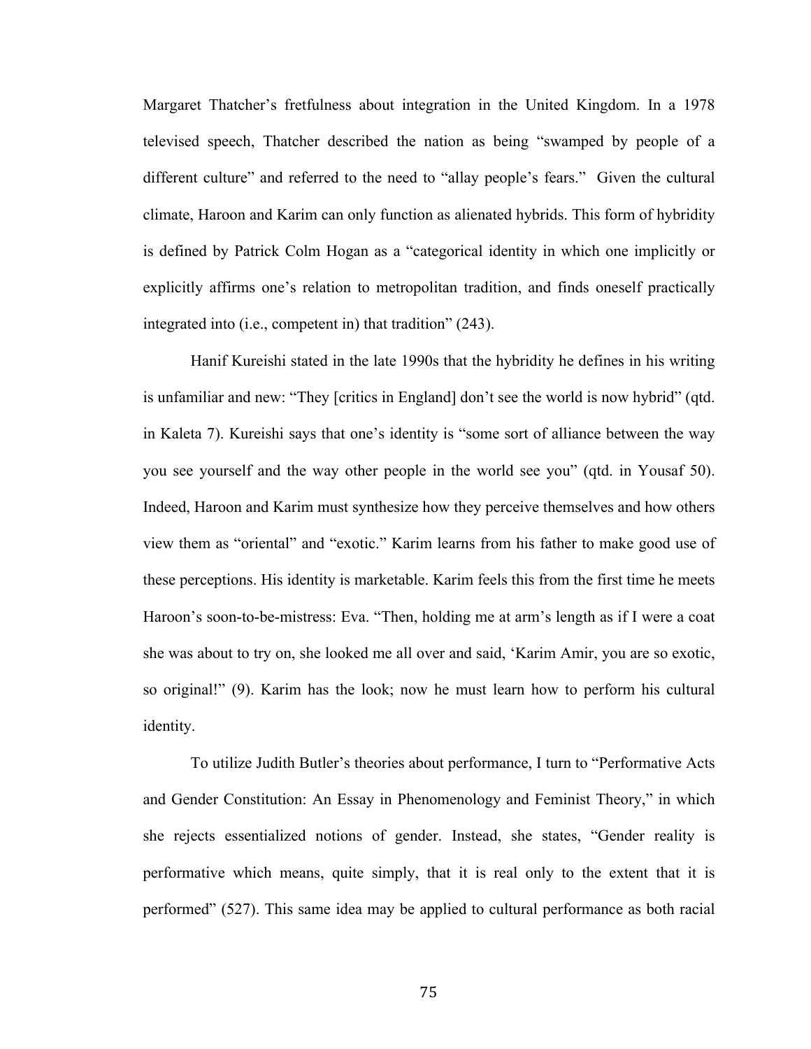Margaret Thatcher's fretfulness about integration in the United Kingdom. In a 1978 televised speech, Thatcher described the nation as being "swamped by people of a different culture" and referred to the need to "allay people's fears." Given the cultural climate, Haroon and Karim can only function as alienated hybrids. This form of hybridity is defined by Patrick Colm Hogan as a "categorical identity in which one implicitly or explicitly affirms one's relation to metropolitan tradition, and finds oneself practically integrated into (i.e., competent in) that tradition" (243).

Hanif Kureishi stated in the late 1990s that the hybridity he defines in his writing is unfamiliar and new: "They [critics in England] don't see the world is now hybrid" (qtd. in Kaleta 7). Kureishi says that one's identity is "some sort of alliance between the way you see yourself and the way other people in the world see you" (qtd. in Yousaf 50). Indeed, Haroon and Karim must synthesize how they perceive themselves and how others view them as "oriental" and "exotic." Karim learns from his father to make good use of these perceptions. His identity is marketable. Karim feels this from the first time he meets Haroon's soon-to-be-mistress: Eva. "Then, holding me at arm's length as if I were a coat she was about to try on, she looked me all over and said, 'Karim Amir, you are so exotic, so original!" (9). Karim has the look; now he must learn how to perform his cultural identity.

To utilize Judith Butler's theories about performance, I turn to "Performative Acts and Gender Constitution: An Essay in Phenomenology and Feminist Theory," in which she rejects essentialized notions of gender. Instead, she states, "Gender reality is performative which means, quite simply, that it is real only to the extent that it is performed" (527). This same idea may be applied to cultural performance as both racial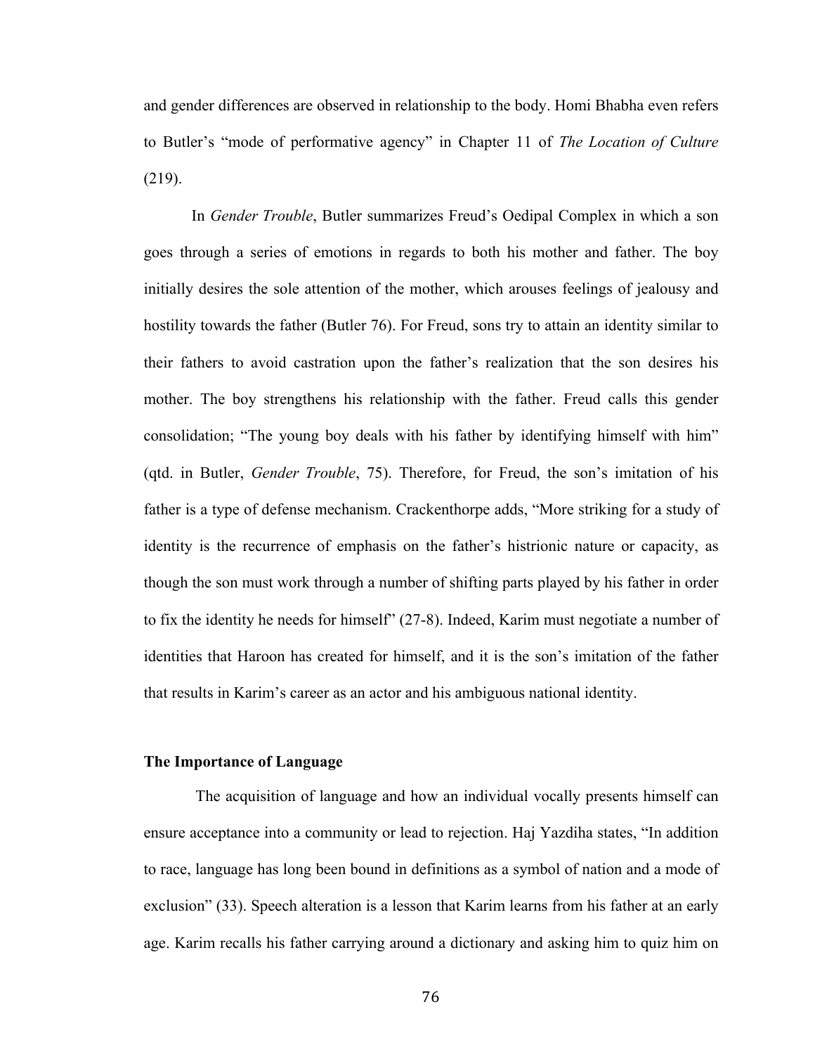and gender differences are observed in relationship to the body. Homi Bhabha even refers to Butler's "mode of performative agency" in Chapter 11 of *The Location of Culture* (219).

In *Gender Trouble*, Butler summarizes Freud's Oedipal Complex in which a son goes through a series of emotions in regards to both his mother and father. The boy initially desires the sole attention of the mother, which arouses feelings of jealousy and hostility towards the father (Butler 76). For Freud, sons try to attain an identity similar to their fathers to avoid castration upon the father's realization that the son desires his mother. The boy strengthens his relationship with the father. Freud calls this gender consolidation; "The young boy deals with his father by identifying himself with him" (qtd. in Butler, *Gender Trouble*, 75). Therefore, for Freud, the son's imitation of his father is a type of defense mechanism. Crackenthorpe adds, "More striking for a study of identity is the recurrence of emphasis on the father's histrionic nature or capacity, as though the son must work through a number of shifting parts played by his father in order to fix the identity he needs for himself" (27-8). Indeed, Karim must negotiate a number of identities that Haroon has created for himself, and it is the son's imitation of the father that results in Karim's career as an actor and his ambiguous national identity.

### The Importance of Language

The acquisition of language and how an individual vocally presents himself can ensure acceptance into a community or lead to rejection. Haj Yazdiha states, "In addition to race, language has long been bound in definitions as a symbol of nation and a mode of exclusion" (33). Speech alteration is a lesson that Karim learns from his father at an early age. Karim recalls his father carrying around a dictionary and asking him to quiz him on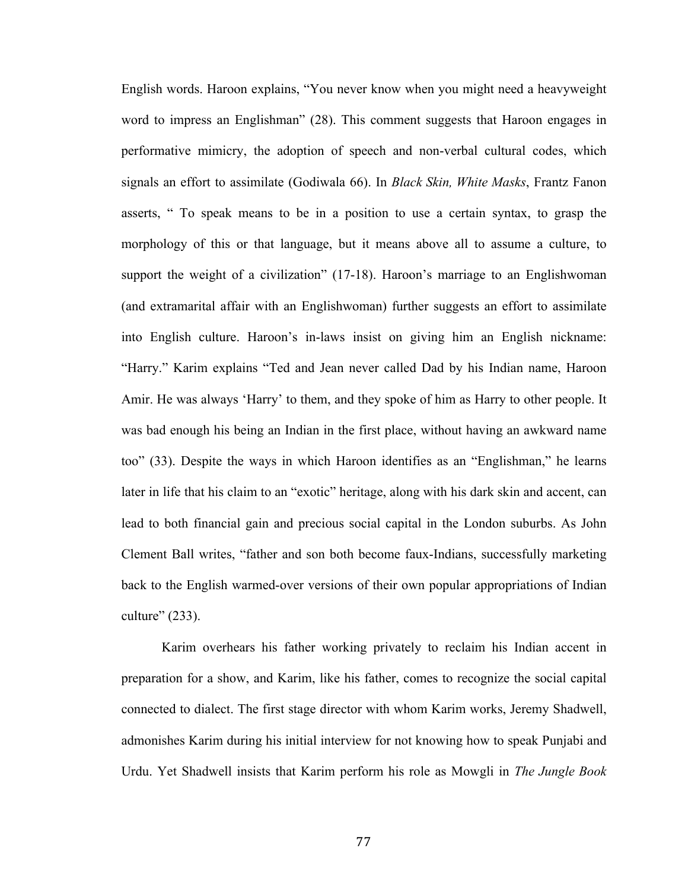English words. Haroon explains, "You never know when you might need a heavyweight word to impress an Englishman" (28). This comment suggests that Haroon engages in performative mimicry, the adoption of speech and non-verbal cultural codes, which signals an effort to assimilate (Godiwala 66). In *Black Skin, White Masks*, Frantz Fanon asserts, " To speak means to be in a position to use a certain syntax, to grasp the morphology of this or that language, but it means above all to assume a culture, to support the weight of a civilization" (17-18). Haroon's marriage to an Englishwoman (and extramarital affair with an Englishwoman) further suggests an effort to assimilate into English culture. Haroon's in-laws insist on giving him an English nickname: "Harry." Karim explains "Ted and Jean never called Dad by his Indian name, Haroon Amir. He was always 'Harry' to them, and they spoke of him as Harry to other people. It was bad enough his being an Indian in the first place, without having an awkward name too" (33). Despite the ways in which Haroon identifies as an "Englishman," he learns later in life that his claim to an "exotic" heritage, along with his dark skin and accent, can lead to both financial gain and precious social capital in the London suburbs. As John Clement Ball writes, "father and son both become faux-Indians, successfully marketing back to the English warmed-over versions of their own popular appropriations of Indian culture" (233).

Karim overhears his father working privately to reclaim his Indian accent in preparation for a show, and Karim, like his father, comes to recognize the social capital connected to dialect. The first stage director with whom Karim works, Jeremy Shadwell, admonishes Karim during his initial interview for not knowing how to speak Punjabi and Urdu. Yet Shadwell insists that Karim perform his role as Mowgli in *The Jungle Book*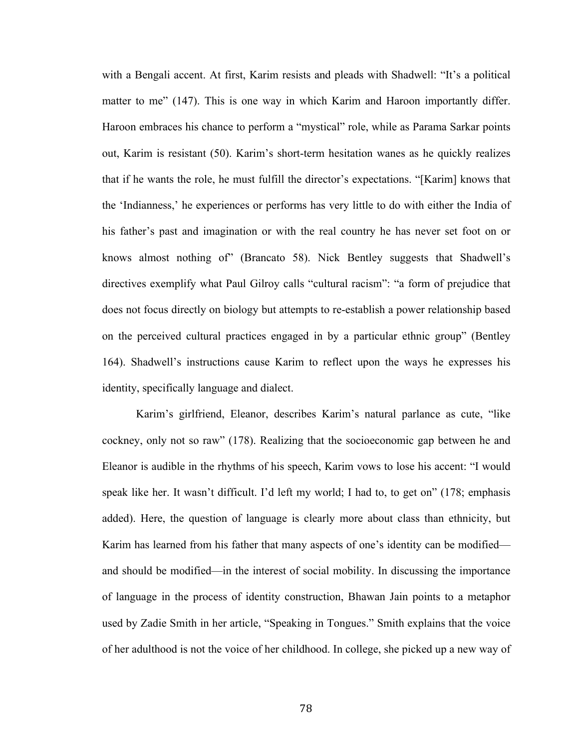with a Bengali accent. At first, Karim resists and pleads with Shadwell: "It's a political matter to me" (147). This is one way in which Karim and Haroon importantly differ. Haroon embraces his chance to perform a "mystical" role, while as Parama Sarkar points out, Karim is resistant (50). Karim's short-term hesitation wanes as he quickly realizes that if he wants the role, he must fulfill the director's expectations. "[Karim] knows that the 'Indianness,' he experiences or performs has very little to do with either the India of his father's past and imagination or with the real country he has never set foot on or knows almost nothing of" (Brancato 58). Nick Bentley suggests that Shadwell's directives exemplify what Paul Gilroy calls "cultural racism": "a form of prejudice that does not focus directly on biology but attempts to re-establish a power relationship based on the perceived cultural practices engaged in by a particular ethnic group" (Bentley 164). Shadwell's instructions cause Karim to reflect upon the ways he expresses his identity, specifically language and dialect.

Karim's girlfriend, Eleanor, describes Karim's natural parlance as cute, "like cockney, only not so raw" (178). Realizing that the socioeconomic gap between he and Eleanor is audible in the rhythms of his speech, Karim vows to lose his accent: "I would speak like her. It wasn't difficult. I'd left my world; I had to, to get on" (178; emphasis added). Here, the question of language is clearly more about class than ethnicity, but Karim has learned from his father that many aspects of one's identity can be modified—and should be modified—in the interest of social mobility. In discussing the importance of language in the process of identity construction, Bhawan Jain points to a metaphor used by Zadie Smith in her article, "Speaking in Tongues." Smith explains that the voice of her adulthood is not the voice of her childhood. In college, she picked up a new way of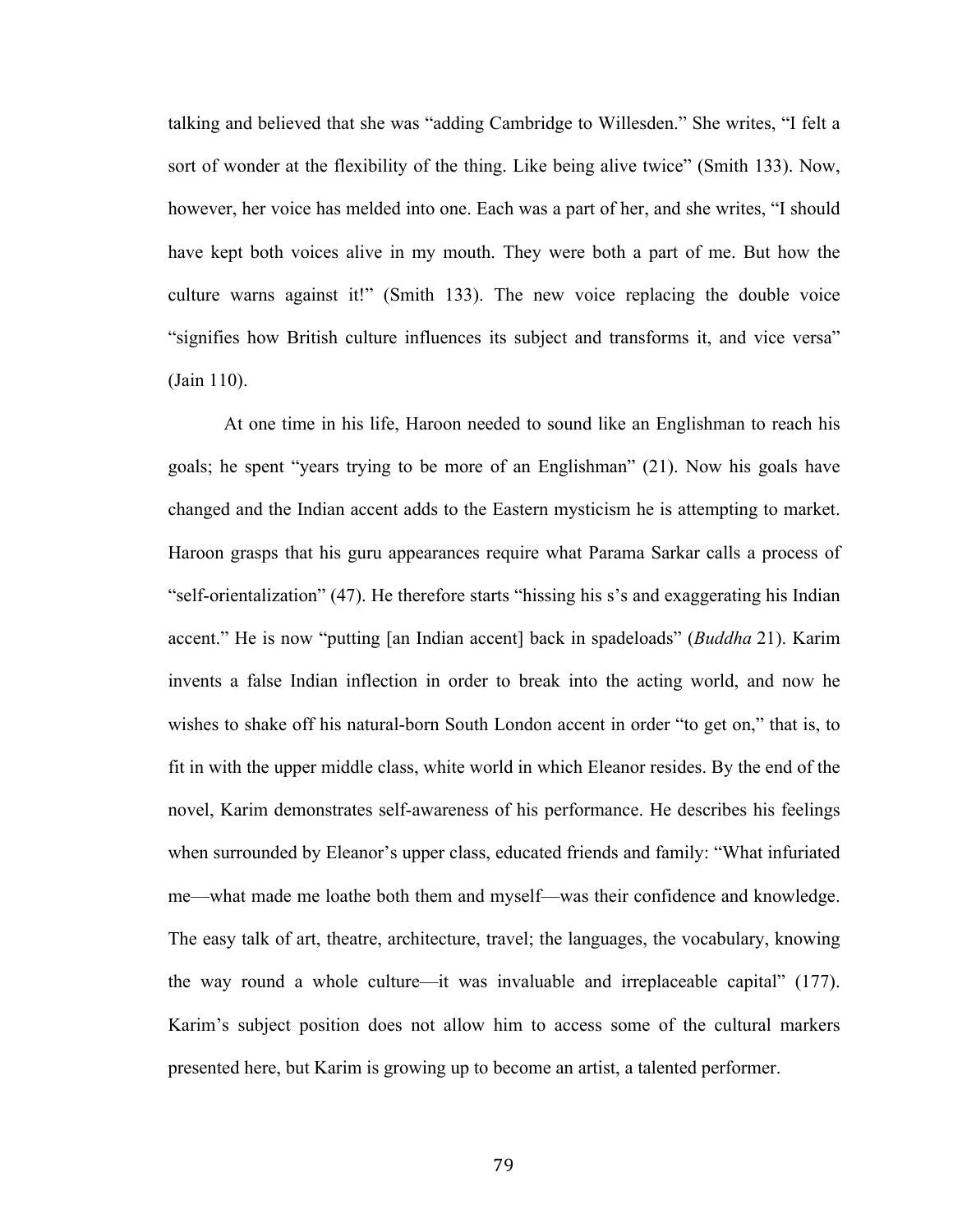talking and believed that she was "adding Cambridge to Willesden." She writes, "I felt a sort of wonder at the flexibility of the thing. Like being alive twice" (Smith 133). Now, however, her voice has melded into one. Each was a part of her, and she writes, "I should have kept both voices alive in my mouth. They were both a part of me. But how the culture warns against it!" (Smith 133). The new voice replacing the double voice "signifies how British culture influences its subject and transforms it, and vice versa" (Jain 110).

At one time in his life, Haroon needed to sound like an Englishman to reach his goals; he spent "years trying to be more of an Englishman" (21). Now his goals have changed and the Indian accent adds to the Eastern mysticism he is attempting to market. Haroon grasps that his guru appearances require what Parama Sarkar calls a process of "self-orientalization" (47). He therefore starts "hissing his s's and exaggerating his Indian accent." He is now "putting [an Indian accent] back in spadeloads" (*Buddha* 21). Karim invents a false Indian inflection in order to break into the acting world, and now he wishes to shake off his natural-born South London accent in order "to get on," that is, to fit in with the upper middle class, white world in which Eleanor resides. By the end of the novel, Karim demonstrates self-awareness of his performance. He describes his feelings when surrounded by Eleanor's upper class, educated friends and family: "What infuriated me—what made me loathe both them and myself—was their confidence and knowledge. The easy talk of art, theatre, architecture, travel; the languages, the vocabulary, knowing the way round a whole culture—it was invaluable and irreplaceable capital" (177). Karim's subject position does not allow him to access some of the cultural markers presented here, but Karim is growing up to become an artist, a talented performer.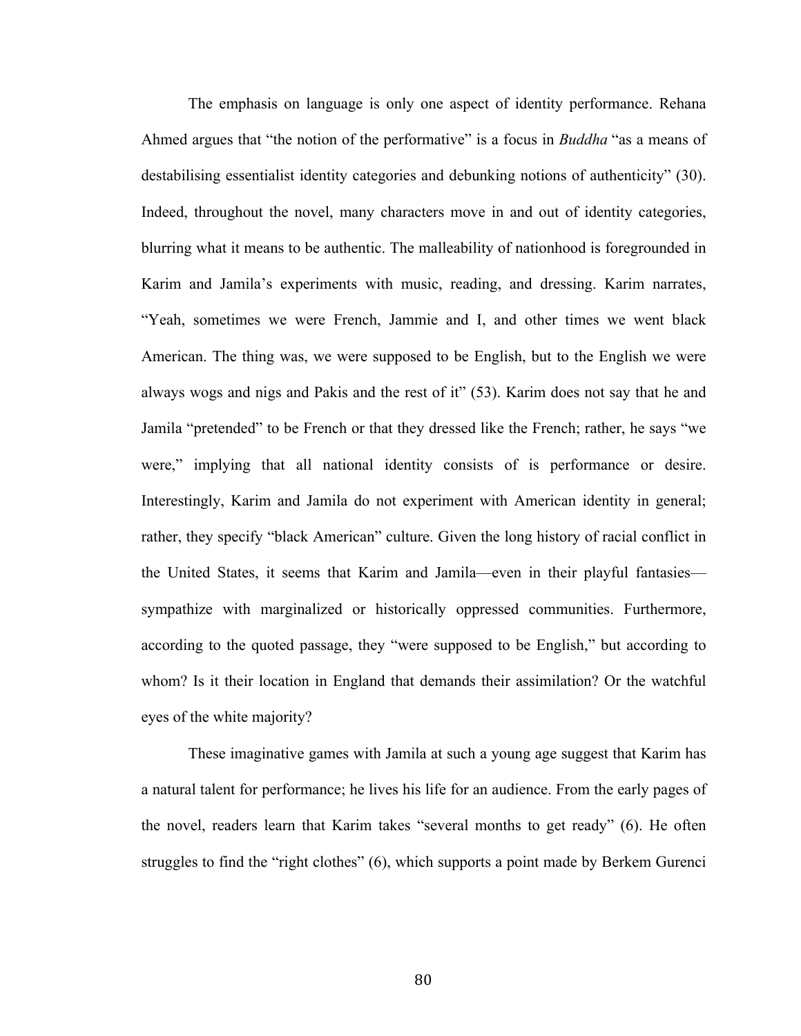The emphasis on language is only one aspect of identity performance. Rehana Ahmed argues that "the notion of the performative" is a focus in *Buddha* "as a means of destabilising essentialist identity categories and debunking notions of authenticity" (30). Indeed, throughout the novel, many characters move in and out of identity categories, blurring what it means to be authentic. The malleability of nationhood is foregrounded in Karim and Jamila's experiments with music, reading, and dressing. Karim narrates, "Yeah, sometimes we were French, Jammie and I, and other times we went black American. The thing was, we were supposed to be English, but to the English we were always wogs and nigs and Pakis and the rest of it" (53). Karim does not say that he and Jamila "pretended" to be French or that they dressed like the French; rather, he says "we were," implying that all national identity consists of is performance or desire. Interestingly, Karim and Jamila do not experiment with American identity in general; rather, they specify "black American" culture. Given the long history of racial conflict in the United States, it seems that Karim and Jamila—even in their playful fantasies—sympathize with marginalized or historically oppressed communities. Furthermore, according to the quoted passage, they "were supposed to be English," but according to whom? Is it their location in England that demands their assimilation? Or the watchful eyes of the white majority?

These imaginative games with Jamila at such a young age suggest that Karim has a natural talent for performance; he lives his life for an audience. From the early pages of the novel, readers learn that Karim takes "several months to get ready" (6). He often struggles to find the "right clothes" (6), which supports a point made by Berkem Gurenci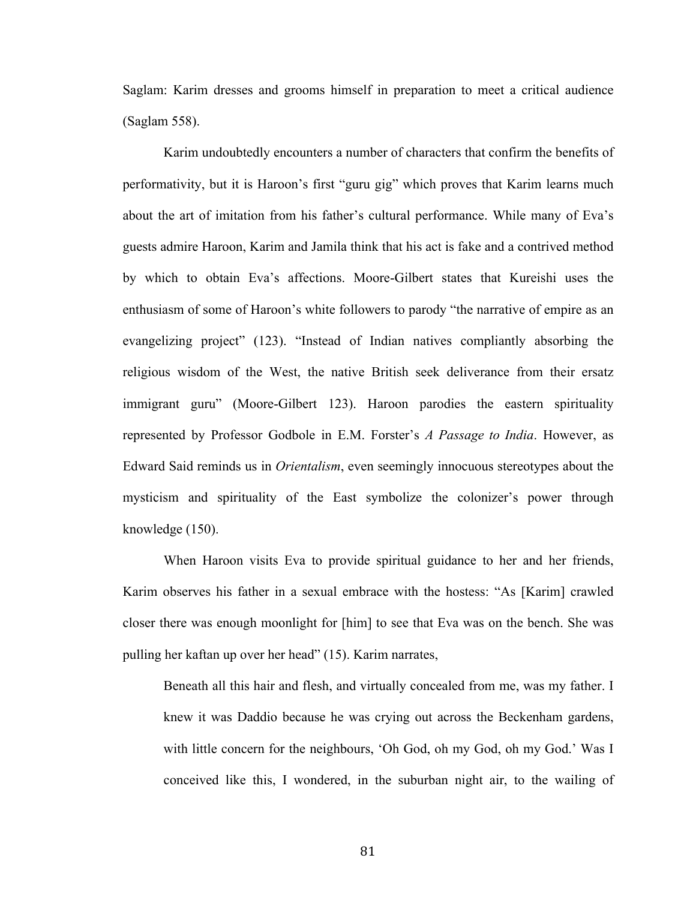Saglam: Karim dresses and grooms himself in preparation to meet a critical audience (Saglam 558).

Karim undoubtedly encounters a number of characters that confirm the benefits of performativity, but it is Haroon's first "guru gig" which proves that Karim learns much about the art of imitation from his father's cultural performance. While many of Eva's guests admire Haroon, Karim and Jamila think that his act is fake and a contrived method by which to obtain Eva's affections. Moore-Gilbert states that Kureishi uses the enthusiasm of some of Haroon's white followers to parody "the narrative of empire as an evangelizing project" (123). "Instead of Indian natives compliantly absorbing the religious wisdom of the West, the native British seek deliverance from their ersatz immigrant guru" (Moore-Gilbert 123). Haroon parodies the eastern spirituality represented by Professor Godbole in E.M. Forster's *A Passage to India*. However, as Edward Said reminds us in *Orientalism*, even seemingly innocuous stereotypes about the mysticism and spirituality of the East symbolize the colonizer's power through knowledge (150).

When Haroon visits Eva to provide spiritual guidance to her and her friends, Karim observes his father in a sexual embrace with the hostess: "As [Karim] crawled closer there was enough moonlight for [him] to see that Eva was on the bench. She was pulling her kaftan up over her head" (15). Karim narrates,

> Beneath all this hair and flesh, and virtually concealed from me, was my father. I knew it was Daddio because he was crying out across the Beckenham gardens, with little concern for the neighbours, 'Oh God, oh my God, oh my God.' Was I conceived like this, I wondered, in the suburban night air, to the wailing of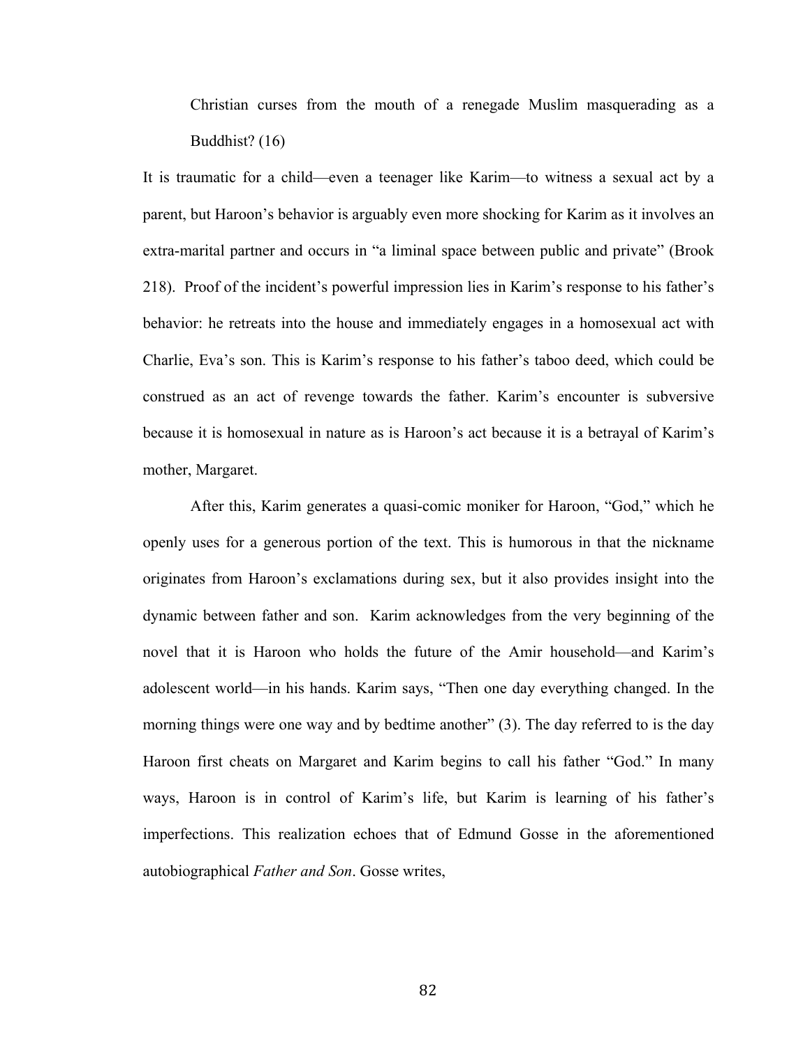> Christian curses from the mouth of a renegade Muslim masquerading as a Buddhist? (16)

It is traumatic for a child—even a teenager like Karim—to witness a sexual act by a parent, but Haroon's behavior is arguably even more shocking for Karim as it involves an extra-marital partner and occurs in "a liminal space between public and private" (Brook 218). Proof of the incident's powerful impression lies in Karim's response to his father's behavior: he retreats into the house and immediately engages in a homosexual act with Charlie, Eva's son. This is Karim's response to his father's taboo deed, which could be construed as an act of revenge towards the father. Karim's encounter is subversive because it is homosexual in nature as is Haroon's act because it is a betrayal of Karim's mother, Margaret.

After this, Karim generates a quasi-comic moniker for Haroon, "God," which he openly uses for a generous portion of the text. This is humorous in that the nickname originates from Haroon's exclamations during sex, but it also provides insight into the dynamic between father and son. Karim acknowledges from the very beginning of the novel that it is Haroon who holds the future of the Amir household—and Karim's adolescent world—in his hands. Karim says, "Then one day everything changed. In the morning things were one way and by bedtime another" (3). The day referred to is the day Haroon first cheats on Margaret and Karim begins to call his father "God." In many ways, Haroon is in control of Karim's life, but Karim is learning of his father's imperfections. This realization echoes that of Edmund Gosse in the aforementioned autobiographical *Father and Son*. Gosse writes,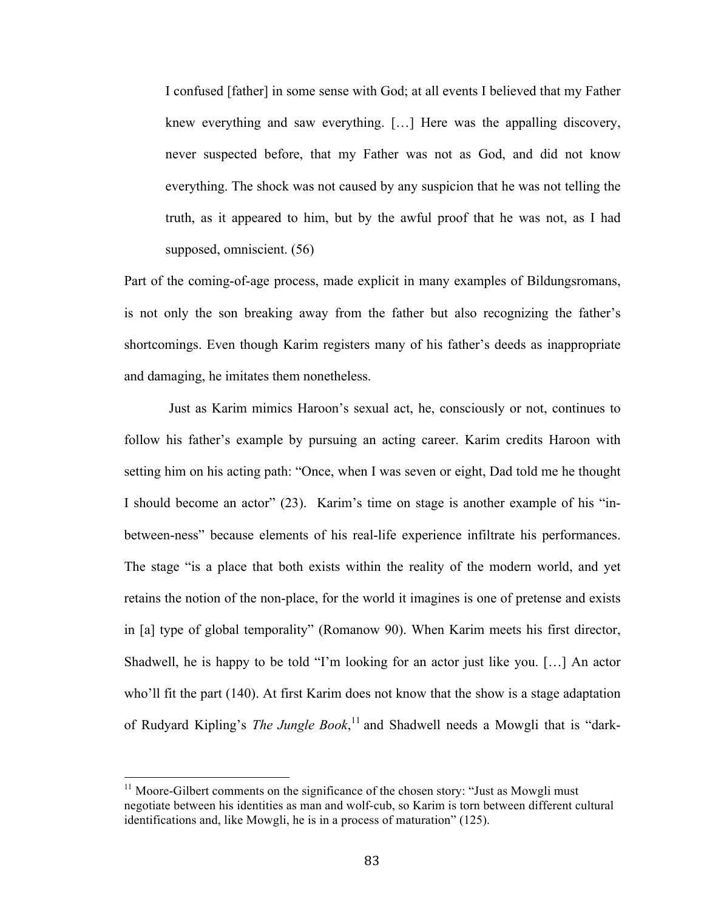> I confused [father] in some sense with God; at all events I believed that my Father knew everything and saw everything. […] Here was the appalling discovery, never suspected before, that my Father was not as God, and did not know everything. The shock was not caused by any suspicion that he was not telling the truth, as it appeared to him, but by the awful proof that he was not, as I had supposed, omniscient. (56)

Part of the coming-of-age process, made explicit in many examples of Bildungsromans, is not only the son breaking away from the father but also recognizing the father's shortcomings. Even though Karim registers many of his father's deeds as inappropriate and damaging, he imitates them nonetheless.

Just as Karim mimics Haroon's sexual act, he, consciously or not, continues to follow his father's example by pursuing an acting career. Karim credits Haroon with setting him on his acting path: "Once, when I was seven or eight, Dad told me he thought I should become an actor" (23). Karim's time on stage is another example of his "in-between-ness" because elements of his real-life experience infiltrate his performances. The stage "is a place that both exists within the reality of the modern world, and yet retains the notion of the non-place, for the world it imagines is one of pretense and exists in [a] type of global temporality" (Romanow 90). When Karim meets his first director, Shadwell, he is happy to be told "I'm looking for an actor just like you. […] An actor who'll fit the part (140). At first Karim does not know that the show is a stage adaptation of Rudyard Kipling's *The Jungle Book*,[11] and Shadwell needs a Mowgli that is "dark-

---

[11] Moore-Gilbert comments on the significance of the chosen story: "Just as Mowgli must negotiate between his identities as man and wolf-cub, so Karim is torn between different cultural identifications and, like Mowgli, he is in a process of maturation" (125).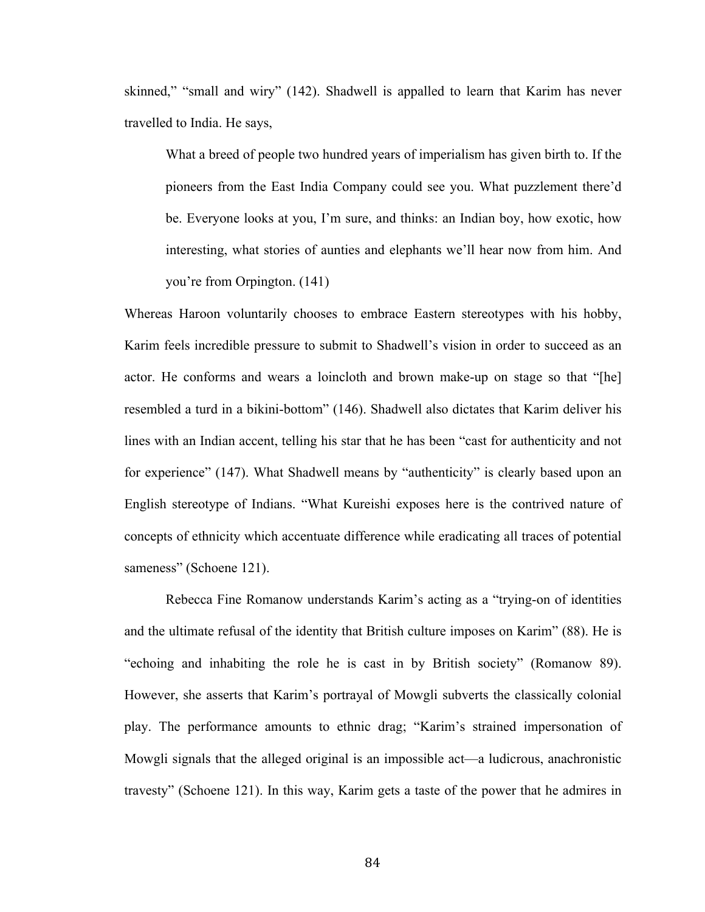skinned," "small and wiry" (142). Shadwell is appalled to learn that Karim has never travelled to India. He says,

> What a breed of people two hundred years of imperialism has given birth to. If the pioneers from the East India Company could see you. What puzzlement there'd be. Everyone looks at you, I'm sure, and thinks: an Indian boy, how exotic, how interesting, what stories of aunties and elephants we'll hear now from him. And you're from Orpington. (141)

Whereas Haroon voluntarily chooses to embrace Eastern stereotypes with his hobby, Karim feels incredible pressure to submit to Shadwell's vision in order to succeed as an actor. He conforms and wears a loincloth and brown make-up on stage so that "[he] resembled a turd in a bikini-bottom" (146). Shadwell also dictates that Karim deliver his lines with an Indian accent, telling his star that he has been "cast for authenticity and not for experience" (147). What Shadwell means by "authenticity" is clearly based upon an English stereotype of Indians. "What Kureishi exposes here is the contrived nature of concepts of ethnicity which accentuate difference while eradicating all traces of potential sameness" (Schoene 121).

Rebecca Fine Romanow understands Karim's acting as a "trying-on of identities and the ultimate refusal of the identity that British culture imposes on Karim" (88). He is "echoing and inhabiting the role he is cast in by British society" (Romanow 89). However, she asserts that Karim's portrayal of Mowgli subverts the classically colonial play. The performance amounts to ethnic drag; "Karim's strained impersonation of Mowgli signals that the alleged original is an impossible act—a ludicrous, anachronistic travesty" (Schoene 121). In this way, Karim gets a taste of the power that he admires in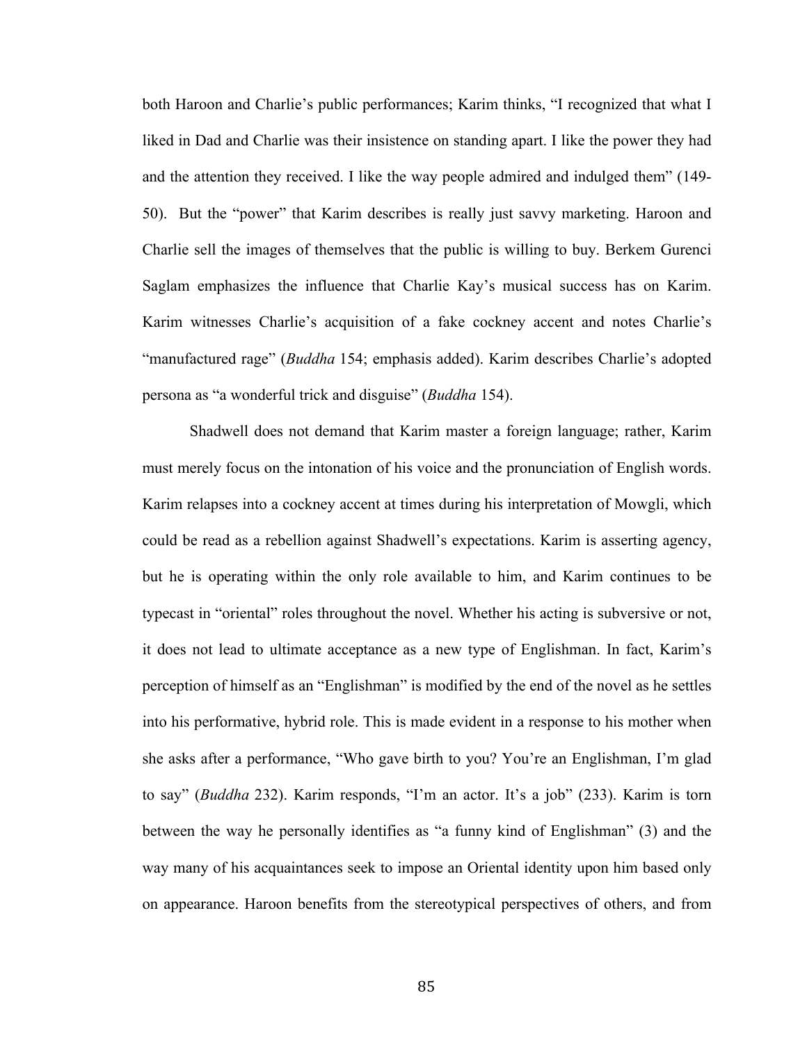both Haroon and Charlie's public performances; Karim thinks, "I recognized that what I liked in Dad and Charlie was their insistence on standing apart. I like the power they had and the attention they received. I like the way people admired and indulged them" (149-50). But the "power" that Karim describes is really just savvy marketing. Haroon and Charlie sell the images of themselves that the public is willing to buy. Berkem Gurenci Saglam emphasizes the influence that Charlie Kay's musical success has on Karim. Karim witnesses Charlie's acquisition of a fake cockney accent and notes Charlie's "manufactured rage" (*Buddha* 154; emphasis added). Karim describes Charlie's adopted persona as "a wonderful trick and disguise" (*Buddha* 154).

Shadwell does not demand that Karim master a foreign language; rather, Karim must merely focus on the intonation of his voice and the pronunciation of English words. Karim relapses into a cockney accent at times during his interpretation of Mowgli, which could be read as a rebellion against Shadwell's expectations. Karim is asserting agency, but he is operating within the only role available to him, and Karim continues to be typecast in "oriental" roles throughout the novel. Whether his acting is subversive or not, it does not lead to ultimate acceptance as a new type of Englishman. In fact, Karim's perception of himself as an "Englishman" is modified by the end of the novel as he settles into his performative, hybrid role. This is made evident in a response to his mother when she asks after a performance, "Who gave birth to you? You're an Englishman, I'm glad to say" (*Buddha* 232). Karim responds, "I'm an actor. It's a job" (233). Karim is torn between the way he personally identifies as "a funny kind of Englishman" (3) and the way many of his acquaintances seek to impose an Oriental identity upon him based only on appearance. Haroon benefits from the stereotypical perspectives of others, and from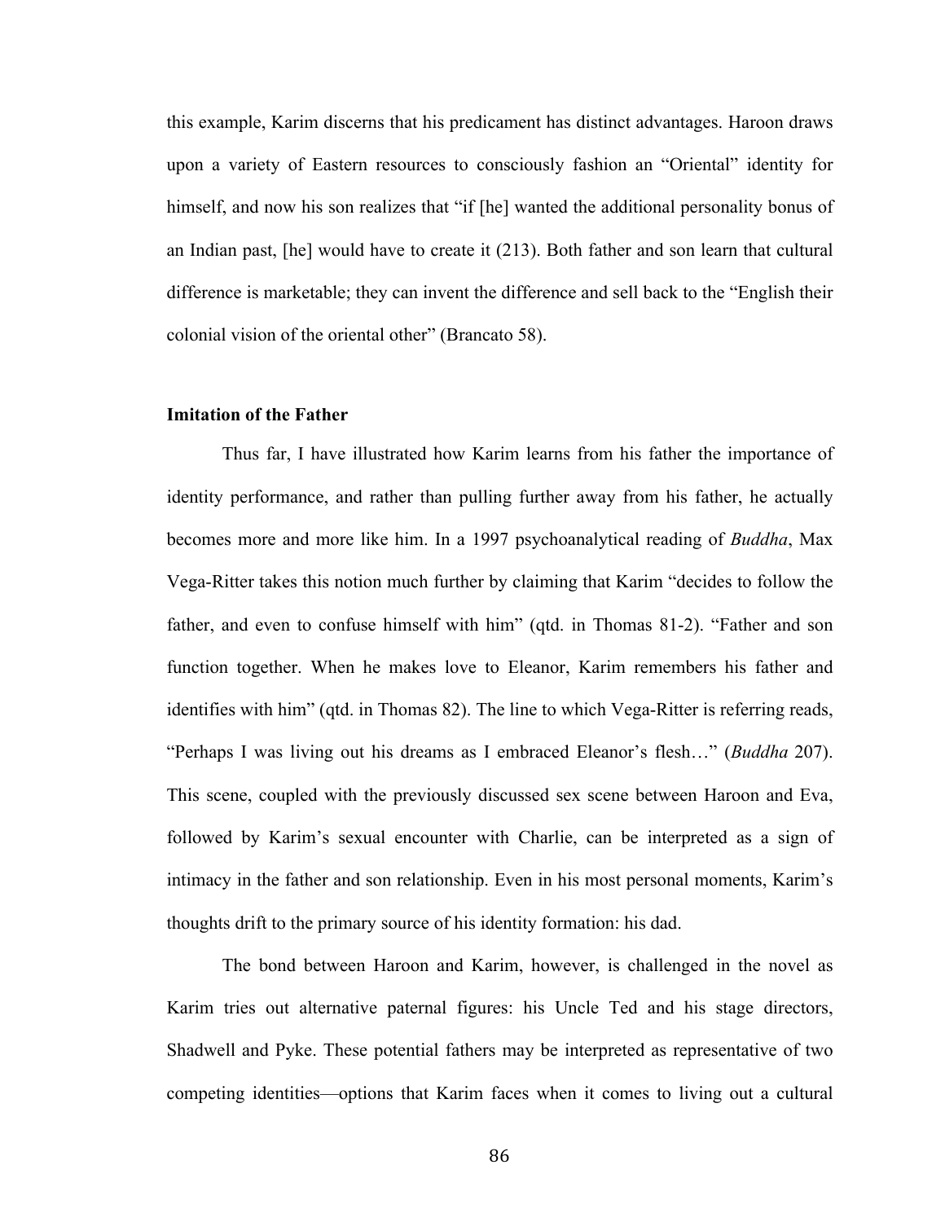this example, Karim discerns that his predicament has distinct advantages. Haroon draws upon a variety of Eastern resources to consciously fashion an "Oriental" identity for himself, and now his son realizes that "if [he] wanted the additional personality bonus of an Indian past, [he] would have to create it (213). Both father and son learn that cultural difference is marketable; they can invent the difference and sell back to the "English their colonial vision of the oriental other" (Brancato 58).

### Imitation of the Father

Thus far, I have illustrated how Karim learns from his father the importance of identity performance, and rather than pulling further away from his father, he actually becomes more and more like him. In a 1997 psychoanalytical reading of *Buddha*, Max Vega-Ritter takes this notion much further by claiming that Karim "decides to follow the father, and even to confuse himself with him" (qtd. in Thomas 81-2). "Father and son function together. When he makes love to Eleanor, Karim remembers his father and identifies with him" (qtd. in Thomas 82). The line to which Vega-Ritter is referring reads, "Perhaps I was living out his dreams as I embraced Eleanor's flesh…" (*Buddha* 207). This scene, coupled with the previously discussed sex scene between Haroon and Eva, followed by Karim's sexual encounter with Charlie, can be interpreted as a sign of intimacy in the father and son relationship. Even in his most personal moments, Karim's thoughts drift to the primary source of his identity formation: his dad.

The bond between Haroon and Karim, however, is challenged in the novel as Karim tries out alternative paternal figures: his Uncle Ted and his stage directors, Shadwell and Pyke. These potential fathers may be interpreted as representative of two competing identities—options that Karim faces when it comes to living out a cultural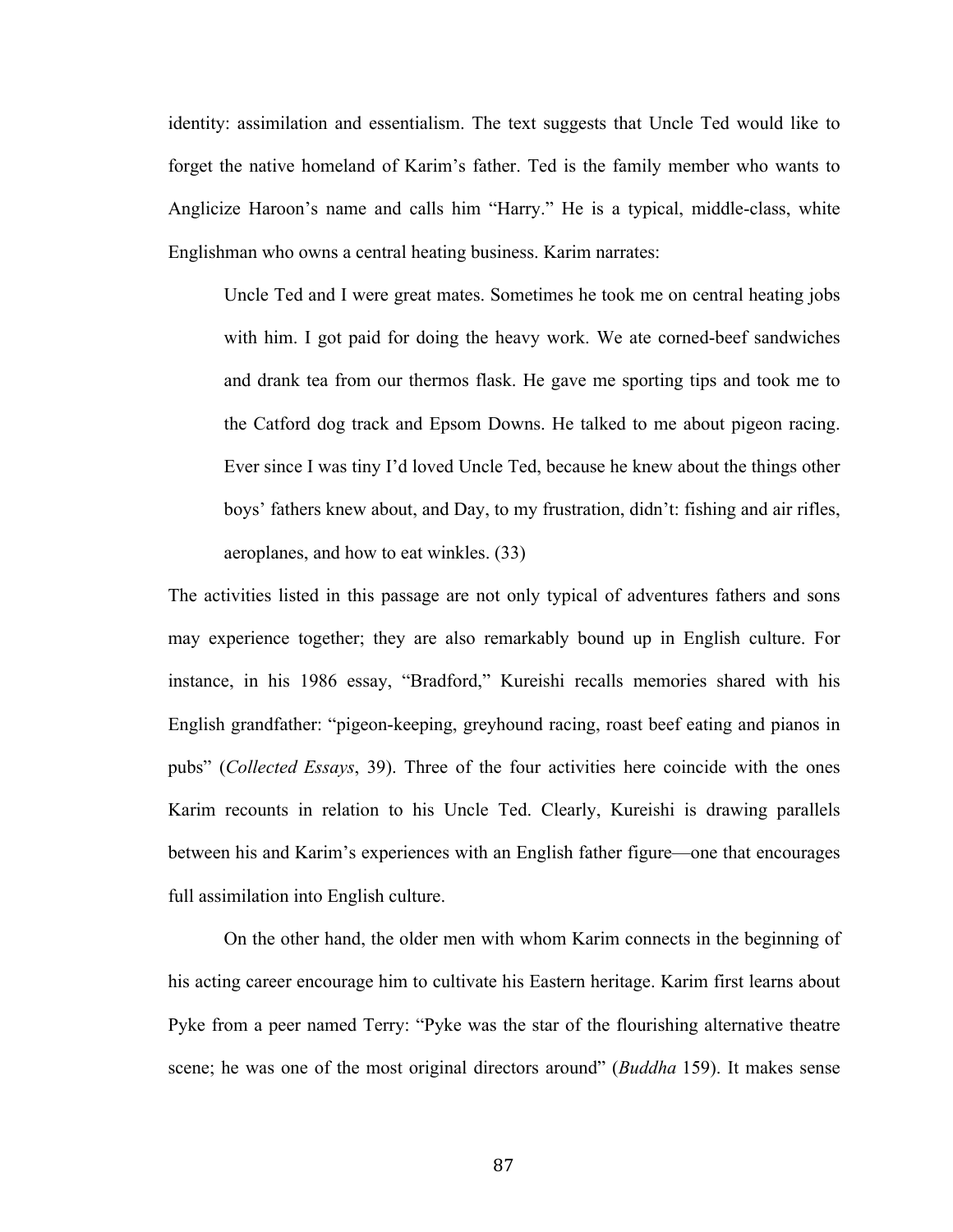identity: assimilation and essentialism. The text suggests that Uncle Ted would like to forget the native homeland of Karim's father. Ted is the family member who wants to Anglicize Haroon's name and calls him "Harry." He is a typical, middle-class, white Englishman who owns a central heating business. Karim narrates:

> Uncle Ted and I were great mates. Sometimes he took me on central heating jobs with him. I got paid for doing the heavy work. We ate corned-beef sandwiches and drank tea from our thermos flask. He gave me sporting tips and took me to the Catford dog track and Epsom Downs. He talked to me about pigeon racing. Ever since I was tiny I'd loved Uncle Ted, because he knew about the things other boys' fathers knew about, and Day, to my frustration, didn't: fishing and air rifles, aeroplanes, and how to eat winkles. (33)

The activities listed in this passage are not only typical of adventures fathers and sons may experience together; they are also remarkably bound up in English culture. For instance, in his 1986 essay, "Bradford," Kureishi recalls memories shared with his English grandfather: "pigeon-keeping, greyhound racing, roast beef eating and pianos in pubs" (*Collected Essays*, 39). Three of the four activities here coincide with the ones Karim recounts in relation to his Uncle Ted. Clearly, Kureishi is drawing parallels between his and Karim's experiences with an English father figure—one that encourages full assimilation into English culture.

On the other hand, the older men with whom Karim connects in the beginning of his acting career encourage him to cultivate his Eastern heritage. Karim first learns about Pyke from a peer named Terry: "Pyke was the star of the flourishing alternative theatre scene; he was one of the most original directors around" (*Buddha* 159). It makes sense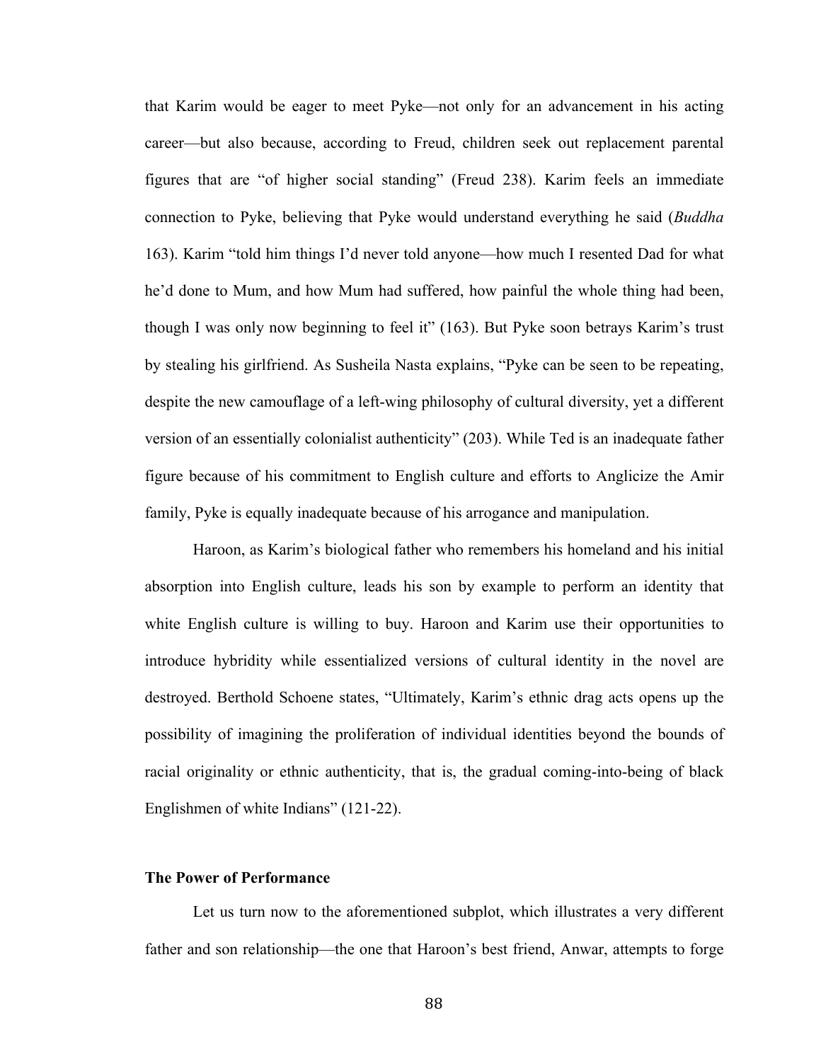that Karim would be eager to meet Pyke—not only for an advancement in his acting career—but also because, according to Freud, children seek out replacement parental figures that are "of higher social standing" (Freud 238). Karim feels an immediate connection to Pyke, believing that Pyke would understand everything he said (*Buddha* 163). Karim "told him things I'd never told anyone—how much I resented Dad for what he'd done to Mum, and how Mum had suffered, how painful the whole thing had been, though I was only now beginning to feel it" (163). But Pyke soon betrays Karim's trust by stealing his girlfriend. As Susheila Nasta explains, "Pyke can be seen to be repeating, despite the new camouflage of a left-wing philosophy of cultural diversity, yet a different version of an essentially colonialist authenticity" (203). While Ted is an inadequate father figure because of his commitment to English culture and efforts to Anglicize the Amir family, Pyke is equally inadequate because of his arrogance and manipulation.

Haroon, as Karim's biological father who remembers his homeland and his initial absorption into English culture, leads his son by example to perform an identity that white English culture is willing to buy. Haroon and Karim use their opportunities to introduce hybridity while essentialized versions of cultural identity in the novel are destroyed. Berthold Schoene states, "Ultimately, Karim's ethnic drag acts opens up the possibility of imagining the proliferation of individual identities beyond the bounds of racial originality or ethnic authenticity, that is, the gradual coming-into-being of black Englishmen of white Indians" (121-22).

**The Power of Performance**

Let us turn now to the aforementioned subplot, which illustrates a very different father and son relationship—the one that Haroon's best friend, Anwar, attempts to forge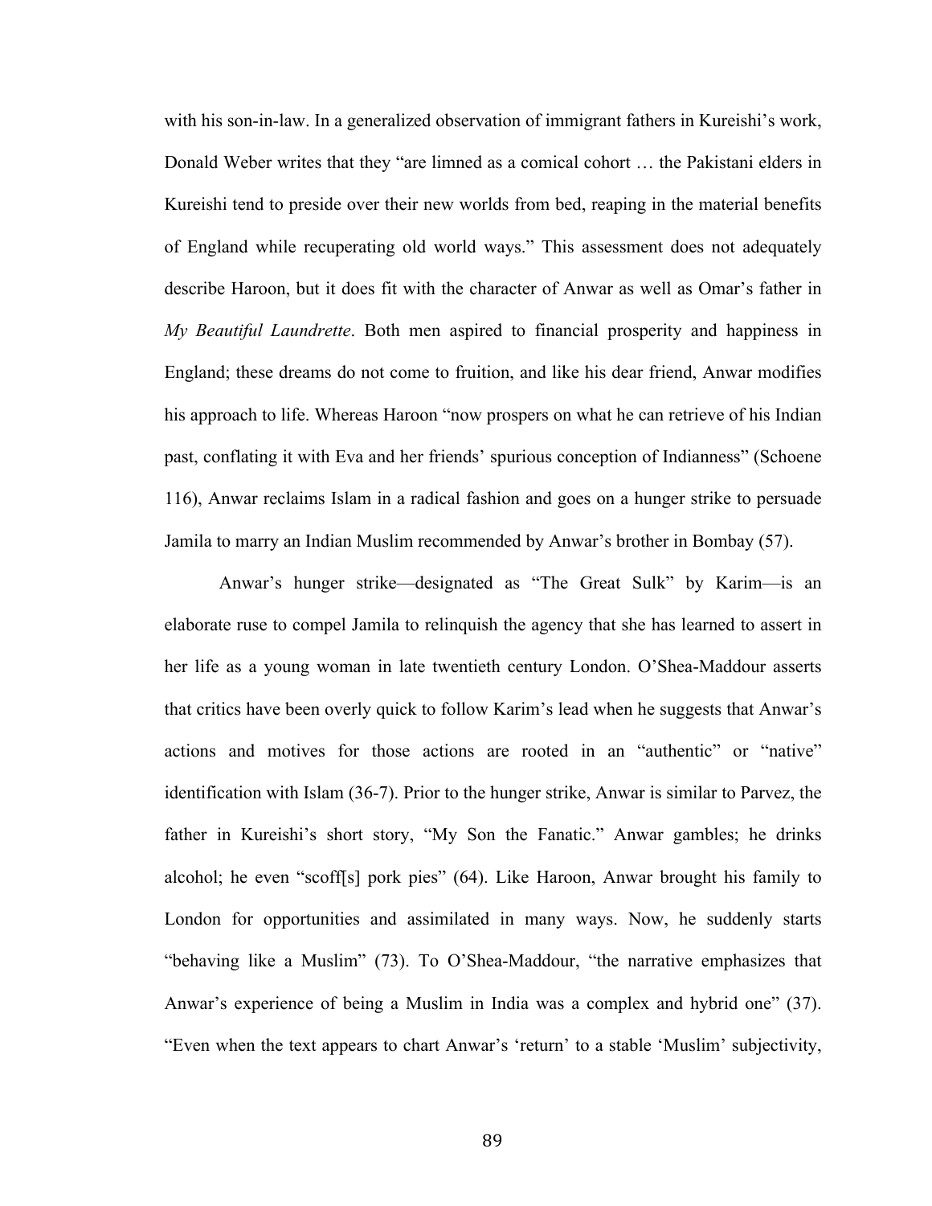with his son-in-law. In a generalized observation of immigrant fathers in Kureishi's work, Donald Weber writes that they "are limned as a comical cohort … the Pakistani elders in Kureishi tend to preside over their new worlds from bed, reaping in the material benefits of England while recuperating old world ways." This assessment does not adequately describe Haroon, but it does fit with the character of Anwar as well as Omar's father in *My Beautiful Laundrette*. Both men aspired to financial prosperity and happiness in England; these dreams do not come to fruition, and like his dear friend, Anwar modifies his approach to life. Whereas Haroon "now prospers on what he can retrieve of his Indian past, conflating it with Eva and her friends' spurious conception of Indianness" (Schoene 116), Anwar reclaims Islam in a radical fashion and goes on a hunger strike to persuade Jamila to marry an Indian Muslim recommended by Anwar's brother in Bombay (57).

Anwar's hunger strike—designated as "The Great Sulk" by Karim—is an elaborate ruse to compel Jamila to relinquish the agency that she has learned to assert in her life as a young woman in late twentieth century London. O'Shea-Maddour asserts that critics have been overly quick to follow Karim's lead when he suggests that Anwar's actions and motives for those actions are rooted in an "authentic" or "native" identification with Islam (36-7). Prior to the hunger strike, Anwar is similar to Parvez, the father in Kureishi's short story, "My Son the Fanatic." Anwar gambles; he drinks alcohol; he even "scoff[s] pork pies" (64). Like Haroon, Anwar brought his family to London for opportunities and assimilated in many ways. Now, he suddenly starts "behaving like a Muslim" (73). To O'Shea-Maddour, "the narrative emphasizes that Anwar's experience of being a Muslim in India was a complex and hybrid one" (37). "Even when the text appears to chart Anwar's 'return' to a stable 'Muslim' subjectivity,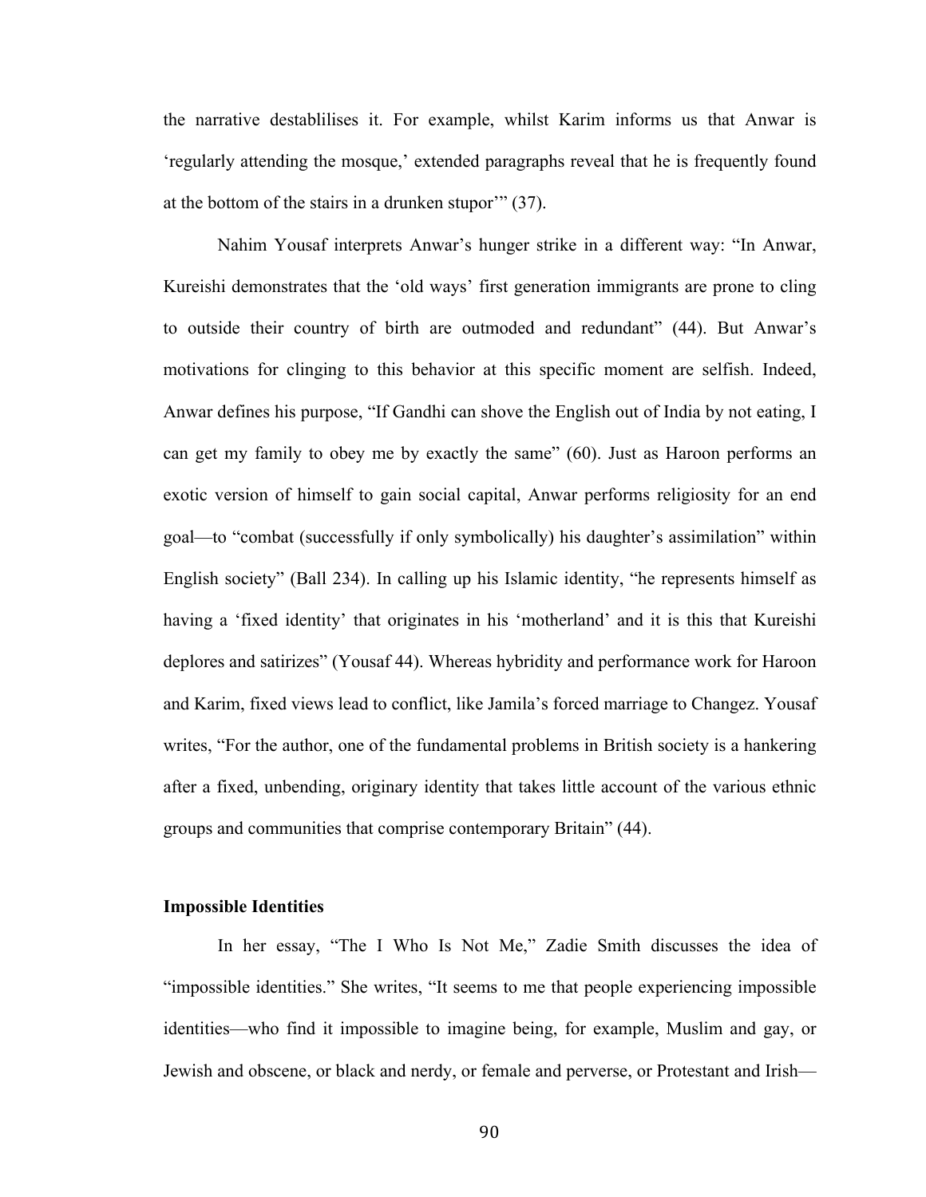the narrative destablilises it. For example, whilst Karim informs us that Anwar is 'regularly attending the mosque,' extended paragraphs reveal that he is frequently found at the bottom of the stairs in a drunken stupor'" (37).

Nahim Yousaf interprets Anwar's hunger strike in a different way: "In Anwar, Kureishi demonstrates that the 'old ways' first generation immigrants are prone to cling to outside their country of birth are outmoded and redundant" (44). But Anwar's motivations for clinging to this behavior at this specific moment are selfish. Indeed, Anwar defines his purpose, "If Gandhi can shove the English out of India by not eating, I can get my family to obey me by exactly the same" (60). Just as Haroon performs an exotic version of himself to gain social capital, Anwar performs religiosity for an end goal—to "combat (successfully if only symbolically) his daughter's assimilation" within English society" (Ball 234). In calling up his Islamic identity, "he represents himself as having a 'fixed identity' that originates in his 'motherland' and it is this that Kureishi deplores and satirizes" (Yousaf 44). Whereas hybridity and performance work for Haroon and Karim, fixed views lead to conflict, like Jamila's forced marriage to Changez. Yousaf writes, "For the author, one of the fundamental problems in British society is a hankering after a fixed, unbending, originary identity that takes little account of the various ethnic groups and communities that comprise contemporary Britain" (44).

**Impossible Identities**

In her essay, "The I Who Is Not Me," Zadie Smith discusses the idea of "impossible identities." She writes, "It seems to me that people experiencing impossible identities—who find it impossible to imagine being, for example, Muslim and gay, or Jewish and obscene, or black and nerdy, or female and perverse, or Protestant and Irish—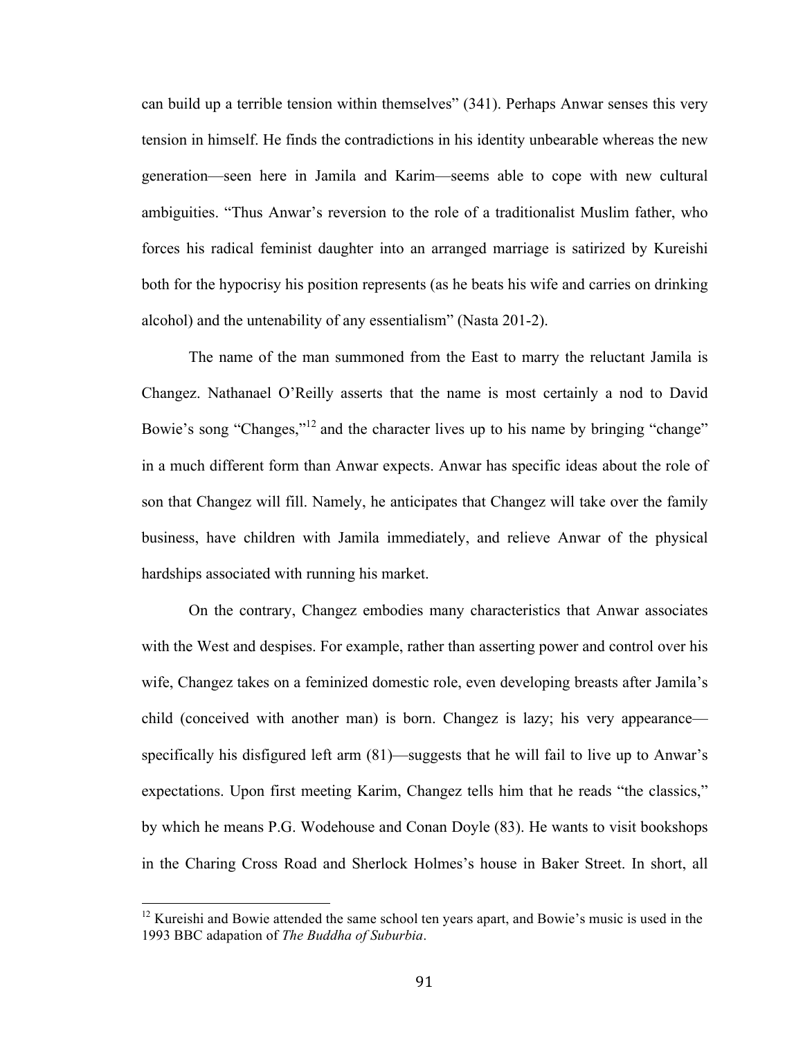can build up a terrible tension within themselves" (341). Perhaps Anwar senses this very tension in himself. He finds the contradictions in his identity unbearable whereas the new generation—seen here in Jamila and Karim—seems able to cope with new cultural ambiguities. "Thus Anwar's reversion to the role of a traditionalist Muslim father, who forces his radical feminist daughter into an arranged marriage is satirized by Kureishi both for the hypocrisy his position represents (as he beats his wife and carries on drinking alcohol) and the untenability of any essentialism" (Nasta 201-2).

The name of the man summoned from the East to marry the reluctant Jamila is Changez. Nathanael O'Reilly asserts that the name is most certainly a nod to David Bowie's song "Changes,"[12] and the character lives up to his name by bringing "change" in a much different form than Anwar expects. Anwar has specific ideas about the role of son that Changez will fill. Namely, he anticipates that Changez will take over the family business, have children with Jamila immediately, and relieve Anwar of the physical hardships associated with running his market.

On the contrary, Changez embodies many characteristics that Anwar associates with the West and despises. For example, rather than asserting power and control over his wife, Changez takes on a feminized domestic role, even developing breasts after Jamila's child (conceived with another man) is born. Changez is lazy; his very appearance—specifically his disfigured left arm (81)—suggests that he will fail to live up to Anwar's expectations. Upon first meeting Karim, Changez tells him that he reads "the classics," by which he means P.G. Wodehouse and Conan Doyle (83). He wants to visit bookshops in the Charing Cross Road and Sherlock Holmes's house in Baker Street. In short, all

[12] Kureishi and Bowie attended the same school ten years apart, and Bowie's music is used in the 1993 BBC adapation of *The Buddha of Suburbia*.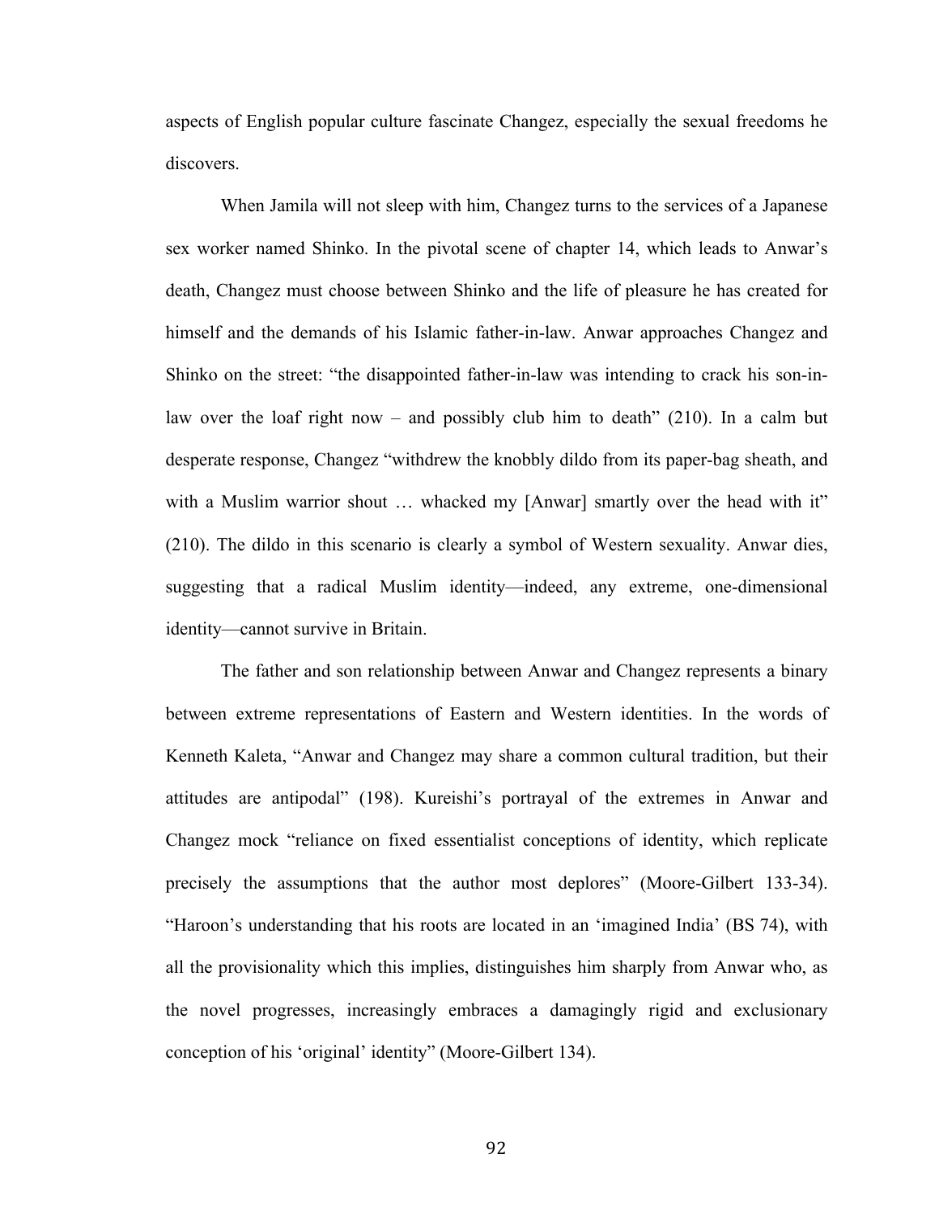aspects of English popular culture fascinate Changez, especially the sexual freedoms he discovers.

When Jamila will not sleep with him, Changez turns to the services of a Japanese sex worker named Shinko. In the pivotal scene of chapter 14, which leads to Anwar's death, Changez must choose between Shinko and the life of pleasure he has created for himself and the demands of his Islamic father-in-law. Anwar approaches Changez and Shinko on the street: "the disappointed father-in-law was intending to crack his son-in-law over the loaf right now – and possibly club him to death" (210). In a calm but desperate response, Changez "withdrew the knobbly dildo from its paper-bag sheath, and with a Muslim warrior shout … whacked my [Anwar] smartly over the head with it" (210). The dildo in this scenario is clearly a symbol of Western sexuality. Anwar dies, suggesting that a radical Muslim identity—indeed, any extreme, one-dimensional identity—cannot survive in Britain.

The father and son relationship between Anwar and Changez represents a binary between extreme representations of Eastern and Western identities. In the words of Kenneth Kaleta, "Anwar and Changez may share a common cultural tradition, but their attitudes are antipodal" (198). Kureishi's portrayal of the extremes in Anwar and Changez mock "reliance on fixed essentialist conceptions of identity, which replicate precisely the assumptions that the author most deplores" (Moore-Gilbert 133-34). "Haroon's understanding that his roots are located in an 'imagined India' (BS 74), with all the provisionality which this implies, distinguishes him sharply from Anwar who, as the novel progresses, increasingly embraces a damagingly rigid and exclusionary conception of his 'original' identity" (Moore-Gilbert 134).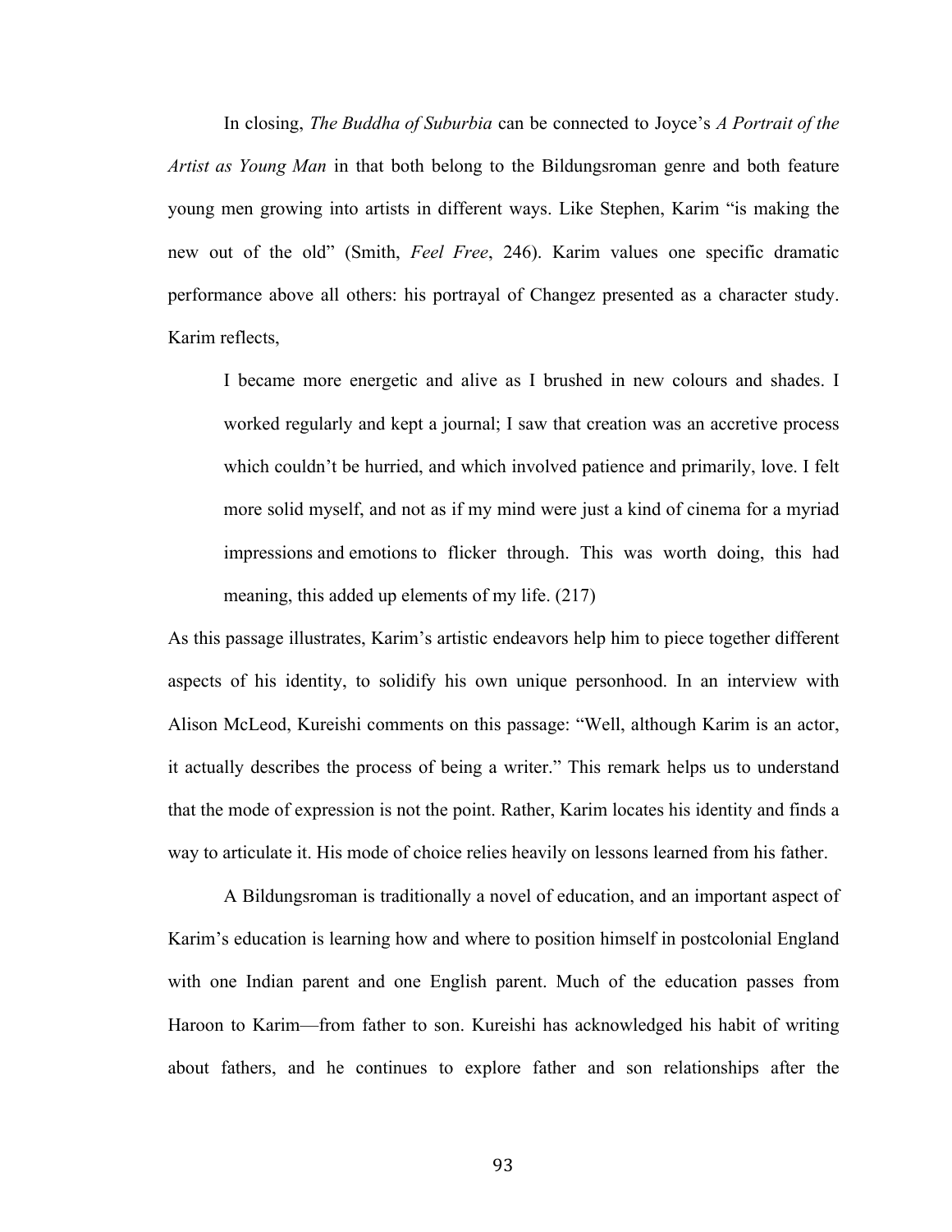In closing, *The Buddha of Suburbia* can be connected to Joyce's *A Portrait of the Artist as Young Man* in that both belong to the Bildungsroman genre and both feature young men growing into artists in different ways. Like Stephen, Karim "is making the new out of the old" (Smith, *Feel Free*, 246). Karim values one specific dramatic performance above all others: his portrayal of Changez presented as a character study. Karim reflects,

> I became more energetic and alive as I brushed in new colours and shades. I worked regularly and kept a journal; I saw that creation was an accretive process which couldn't be hurried, and which involved patience and primarily, love. I felt more solid myself, and not as if my mind were just a kind of cinema for a myriad impressions and emotions to flicker through. This was worth doing, this had meaning, this added up elements of my life. (217)

As this passage illustrates, Karim's artistic endeavors help him to piece together different aspects of his identity, to solidify his own unique personhood. In an interview with Alison McLeod, Kureishi comments on this passage: "Well, although Karim is an actor, it actually describes the process of being a writer." This remark helps us to understand that the mode of expression is not the point. Rather, Karim locates his identity and finds a way to articulate it. His mode of choice relies heavily on lessons learned from his father.

A Bildungsroman is traditionally a novel of education, and an important aspect of Karim's education is learning how and where to position himself in postcolonial England with one Indian parent and one English parent. Much of the education passes from Haroon to Karim—from father to son. Kureishi has acknowledged his habit of writing about fathers, and he continues to explore father and son relationships after the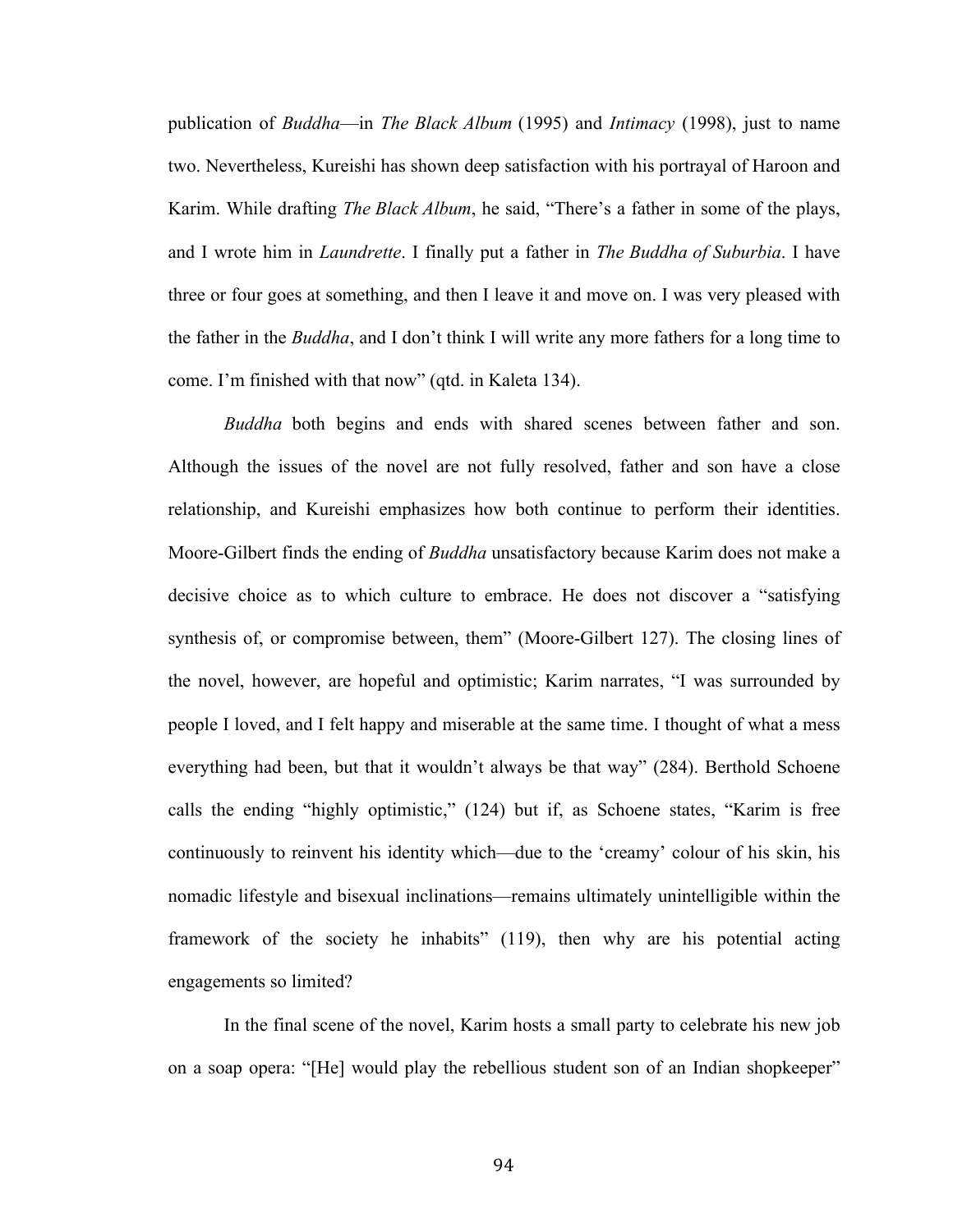publication of *Buddha*—in *The Black Album* (1995) and *Intimacy* (1998), just to name two. Nevertheless, Kureishi has shown deep satisfaction with his portrayal of Haroon and Karim. While drafting *The Black Album*, he said, "There's a father in some of the plays, and I wrote him in *Laundrette*. I finally put a father in *The Buddha of Suburbia*. I have three or four goes at something, and then I leave it and move on. I was very pleased with the father in the *Buddha*, and I don't think I will write any more fathers for a long time to come. I'm finished with that now" (qtd. in Kaleta 134).

*Buddha* both begins and ends with shared scenes between father and son. Although the issues of the novel are not fully resolved, father and son have a close relationship, and Kureishi emphasizes how both continue to perform their identities. Moore-Gilbert finds the ending of *Buddha* unsatisfactory because Karim does not make a decisive choice as to which culture to embrace. He does not discover a "satisfying synthesis of, or compromise between, them" (Moore-Gilbert 127). The closing lines of the novel, however, are hopeful and optimistic; Karim narrates, "I was surrounded by people I loved, and I felt happy and miserable at the same time. I thought of what a mess everything had been, but that it wouldn't always be that way" (284). Berthold Schoene calls the ending "highly optimistic," (124) but if, as Schoene states, "Karim is free continuously to reinvent his identity which—due to the 'creamy' colour of his skin, his nomadic lifestyle and bisexual inclinations—remains ultimately unintelligible within the framework of the society he inhabits" (119), then why are his potential acting engagements so limited?

In the final scene of the novel, Karim hosts a small party to celebrate his new job on a soap opera: "[He] would play the rebellious student son of an Indian shopkeeper"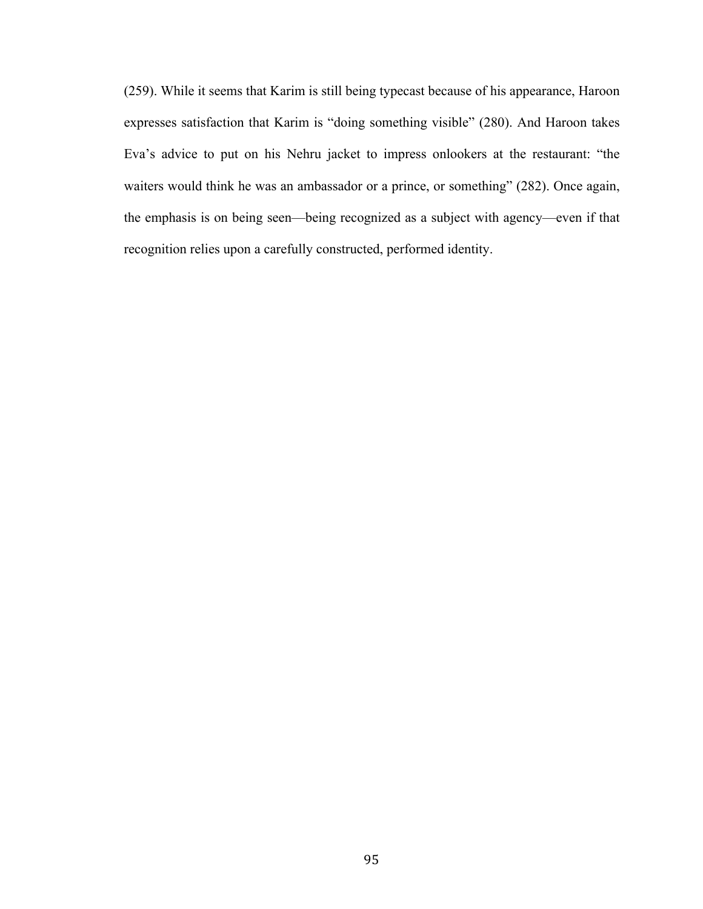(259). While it seems that Karim is still being typecast because of his appearance, Haroon expresses satisfaction that Karim is "doing something visible" (280). And Haroon takes Eva's advice to put on his Nehru jacket to impress onlookers at the restaurant: "the waiters would think he was an ambassador or a prince, or something" (282). Once again, the emphasis is on being seen—being recognized as a subject with agency—even if that recognition relies upon a carefully constructed, performed identity.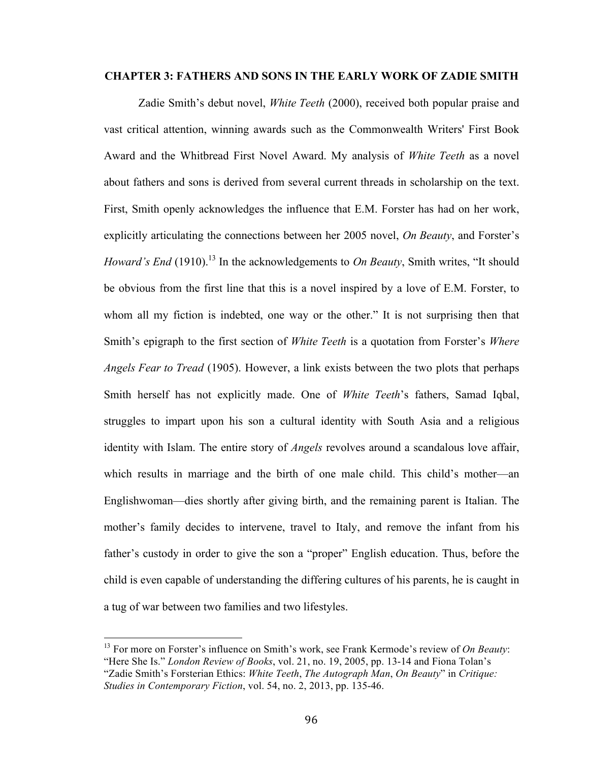## CHAPTER 3: FATHERS AND SONS IN THE EARLY WORK OF ZADIE SMITH

Zadie Smith's debut novel, *White Teeth* (2000), received both popular praise and vast critical attention, winning awards such as the Commonwealth Writers' First Book Award and the Whitbread First Novel Award. My analysis of *White Teeth* as a novel about fathers and sons is derived from several current threads in scholarship on the text. First, Smith openly acknowledges the influence that E.M. Forster has had on her work, explicitly articulating the connections between her 2005 novel, *On Beauty*, and Forster's *Howard's End* (1910).[13] In the acknowledgements to *On Beauty*, Smith writes, "It should be obvious from the first line that this is a novel inspired by a love of E.M. Forster, to whom all my fiction is indebted, one way or the other." It is not surprising then that Smith's epigraph to the first section of *White Teeth* is a quotation from Forster's *Where Angels Fear to Tread* (1905). However, a link exists between the two plots that perhaps Smith herself has not explicitly made. One of *White Teeth*'s fathers, Samad Iqbal, struggles to impart upon his son a cultural identity with South Asia and a religious identity with Islam. The entire story of *Angels* revolves around a scandalous love affair, which results in marriage and the birth of one male child. This child's mother—an Englishwoman—dies shortly after giving birth, and the remaining parent is Italian. The mother's family decides to intervene, travel to Italy, and remove the infant from his father's custody in order to give the son a "proper" English education. Thus, before the child is even capable of understanding the differing cultures of his parents, he is caught in a tug of war between two families and two lifestyles.

---

[13] For more on Forster's influence on Smith's work, see Frank Kermode's review of *On Beauty*: "Here She Is." *London Review of Books*, vol. 21, no. 19, 2005, pp. 13-14 and Fiona Tolan's "Zadie Smith's Forsterian Ethics: *White Teeth*, *The Autograph Man*, *On Beauty*" in *Critique: Studies in Contemporary Fiction*, vol. 54, no. 2, 2013, pp. 135-46.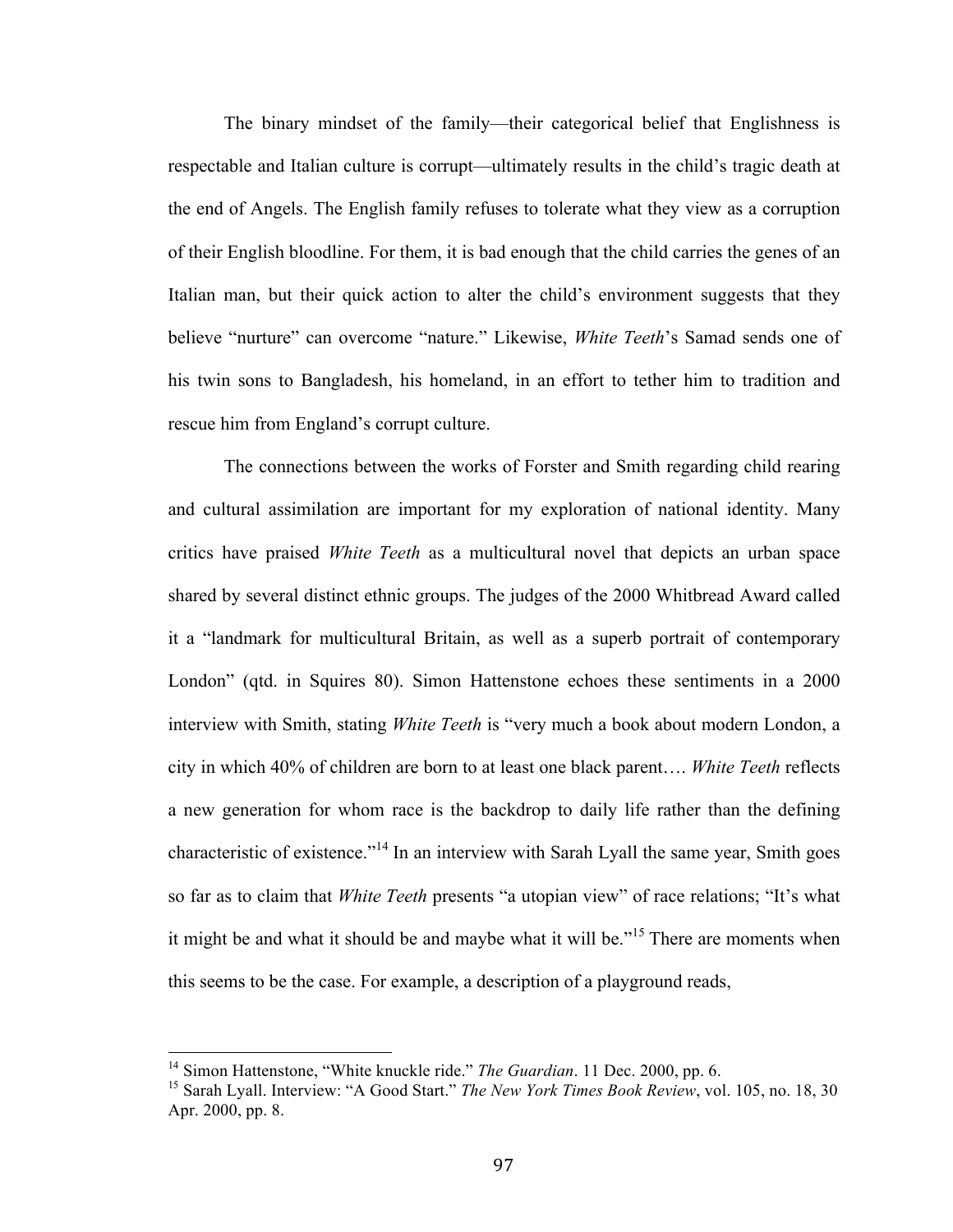The binary mindset of the family—their categorical belief that Englishness is respectable and Italian culture is corrupt—ultimately results in the child's tragic death at the end of Angels. The English family refuses to tolerate what they view as a corruption of their English bloodline. For them, it is bad enough that the child carries the genes of an Italian man, but their quick action to alter the child's environment suggests that they believe "nurture" can overcome "nature." Likewise, *White Teeth*'s Samad sends one of his twin sons to Bangladesh, his homeland, in an effort to tether him to tradition and rescue him from England's corrupt culture.

The connections between the works of Forster and Smith regarding child rearing and cultural assimilation are important for my exploration of national identity. Many critics have praised *White Teeth* as a multicultural novel that depicts an urban space shared by several distinct ethnic groups. The judges of the 2000 Whitbread Award called it a "landmark for multicultural Britain, as well as a superb portrait of contemporary London" (qtd. in Squires 80). Simon Hattenstone echoes these sentiments in a 2000 interview with Smith, stating *White Teeth* is "very much a book about modern London, a city in which 40% of children are born to at least one black parent…. *White Teeth* reflects a new generation for whom race is the backdrop to daily life rather than the defining characteristic of existence."[14] In an interview with Sarah Lyall the same year, Smith goes so far as to claim that *White Teeth* presents "a utopian view" of race relations; "It's what it might be and what it should be and maybe what it will be."[15] There are moments when this seems to be the case. For example, a description of a playground reads,

---

[14] Simon Hattenstone, "White knuckle ride." *The Guardian*. 11 Dec. 2000, pp. 6.

[15] Sarah Lyall. Interview: "A Good Start." *The New York Times Book Review*, vol. 105, no. 18, 30 Apr. 2000, pp. 8.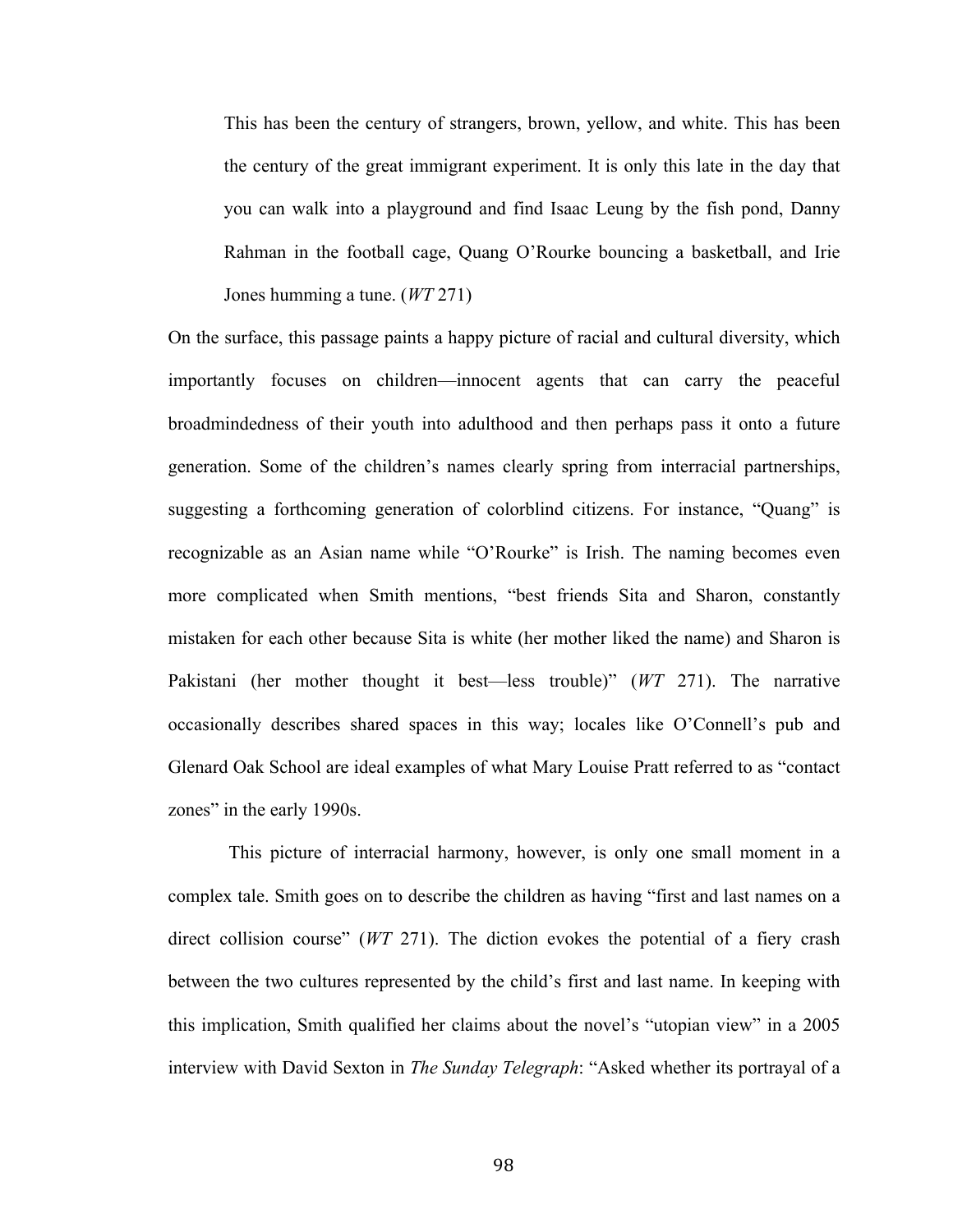> This has been the century of strangers, brown, yellow, and white. This has been the century of the great immigrant experiment. It is only this late in the day that you can walk into a playground and find Isaac Leung by the fish pond, Danny Rahman in the football cage, Quang O'Rourke bouncing a basketball, and Irie Jones humming a tune. (*WT* 271)

On the surface, this passage paints a happy picture of racial and cultural diversity, which importantly focuses on children—innocent agents that can carry the peaceful broadmindedness of their youth into adulthood and then perhaps pass it onto a future generation. Some of the children's names clearly spring from interracial partnerships, suggesting a forthcoming generation of colorblind citizens. For instance, "Quang" is recognizable as an Asian name while "O'Rourke" is Irish. The naming becomes even more complicated when Smith mentions, "best friends Sita and Sharon, constantly mistaken for each other because Sita is white (her mother liked the name) and Sharon is Pakistani (her mother thought it best—less trouble)" (*WT* 271). The narrative occasionally describes shared spaces in this way; locales like O'Connell's pub and Glenard Oak School are ideal examples of what Mary Louise Pratt referred to as "contact zones" in the early 1990s.

This picture of interracial harmony, however, is only one small moment in a complex tale. Smith goes on to describe the children as having "first and last names on a direct collision course" (*WT* 271). The diction evokes the potential of a fiery crash between the two cultures represented by the child's first and last name. In keeping with this implication, Smith qualified her claims about the novel's "utopian view" in a 2005 interview with David Sexton in *The Sunday Telegraph*: "Asked whether its portrayal of a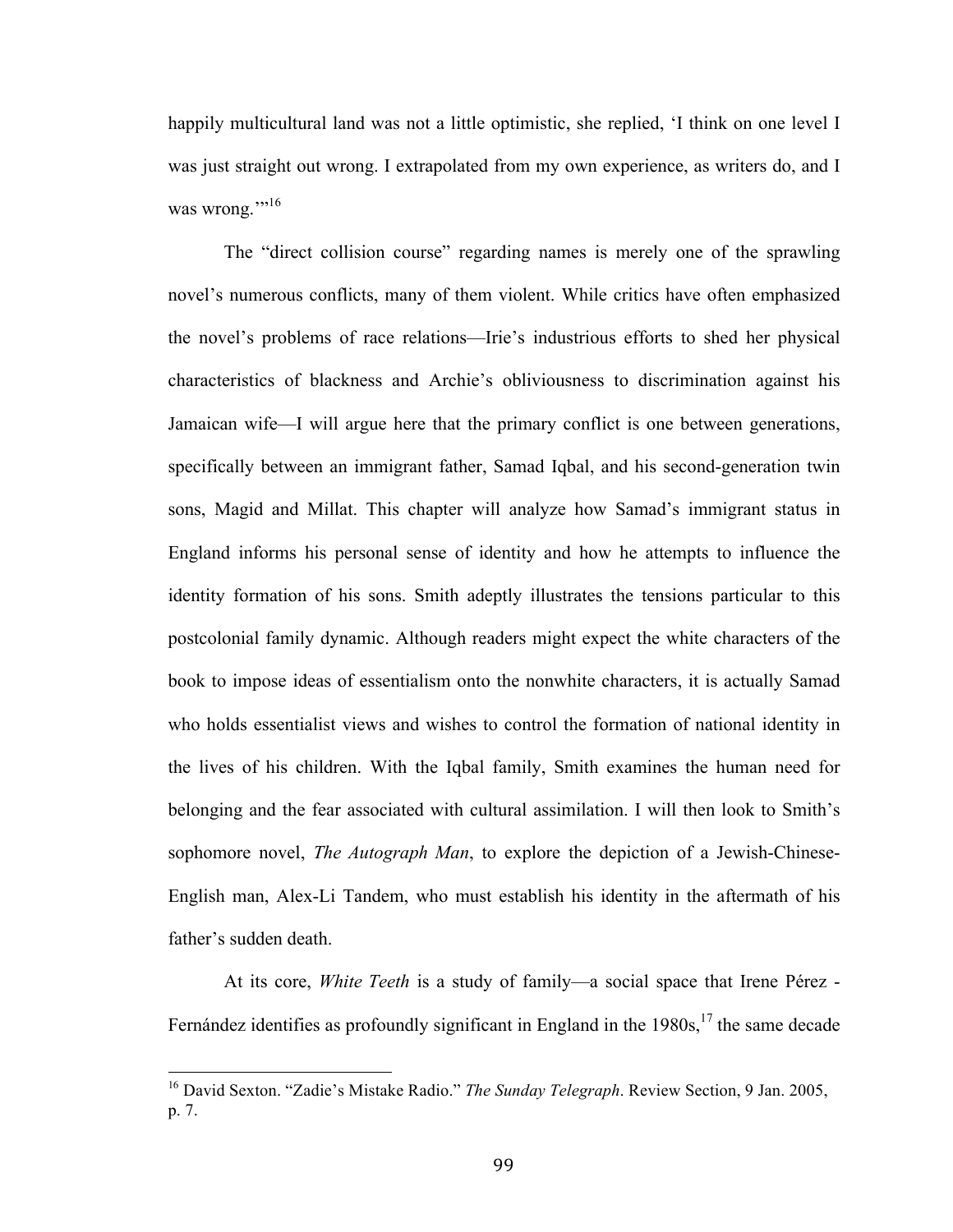happily multicultural land was not a little optimistic, she replied, 'I think on one level I was just straight out wrong. I extrapolated from my own experience, as writers do, and I was wrong.'"[16]

The "direct collision course" regarding names is merely one of the sprawling novel's numerous conflicts, many of them violent. While critics have often emphasized the novel's problems of race relations—Irie's industrious efforts to shed her physical characteristics of blackness and Archie's obliviousness to discrimination against his Jamaican wife—I will argue here that the primary conflict is one between generations, specifically between an immigrant father, Samad Iqbal, and his second-generation twin sons, Magid and Millat. This chapter will analyze how Samad's immigrant status in England informs his personal sense of identity and how he attempts to influence the identity formation of his sons. Smith adeptly illustrates the tensions particular to this postcolonial family dynamic. Although readers might expect the white characters of the book to impose ideas of essentialism onto the nonwhite characters, it is actually Samad who holds essentialist views and wishes to control the formation of national identity in the lives of his children. With the Iqbal family, Smith examines the human need for belonging and the fear associated with cultural assimilation. I will then look to Smith's sophomore novel, *The Autograph Man*, to explore the depiction of a Jewish-Chinese-English man, Alex-Li Tandem, who must establish his identity in the aftermath of his father's sudden death.

At its core, *White Teeth* is a study of family—a social space that Irene Pérez - Fernández identifies as profoundly significant in England in the 1980s,[17] the same decade

---

[16] David Sexton. "Zadie's Mistake Radio." *The Sunday Telegraph*. Review Section, 9 Jan. 2005, p. 7.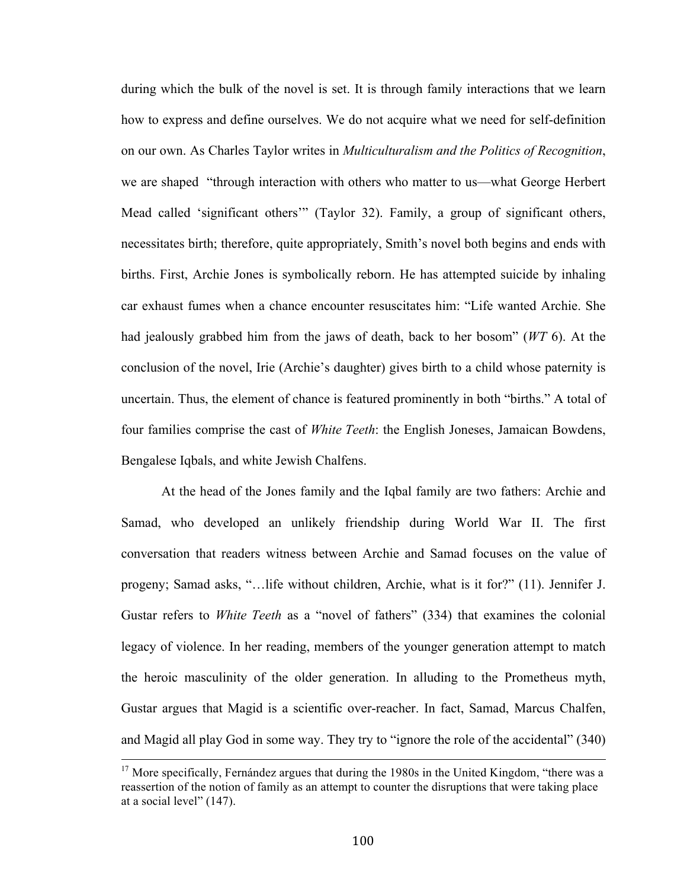during which the bulk of the novel is set. It is through family interactions that we learn how to express and define ourselves. We do not acquire what we need for self-definition on our own. As Charles Taylor writes in *Multiculturalism and the Politics of Recognition*, we are shaped "through interaction with others who matter to us—what George Herbert Mead called 'significant others'" (Taylor 32). Family, a group of significant others, necessitates birth; therefore, quite appropriately, Smith's novel both begins and ends with births. First, Archie Jones is symbolically reborn. He has attempted suicide by inhaling car exhaust fumes when a chance encounter resuscitates him: "Life wanted Archie. She had jealously grabbed him from the jaws of death, back to her bosom" (*WT* 6). At the conclusion of the novel, Irie (Archie's daughter) gives birth to a child whose paternity is uncertain. Thus, the element of chance is featured prominently in both "births." A total of four families comprise the cast of *White Teeth*: the English Joneses, Jamaican Bowdens, Bengalese Iqbals, and white Jewish Chalfens.

At the head of the Jones family and the Iqbal family are two fathers: Archie and Samad, who developed an unlikely friendship during World War II. The first conversation that readers witness between Archie and Samad focuses on the value of progeny; Samad asks, "…life without children, Archie, what is it for?" (11). Jennifer J. Gustar refers to *White Teeth* as a "novel of fathers" (334) that examines the colonial legacy of violence. In her reading, members of the younger generation attempt to match the heroic masculinity of the older generation. In alluding to the Prometheus myth, Gustar argues that Magid is a scientific over-reacher. In fact, Samad, Marcus Chalfen, and Magid all play God in some way. They try to "ignore the role of the accidental" (340)

---

[17] More specifically, Fernández argues that during the 1980s in the United Kingdom, "there was a reassertion of the notion of family as an attempt to counter the disruptions that were taking place at a social level" (147).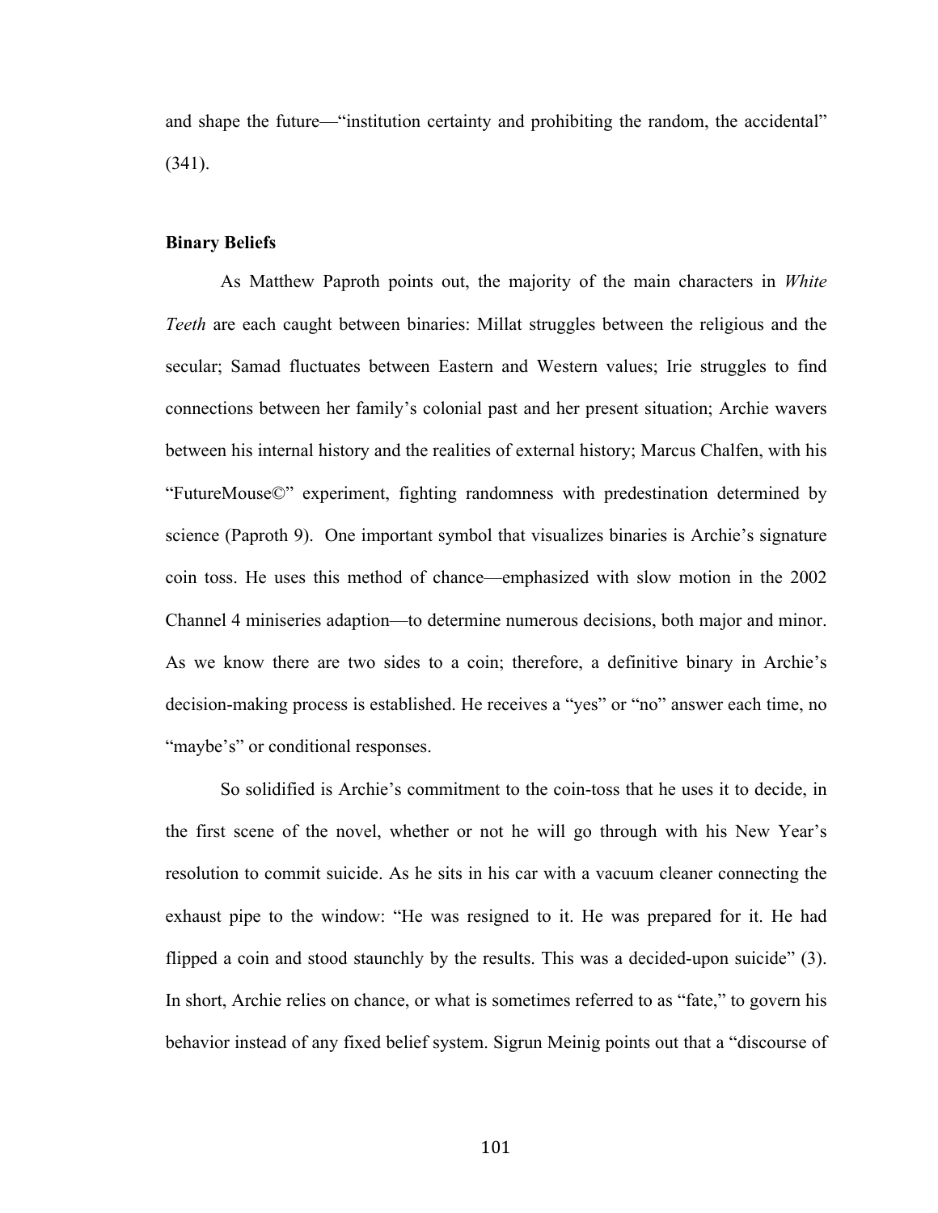and shape the future—"institution certainty and prohibiting the random, the accidental" (341).

**Binary Beliefs**

As Matthew Paproth points out, the majority of the main characters in *White Teeth* are each caught between binaries: Millat struggles between the religious and the secular; Samad fluctuates between Eastern and Western values; Irie struggles to find connections between her family's colonial past and her present situation; Archie wavers between his internal history and the realities of external history; Marcus Chalfen, with his "FutureMouse©" experiment, fighting randomness with predestination determined by science (Paproth 9). One important symbol that visualizes binaries is Archie's signature coin toss. He uses this method of chance—emphasized with slow motion in the 2002 Channel 4 miniseries adaption—to determine numerous decisions, both major and minor. As we know there are two sides to a coin; therefore, a definitive binary in Archie's decision-making process is established. He receives a "yes" or "no" answer each time, no "maybe's" or conditional responses.

So solidified is Archie's commitment to the coin-toss that he uses it to decide, in the first scene of the novel, whether or not he will go through with his New Year's resolution to commit suicide. As he sits in his car with a vacuum cleaner connecting the exhaust pipe to the window: "He was resigned to it. He was prepared for it. He had flipped a coin and stood staunchly by the results. This was a decided-upon suicide" (3). In short, Archie relies on chance, or what is sometimes referred to as "fate," to govern his behavior instead of any fixed belief system. Sigrun Meinig points out that a "discourse of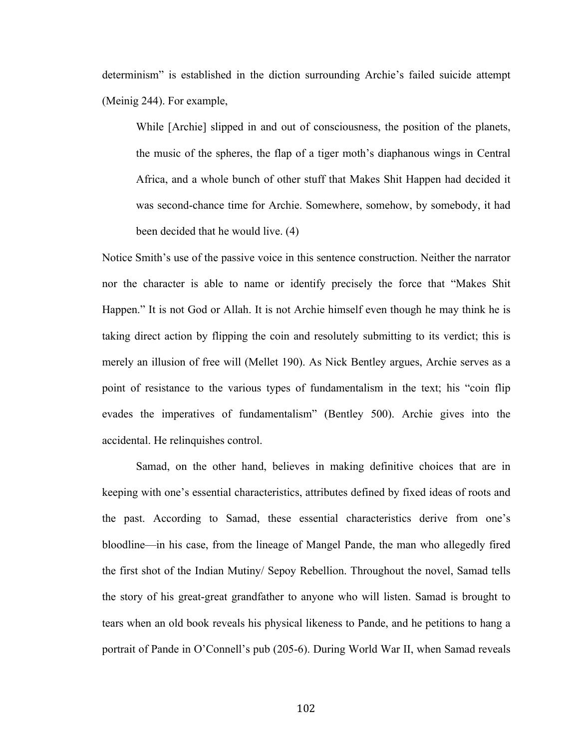determinism" is established in the diction surrounding Archie's failed suicide attempt (Meinig 244). For example,

> While [Archie] slipped in and out of consciousness, the position of the planets, the music of the spheres, the flap of a tiger moth's diaphanous wings in Central Africa, and a whole bunch of other stuff that Makes Shit Happen had decided it was second-chance time for Archie. Somewhere, somehow, by somebody, it had been decided that he would live. (4)

Notice Smith's use of the passive voice in this sentence construction. Neither the narrator nor the character is able to name or identify precisely the force that "Makes Shit Happen." It is not God or Allah. It is not Archie himself even though he may think he is taking direct action by flipping the coin and resolutely submitting to its verdict; this is merely an illusion of free will (Mellet 190). As Nick Bentley argues, Archie serves as a point of resistance to the various types of fundamentalism in the text; his "coin flip evades the imperatives of fundamentalism" (Bentley 500). Archie gives into the accidental. He relinquishes control.

Samad, on the other hand, believes in making definitive choices that are in keeping with one's essential characteristics, attributes defined by fixed ideas of roots and the past. According to Samad, these essential characteristics derive from one's bloodline—in his case, from the lineage of Mangel Pande, the man who allegedly fired the first shot of the Indian Mutiny/ Sepoy Rebellion. Throughout the novel, Samad tells the story of his great-great grandfather to anyone who will listen. Samad is brought to tears when an old book reveals his physical likeness to Pande, and he petitions to hang a portrait of Pande in O'Connell's pub (205-6). During World War II, when Samad reveals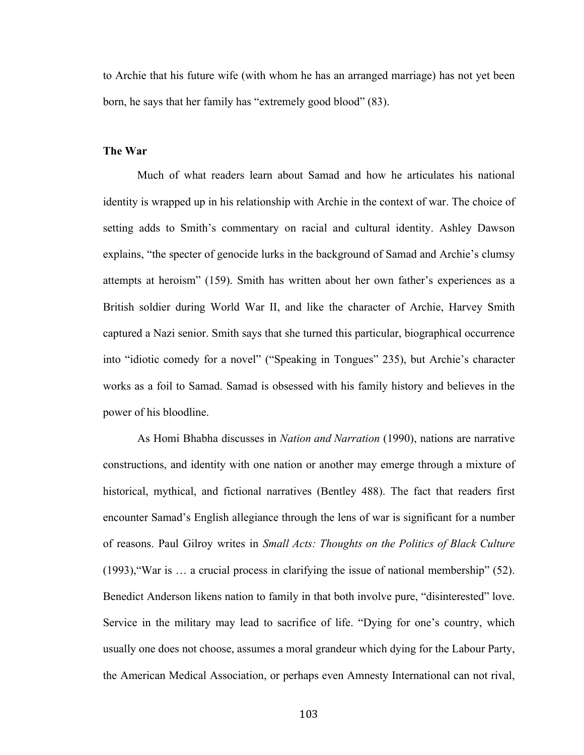to Archie that his future wife (with whom he has an arranged marriage) has not yet been born, he says that her family has "extremely good blood" (83).

### The War

Much of what readers learn about Samad and how he articulates his national identity is wrapped up in his relationship with Archie in the context of war. The choice of setting adds to Smith's commentary on racial and cultural identity. Ashley Dawson explains, "the specter of genocide lurks in the background of Samad and Archie's clumsy attempts at heroism" (159). Smith has written about her own father's experiences as a British soldier during World War II, and like the character of Archie, Harvey Smith captured a Nazi senior. Smith says that she turned this particular, biographical occurrence into "idiotic comedy for a novel" ("Speaking in Tongues" 235), but Archie's character works as a foil to Samad. Samad is obsessed with his family history and believes in the power of his bloodline.

As Homi Bhabha discusses in *Nation and Narration* (1990), nations are narrative constructions, and identity with one nation or another may emerge through a mixture of historical, mythical, and fictional narratives (Bentley 488). The fact that readers first encounter Samad's English allegiance through the lens of war is significant for a number of reasons. Paul Gilroy writes in *Small Acts: Thoughts on the Politics of Black Culture* (1993),"War is … a crucial process in clarifying the issue of national membership" (52). Benedict Anderson likens nation to family in that both involve pure, "disinterested" love. Service in the military may lead to sacrifice of life. "Dying for one's country, which usually one does not choose, assumes a moral grandeur which dying for the Labour Party, the American Medical Association, or perhaps even Amnesty International can not rival,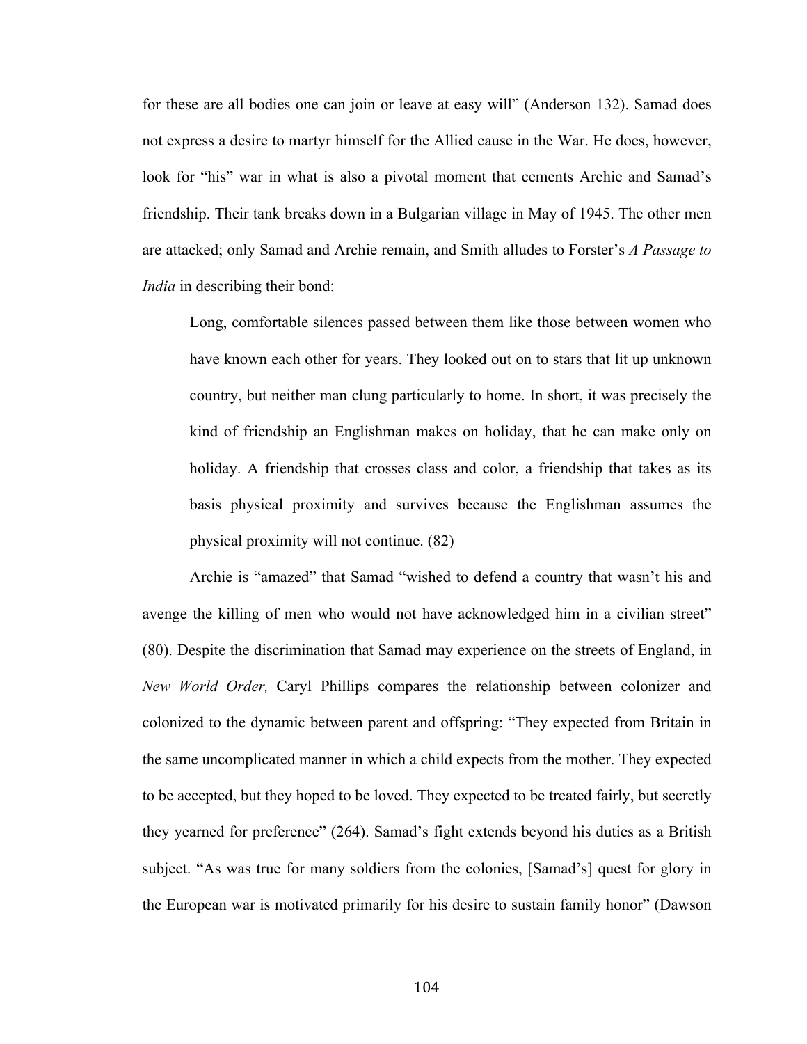for these are all bodies one can join or leave at easy will" (Anderson 132). Samad does not express a desire to martyr himself for the Allied cause in the War. He does, however, look for "his" war in what is also a pivotal moment that cements Archie and Samad's friendship. Their tank breaks down in a Bulgarian village in May of 1945. The other men are attacked; only Samad and Archie remain, and Smith alludes to Forster's *A Passage to India* in describing their bond:

> Long, comfortable silences passed between them like those between women who have known each other for years. They looked out on to stars that lit up unknown country, but neither man clung particularly to home. In short, it was precisely the kind of friendship an Englishman makes on holiday, that he can make only on holiday. A friendship that crosses class and color, a friendship that takes as its basis physical proximity and survives because the Englishman assumes the physical proximity will not continue. (82)

Archie is "amazed" that Samad "wished to defend a country that wasn't his and avenge the killing of men who would not have acknowledged him in a civilian street" (80). Despite the discrimination that Samad may experience on the streets of England, in *New World Order,* Caryl Phillips compares the relationship between colonizer and colonized to the dynamic between parent and offspring: "They expected from Britain in the same uncomplicated manner in which a child expects from the mother. They expected to be accepted, but they hoped to be loved. They expected to be treated fairly, but secretly they yearned for preference" (264). Samad's fight extends beyond his duties as a British subject. "As was true for many soldiers from the colonies, [Samad's] quest for glory in the European war is motivated primarily for his desire to sustain family honor" (Dawson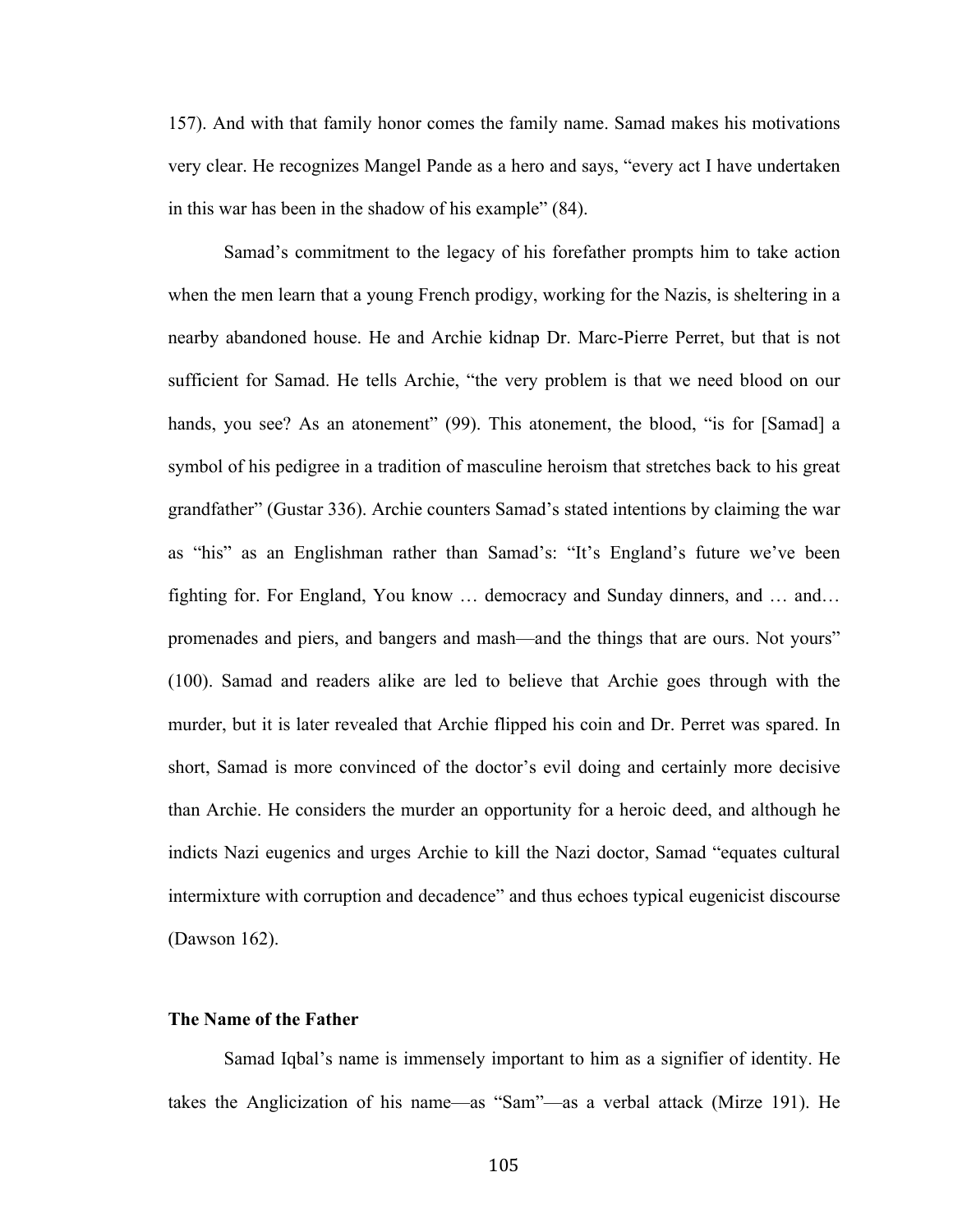157). And with that family honor comes the family name. Samad makes his motivations very clear. He recognizes Mangel Pande as a hero and says, "every act I have undertaken in this war has been in the shadow of his example" (84).

Samad's commitment to the legacy of his forefather prompts him to take action when the men learn that a young French prodigy, working for the Nazis, is sheltering in a nearby abandoned house. He and Archie kidnap Dr. Marc-Pierre Perret, but that is not sufficient for Samad. He tells Archie, "the very problem is that we need blood on our hands, you see? As an atonement" (99). This atonement, the blood, "is for [Samad] a symbol of his pedigree in a tradition of masculine heroism that stretches back to his great grandfather" (Gustar 336). Archie counters Samad's stated intentions by claiming the war as "his" as an Englishman rather than Samad's: "It's England's future we've been fighting for. For England, You know … democracy and Sunday dinners, and … and… promenades and piers, and bangers and mash—and the things that are ours. Not yours" (100). Samad and readers alike are led to believe that Archie goes through with the murder, but it is later revealed that Archie flipped his coin and Dr. Perret was spared. In short, Samad is more convinced of the doctor's evil doing and certainly more decisive than Archie. He considers the murder an opportunity for a heroic deed, and although he indicts Nazi eugenics and urges Archie to kill the Nazi doctor, Samad "equates cultural intermixture with corruption and decadence" and thus echoes typical eugenicist discourse (Dawson 162).

## The Name of the Father

Samad Iqbal's name is immensely important to him as a signifier of identity. He takes the Anglicization of his name—as "Sam"—as a verbal attack (Mirze 191). He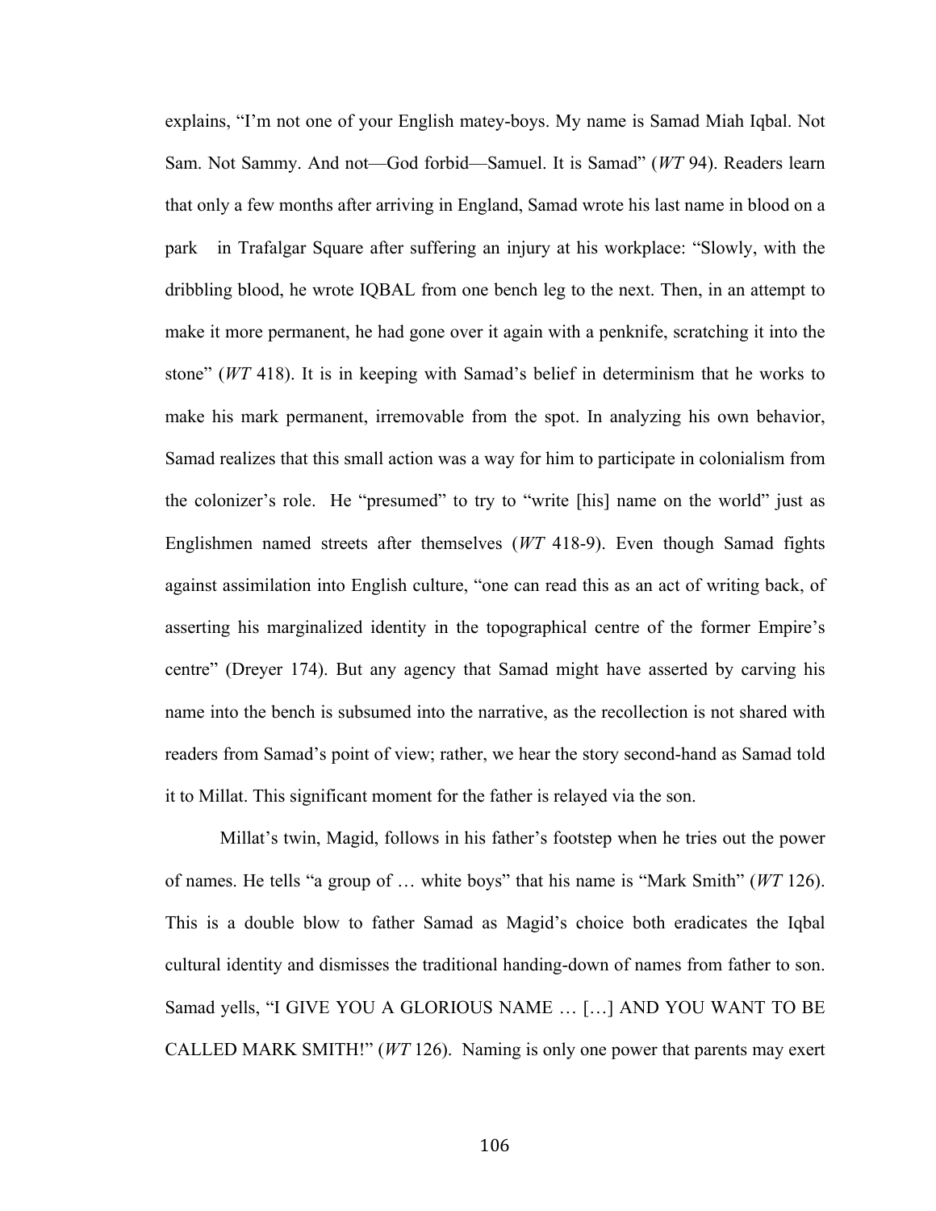explains, "I'm not one of your English matey-boys. My name is Samad Miah Iqbal. Not Sam. Not Sammy. And not—God forbid—Samuel. It is Samad" (*WT* 94). Readers learn that only a few months after arriving in England, Samad wrote his last name in blood on a park in Trafalgar Square after suffering an injury at his workplace: "Slowly, with the dribbling blood, he wrote IQBAL from one bench leg to the next. Then, in an attempt to make it more permanent, he had gone over it again with a penknife, scratching it into the stone" (*WT* 418). It is in keeping with Samad's belief in determinism that he works to make his mark permanent, irremovable from the spot. In analyzing his own behavior, Samad realizes that this small action was a way for him to participate in colonialism from the colonizer's role. He "presumed" to try to "write [his] name on the world" just as Englishmen named streets after themselves (*WT* 418-9). Even though Samad fights against assimilation into English culture, "one can read this as an act of writing back, of asserting his marginalized identity in the topographical centre of the former Empire's centre" (Dreyer 174). But any agency that Samad might have asserted by carving his name into the bench is subsumed into the narrative, as the recollection is not shared with readers from Samad's point of view; rather, we hear the story second-hand as Samad told it to Millat. This significant moment for the father is relayed via the son.

Millat's twin, Magid, follows in his father's footstep when he tries out the power of names. He tells "a group of … white boys" that his name is "Mark Smith" (*WT* 126). This is a double blow to father Samad as Magid's choice both eradicates the Iqbal cultural identity and dismisses the traditional handing-down of names from father to son. Samad yells, "I GIVE YOU A GLORIOUS NAME … […] AND YOU WANT TO BE CALLED MARK SMITH!" (*WT* 126). Naming is only one power that parents may exert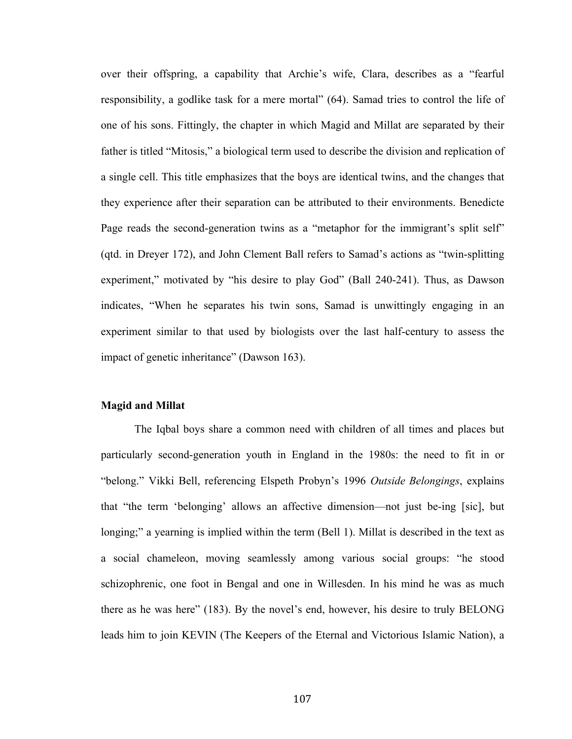over their offspring, a capability that Archie's wife, Clara, describes as a "fearful responsibility, a godlike task for a mere mortal" (64). Samad tries to control the life of one of his sons. Fittingly, the chapter in which Magid and Millat are separated by their father is titled "Mitosis," a biological term used to describe the division and replication of a single cell. This title emphasizes that the boys are identical twins, and the changes that they experience after their separation can be attributed to their environments. Benedicte Page reads the second-generation twins as a "metaphor for the immigrant's split self" (qtd. in Dreyer 172), and John Clement Ball refers to Samad's actions as "twin-splitting experiment," motivated by "his desire to play God" (Ball 240-241). Thus, as Dawson indicates, "When he separates his twin sons, Samad is unwittingly engaging in an experiment similar to that used by biologists over the last half-century to assess the impact of genetic inheritance" (Dawson 163).

**Magid and Millat**

The Iqbal boys share a common need with children of all times and places but particularly second-generation youth in England in the 1980s: the need to fit in or "belong." Vikki Bell, referencing Elspeth Probyn's 1996 *Outside Belongings*, explains that "the term 'belonging' allows an affective dimension—not just be-ing [sic], but longing;" a yearning is implied within the term (Bell 1). Millat is described in the text as a social chameleon, moving seamlessly among various social groups: "he stood schizophrenic, one foot in Bengal and one in Willesden. In his mind he was as much there as he was here" (183). By the novel's end, however, his desire to truly BELONG leads him to join KEVIN (The Keepers of the Eternal and Victorious Islamic Nation), a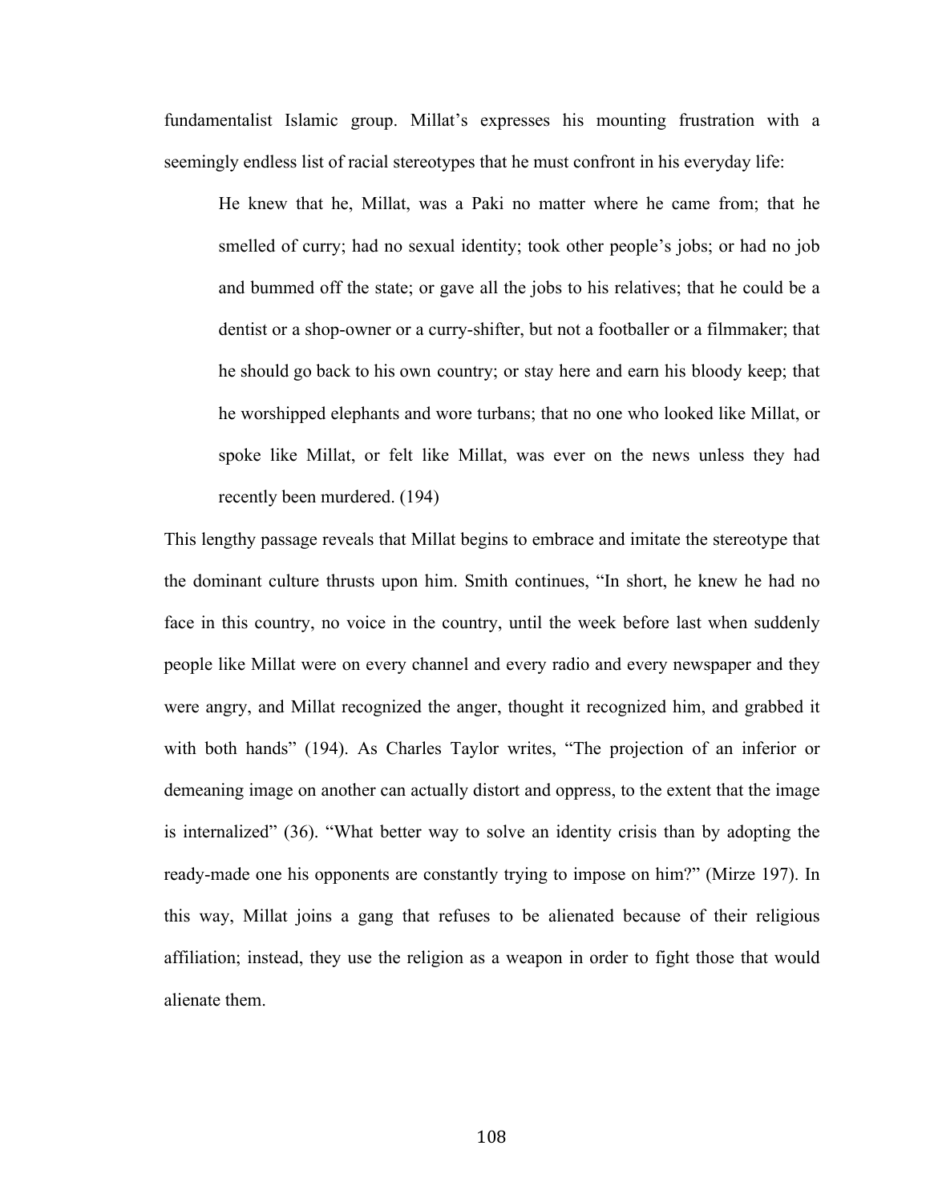fundamentalist Islamic group. Millat's expresses his mounting frustration with a seemingly endless list of racial stereotypes that he must confront in his everyday life:

> He knew that he, Millat, was a Paki no matter where he came from; that he smelled of curry; had no sexual identity; took other people's jobs; or had no job and bummed off the state; or gave all the jobs to his relatives; that he could be a dentist or a shop-owner or a curry-shifter, but not a footballer or a filmmaker; that he should go back to his own country; or stay here and earn his bloody keep; that he worshipped elephants and wore turbans; that no one who looked like Millat, or spoke like Millat, or felt like Millat, was ever on the news unless they had recently been murdered. (194)

This lengthy passage reveals that Millat begins to embrace and imitate the stereotype that the dominant culture thrusts upon him. Smith continues, "In short, he knew he had no face in this country, no voice in the country, until the week before last when suddenly people like Millat were on every channel and every radio and every newspaper and they were angry, and Millat recognized the anger, thought it recognized him, and grabbed it with both hands" (194). As Charles Taylor writes, "The projection of an inferior or demeaning image on another can actually distort and oppress, to the extent that the image is internalized" (36). "What better way to solve an identity crisis than by adopting the ready-made one his opponents are constantly trying to impose on him?" (Mirze 197). In this way, Millat joins a gang that refuses to be alienated because of their religious affiliation; instead, they use the religion as a weapon in order to fight those that would alienate them.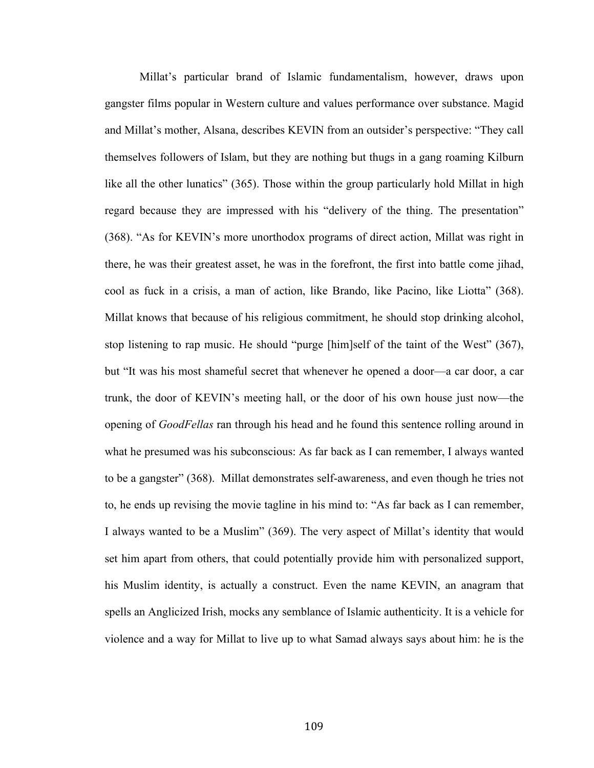Millat's particular brand of Islamic fundamentalism, however, draws upon gangster films popular in Western culture and values performance over substance. Magid and Millat's mother, Alsana, describes KEVIN from an outsider's perspective: "They call themselves followers of Islam, but they are nothing but thugs in a gang roaming Kilburn like all the other lunatics" (365). Those within the group particularly hold Millat in high regard because they are impressed with his "delivery of the thing. The presentation" (368). "As for KEVIN's more unorthodox programs of direct action, Millat was right in there, he was their greatest asset, he was in the forefront, the first into battle come jihad, cool as fuck in a crisis, a man of action, like Brando, like Pacino, like Liotta" (368). Millat knows that because of his religious commitment, he should stop drinking alcohol, stop listening to rap music. He should "purge [him]self of the taint of the West" (367), but "It was his most shameful secret that whenever he opened a door—a car door, a car trunk, the door of KEVIN's meeting hall, or the door of his own house just now—the opening of *GoodFellas* ran through his head and he found this sentence rolling around in what he presumed was his subconscious: As far back as I can remember, I always wanted to be a gangster" (368). Millat demonstrates self-awareness, and even though he tries not to, he ends up revising the movie tagline in his mind to: "As far back as I can remember, I always wanted to be a Muslim" (369). The very aspect of Millat's identity that would set him apart from others, that could potentially provide him with personalized support, his Muslim identity, is actually a construct. Even the name KEVIN, an anagram that spells an Anglicized Irish, mocks any semblance of Islamic authenticity. It is a vehicle for violence and a way for Millat to live up to what Samad always says about him: he is the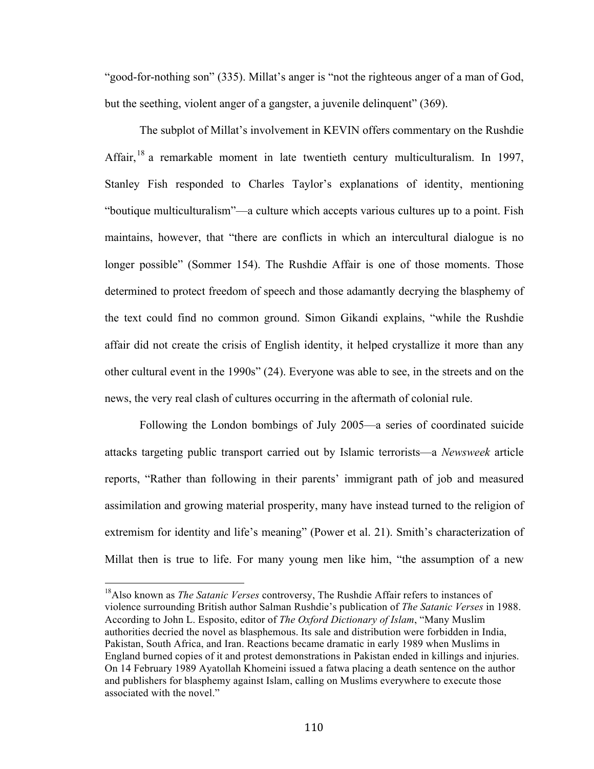"good-for-nothing son" (335). Millat's anger is "not the righteous anger of a man of God, but the seething, violent anger of a gangster, a juvenile delinquent" (369).

The subplot of Millat's involvement in KEVIN offers commentary on the Rushdie Affair,[18] a remarkable moment in late twentieth century multiculturalism. In 1997, Stanley Fish responded to Charles Taylor's explanations of identity, mentioning "boutique multiculturalism"—a culture which accepts various cultures up to a point. Fish maintains, however, that "there are conflicts in which an intercultural dialogue is no longer possible" (Sommer 154). The Rushdie Affair is one of those moments. Those determined to protect freedom of speech and those adamantly decrying the blasphemy of the text could find no common ground. Simon Gikandi explains, "while the Rushdie affair did not create the crisis of English identity, it helped crystallize it more than any other cultural event in the 1990s" (24). Everyone was able to see, in the streets and on the news, the very real clash of cultures occurring in the aftermath of colonial rule.

Following the London bombings of July 2005—a series of coordinated suicide attacks targeting public transport carried out by Islamic terrorists—a *Newsweek* article reports, "Rather than following in their parents' immigrant path of job and measured assimilation and growing material prosperity, many have instead turned to the religion of extremism for identity and life's meaning" (Power et al. 21). Smith's characterization of Millat then is true to life. For many young men like him, "the assumption of a new

---

[18] Also known as *The Satanic Verses* controversy, The Rushdie Affair refers to instances of violence surrounding British author Salman Rushdie's publication of *The Satanic Verses* in 1988. According to John L. Esposito, editor of *The Oxford Dictionary of Islam*, "Many Muslim authorities decried the novel as blasphemous. Its sale and distribution were forbidden in India, Pakistan, South Africa, and Iran. Reactions became dramatic in early 1989 when Muslims in England burned copies of it and protest demonstrations in Pakistan ended in killings and injuries. On 14 February 1989 Ayatollah Khomeini issued a fatwa placing a death sentence on the author and publishers for blasphemy against Islam, calling on Muslims everywhere to execute those associated with the novel."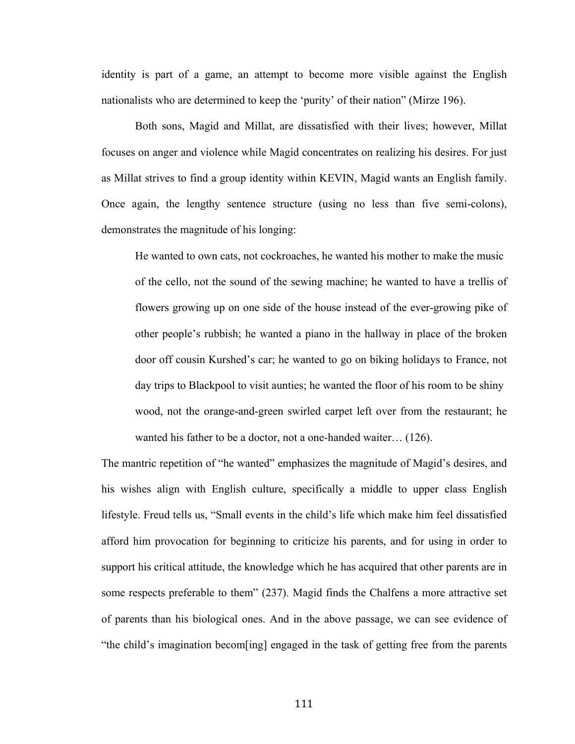identity is part of a game, an attempt to become more visible against the English nationalists who are determined to keep the 'purity' of their nation" (Mirze 196).

Both sons, Magid and Millat, are dissatisfied with their lives; however, Millat focuses on anger and violence while Magid concentrates on realizing his desires. For just as Millat strives to find a group identity within KEVIN, Magid wants an English family. Once again, the lengthy sentence structure (using no less than five semi-colons), demonstrates the magnitude of his longing:

> He wanted to own cats, not cockroaches, he wanted his mother to make the music of the cello, not the sound of the sewing machine; he wanted to have a trellis of flowers growing up on one side of the house instead of the ever-growing pike of other people's rubbish; he wanted a piano in the hallway in place of the broken door off cousin Kurshed's car; he wanted to go on biking holidays to France, not day trips to Blackpool to visit aunties; he wanted the floor of his room to be shiny wood, not the orange-and-green swirled carpet left over from the restaurant; he wanted his father to be a doctor, not a one-handed waiter… (126).

The mantric repetition of "he wanted" emphasizes the magnitude of Magid's desires, and his wishes align with English culture, specifically a middle to upper class English lifestyle. Freud tells us, "Small events in the child's life which make him feel dissatisfied afford him provocation for beginning to criticize his parents, and for using in order to support his critical attitude, the knowledge which he has acquired that other parents are in some respects preferable to them" (237). Magid finds the Chalfens a more attractive set of parents than his biological ones. And in the above passage, we can see evidence of "the child's imagination becom[ing] engaged in the task of getting free from the parents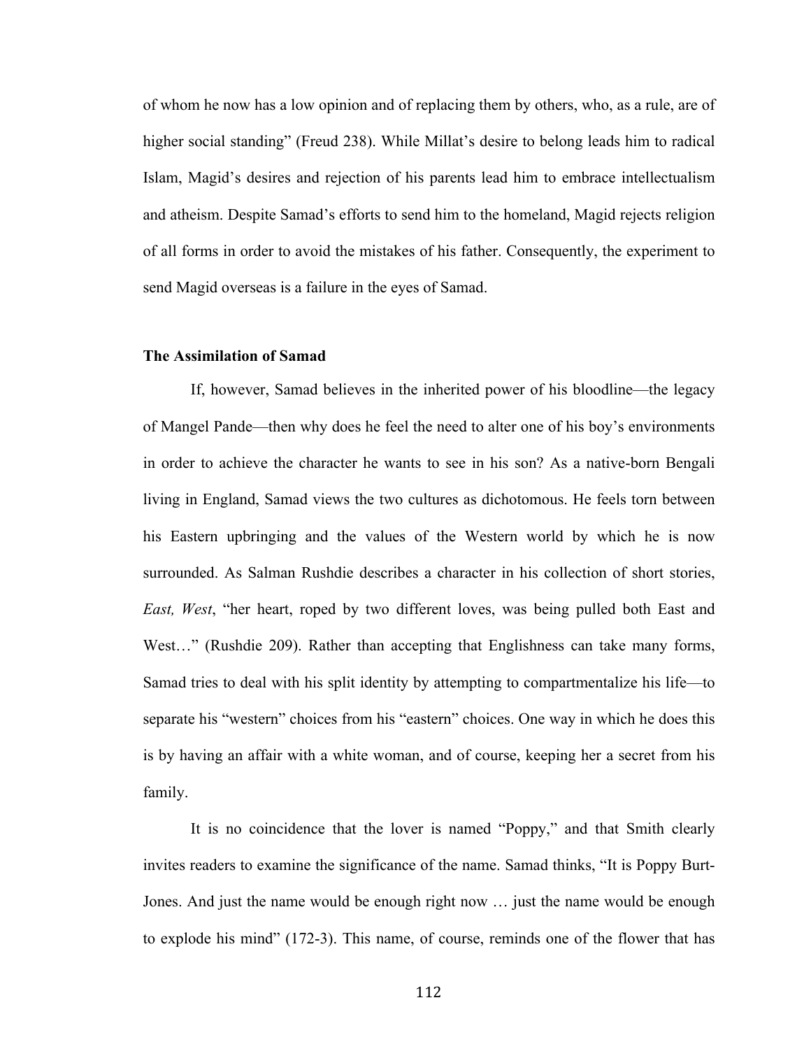of whom he now has a low opinion and of replacing them by others, who, as a rule, are of higher social standing" (Freud 238). While Millat's desire to belong leads him to radical Islam, Magid's desires and rejection of his parents lead him to embrace intellectualism and atheism. Despite Samad's efforts to send him to the homeland, Magid rejects religion of all forms in order to avoid the mistakes of his father. Consequently, the experiment to send Magid overseas is a failure in the eyes of Samad.

**The Assimilation of Samad**

If, however, Samad believes in the inherited power of his bloodline—the legacy of Mangel Pande—then why does he feel the need to alter one of his boy's environments in order to achieve the character he wants to see in his son? As a native-born Bengali living in England, Samad views the two cultures as dichotomous. He feels torn between his Eastern upbringing and the values of the Western world by which he is now surrounded. As Salman Rushdie describes a character in his collection of short stories, *East, West*, "her heart, roped by two different loves, was being pulled both East and West…" (Rushdie 209). Rather than accepting that Englishness can take many forms, Samad tries to deal with his split identity by attempting to compartmentalize his life—to separate his "western" choices from his "eastern" choices. One way in which he does this is by having an affair with a white woman, and of course, keeping her a secret from his family.

It is no coincidence that the lover is named "Poppy," and that Smith clearly invites readers to examine the significance of the name. Samad thinks, "It is Poppy Burt-Jones. And just the name would be enough right now … just the name would be enough to explode his mind" (172-3). This name, of course, reminds one of the flower that has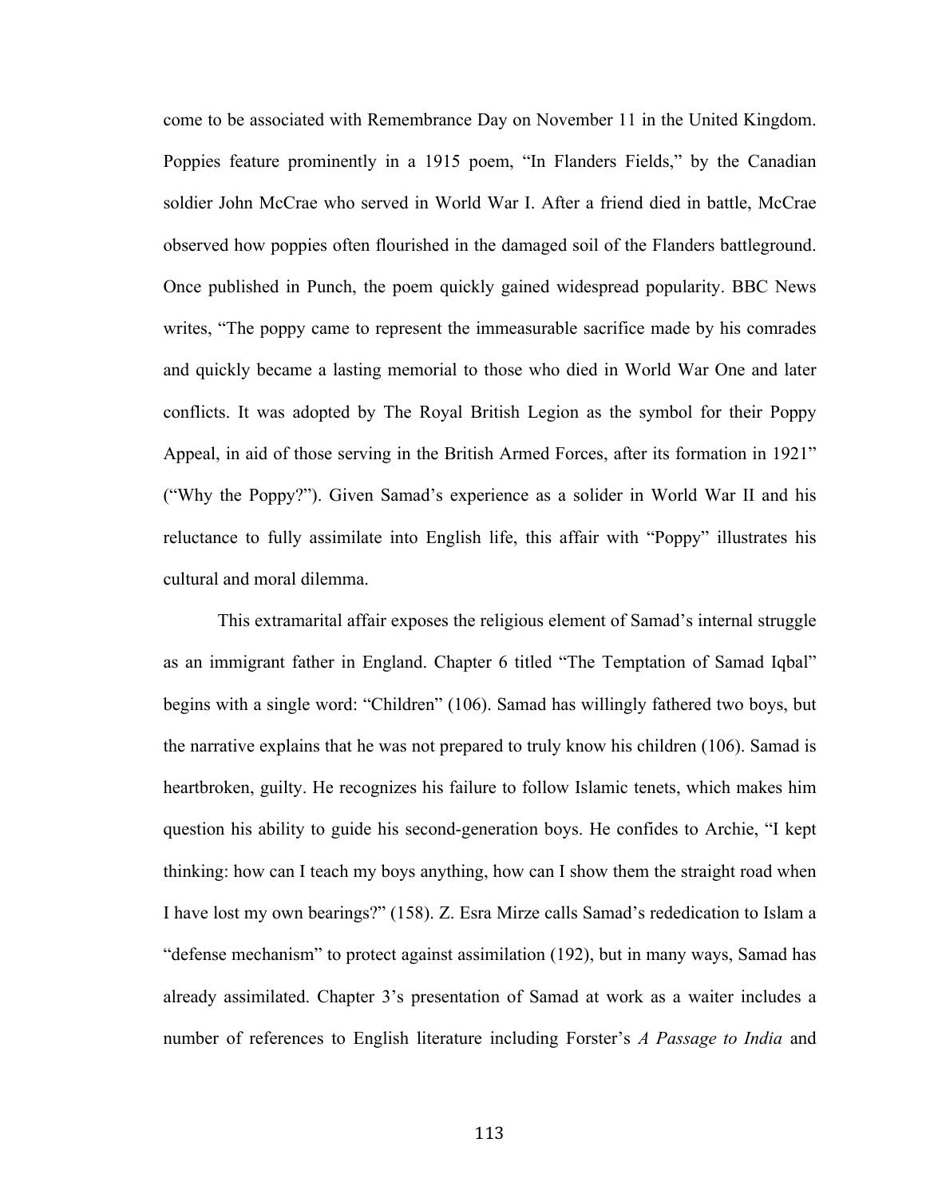come to be associated with Remembrance Day on November 11 in the United Kingdom. Poppies feature prominently in a 1915 poem, "In Flanders Fields," by the Canadian soldier John McCrae who served in World War I. After a friend died in battle, McCrae observed how poppies often flourished in the damaged soil of the Flanders battleground. Once published in Punch, the poem quickly gained widespread popularity. BBC News writes, "The poppy came to represent the immeasurable sacrifice made by his comrades and quickly became a lasting memorial to those who died in World War One and later conflicts. It was adopted by The Royal British Legion as the symbol for their Poppy Appeal, in aid of those serving in the British Armed Forces, after its formation in 1921" ("Why the Poppy?"). Given Samad's experience as a solider in World War II and his reluctance to fully assimilate into English life, this affair with "Poppy" illustrates his cultural and moral dilemma.

This extramarital affair exposes the religious element of Samad's internal struggle as an immigrant father in England. Chapter 6 titled "The Temptation of Samad Iqbal" begins with a single word: "Children" (106). Samad has willingly fathered two boys, but the narrative explains that he was not prepared to truly know his children (106). Samad is heartbroken, guilty. He recognizes his failure to follow Islamic tenets, which makes him question his ability to guide his second-generation boys. He confides to Archie, "I kept thinking: how can I teach my boys anything, how can I show them the straight road when I have lost my own bearings?" (158). Z. Esra Mirze calls Samad's rededication to Islam a "defense mechanism" to protect against assimilation (192), but in many ways, Samad has already assimilated. Chapter 3's presentation of Samad at work as a waiter includes a number of references to English literature including Forster's *A Passage to India* and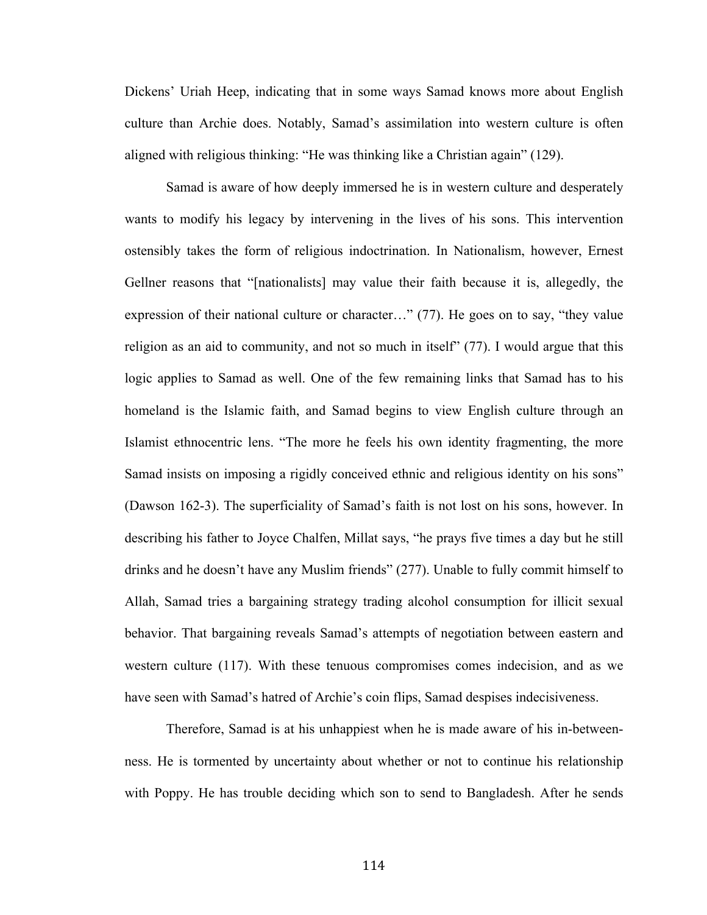Dickens' Uriah Heep, indicating that in some ways Samad knows more about English culture than Archie does. Notably, Samad's assimilation into western culture is often aligned with religious thinking: "He was thinking like a Christian again" (129).

Samad is aware of how deeply immersed he is in western culture and desperately wants to modify his legacy by intervening in the lives of his sons. This intervention ostensibly takes the form of religious indoctrination. In Nationalism, however, Ernest Gellner reasons that "[nationalists] may value their faith because it is, allegedly, the expression of their national culture or character…" (77). He goes on to say, "they value religion as an aid to community, and not so much in itself" (77). I would argue that this logic applies to Samad as well. One of the few remaining links that Samad has to his homeland is the Islamic faith, and Samad begins to view English culture through an Islamist ethnocentric lens. "The more he feels his own identity fragmenting, the more Samad insists on imposing a rigidly conceived ethnic and religious identity on his sons" (Dawson 162-3). The superficiality of Samad's faith is not lost on his sons, however. In describing his father to Joyce Chalfen, Millat says, "he prays five times a day but he still drinks and he doesn't have any Muslim friends" (277). Unable to fully commit himself to Allah, Samad tries a bargaining strategy trading alcohol consumption for illicit sexual behavior. That bargaining reveals Samad's attempts of negotiation between eastern and western culture (117). With these tenuous compromises comes indecision, and as we have seen with Samad's hatred of Archie's coin flips, Samad despises indecisiveness.

Therefore, Samad is at his unhappiest when he is made aware of his in-between-ness. He is tormented by uncertainty about whether or not to continue his relationship with Poppy. He has trouble deciding which son to send to Bangladesh. After he sends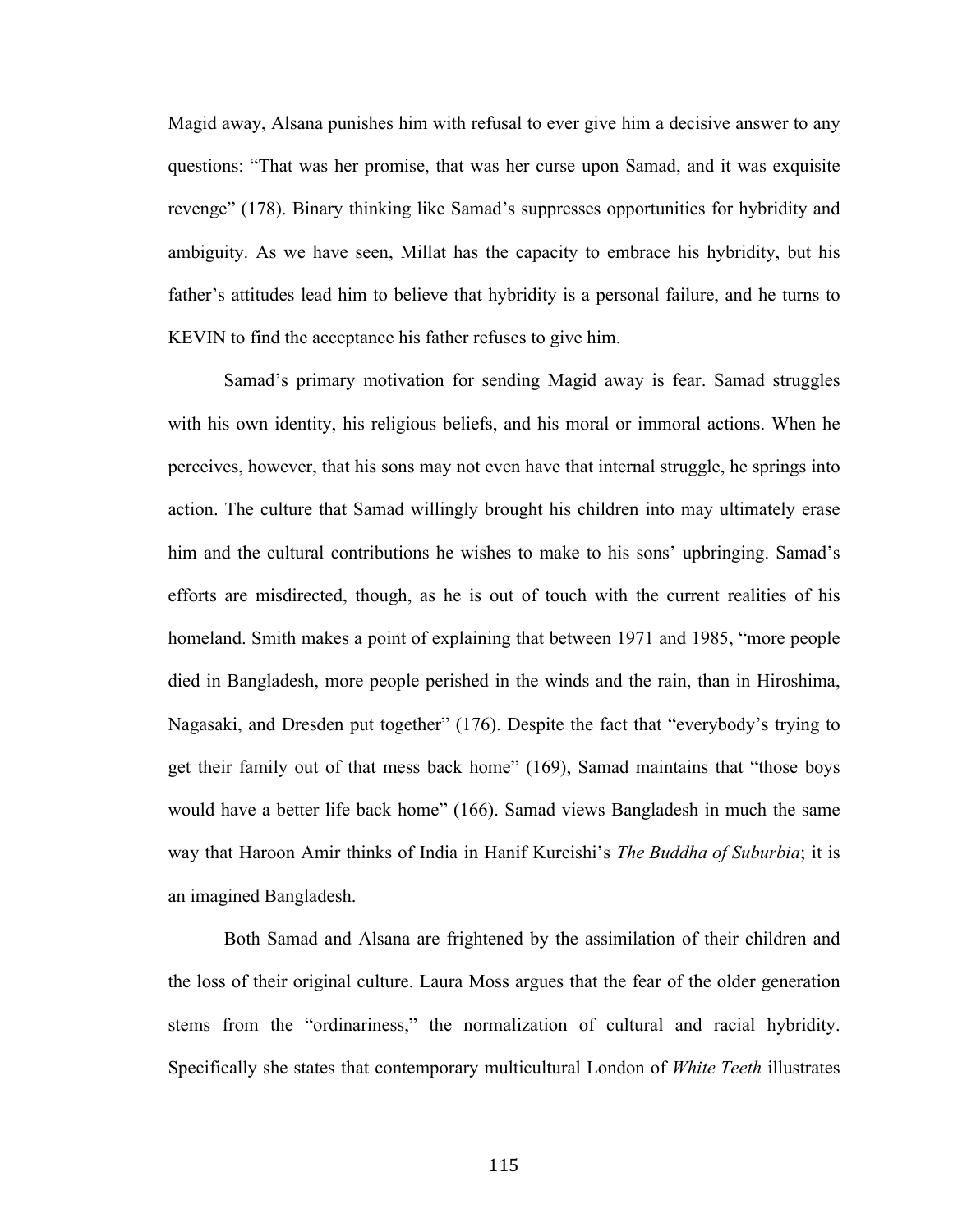Magid away, Alsana punishes him with refusal to ever give him a decisive answer to any questions: "That was her promise, that was her curse upon Samad, and it was exquisite revenge" (178). Binary thinking like Samad's suppresses opportunities for hybridity and ambiguity. As we have seen, Millat has the capacity to embrace his hybridity, but his father's attitudes lead him to believe that hybridity is a personal failure, and he turns to KEVIN to find the acceptance his father refuses to give him.

Samad's primary motivation for sending Magid away is fear. Samad struggles with his own identity, his religious beliefs, and his moral or immoral actions. When he perceives, however, that his sons may not even have that internal struggle, he springs into action. The culture that Samad willingly brought his children into may ultimately erase him and the cultural contributions he wishes to make to his sons' upbringing. Samad's efforts are misdirected, though, as he is out of touch with the current realities of his homeland. Smith makes a point of explaining that between 1971 and 1985, "more people died in Bangladesh, more people perished in the winds and the rain, than in Hiroshima, Nagasaki, and Dresden put together" (176). Despite the fact that "everybody's trying to get their family out of that mess back home" (169), Samad maintains that "those boys would have a better life back home" (166). Samad views Bangladesh in much the same way that Haroon Amir thinks of India in Hanif Kureishi's *The Buddha of Suburbia*; it is an imagined Bangladesh.

Both Samad and Alsana are frightened by the assimilation of their children and the loss of their original culture. Laura Moss argues that the fear of the older generation stems from the "ordinariness," the normalization of cultural and racial hybridity. Specifically she states that contemporary multicultural London of *White Teeth* illustrates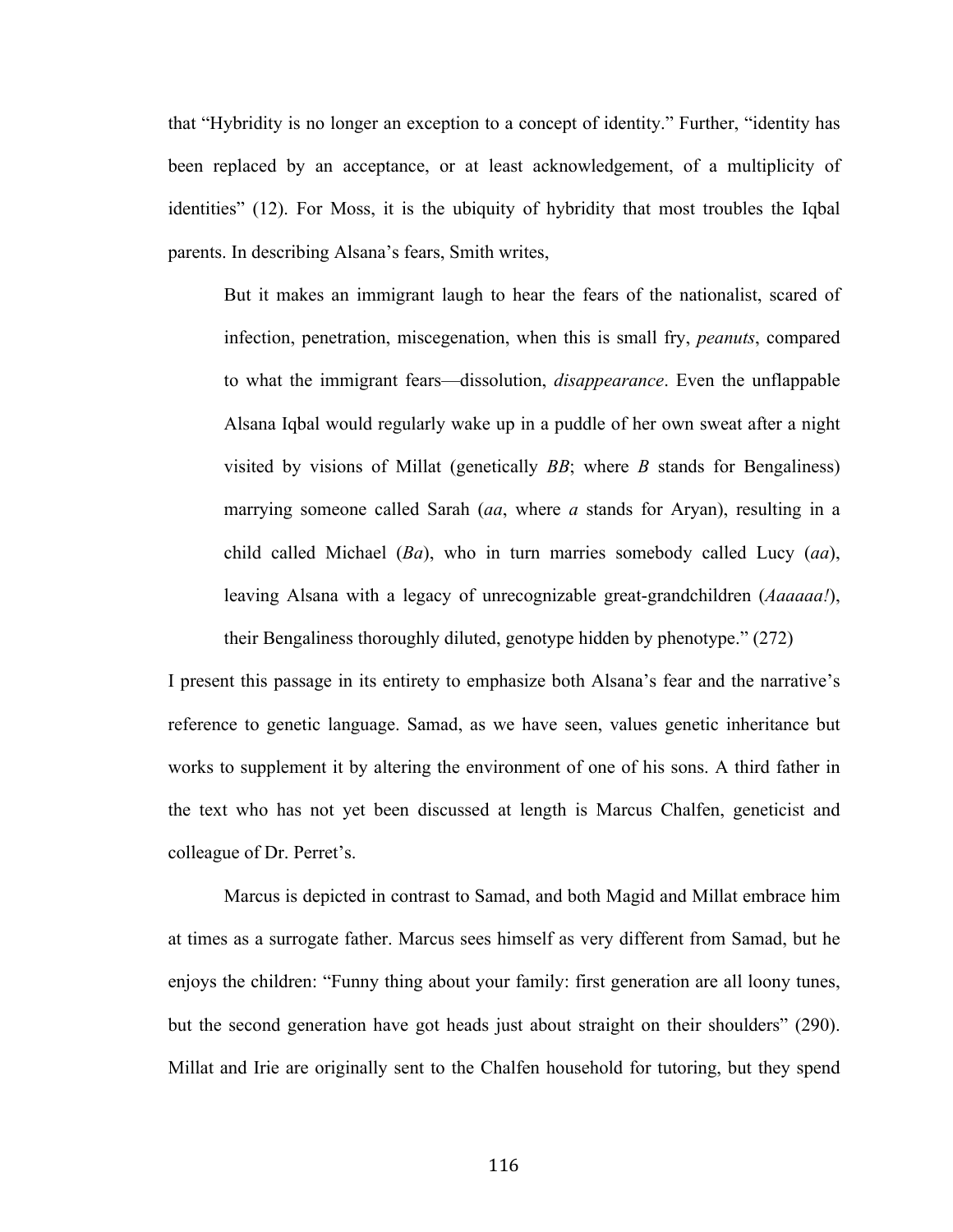that "Hybridity is no longer an exception to a concept of identity." Further, "identity has been replaced by an acceptance, or at least acknowledgement, of a multiplicity of identities" (12). For Moss, it is the ubiquity of hybridity that most troubles the Iqbal parents. In describing Alsana's fears, Smith writes,

> But it makes an immigrant laugh to hear the fears of the nationalist, scared of infection, penetration, miscegenation, when this is small fry, *peanuts*, compared to what the immigrant fears—dissolution, *disappearance*. Even the unflappable Alsana Iqbal would regularly wake up in a puddle of her own sweat after a night visited by visions of Millat (genetically *BB*; where *B* stands for Bengaliness) marrying someone called Sarah (*aa*, where *a* stands for Aryan), resulting in a child called Michael (*Ba*), who in turn marries somebody called Lucy (*aa*), leaving Alsana with a legacy of unrecognizable great-grandchildren (*Aaaaaa!*), their Bengaliness thoroughly diluted, genotype hidden by phenotype." (272)

I present this passage in its entirety to emphasize both Alsana's fear and the narrative's reference to genetic language. Samad, as we have seen, values genetic inheritance but works to supplement it by altering the environment of one of his sons. A third father in the text who has not yet been discussed at length is Marcus Chalfen, geneticist and colleague of Dr. Perret's.

Marcus is depicted in contrast to Samad, and both Magid and Millat embrace him at times as a surrogate father. Marcus sees himself as very different from Samad, but he enjoys the children: "Funny thing about your family: first generation are all loony tunes, but the second generation have got heads just about straight on their shoulders" (290). Millat and Irie are originally sent to the Chalfen household for tutoring, but they spend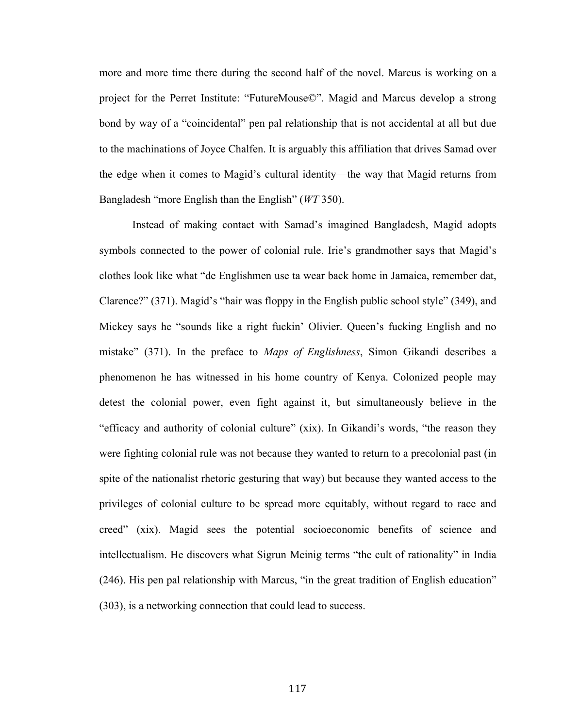more and more time there during the second half of the novel. Marcus is working on a project for the Perret Institute: "FutureMouse©". Magid and Marcus develop a strong bond by way of a "coincidental" pen pal relationship that is not accidental at all but due to the machinations of Joyce Chalfen. It is arguably this affiliation that drives Samad over the edge when it comes to Magid's cultural identity—the way that Magid returns from Bangladesh "more English than the English" (*WT* 350).

Instead of making contact with Samad's imagined Bangladesh, Magid adopts symbols connected to the power of colonial rule. Irie's grandmother says that Magid's clothes look like what "de Englishmen use ta wear back home in Jamaica, remember dat, Clarence?" (371). Magid's "hair was floppy in the English public school style" (349), and Mickey says he "sounds like a right fuckin' Olivier. Queen's fucking English and no mistake" (371). In the preface to *Maps of Englishness*, Simon Gikandi describes a phenomenon he has witnessed in his home country of Kenya. Colonized people may detest the colonial power, even fight against it, but simultaneously believe in the "efficacy and authority of colonial culture" (xix). In Gikandi's words, "the reason they were fighting colonial rule was not because they wanted to return to a precolonial past (in spite of the nationalist rhetoric gesturing that way) but because they wanted access to the privileges of colonial culture to be spread more equitably, without regard to race and creed" (xix). Magid sees the potential socioeconomic benefits of science and intellectualism. He discovers what Sigrun Meinig terms "the cult of rationality" in India (246). His pen pal relationship with Marcus, "in the great tradition of English education" (303), is a networking connection that could lead to success.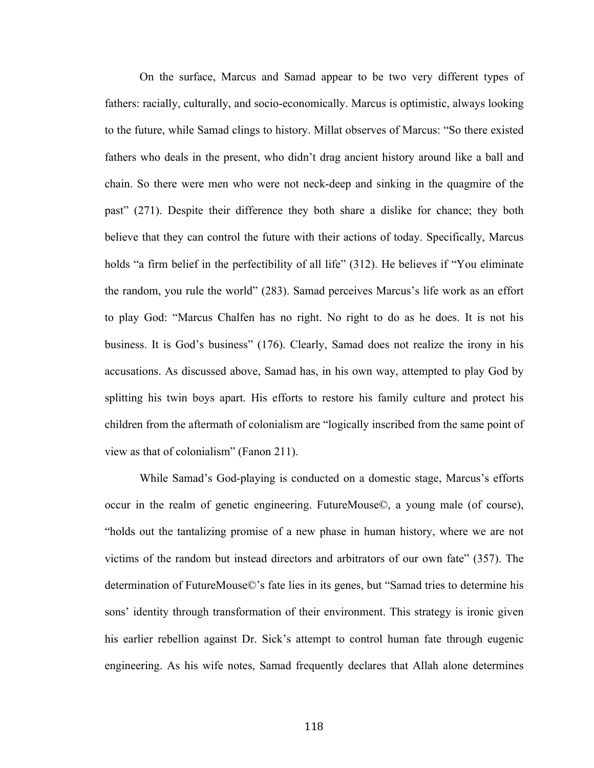On the surface, Marcus and Samad appear to be two very different types of fathers: racially, culturally, and socio-economically. Marcus is optimistic, always looking to the future, while Samad clings to history. Millat observes of Marcus: "So there existed fathers who deals in the present, who didn't drag ancient history around like a ball and chain. So there were men who were not neck-deep and sinking in the quagmire of the past" (271). Despite their difference they both share a dislike for chance; they both believe that they can control the future with their actions of today. Specifically, Marcus holds "a firm belief in the perfectibility of all life" (312). He believes if "You eliminate the random, you rule the world" (283). Samad perceives Marcus's life work as an effort to play God: "Marcus Chalfen has no right. No right to do as he does. It is not his business. It is God's business" (176). Clearly, Samad does not realize the irony in his accusations. As discussed above, Samad has, in his own way, attempted to play God by splitting his twin boys apart. His efforts to restore his family culture and protect his children from the aftermath of colonialism are "logically inscribed from the same point of view as that of colonialism" (Fanon 211).

While Samad's God-playing is conducted on a domestic stage, Marcus's efforts occur in the realm of genetic engineering. FutureMouse©, a young male (of course), "holds out the tantalizing promise of a new phase in human history, where we are not victims of the random but instead directors and arbitrators of our own fate" (357). The determination of FutureMouse©'s fate lies in its genes, but "Samad tries to determine his sons' identity through transformation of their environment. This strategy is ironic given his earlier rebellion against Dr. Sick's attempt to control human fate through eugenic engineering. As his wife notes, Samad frequently declares that Allah alone determines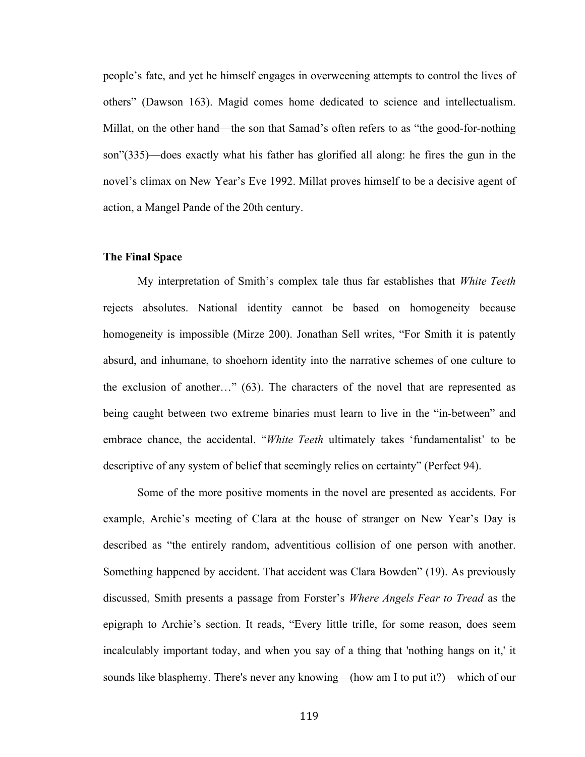people's fate, and yet he himself engages in overweening attempts to control the lives of others" (Dawson 163). Magid comes home dedicated to science and intellectualism. Millat, on the other hand—the son that Samad's often refers to as "the good-for-nothing son"(335)—does exactly what his father has glorified all along: he fires the gun in the novel's climax on New Year's Eve 1992. Millat proves himself to be a decisive agent of action, a Mangel Pande of the 20th century.

**The Final Space**

My interpretation of Smith's complex tale thus far establishes that *White Teeth* rejects absolutes. National identity cannot be based on homogeneity because homogeneity is impossible (Mirze 200). Jonathan Sell writes, "For Smith it is patently absurd, and inhumane, to shoehorn identity into the narrative schemes of one culture to the exclusion of another…" (63). The characters of the novel that are represented as being caught between two extreme binaries must learn to live in the "in-between" and embrace chance, the accidental. "*White Teeth* ultimately takes 'fundamentalist' to be descriptive of any system of belief that seemingly relies on certainty" (Perfect 94).

Some of the more positive moments in the novel are presented as accidents. For example, Archie's meeting of Clara at the house of stranger on New Year's Day is described as "the entirely random, adventitious collision of one person with another. Something happened by accident. That accident was Clara Bowden" (19). As previously discussed, Smith presents a passage from Forster's *Where Angels Fear to Tread* as the epigraph to Archie's section. It reads, "Every little trifle, for some reason, does seem incalculably important today, and when you say of a thing that 'nothing hangs on it,' it sounds like blasphemy. There's never any knowing—(how am I to put it?)—which of our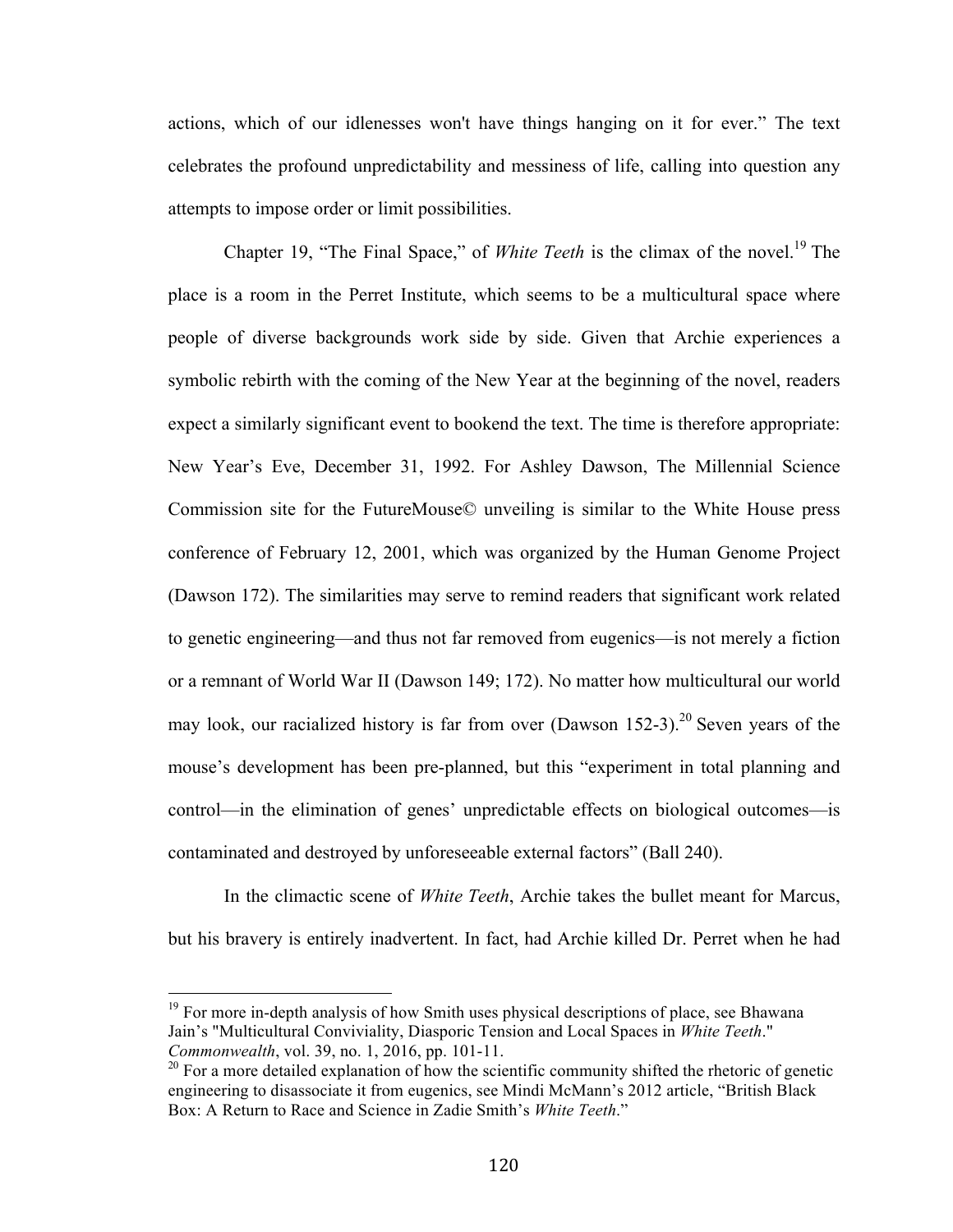actions, which of our idlenesses won't have things hanging on it for ever." The text celebrates the profound unpredictability and messiness of life, calling into question any attempts to impose order or limit possibilities.

Chapter 19, "The Final Space," of *White Teeth* is the climax of the novel.[19] The place is a room in the Perret Institute, which seems to be a multicultural space where people of diverse backgrounds work side by side. Given that Archie experiences a symbolic rebirth with the coming of the New Year at the beginning of the novel, readers expect a similarly significant event to bookend the text. The time is therefore appropriate: New Year's Eve, December 31, 1992. For Ashley Dawson, The Millennial Science Commission site for the FutureMouse© unveiling is similar to the White House press conference of February 12, 2001, which was organized by the Human Genome Project (Dawson 172). The similarities may serve to remind readers that significant work related to genetic engineering—and thus not far removed from eugenics—is not merely a fiction or a remnant of World War II (Dawson 149; 172). No matter how multicultural our world may look, our racialized history is far from over (Dawson 152-3).[20] Seven years of the mouse's development has been pre-planned, but this "experiment in total planning and control—in the elimination of genes' unpredictable effects on biological outcomes—is contaminated and destroyed by unforeseeable external factors" (Ball 240).

In the climactic scene of *White Teeth*, Archie takes the bullet meant for Marcus, but his bravery is entirely inadvertent. In fact, had Archie killed Dr. Perret when he had

---

[19] For more in-depth analysis of how Smith uses physical descriptions of place, see Bhawana Jain's "Multicultural Conviviality, Diasporic Tension and Local Spaces in *White Teeth*." *Commonwealth*, vol. 39, no. 1, 2016, pp. 101-11.

[20] For a more detailed explanation of how the scientific community shifted the rhetoric of genetic engineering to disassociate it from eugenics, see Mindi McMann's 2012 article, "British Black Box: A Return to Race and Science in Zadie Smith's *White Teeth*."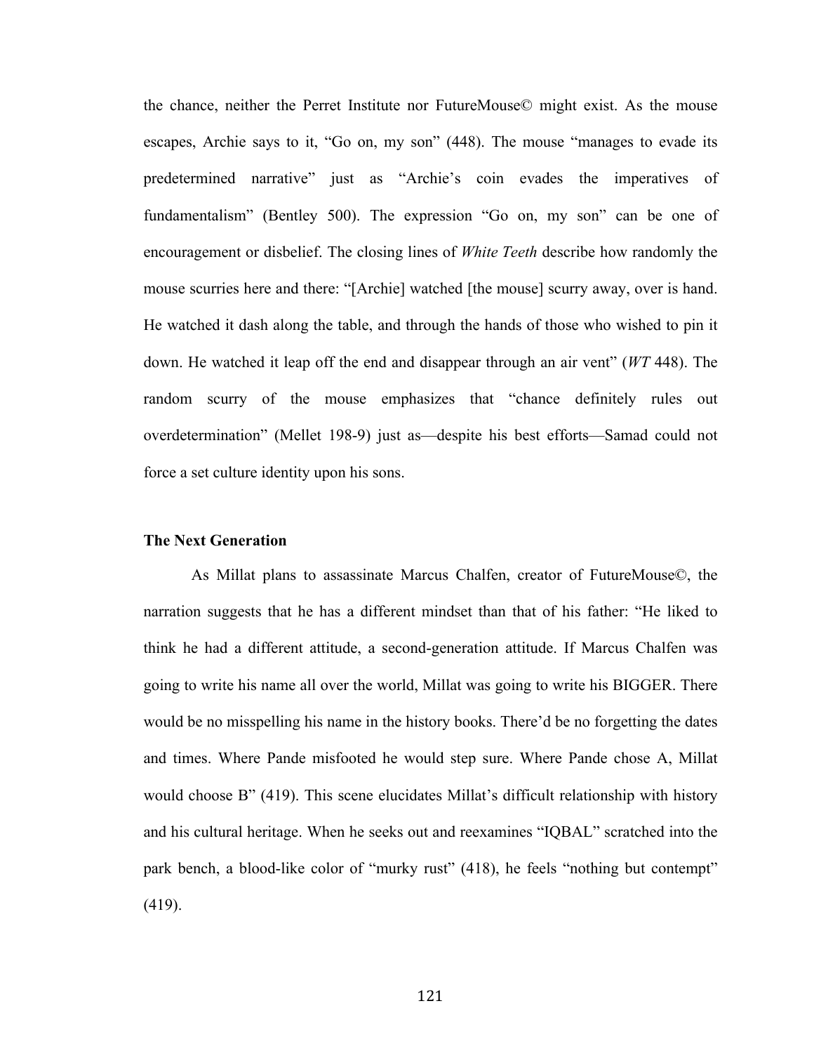the chance, neither the Perret Institute nor FutureMouse© might exist. As the mouse escapes, Archie says to it, "Go on, my son" (448). The mouse "manages to evade its predetermined narrative" just as "Archie's coin evades the imperatives of fundamentalism" (Bentley 500). The expression "Go on, my son" can be one of encouragement or disbelief. The closing lines of *White Teeth* describe how randomly the mouse scurries here and there: "[Archie] watched [the mouse] scurry away, over is hand. He watched it dash along the table, and through the hands of those who wished to pin it down. He watched it leap off the end and disappear through an air vent" (*WT* 448). The random scurry of the mouse emphasizes that "chance definitely rules out overdetermination" (Mellet 198-9) just as—despite his best efforts—Samad could not force a set culture identity upon his sons.

**The Next Generation**

As Millat plans to assassinate Marcus Chalfen, creator of FutureMouse©, the narration suggests that he has a different mindset than that of his father: "He liked to think he had a different attitude, a second-generation attitude. If Marcus Chalfen was going to write his name all over the world, Millat was going to write his BIGGER. There would be no misspelling his name in the history books. There'd be no forgetting the dates and times. Where Pande misfooted he would step sure. Where Pande chose A, Millat would choose B" (419). This scene elucidates Millat's difficult relationship with history and his cultural heritage. When he seeks out and reexamines "IQBAL" scratched into the park bench, a blood-like color of "murky rust" (418), he feels "nothing but contempt" (419).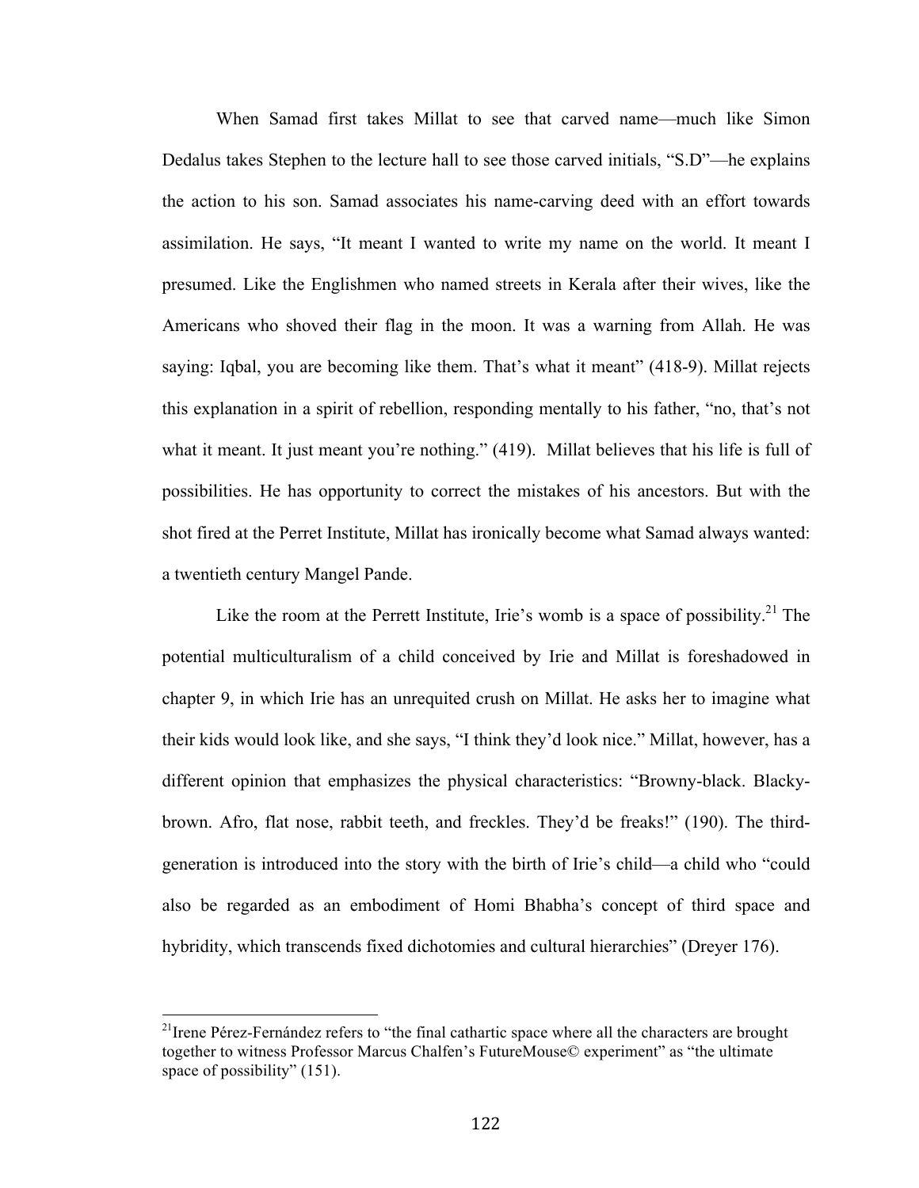When Samad first takes Millat to see that carved name—much like Simon Dedalus takes Stephen to the lecture hall to see those carved initials, "S.D"—he explains the action to his son. Samad associates his name-carving deed with an effort towards assimilation. He says, "It meant I wanted to write my name on the world. It meant I presumed. Like the Englishmen who named streets in Kerala after their wives, like the Americans who shoved their flag in the moon. It was a warning from Allah. He was saying: Iqbal, you are becoming like them. That's what it meant" (418-9). Millat rejects this explanation in a spirit of rebellion, responding mentally to his father, "no, that's not what it meant. It just meant you're nothing." (419). Millat believes that his life is full of possibilities. He has opportunity to correct the mistakes of his ancestors. But with the shot fired at the Perret Institute, Millat has ironically become what Samad always wanted: a twentieth century Mangel Pande.

Like the room at the Perrett Institute, Irie's womb is a space of possibility.[21] The potential multiculturalism of a child conceived by Irie and Millat is foreshadowed in chapter 9, in which Irie has an unrequited crush on Millat. He asks her to imagine what their kids would look like, and she says, "I think they'd look nice." Millat, however, has a different opinion that emphasizes the physical characteristics: "Browny-black. Blacky-brown. Afro, flat nose, rabbit teeth, and freckles. They'd be freaks!" (190). The third-generation is introduced into the story with the birth of Irie's child—a child who "could also be regarded as an embodiment of Homi Bhabha's concept of third space and hybridity, which transcends fixed dichotomies and cultural hierarchies" (Dreyer 176).

[21] Irene Pérez-Fernández refers to "the final cathartic space where all the characters are brought together to witness Professor Marcus Chalfen's FutureMouse© experiment" as "the ultimate space of possibility" (151).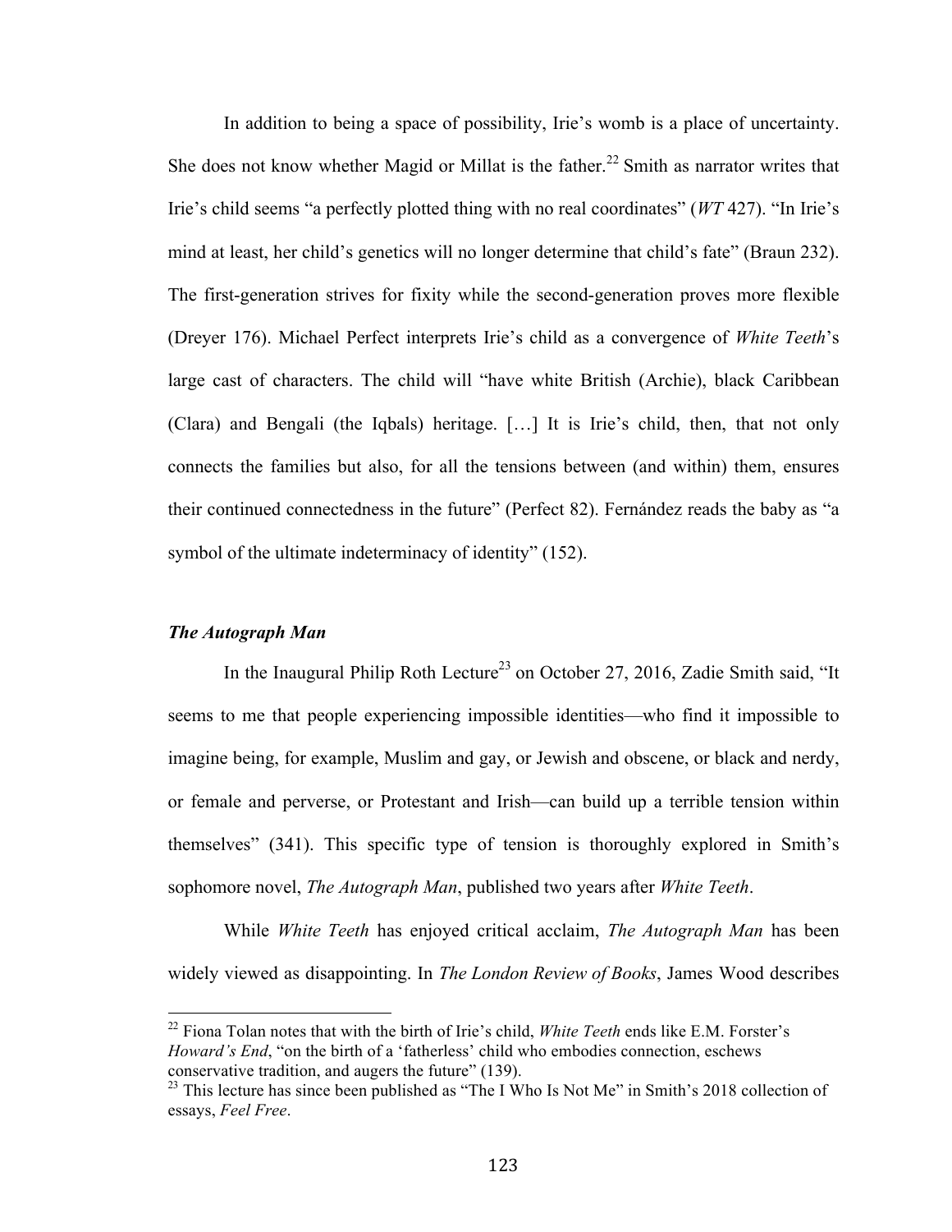In addition to being a space of possibility, Irie's womb is a place of uncertainty. She does not know whether Magid or Millat is the father.[22] Smith as narrator writes that Irie's child seems "a perfectly plotted thing with no real coordinates" (*WT* 427). "In Irie's mind at least, her child's genetics will no longer determine that child's fate" (Braun 232). The first-generation strives for fixity while the second-generation proves more flexible (Dreyer 176). Michael Perfect interprets Irie's child as a convergence of *White Teeth*'s large cast of characters. The child will "have white British (Archie), black Caribbean (Clara) and Bengali (the Iqbals) heritage. […] It is Irie's child, then, that not only connects the families but also, for all the tensions between (and within) them, ensures their continued connectedness in the future" (Perfect 82). Fernández reads the baby as "a symbol of the ultimate indeterminacy of identity" (152).

### *The Autograph Man*

In the Inaugural Philip Roth Lecture[23] on October 27, 2016, Zadie Smith said, "It seems to me that people experiencing impossible identities—who find it impossible to imagine being, for example, Muslim and gay, or Jewish and obscene, or black and nerdy, or female and perverse, or Protestant and Irish—can build up a terrible tension within themselves" (341). This specific type of tension is thoroughly explored in Smith's sophomore novel, *The Autograph Man*, published two years after *White Teeth*.

While *White Teeth* has enjoyed critical acclaim, *The Autograph Man* has been widely viewed as disappointing. In *The London Review of Books*, James Wood describes

---

[22] Fiona Tolan notes that with the birth of Irie's child, *White Teeth* ends like E.M. Forster's *Howard's End*, "on the birth of a 'fatherless' child who embodies connection, eschews conservative tradition, and augers the future" (139).

[23] This lecture has since been published as "The I Who Is Not Me" in Smith's 2018 collection of essays, *Feel Free*.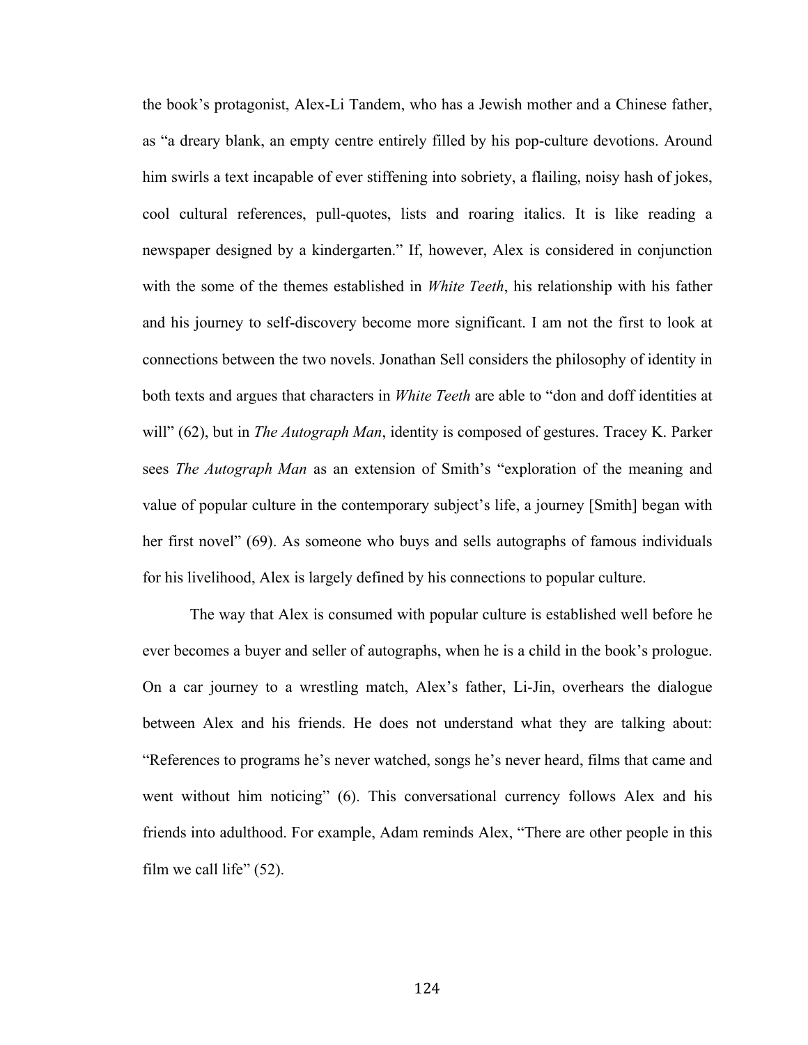the book's protagonist, Alex-Li Tandem, who has a Jewish mother and a Chinese father, as "a dreary blank, an empty centre entirely filled by his pop-culture devotions. Around him swirls a text incapable of ever stiffening into sobriety, a flailing, noisy hash of jokes, cool cultural references, pull-quotes, lists and roaring italics. It is like reading a newspaper designed by a kindergarten." If, however, Alex is considered in conjunction with the some of the themes established in *White Teeth*, his relationship with his father and his journey to self-discovery become more significant. I am not the first to look at connections between the two novels. Jonathan Sell considers the philosophy of identity in both texts and argues that characters in *White Teeth* are able to "don and doff identities at will" (62), but in *The Autograph Man*, identity is composed of gestures. Tracey K. Parker sees *The Autograph Man* as an extension of Smith's "exploration of the meaning and value of popular culture in the contemporary subject's life, a journey [Smith] began with her first novel" (69). As someone who buys and sells autographs of famous individuals for his livelihood, Alex is largely defined by his connections to popular culture.

The way that Alex is consumed with popular culture is established well before he ever becomes a buyer and seller of autographs, when he is a child in the book's prologue. On a car journey to a wrestling match, Alex's father, Li-Jin, overhears the dialogue between Alex and his friends. He does not understand what they are talking about: "References to programs he's never watched, songs he's never heard, films that came and went without him noticing" (6). This conversational currency follows Alex and his friends into adulthood. For example, Adam reminds Alex, "There are other people in this film we call life" (52).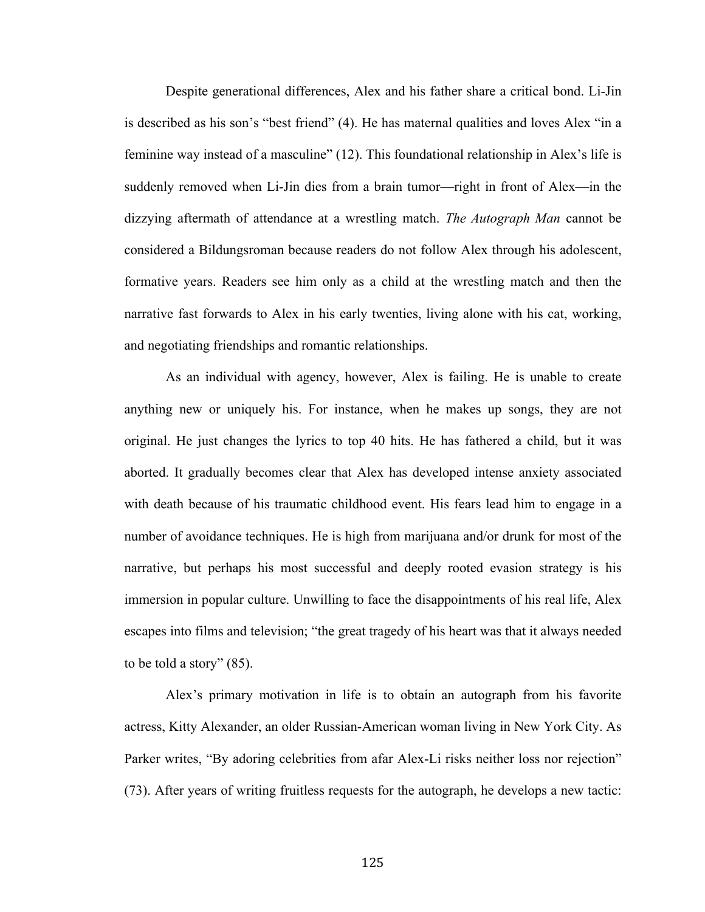Despite generational differences, Alex and his father share a critical bond. Li-Jin is described as his son's "best friend" (4). He has maternal qualities and loves Alex "in a feminine way instead of a masculine" (12). This foundational relationship in Alex's life is suddenly removed when Li-Jin dies from a brain tumor—right in front of Alex—in the dizzying aftermath of attendance at a wrestling match. *The Autograph Man* cannot be considered a Bildungsroman because readers do not follow Alex through his adolescent, formative years. Readers see him only as a child at the wrestling match and then the narrative fast forwards to Alex in his early twenties, living alone with his cat, working, and negotiating friendships and romantic relationships.

As an individual with agency, however, Alex is failing. He is unable to create anything new or uniquely his. For instance, when he makes up songs, they are not original. He just changes the lyrics to top 40 hits. He has fathered a child, but it was aborted. It gradually becomes clear that Alex has developed intense anxiety associated with death because of his traumatic childhood event. His fears lead him to engage in a number of avoidance techniques. He is high from marijuana and/or drunk for most of the narrative, but perhaps his most successful and deeply rooted evasion strategy is his immersion in popular culture. Unwilling to face the disappointments of his real life, Alex escapes into films and television; "the great tragedy of his heart was that it always needed to be told a story" (85).

Alex's primary motivation in life is to obtain an autograph from his favorite actress, Kitty Alexander, an older Russian-American woman living in New York City. As Parker writes, "By adoring celebrities from afar Alex-Li risks neither loss nor rejection" (73). After years of writing fruitless requests for the autograph, he develops a new tactic: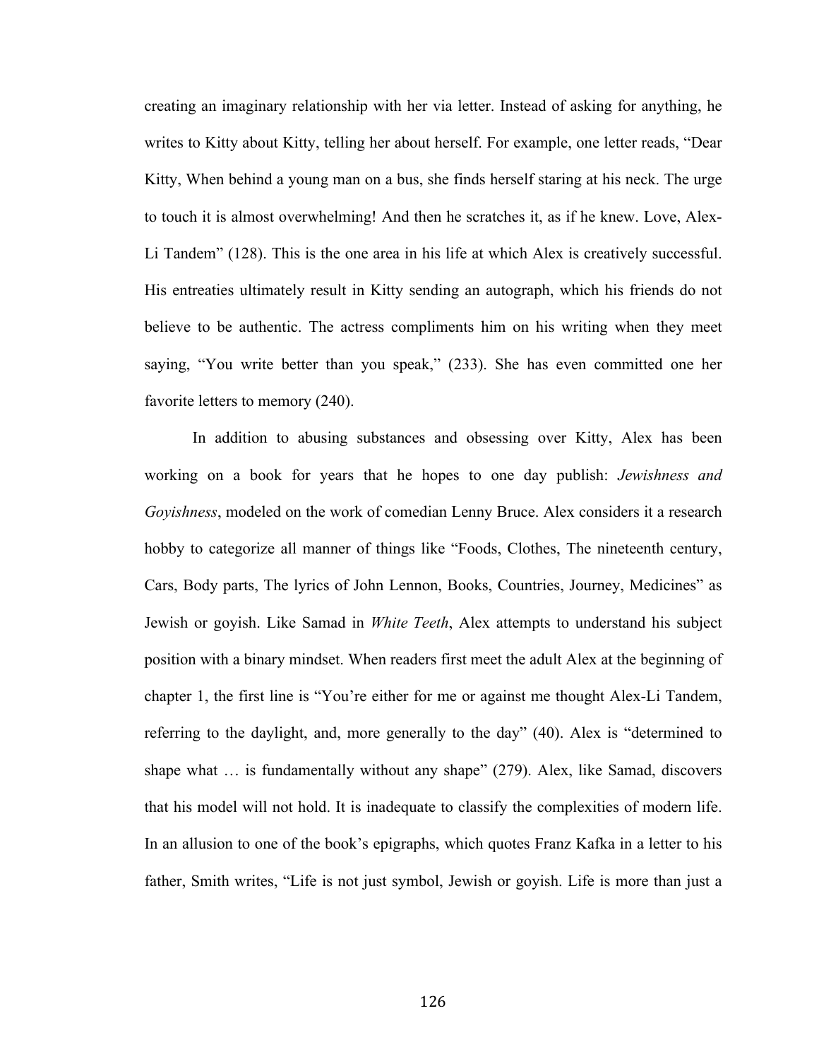creating an imaginary relationship with her via letter. Instead of asking for anything, he writes to Kitty about Kitty, telling her about herself. For example, one letter reads, "Dear Kitty, When behind a young man on a bus, she finds herself staring at his neck. The urge to touch it is almost overwhelming! And then he scratches it, as if he knew. Love, Alex-Li Tandem" (128). This is the one area in his life at which Alex is creatively successful. His entreaties ultimately result in Kitty sending an autograph, which his friends do not believe to be authentic. The actress compliments him on his writing when they meet saying, "You write better than you speak," (233). She has even committed one her favorite letters to memory (240).

In addition to abusing substances and obsessing over Kitty, Alex has been working on a book for years that he hopes to one day publish: *Jewishness and Goyishness*, modeled on the work of comedian Lenny Bruce. Alex considers it a research hobby to categorize all manner of things like "Foods, Clothes, The nineteenth century, Cars, Body parts, The lyrics of John Lennon, Books, Countries, Journey, Medicines" as Jewish or goyish. Like Samad in *White Teeth*, Alex attempts to understand his subject position with a binary mindset. When readers first meet the adult Alex at the beginning of chapter 1, the first line is "You're either for me or against me thought Alex-Li Tandem, referring to the daylight, and, more generally to the day" (40). Alex is "determined to shape what … is fundamentally without any shape" (279). Alex, like Samad, discovers that his model will not hold. It is inadequate to classify the complexities of modern life. In an allusion to one of the book's epigraphs, which quotes Franz Kafka in a letter to his father, Smith writes, "Life is not just symbol, Jewish or goyish. Life is more than just a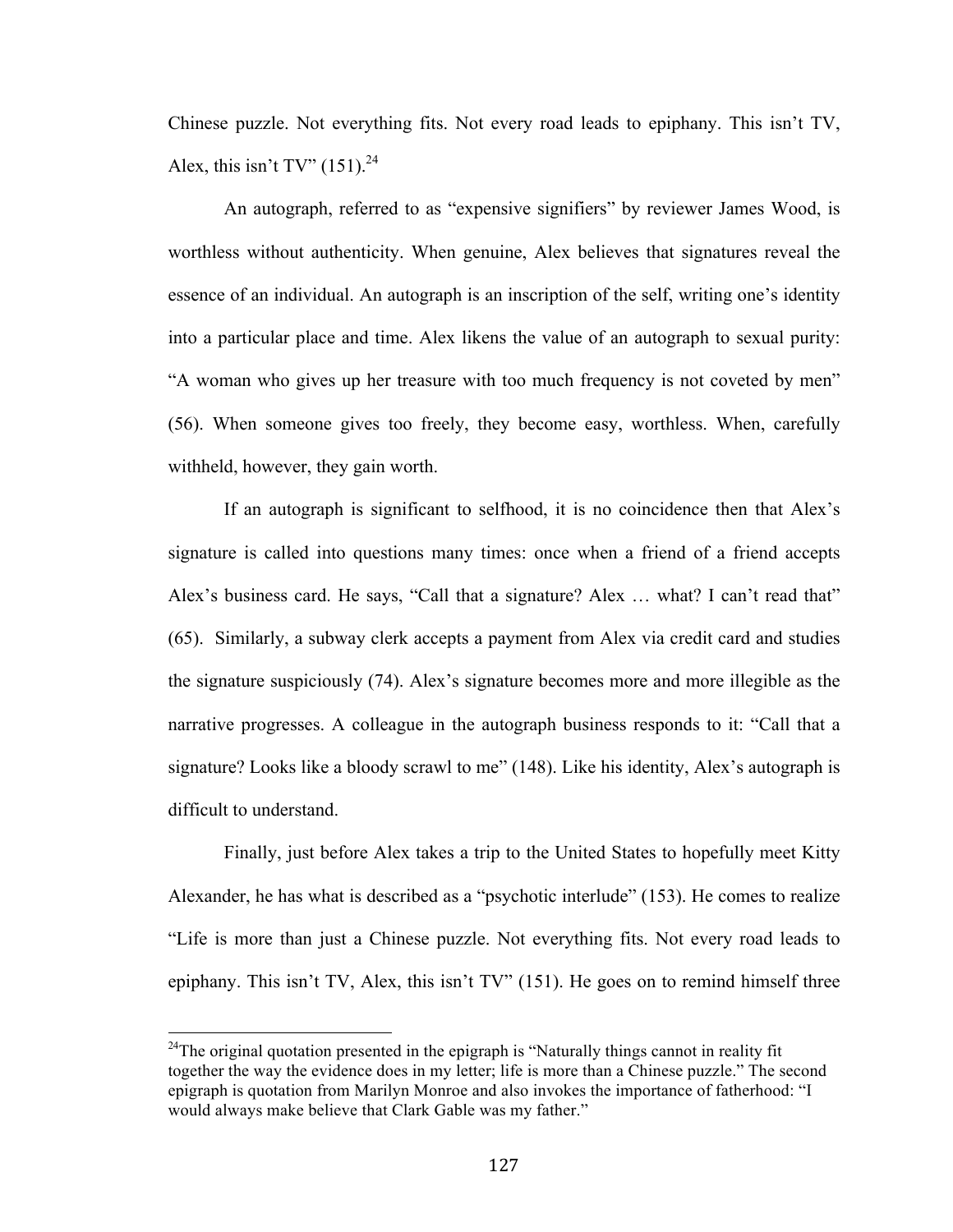Chinese puzzle. Not everything fits. Not every road leads to epiphany. This isn't TV, Alex, this isn't TV" (151).[24]

An autograph, referred to as "expensive signifiers" by reviewer James Wood, is worthless without authenticity. When genuine, Alex believes that signatures reveal the essence of an individual. An autograph is an inscription of the self, writing one's identity into a particular place and time. Alex likens the value of an autograph to sexual purity: "A woman who gives up her treasure with too much frequency is not coveted by men" (56). When someone gives too freely, they become easy, worthless. When, carefully withheld, however, they gain worth.

If an autograph is significant to selfhood, it is no coincidence then that Alex's signature is called into questions many times: once when a friend of a friend accepts Alex's business card. He says, "Call that a signature? Alex … what? I can't read that" (65). Similarly, a subway clerk accepts a payment from Alex via credit card and studies the signature suspiciously (74). Alex's signature becomes more and more illegible as the narrative progresses. A colleague in the autograph business responds to it: "Call that a signature? Looks like a bloody scrawl to me" (148). Like his identity, Alex's autograph is difficult to understand.

Finally, just before Alex takes a trip to the United States to hopefully meet Kitty Alexander, he has what is described as a "psychotic interlude" (153). He comes to realize "Life is more than just a Chinese puzzle. Not everything fits. Not every road leads to epiphany. This isn't TV, Alex, this isn't TV" (151). He goes on to remind himself three

---

[24] The original quotation presented in the epigraph is "Naturally things cannot in reality fit together the way the evidence does in my letter; life is more than a Chinese puzzle." The second epigraph is quotation from Marilyn Monroe and also invokes the importance of fatherhood: "I would always make believe that Clark Gable was my father."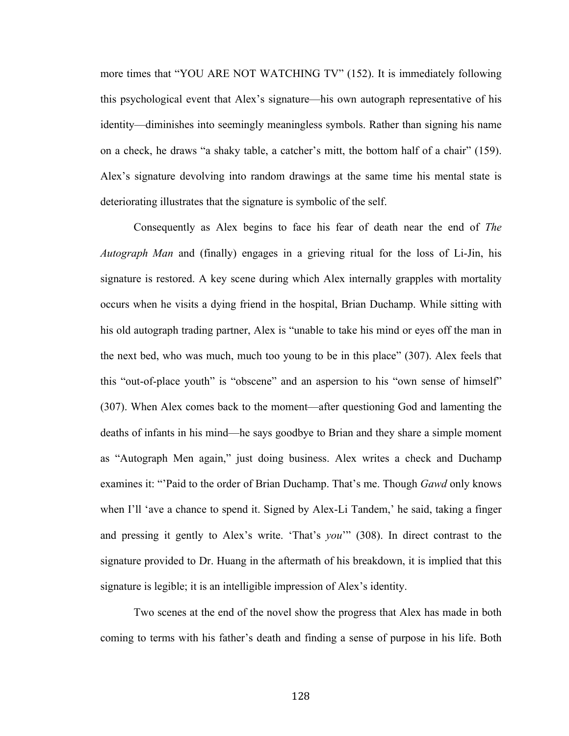more times that "YOU ARE NOT WATCHING TV" (152). It is immediately following this psychological event that Alex's signature—his own autograph representative of his identity—diminishes into seemingly meaningless symbols. Rather than signing his name on a check, he draws "a shaky table, a catcher's mitt, the bottom half of a chair" (159). Alex's signature devolving into random drawings at the same time his mental state is deteriorating illustrates that the signature is symbolic of the self.

Consequently as Alex begins to face his fear of death near the end of *The Autograph Man* and (finally) engages in a grieving ritual for the loss of Li-Jin, his signature is restored. A key scene during which Alex internally grapples with mortality occurs when he visits a dying friend in the hospital, Brian Duchamp. While sitting with his old autograph trading partner, Alex is "unable to take his mind or eyes off the man in the next bed, who was much, much too young to be in this place" (307). Alex feels that this "out-of-place youth" is "obscene" and an aspersion to his "own sense of himself" (307). When Alex comes back to the moment—after questioning God and lamenting the deaths of infants in his mind—he says goodbye to Brian and they share a simple moment as "Autograph Men again," just doing business. Alex writes a check and Duchamp examines it: "'Paid to the order of Brian Duchamp. That's me. Though *Gawd* only knows when I'll 'ave a chance to spend it. Signed by Alex-Li Tandem,' he said, taking a finger and pressing it gently to Alex's write. 'That's *you*'" (308). In direct contrast to the signature provided to Dr. Huang in the aftermath of his breakdown, it is implied that this signature is legible; it is an intelligible impression of Alex's identity.

Two scenes at the end of the novel show the progress that Alex has made in both coming to terms with his father's death and finding a sense of purpose in his life. Both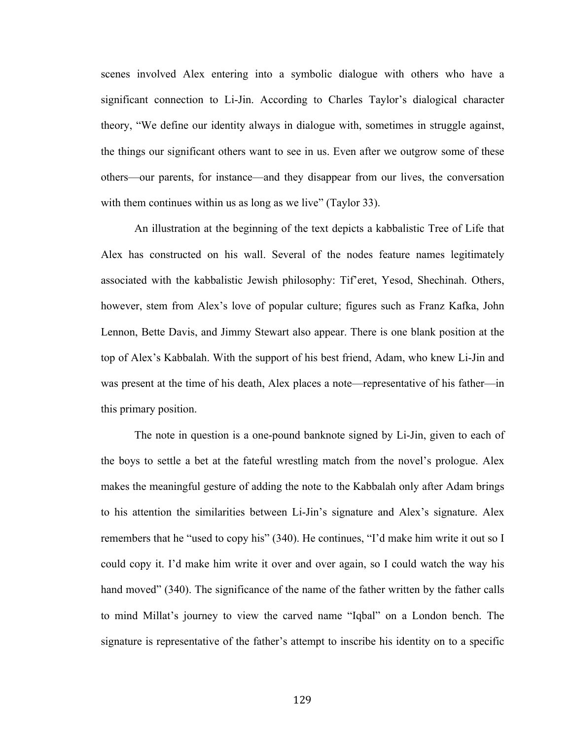scenes involved Alex entering into a symbolic dialogue with others who have a significant connection to Li-Jin. According to Charles Taylor's dialogical character theory, "We define our identity always in dialogue with, sometimes in struggle against, the things our significant others want to see in us. Even after we outgrow some of these others—our parents, for instance—and they disappear from our lives, the conversation with them continues within us as long as we live" (Taylor 33).

An illustration at the beginning of the text depicts a kabbalistic Tree of Life that Alex has constructed on his wall. Several of the nodes feature names legitimately associated with the kabbalistic Jewish philosophy: Tif'eret, Yesod, Shechinah. Others, however, stem from Alex's love of popular culture; figures such as Franz Kafka, John Lennon, Bette Davis, and Jimmy Stewart also appear. There is one blank position at the top of Alex's Kabbalah. With the support of his best friend, Adam, who knew Li-Jin and was present at the time of his death, Alex places a note—representative of his father—in this primary position.

The note in question is a one-pound banknote signed by Li-Jin, given to each of the boys to settle a bet at the fateful wrestling match from the novel's prologue. Alex makes the meaningful gesture of adding the note to the Kabbalah only after Adam brings to his attention the similarities between Li-Jin's signature and Alex's signature. Alex remembers that he "used to copy his" (340). He continues, "I'd make him write it out so I could copy it. I'd make him write it over and over again, so I could watch the way his hand moved" (340). The significance of the name of the father written by the father calls to mind Millat's journey to view the carved name "Iqbal" on a London bench. The signature is representative of the father's attempt to inscribe his identity on to a specific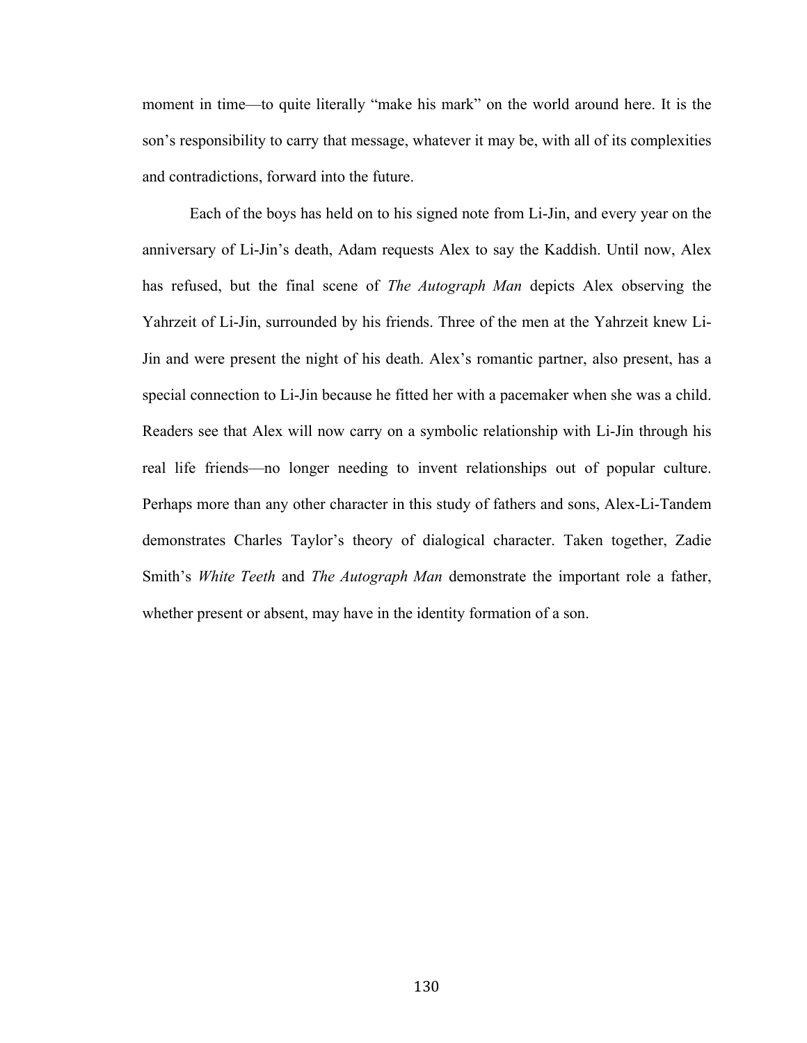moment in time—to quite literally "make his mark" on the world around here. It is the son's responsibility to carry that message, whatever it may be, with all of its complexities and contradictions, forward into the future.

Each of the boys has held on to his signed note from Li-Jin, and every year on the anniversary of Li-Jin's death, Adam requests Alex to say the Kaddish. Until now, Alex has refused, but the final scene of *The Autograph Man* depicts Alex observing the Yahrzeit of Li-Jin, surrounded by his friends. Three of the men at the Yahrzeit knew Li-Jin and were present the night of his death. Alex's romantic partner, also present, has a special connection to Li-Jin because he fitted her with a pacemaker when she was a child. Readers see that Alex will now carry on a symbolic relationship with Li-Jin through his real life friends—no longer needing to invent relationships out of popular culture. Perhaps more than any other character in this study of fathers and sons, Alex-Li-Tandem demonstrates Charles Taylor's theory of dialogical character. Taken together, Zadie Smith's *White Teeth* and *The Autograph Man* demonstrate the important role a father, whether present or absent, may have in the identity formation of a son.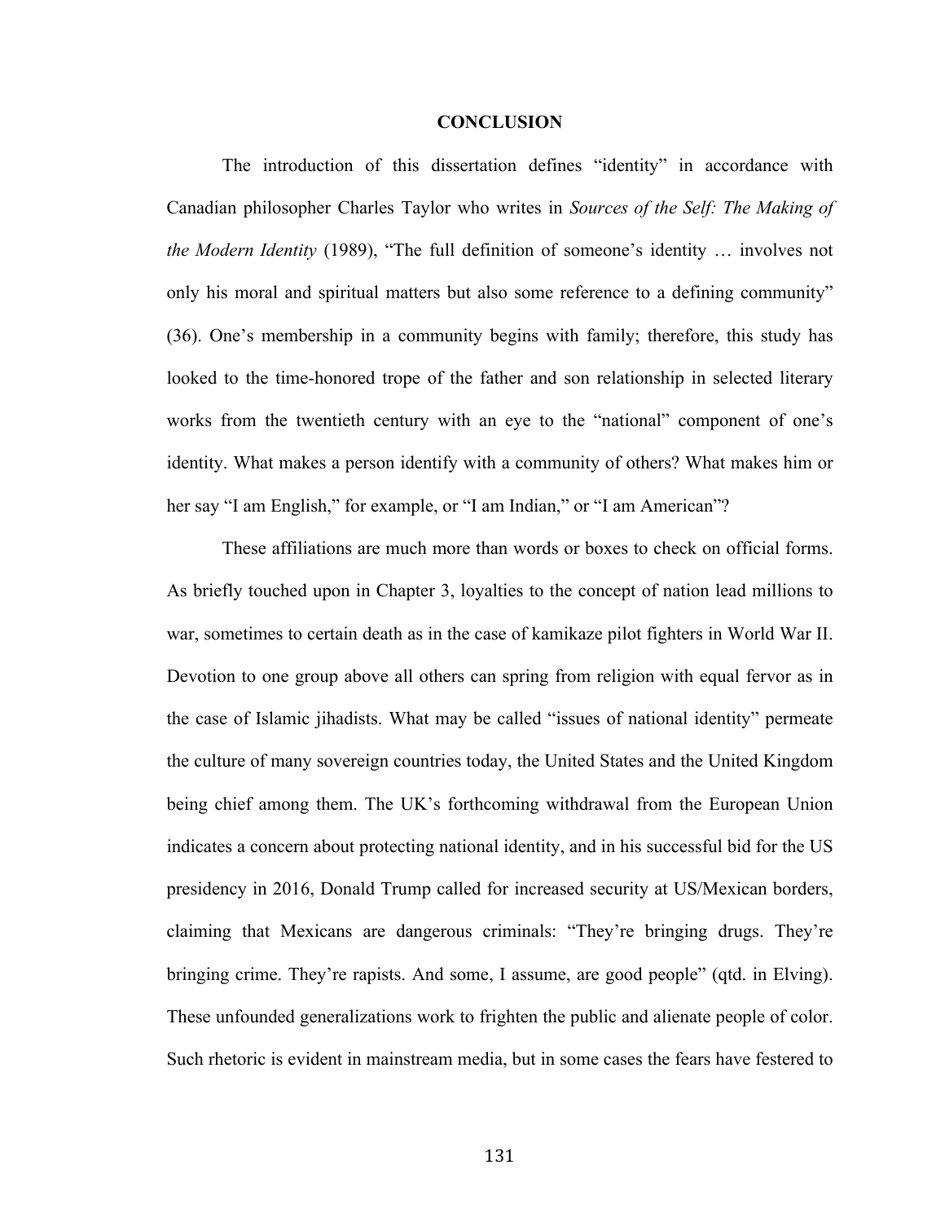# CONCLUSION

The introduction of this dissertation defines "identity" in accordance with Canadian philosopher Charles Taylor who writes in *Sources of the Self: The Making of the Modern Identity* (1989), "The full definition of someone's identity … involves not only his moral and spiritual matters but also some reference to a defining community" (36). One's membership in a community begins with family; therefore, this study has looked to the time-honored trope of the father and son relationship in selected literary works from the twentieth century with an eye to the "national" component of one's identity. What makes a person identify with a community of others? What makes him or her say "I am English," for example, or "I am Indian," or "I am American"?

These affiliations are much more than words or boxes to check on official forms. As briefly touched upon in Chapter 3, loyalties to the concept of nation lead millions to war, sometimes to certain death as in the case of kamikaze pilot fighters in World War II. Devotion to one group above all others can spring from religion with equal fervor as in the case of Islamic jihadists. What may be called "issues of national identity" permeate the culture of many sovereign countries today, the United States and the United Kingdom being chief among them. The UK's forthcoming withdrawal from the European Union indicates a concern about protecting national identity, and in his successful bid for the US presidency in 2016, Donald Trump called for increased security at US/Mexican borders, claiming that Mexicans are dangerous criminals: "They're bringing drugs. They're bringing crime. They're rapists. And some, I assume, are good people" (qtd. in Elving). These unfounded generalizations work to frighten the public and alienate people of color. Such rhetoric is evident in mainstream media, but in some cases the fears have festered to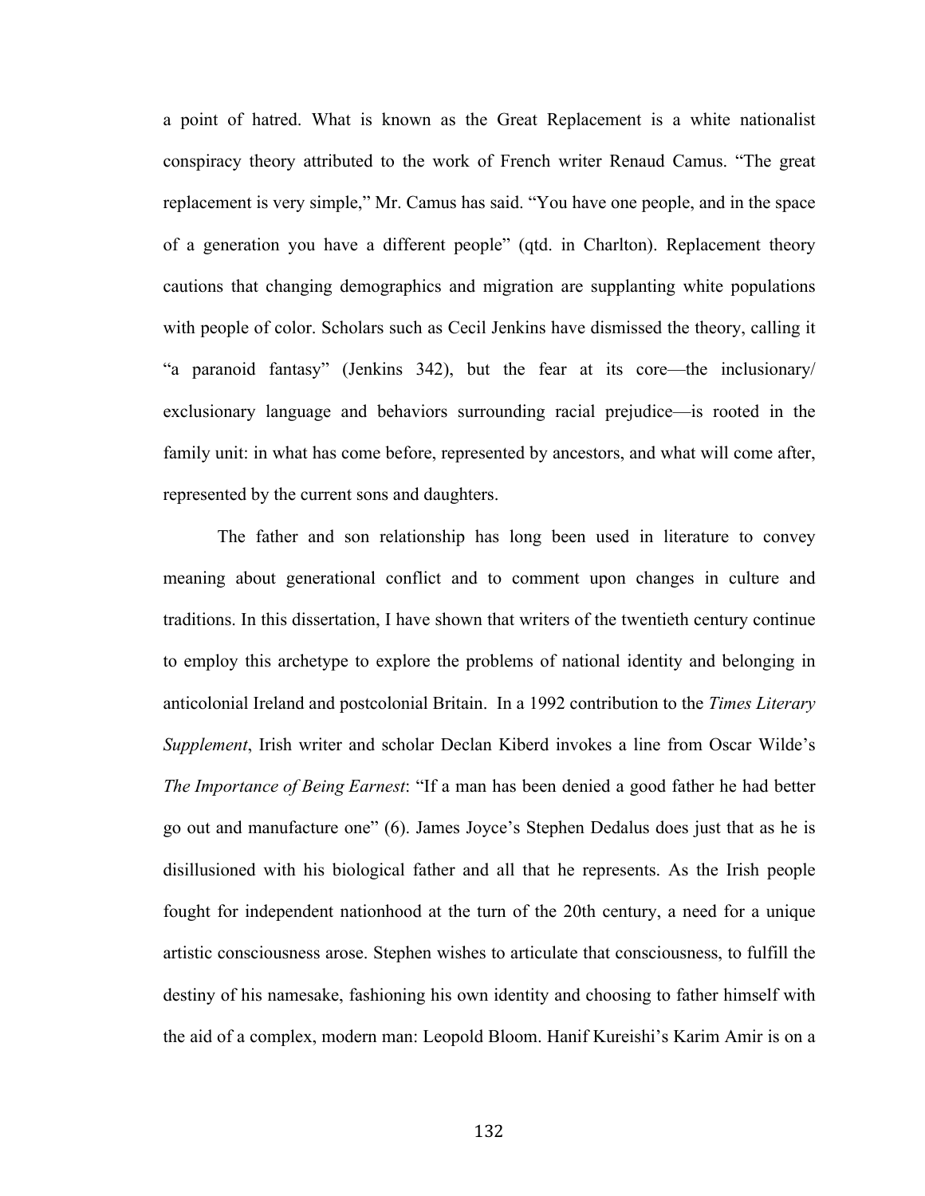a point of hatred. What is known as the Great Replacement is a white nationalist conspiracy theory attributed to the work of French writer Renaud Camus. "The great replacement is very simple," Mr. Camus has said. "You have one people, and in the space of a generation you have a different people" (qtd. in Charlton). Replacement theory cautions that changing demographics and migration are supplanting white populations with people of color. Scholars such as Cecil Jenkins have dismissed the theory, calling it "a paranoid fantasy" (Jenkins 342), but the fear at its core—the inclusionary/ exclusionary language and behaviors surrounding racial prejudice—is rooted in the family unit: in what has come before, represented by ancestors, and what will come after, represented by the current sons and daughters.

The father and son relationship has long been used in literature to convey meaning about generational conflict and to comment upon changes in culture and traditions. In this dissertation, I have shown that writers of the twentieth century continue to employ this archetype to explore the problems of national identity and belonging in anticolonial Ireland and postcolonial Britain. In a 1992 contribution to the *Times Literary Supplement*, Irish writer and scholar Declan Kiberd invokes a line from Oscar Wilde's *The Importance of Being Earnest*: "If a man has been denied a good father he had better go out and manufacture one" (6). James Joyce's Stephen Dedalus does just that as he is disillusioned with his biological father and all that he represents. As the Irish people fought for independent nationhood at the turn of the 20th century, a need for a unique artistic consciousness arose. Stephen wishes to articulate that consciousness, to fulfill the destiny of his namesake, fashioning his own identity and choosing to father himself with the aid of a complex, modern man: Leopold Bloom. Hanif Kureishi's Karim Amir is on a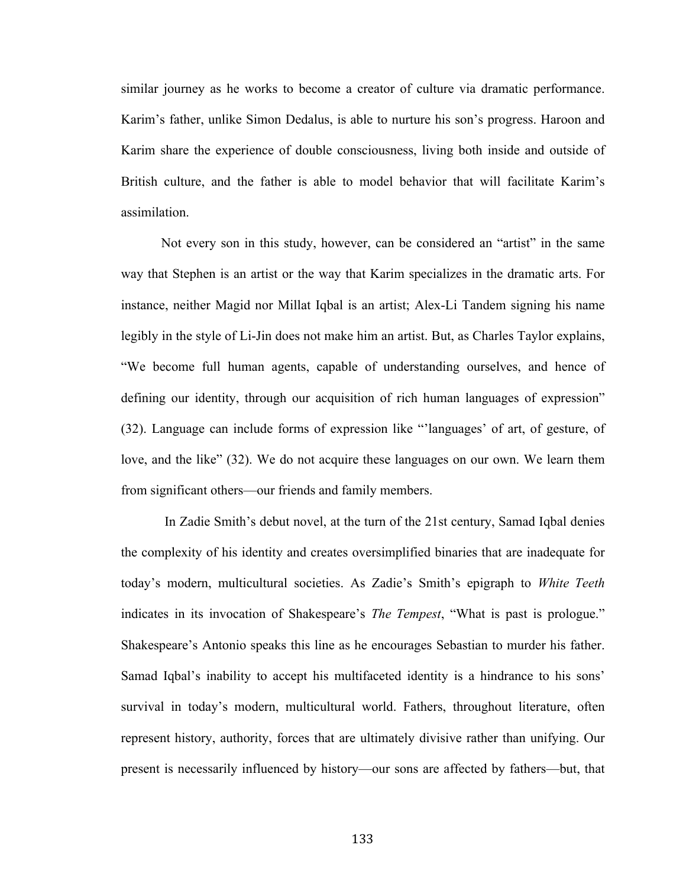similar journey as he works to become a creator of culture via dramatic performance. Karim's father, unlike Simon Dedalus, is able to nurture his son's progress. Haroon and Karim share the experience of double consciousness, living both inside and outside of British culture, and the father is able to model behavior that will facilitate Karim's assimilation.

Not every son in this study, however, can be considered an "artist" in the same way that Stephen is an artist or the way that Karim specializes in the dramatic arts. For instance, neither Magid nor Millat Iqbal is an artist; Alex-Li Tandem signing his name legibly in the style of Li-Jin does not make him an artist. But, as Charles Taylor explains, "We become full human agents, capable of understanding ourselves, and hence of defining our identity, through our acquisition of rich human languages of expression" (32). Language can include forms of expression like "'languages' of art, of gesture, of love, and the like" (32). We do not acquire these languages on our own. We learn them from significant others—our friends and family members.

In Zadie Smith's debut novel, at the turn of the 21st century, Samad Iqbal denies the complexity of his identity and creates oversimplified binaries that are inadequate for today's modern, multicultural societies. As Zadie's Smith's epigraph to *White Teeth* indicates in its invocation of Shakespeare's *The Tempest*, "What is past is prologue." Shakespeare's Antonio speaks this line as he encourages Sebastian to murder his father. Samad Iqbal's inability to accept his multifaceted identity is a hindrance to his sons' survival in today's modern, multicultural world. Fathers, throughout literature, often represent history, authority, forces that are ultimately divisive rather than unifying. Our present is necessarily influenced by history—our sons are affected by fathers—but, that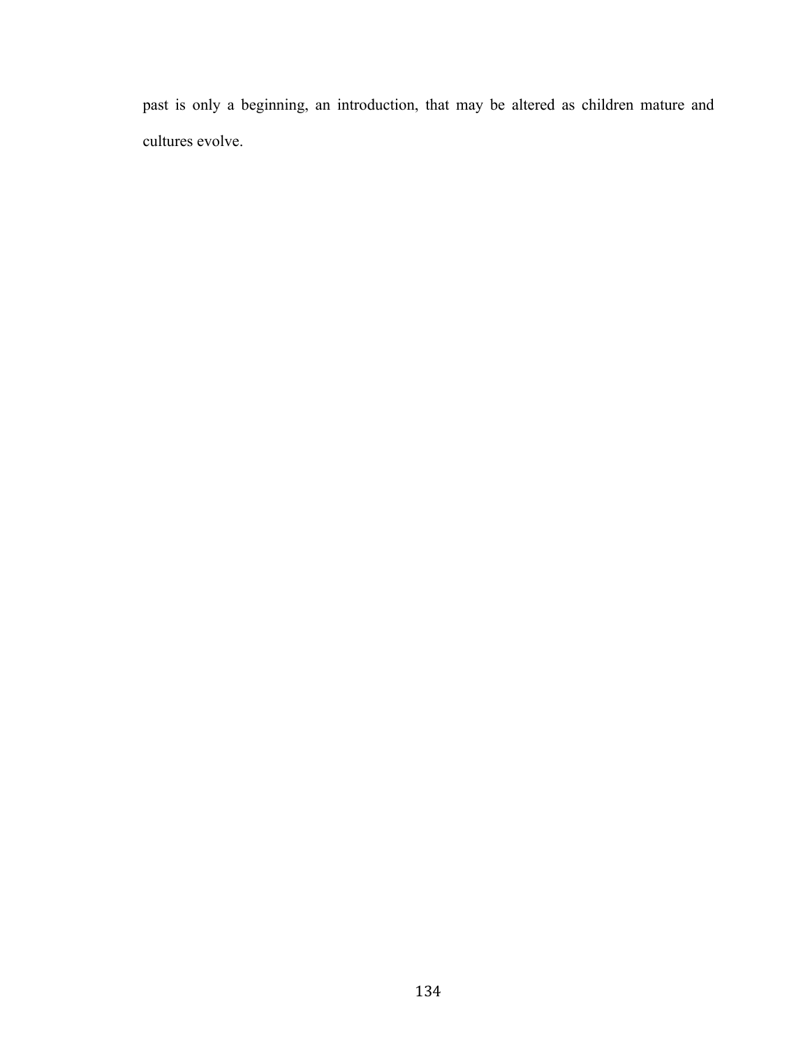past is only a beginning, an introduction, that may be altered as children mature and cultures evolve.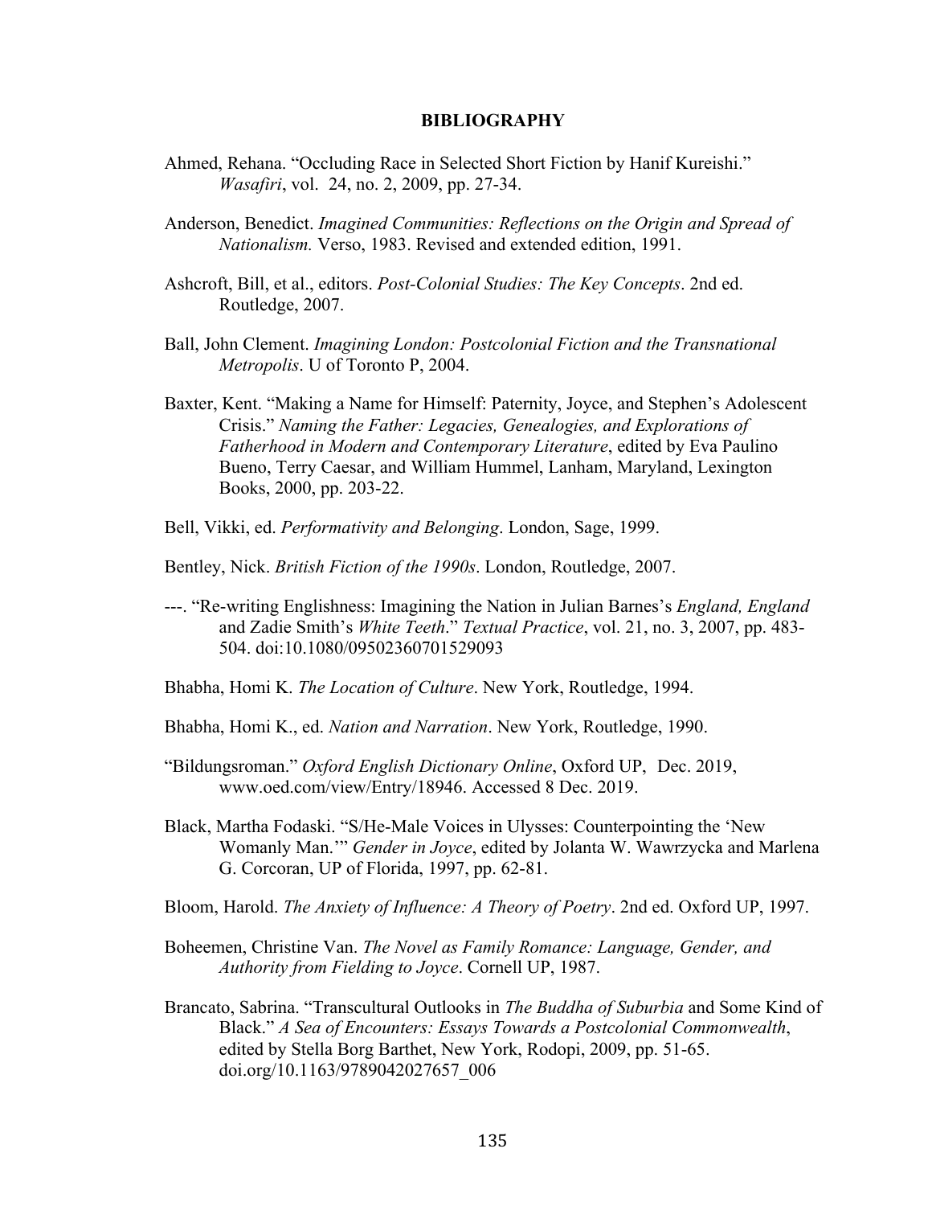# BIBLIOGRAPHY

Ahmed, Rehana. "Occluding Race in Selected Short Fiction by Hanif Kureishi." *Wasafiri*, vol. 24, no. 2, 2009, pp. 27-34.

Anderson, Benedict. *Imagined Communities: Reflections on the Origin and Spread of Nationalism.* Verso, 1983. Revised and extended edition, 1991.

Ashcroft, Bill, et al., editors. *Post-Colonial Studies: The Key Concepts*. 2nd ed. Routledge, 2007.

Ball, John Clement. *Imagining London: Postcolonial Fiction and the Transnational Metropolis*. U of Toronto P, 2004.

Baxter, Kent. "Making a Name for Himself: Paternity, Joyce, and Stephen's Adolescent Crisis." *Naming the Father: Legacies, Genealogies, and Explorations of Fatherhood in Modern and Contemporary Literature*, edited by Eva Paulino Bueno, Terry Caesar, and William Hummel, Lanham, Maryland, Lexington Books, 2000, pp. 203-22.

Bell, Vikki, ed. *Performativity and Belonging*. London, Sage, 1999.

Bentley, Nick. *British Fiction of the 1990s*. London, Routledge, 2007.

---. "Re-writing Englishness: Imagining the Nation in Julian Barnes's *England, England* and Zadie Smith's *White Teeth*." *Textual Practice*, vol. 21, no. 3, 2007, pp. 483-504. doi:10.1080/09502360701529093

Bhabha, Homi K. *The Location of Culture*. New York, Routledge, 1994.

Bhabha, Homi K., ed. *Nation and Narration*. New York, Routledge, 1990.

"Bildungsroman." *Oxford English Dictionary Online*, Oxford UP, Dec. 2019, www.oed.com/view/Entry/18946. Accessed 8 Dec. 2019.

Black, Martha Fodaski. "S/He-Male Voices in Ulysses: Counterpointing the 'New Womanly Man.'" *Gender in Joyce*, edited by Jolanta W. Wawrzycka and Marlena G. Corcoran, UP of Florida, 1997, pp. 62-81.

Bloom, Harold. *The Anxiety of Influence: A Theory of Poetry*. 2nd ed. Oxford UP, 1997.

Boheemen, Christine Van. *The Novel as Family Romance: Language, Gender, and Authority from Fielding to Joyce*. Cornell UP, 1987.

Brancato, Sabrina. "Transcultural Outlooks in *The Buddha of Suburbia* and Some Kind of Black." *A Sea of Encounters: Essays Towards a Postcolonial Commonwealth*, edited by Stella Borg Barthet, New York, Rodopi, 2009, pp. 51-65. doi.org/10.1163/9789042027657_006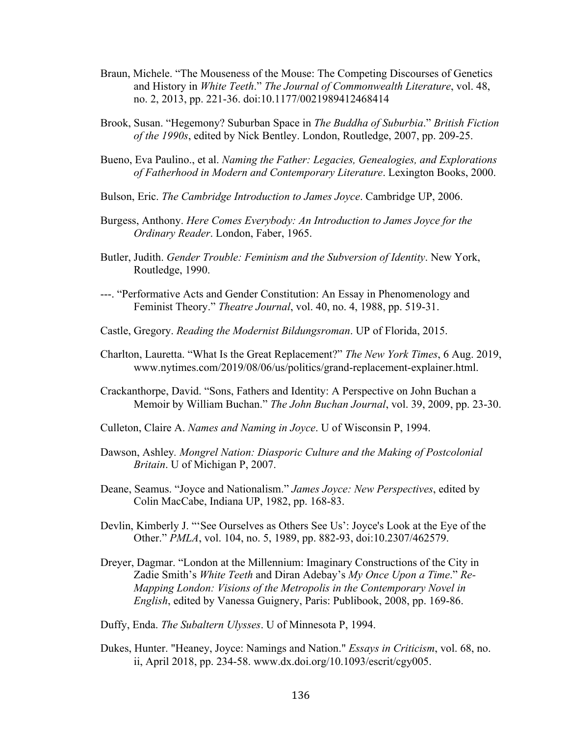Braun, Michele. “The Mouseness of the Mouse: The Competing Discourses of Genetics and History in *White Teeth*.” *The Journal of Commonwealth Literature*, vol. 48, no. 2, 2013, pp. 221-36. doi:10.1177/0021989412468414

Brook, Susan. “Hegemony? Suburban Space in *The Buddha of Suburbia*.” *British Fiction of the 1990s*, edited by Nick Bentley. London, Routledge, 2007, pp. 209-25.

Bueno, Eva Paulino., et al. *Naming the Father: Legacies, Genealogies, and Explorations of Fatherhood in Modern and Contemporary Literature*. Lexington Books, 2000.

Bulson, Eric. *The Cambridge Introduction to James Joyce*. Cambridge UP, 2006.

Burgess, Anthony. *Here Comes Everybody: An Introduction to James Joyce for the Ordinary Reader*. London, Faber, 1965.

Butler, Judith. *Gender Trouble: Feminism and the Subversion of Identity*. New York, Routledge, 1990.

---. “Performative Acts and Gender Constitution: An Essay in Phenomenology and Feminist Theory.” *Theatre Journal*, vol. 40, no. 4, 1988, pp. 519-31.

Castle, Gregory. *Reading the Modernist Bildungsroman*. UP of Florida, 2015.

Charlton, Lauretta. “What Is the Great Replacement?” *The New York Times*, 6 Aug. 2019, www.nytimes.com/2019/08/06/us/politics/grand-replacement-explainer.html.

Crackanthorpe, David. “Sons, Fathers and Identity: A Perspective on John Buchan a Memoir by William Buchan.” *The John Buchan Journal*, vol. 39, 2009, pp. 23-30.

Culleton, Claire A. *Names and Naming in Joyce*. U of Wisconsin P, 1994.

Dawson, Ashley. *Mongrel Nation: Diasporic Culture and the Making of Postcolonial Britain*. U of Michigan P, 2007.

Deane, Seamus. “Joyce and Nationalism.” *James Joyce: New Perspectives*, edited by Colin MacCabe, Indiana UP, 1982, pp. 168-83.

Devlin, Kimberly J. “‘See Ourselves as Others See Us’: Joyce's Look at the Eye of the Other.” *PMLA*, vol. 104, no. 5, 1989, pp. 882-93, doi:10.2307/462579.

Dreyer, Dagmar. “London at the Millennium: Imaginary Constructions of the City in Zadie Smith’s *White Teeth* and Diran Adebay’s *My Once Upon a Time*.” *Re-Mapping London: Visions of the Metropolis in the Contemporary Novel in English*, edited by Vanessa Guignery, Paris: Publibook, 2008, pp. 169-86.

Duffy, Enda. *The Subaltern Ulysses*. U of Minnesota P, 1994.

Dukes, Hunter. "Heaney, Joyce: Namings and Nation." *Essays in Criticism*, vol. 68, no. ii, April 2018, pp. 234-58. www.dx.doi.org/10.1093/escrit/cgy005.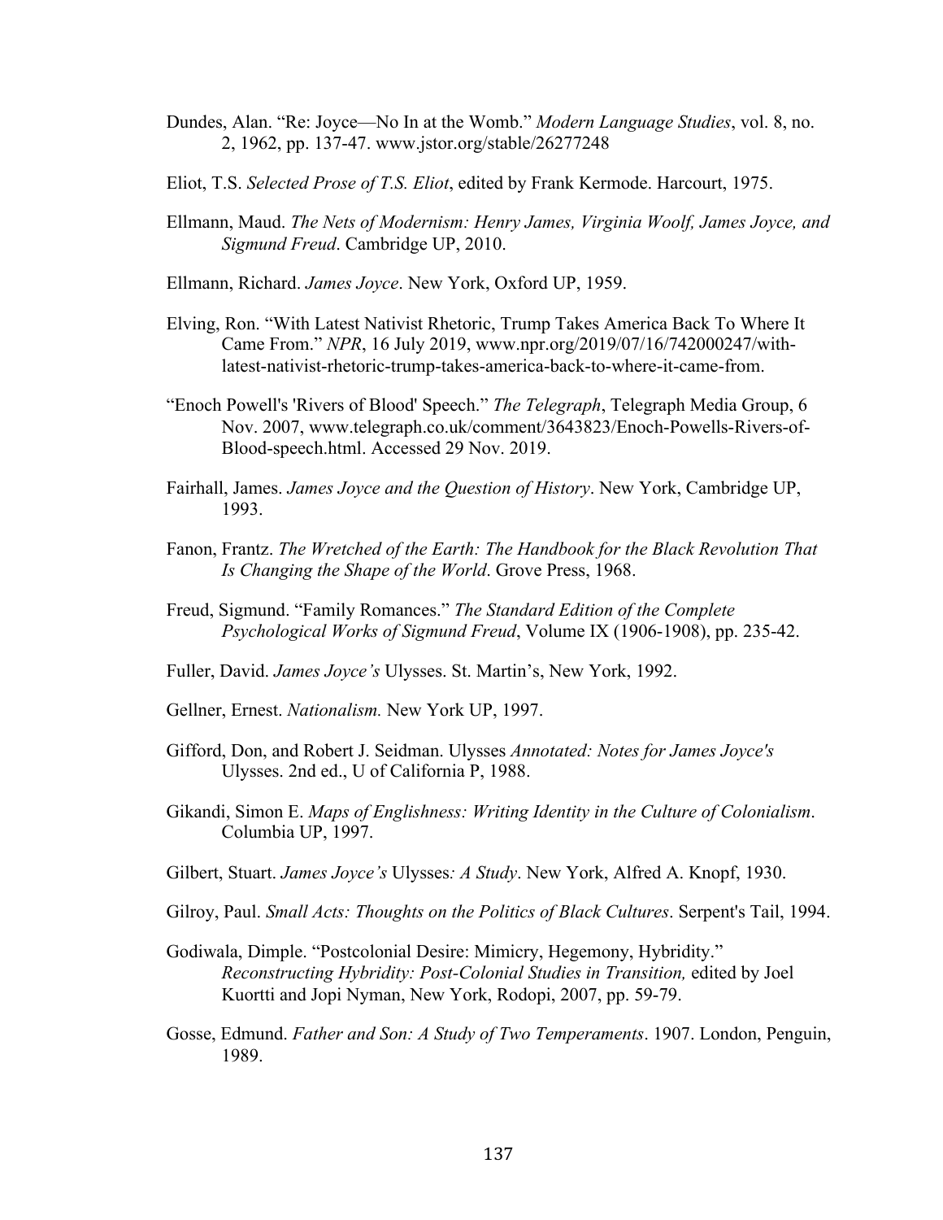Dundes, Alan. “Re: Joyce—No In at the Womb.” *Modern Language Studies*, vol. 8, no. 2, 1962, pp. 137-47. www.jstor.org/stable/26277248

Eliot, T.S. *Selected Prose of T.S. Eliot*, edited by Frank Kermode. Harcourt, 1975.

Ellmann, Maud. *The Nets of Modernism: Henry James, Virginia Woolf, James Joyce, and Sigmund Freud*. Cambridge UP, 2010.

Ellmann, Richard. *James Joyce*. New York, Oxford UP, 1959.

Elving, Ron. “With Latest Nativist Rhetoric, Trump Takes America Back To Where It Came From.” *NPR*, 16 July 2019, www.npr.org/2019/07/16/742000247/with-latest-nativist-rhetoric-trump-takes-america-back-to-where-it-came-from.

“Enoch Powell's 'Rivers of Blood' Speech.” *The Telegraph*, Telegraph Media Group, 6 Nov. 2007, www.telegraph.co.uk/comment/3643823/Enoch-Powells-Rivers-of-Blood-speech.html. Accessed 29 Nov. 2019.

Fairhall, James. *James Joyce and the Question of History*. New York, Cambridge UP, 1993.

Fanon, Frantz. *The Wretched of the Earth: The Handbook for the Black Revolution That Is Changing the Shape of the World*. Grove Press, 1968.

Freud, Sigmund. “Family Romances.” *The Standard Edition of the Complete Psychological Works of Sigmund Freud*, Volume IX (1906-1908), pp. 235-42.

Fuller, David. *James Joyce’s* Ulysses. St. Martin’s, New York, 1992.

Gellner, Ernest. *Nationalism.* New York UP, 1997.

Gifford, Don, and Robert J. Seidman. Ulysses *Annotated: Notes for James Joyce's* Ulysses. 2nd ed., U of California P, 1988.

Gikandi, Simon E. *Maps of Englishness: Writing Identity in the Culture of Colonialism*. Columbia UP, 1997.

Gilbert, Stuart. *James Joyce’s* Ulysses*: A Study*. New York, Alfred A. Knopf, 1930.

Gilroy, Paul. *Small Acts: Thoughts on the Politics of Black Cultures*. Serpent's Tail, 1994.

Godiwala, Dimple. “Postcolonial Desire: Mimicry, Hegemony, Hybridity.” *Reconstructing Hybridity: Post-Colonial Studies in Transition,* edited by Joel Kuortti and Jopi Nyman, New York, Rodopi, 2007, pp. 59-79.

Gosse, Edmund. *Father and Son: A Study of Two Temperaments*. 1907. London, Penguin, 1989.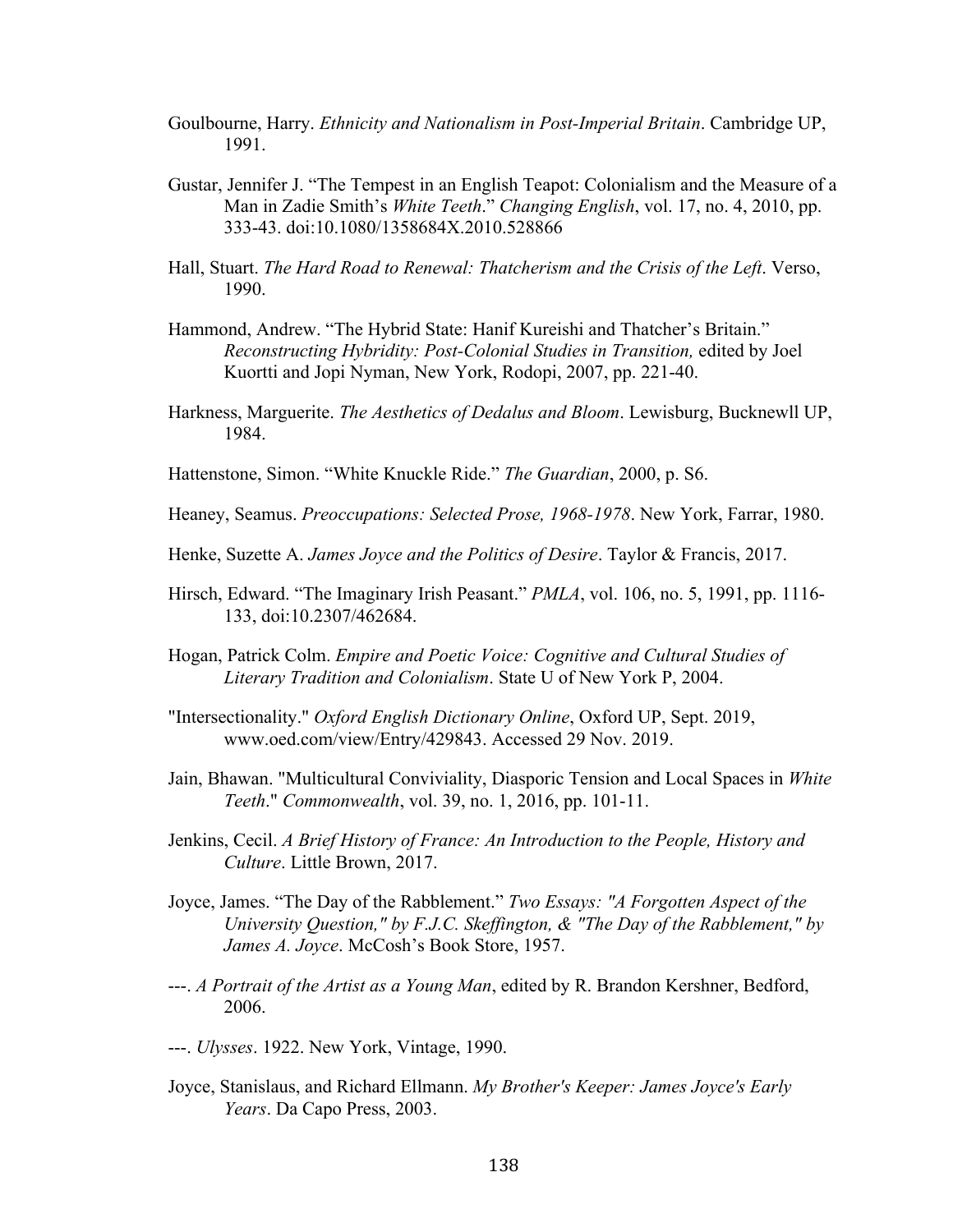Goulbourne, Harry. *Ethnicity and Nationalism in Post-Imperial Britain*. Cambridge UP, 1991.

Gustar, Jennifer J. "The Tempest in an English Teapot: Colonialism and the Measure of a Man in Zadie Smith's *White Teeth*." *Changing English*, vol. 17, no. 4, 2010, pp. 333-43. doi:10.1080/1358684X.2010.528866

Hall, Stuart. *The Hard Road to Renewal: Thatcherism and the Crisis of the Left*. Verso, 1990.

Hammond, Andrew. "The Hybrid State: Hanif Kureishi and Thatcher's Britain." *Reconstructing Hybridity: Post-Colonial Studies in Transition,* edited by Joel Kuortti and Jopi Nyman, New York, Rodopi, 2007, pp. 221-40.

Harkness, Marguerite. *The Aesthetics of Dedalus and Bloom*. Lewisburg, Bucknewll UP, 1984.

Hattenstone, Simon. "White Knuckle Ride." *The Guardian*, 2000, p. S6.

Heaney, Seamus. *Preoccupations: Selected Prose, 1968-1978*. New York, Farrar, 1980.

Henke, Suzette A. *James Joyce and the Politics of Desire*. Taylor & Francis, 2017.

Hirsch, Edward. "The Imaginary Irish Peasant." *PMLA*, vol. 106, no. 5, 1991, pp. 1116-133, doi:10.2307/462684.

Hogan, Patrick Colm. *Empire and Poetic Voice: Cognitive and Cultural Studies of Literary Tradition and Colonialism*. State U of New York P, 2004.

"Intersectionality." *Oxford English Dictionary Online*, Oxford UP, Sept. 2019, www.oed.com/view/Entry/429843. Accessed 29 Nov. 2019.

Jain, Bhawan. "Multicultural Conviviality, Diasporic Tension and Local Spaces in *White Teeth*." *Commonwealth*, vol. 39, no. 1, 2016, pp. 101-11.

Jenkins, Cecil. *A Brief History of France: An Introduction to the People, History and Culture*. Little Brown, 2017.

Joyce, James. "The Day of the Rabblement." *Two Essays: "A Forgotten Aspect of the University Question," by F.J.C. Skeffington, & "The Day of the Rabblement," by James A. Joyce*. McCosh's Book Store, 1957.

---. *A Portrait of the Artist as a Young Man*, edited by R. Brandon Kershner, Bedford, 2006.

---. *Ulysses*. 1922. New York, Vintage, 1990.

Joyce, Stanislaus, and Richard Ellmann. *My Brother's Keeper: James Joyce's Early Years*. Da Capo Press, 2003.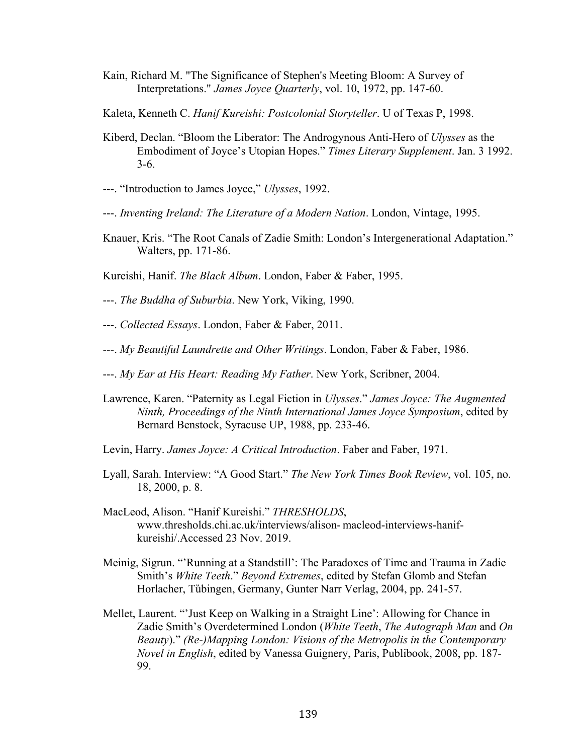Kain, Richard M. "The Significance of Stephen's Meeting Bloom: A Survey of Interpretations." *James Joyce Quarterly*, vol. 10, 1972, pp. 147-60.

Kaleta, Kenneth C. *Hanif Kureishi: Postcolonial Storyteller*. U of Texas P, 1998.

Kiberd, Declan. "Bloom the Liberator: The Androgynous Anti-Hero of *Ulysses* as the Embodiment of Joyce's Utopian Hopes." *Times Literary Supplement*. Jan. 3 1992. 3-6.

---. "Introduction to James Joyce," *Ulysses*, 1992.

---. *Inventing Ireland: The Literature of a Modern Nation*. London, Vintage, 1995.

Knauer, Kris. "The Root Canals of Zadie Smith: London's Intergenerational Adaptation." Walters, pp. 171-86.

Kureishi, Hanif. *The Black Album*. London, Faber & Faber, 1995.

---. *The Buddha of Suburbia*. New York, Viking, 1990.

---. *Collected Essays*. London, Faber & Faber, 2011.

---. *My Beautiful Laundrette and Other Writings*. London, Faber & Faber, 1986.

---. *My Ear at His Heart: Reading My Father*. New York, Scribner, 2004.

Lawrence, Karen. "Paternity as Legal Fiction in *Ulysses*." *James Joyce: The Augmented Ninth, Proceedings of the Ninth International James Joyce Symposium*, edited by Bernard Benstock, Syracuse UP, 1988, pp. 233-46.

Levin, Harry. *James Joyce: A Critical Introduction*. Faber and Faber, 1971.

Lyall, Sarah. Interview: "A Good Start." *The New York Times Book Review*, vol. 105, no. 18, 2000, p. 8.

MacLeod, Alison. "Hanif Kureishi." *THRESHOLDS*, www.thresholds.chi.ac.uk/interviews/alison- macleod-interviews-hanif-kureishi/.Accessed 23 Nov. 2019.

Meinig, Sigrun. "'Running at a Standstill': The Paradoxes of Time and Trauma in Zadie Smith's *White Teeth*." *Beyond Extremes*, edited by Stefan Glomb and Stefan Horlacher, Tübingen, Germany, Gunter Narr Verlag, 2004, pp. 241-57.

Mellet, Laurent. "'Just Keep on Walking in a Straight Line': Allowing for Chance in Zadie Smith's Overdetermined London (*White Teeth*, *The Autograph Man* and *On Beauty*)." *(Re-)Mapping London: Visions of the Metropolis in the Contemporary Novel in English*, edited by Vanessa Guignery, Paris, Publibook, 2008, pp. 187-99.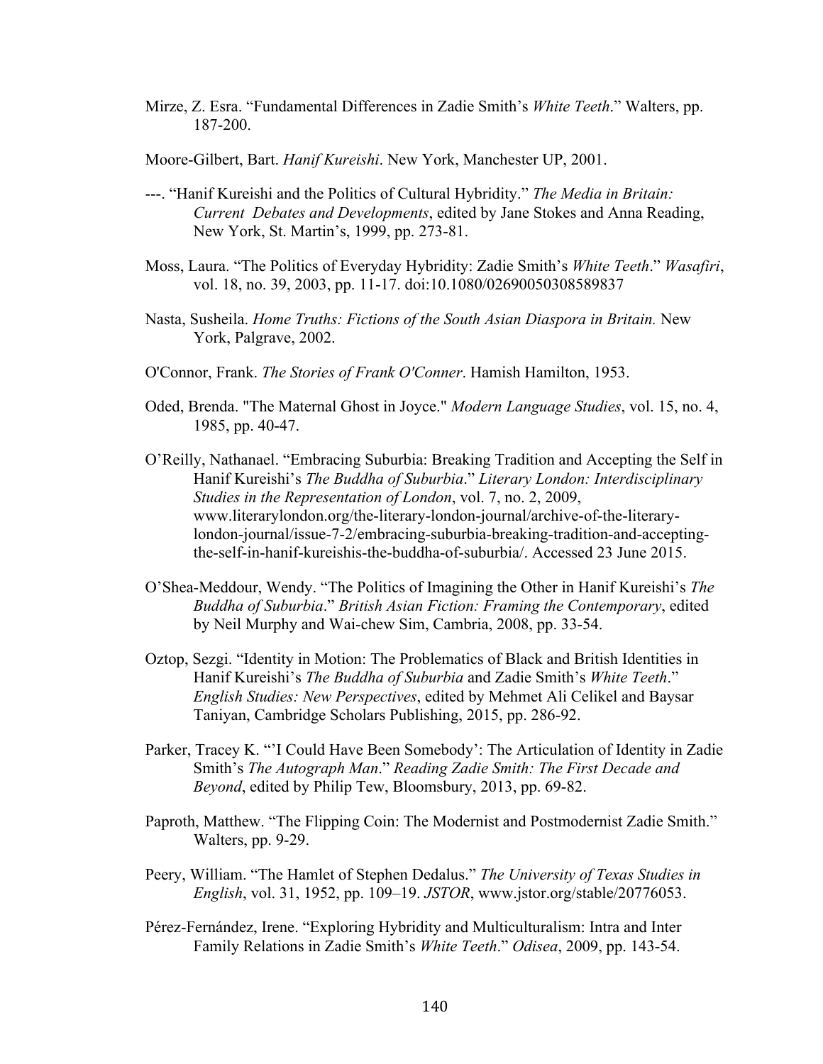Mirze, Z. Esra. "Fundamental Differences in Zadie Smith's *White Teeth*." Walters, pp. 187-200.

Moore-Gilbert, Bart. *Hanif Kureishi*. New York, Manchester UP, 2001.

---. "Hanif Kureishi and the Politics of Cultural Hybridity." *The Media in Britain: Current Debates and Developments*, edited by Jane Stokes and Anna Reading, New York, St. Martin's, 1999, pp. 273-81.

Moss, Laura. "The Politics of Everyday Hybridity: Zadie Smith's *White Teeth*." *Wasafiri*, vol. 18, no. 39, 2003, pp. 11-17. doi:10.1080/02690050308589837

Nasta, Susheila. *Home Truths: Fictions of the South Asian Diaspora in Britain.* New York, Palgrave, 2002.

O'Connor, Frank. *The Stories of Frank O'Conner*. Hamish Hamilton, 1953.

Oded, Brenda. "The Maternal Ghost in Joyce." *Modern Language Studies*, vol. 15, no. 4, 1985, pp. 40-47.

O'Reilly, Nathanael. "Embracing Suburbia: Breaking Tradition and Accepting the Self in Hanif Kureishi's *The Buddha of Suburbia*." *Literary London: Interdisciplinary Studies in the Representation of London*, vol. 7, no. 2, 2009, www.literarylondon.org/the-literary-london-journal/archive-of-the-literary-london-journal/issue-7-2/embracing-suburbia-breaking-tradition-and-accepting-the-self-in-hanif-kureishis-the-buddha-of-suburbia/. Accessed 23 June 2015.

O'Shea-Meddour, Wendy. "The Politics of Imagining the Other in Hanif Kureishi's *The Buddha of Suburbia*." *British Asian Fiction: Framing the Contemporary*, edited by Neil Murphy and Wai-chew Sim, Cambria, 2008, pp. 33-54.

Oztop, Sezgi. "Identity in Motion: The Problematics of Black and British Identities in Hanif Kureishi's *The Buddha of Suburbia* and Zadie Smith's *White Teeth*." *English Studies: New Perspectives*, edited by Mehmet Ali Celikel and Baysar Taniyan, Cambridge Scholars Publishing, 2015, pp. 286-92.

Parker, Tracey K. "'I Could Have Been Somebody': The Articulation of Identity in Zadie Smith's *The Autograph Man*." *Reading Zadie Smith: The First Decade and Beyond*, edited by Philip Tew, Bloomsbury, 2013, pp. 69-82.

Paproth, Matthew. "The Flipping Coin: The Modernist and Postmodernist Zadie Smith." Walters, pp. 9-29.

Peery, William. "The Hamlet of Stephen Dedalus." *The University of Texas Studies in English*, vol. 31, 1952, pp. 109–19. *JSTOR*, www.jstor.org/stable/20776053.

Pérez-Fernández, Irene. "Exploring Hybridity and Multiculturalism: Intra and Inter Family Relations in Zadie Smith's *White Teeth*." *Odisea*, 2009, pp. 143-54.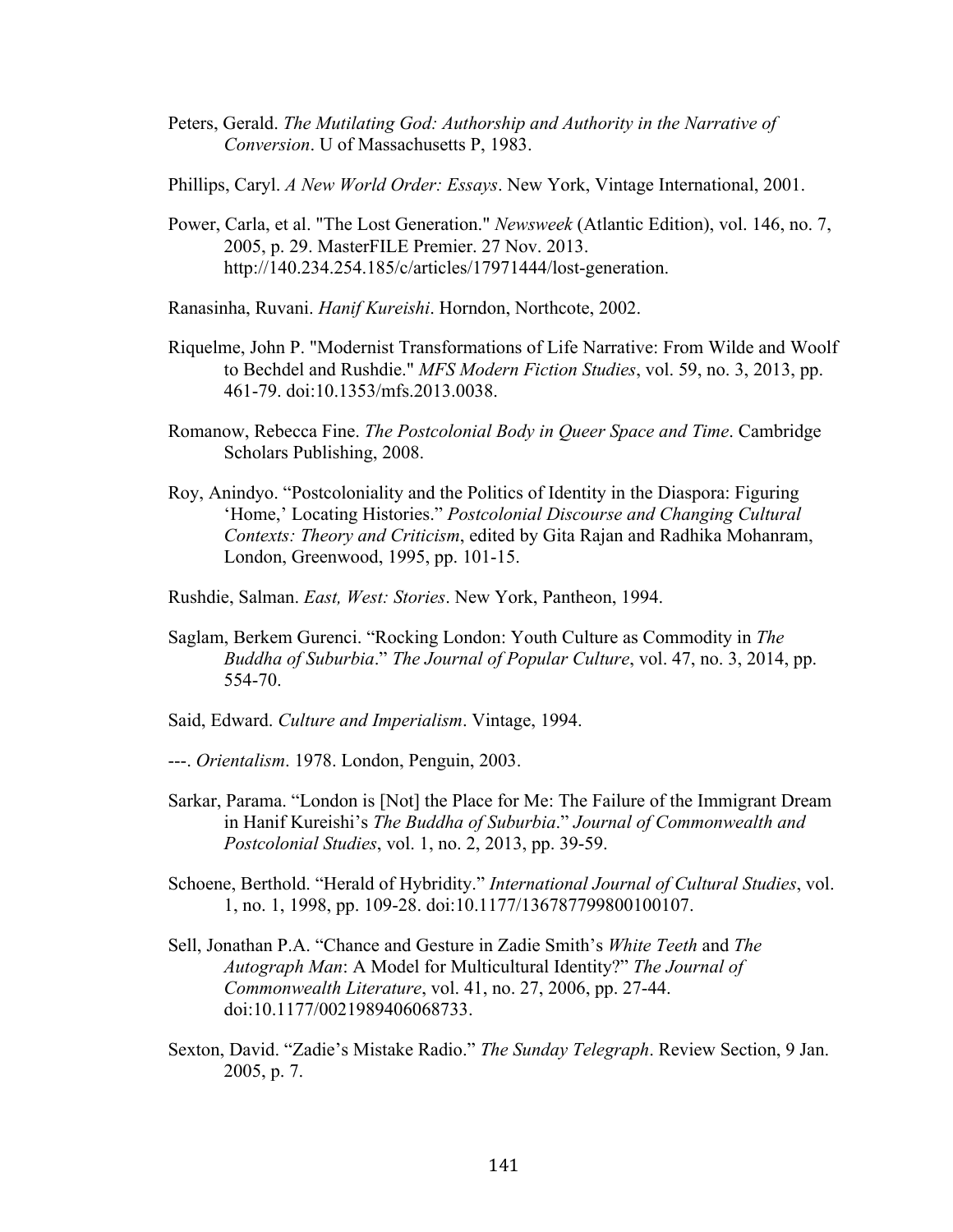Peters, Gerald. *The Mutilating God: Authorship and Authority in the Narrative of Conversion*. U of Massachusetts P, 1983.

Phillips, Caryl. *A New World Order: Essays*. New York, Vintage International, 2001.

Power, Carla, et al. "The Lost Generation." *Newsweek* (Atlantic Edition), vol. 146, no. 7, 2005, p. 29. MasterFILE Premier. 27 Nov. 2013. http://140.234.254.185/c/articles/17971444/lost-generation.

Ranasinha, Ruvani. *Hanif Kureishi*. Horndon, Northcote, 2002.

Riquelme, John P. "Modernist Transformations of Life Narrative: From Wilde and Woolf to Bechdel and Rushdie." *MFS Modern Fiction Studies*, vol. 59, no. 3, 2013, pp. 461-79. doi:10.1353/mfs.2013.0038.

Romanow, Rebecca Fine. *The Postcolonial Body in Queer Space and Time*. Cambridge Scholars Publishing, 2008.

Roy, Anindyo. "Postcoloniality and the Politics of Identity in the Diaspora: Figuring 'Home,' Locating Histories." *Postcolonial Discourse and Changing Cultural Contexts: Theory and Criticism*, edited by Gita Rajan and Radhika Mohanram, London, Greenwood, 1995, pp. 101-15.

Rushdie, Salman. *East, West: Stories*. New York, Pantheon, 1994.

Saglam, Berkem Gurenci. "Rocking London: Youth Culture as Commodity in *The Buddha of Suburbia*." *The Journal of Popular Culture*, vol. 47, no. 3, 2014, pp. 554-70.

Said, Edward. *Culture and Imperialism*. Vintage, 1994.

---. *Orientalism*. 1978. London, Penguin, 2003.

Sarkar, Parama. "London is [Not] the Place for Me: The Failure of the Immigrant Dream in Hanif Kureishi's *The Buddha of Suburbia*." *Journal of Commonwealth and Postcolonial Studies*, vol. 1, no. 2, 2013, pp. 39-59.

Schoene, Berthold. "Herald of Hybridity." *International Journal of Cultural Studies*, vol. 1, no. 1, 1998, pp. 109-28. doi:10.1177/136787799800100107.

Sell, Jonathan P.A. "Chance and Gesture in Zadie Smith's *White Teeth* and *The Autograph Man*: A Model for Multicultural Identity?" *The Journal of Commonwealth Literature*, vol. 41, no. 27, 2006, pp. 27-44. doi:10.1177/0021989406068733.

Sexton, David. "Zadie's Mistake Radio." *The Sunday Telegraph*. Review Section, 9 Jan. 2005, p. 7.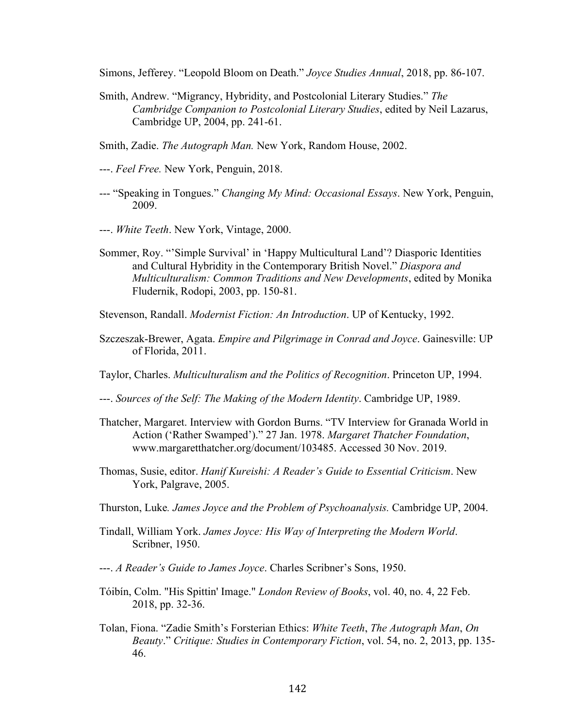Simons, Jefferey. "Leopold Bloom on Death." *Joyce Studies Annual*, 2018, pp. 86-107.

Smith, Andrew. "Migrancy, Hybridity, and Postcolonial Literary Studies." *The Cambridge Companion to Postcolonial Literary Studies*, edited by Neil Lazarus, Cambridge UP, 2004, pp. 241-61.

Smith, Zadie. *The Autograph Man.* New York, Random House, 2002.

---. *Feel Free.* New York, Penguin, 2018.

--- "Speaking in Tongues." *Changing My Mind: Occasional Essays*. New York, Penguin, 2009.

---. *White Teeth*. New York, Vintage, 2000.

Sommer, Roy. "'Simple Survival' in 'Happy Multicultural Land'? Diasporic Identities and Cultural Hybridity in the Contemporary British Novel." *Diaspora and Multiculturalism: Common Traditions and New Developments*, edited by Monika Fludernik, Rodopi, 2003, pp. 150-81.

Stevenson, Randall. *Modernist Fiction: An Introduction*. UP of Kentucky, 1992.

Szczeszak-Brewer, Agata. *Empire and Pilgrimage in Conrad and Joyce*. Gainesville: UP of Florida, 2011.

Taylor, Charles. *Multiculturalism and the Politics of Recognition*. Princeton UP, 1994.

---. *Sources of the Self: The Making of the Modern Identity*. Cambridge UP, 1989.

Thatcher, Margaret. Interview with Gordon Burns. "TV Interview for Granada World in Action ('Rather Swamped')." 27 Jan. 1978. *Margaret Thatcher Foundation*, www.margaretthatcher.org/document/103485. Accessed 30 Nov. 2019.

Thomas, Susie, editor. *Hanif Kureishi: A Reader's Guide to Essential Criticism*. New York, Palgrave, 2005.

Thurston, Luke*. James Joyce and the Problem of Psychoanalysis.* Cambridge UP, 2004.

Tindall, William York. *James Joyce: His Way of Interpreting the Modern World*. Scribner, 1950.

---. *A Reader's Guide to James Joyce*. Charles Scribner's Sons, 1950.

Tóibín, Colm. "His Spittin' Image." *London Review of Books*, vol. 40, no. 4, 22 Feb. 2018, pp. 32-36.

Tolan, Fiona. "Zadie Smith's Forsterian Ethics: *White Teeth*, *The Autograph Man*, *On Beauty*." *Critique: Studies in Contemporary Fiction*, vol. 54, no. 2, 2013, pp. 135-46.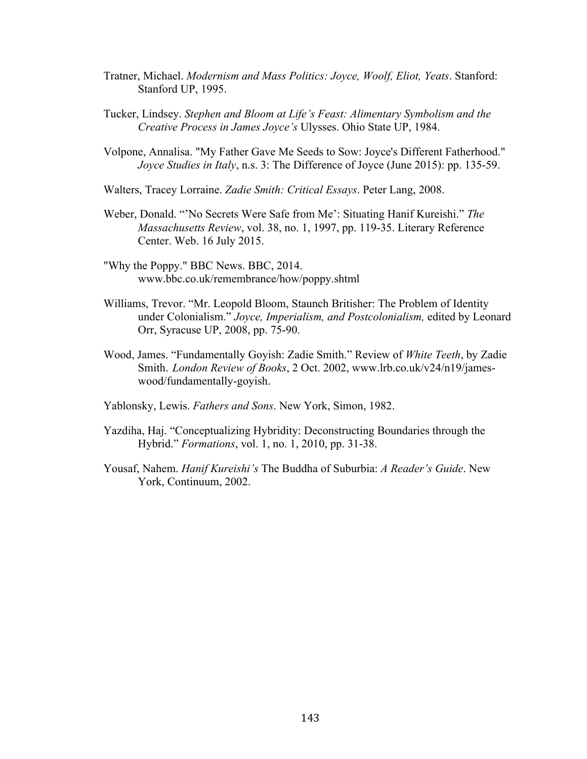Tratner, Michael. *Modernism and Mass Politics: Joyce, Woolf, Eliot, Yeats*. Stanford: Stanford UP, 1995.

Tucker, Lindsey. *Stephen and Bloom at Life's Feast: Alimentary Symbolism and the Creative Process in James Joyce's* Ulysses. Ohio State UP, 1984.

Volpone, Annalisa. "My Father Gave Me Seeds to Sow: Joyce's Different Fatherhood." *Joyce Studies in Italy*, n.s. 3: The Difference of Joyce (June 2015): pp. 135-59.

Walters, Tracey Lorraine. *Zadie Smith: Critical Essays*. Peter Lang, 2008.

Weber, Donald. "'No Secrets Were Safe from Me': Situating Hanif Kureishi." *The Massachusetts Review*, vol. 38, no. 1, 1997, pp. 119-35. Literary Reference Center. Web. 16 July 2015.

"Why the Poppy." BBC News. BBC, 2014. www.bbc.co.uk/remembrance/how/poppy.shtml

Williams, Trevor. "Mr. Leopold Bloom, Staunch Britisher: The Problem of Identity under Colonialism." *Joyce, Imperialism, and Postcolonialism,* edited by Leonard Orr, Syracuse UP, 2008, pp. 75-90.

Wood, James. "Fundamentally Goyish: Zadie Smith." Review of *White Teeth*, by Zadie Smith. *London Review of Books*, 2 Oct. 2002, www.lrb.co.uk/v24/n19/james-wood/fundamentally-goyish.

Yablonsky, Lewis. *Fathers and Sons*. New York, Simon, 1982.

Yazdiha, Haj. "Conceptualizing Hybridity: Deconstructing Boundaries through the Hybrid." *Formations*, vol. 1, no. 1, 2010, pp. 31-38.

Yousaf, Nahem. *Hanif Kureishi's* The Buddha of Suburbia: *A Reader's Guide*. New York, Continuum, 2002.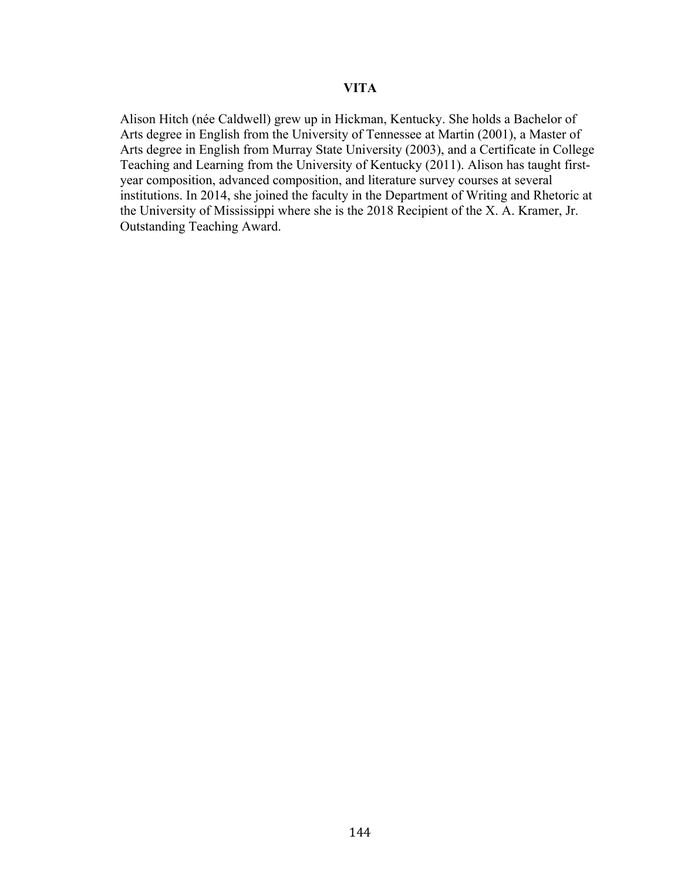# VITA

Alison Hitch (née Caldwell) grew up in Hickman, Kentucky. She holds a Bachelor of Arts degree in English from the University of Tennessee at Martin (2001), a Master of Arts degree in English from Murray State University (2003), and a Certificate in College Teaching and Learning from the University of Kentucky (2011). Alison has taught first-year composition, advanced composition, and literature survey courses at several institutions. In 2014, she joined the faculty in the Department of Writing and Rhetoric at the University of Mississippi where she is the 2018 Recipient of the X. A. Kramer, Jr. Outstanding Teaching Award.